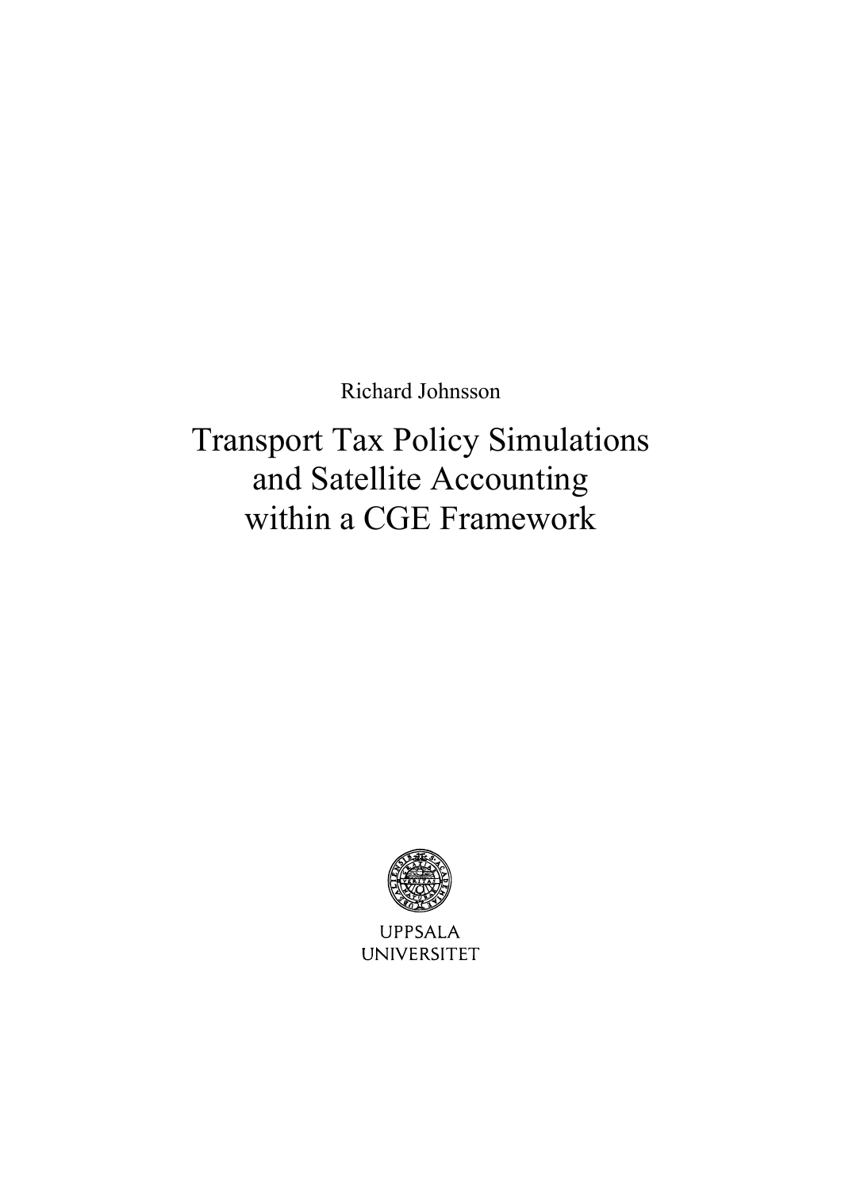Richard Johnsson

# Transport Tax Policy Simulations and Satellite Accounting within a CGE Framework

UPPSALA
UNIVERSITET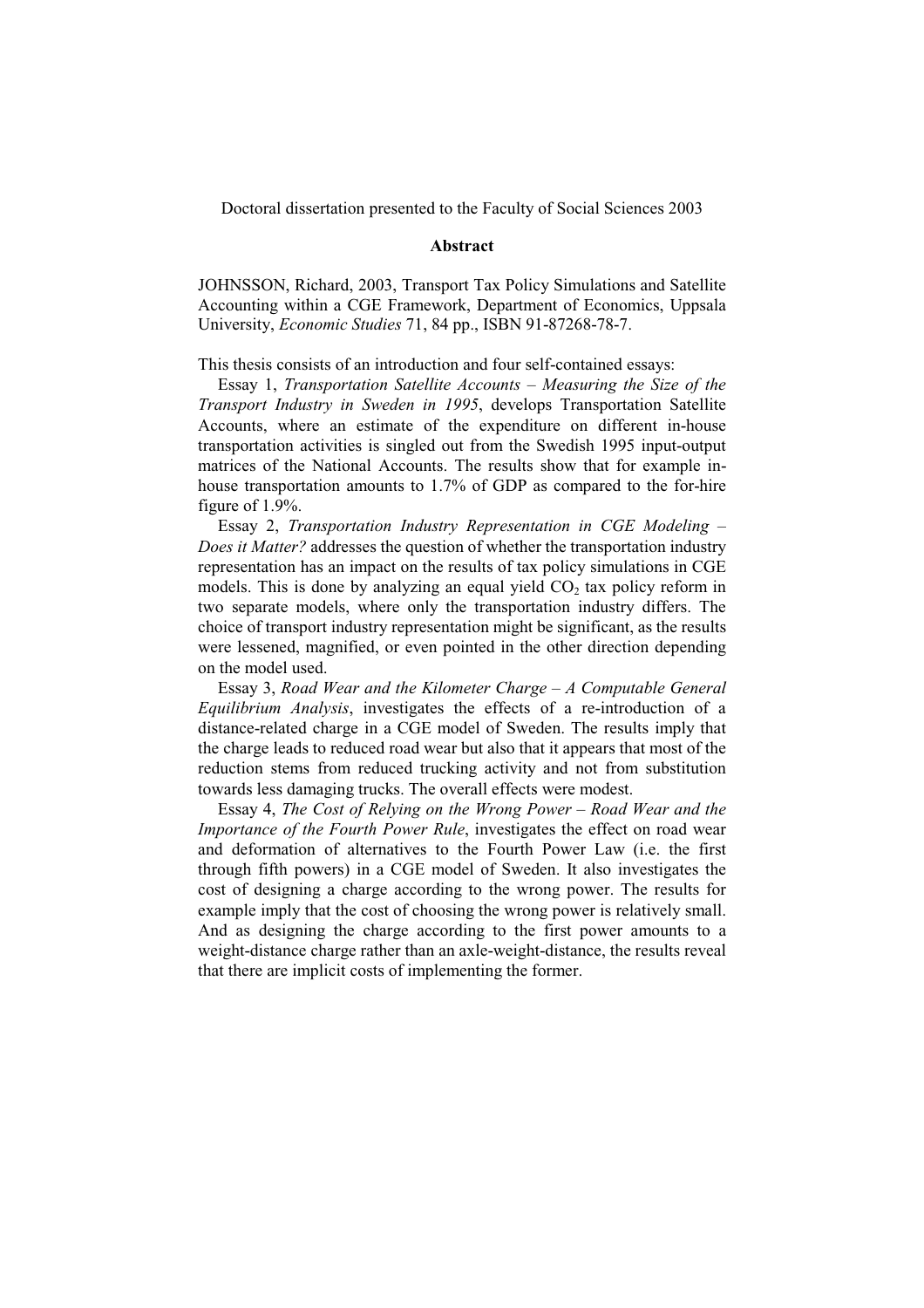Doctoral dissertation presented to the Faculty of Social Sciences 2003

**Abstract**

JOHNSSON, Richard, 2003, Transport Tax Policy Simulations and Satellite Accounting within a CGE Framework, Department of Economics, Uppsala University, *Economic Studies* 71, 84 pp., ISBN 91-87268-78-7.

This thesis consists of an introduction and four self-contained essays:

Essay 1, *Transportation Satellite Accounts – Measuring the Size of the Transport Industry in Sweden in 1995*, develops Transportation Satellite Accounts, where an estimate of the expenditure on different in-house transportation activities is singled out from the Swedish 1995 input-output matrices of the National Accounts. The results show that for example in-house transportation amounts to 1.7% of GDP as compared to the for-hire figure of 1.9%.

Essay 2, *Transportation Industry Representation in CGE Modeling – Does it Matter?* addresses the question of whether the transportation industry representation has an impact on the results of tax policy simulations in CGE models. This is done by analyzing an equal yield $CO_2$ tax policy reform in two separate models, where only the transportation industry differs. The choice of transport industry representation might be significant, as the results were lessened, magnified, or even pointed in the other direction depending on the model used.

Essay 3, *Road Wear and the Kilometer Charge – A Computable General Equilibrium Analysis*, investigates the effects of a re-introduction of a distance-related charge in a CGE model of Sweden. The results imply that the charge leads to reduced road wear but also that it appears that most of the reduction stems from reduced trucking activity and not from substitution towards less damaging trucks. The overall effects were modest.

Essay 4, *The Cost of Relying on the Wrong Power – Road Wear and the Importance of the Fourth Power Rule*, investigates the effect on road wear and deformation of alternatives to the Fourth Power Law (i.e. the first through fifth powers) in a CGE model of Sweden. It also investigates the cost of designing a charge according to the wrong power. The results for example imply that the cost of choosing the wrong power is relatively small. And as designing the charge according to the first power amounts to a weight-distance charge rather than an axle-weight-distance, the results reveal that there are implicit costs of implementing the former.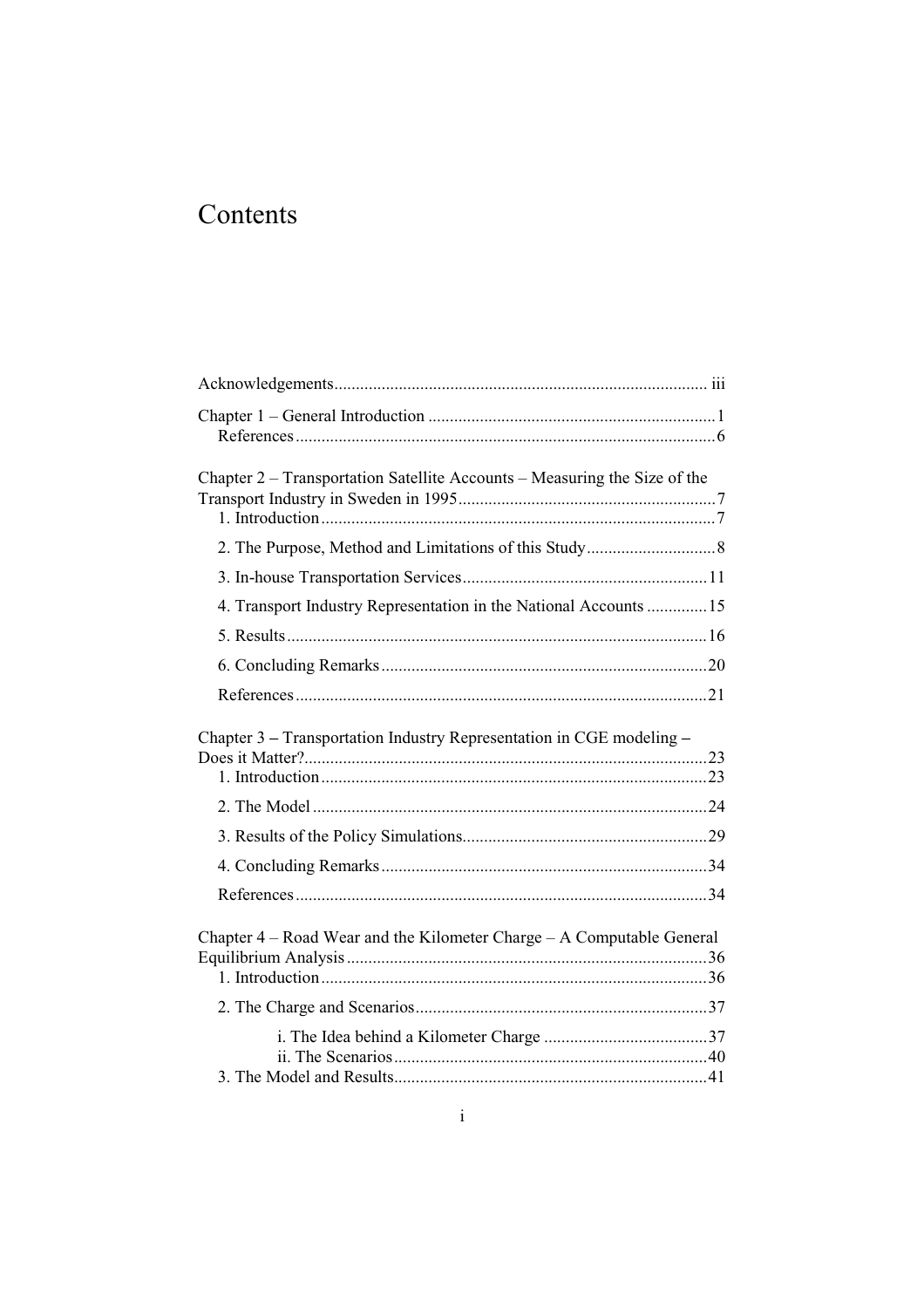# Contents

Acknowledgements ..... iii

Chapter 1 – General Introduction ..... 1
  References ..... 6

Chapter 2 – Transportation Satellite Accounts – Measuring the Size of the Transport Industry in Sweden in 1995 ..... 7
  1. Introduction ..... 7
  2. The Purpose, Method and Limitations of this Study ..... 8
  3. In-house Transportation Services ..... 11
  4. Transport Industry Representation in the National Accounts ..... 15
  5. Results ..... 16
  6. Concluding Remarks ..... 20
  References ..... 21

Chapter 3 – Transportation Industry Representation in CGE modeling – Does it Matter? ..... 23
  1. Introduction ..... 23
  2. The Model ..... 24
  3. Results of the Policy Simulations ..... 29
  4. Concluding Remarks ..... 34
  References ..... 34

Chapter 4 – Road Wear and the Kilometer Charge – A Computable General Equilibrium Analysis ..... 36
  1. Introduction ..... 36
  2. The Charge and Scenarios ..... 37
    i. The Idea behind a Kilometer Charge ..... 37
    ii. The Scenarios ..... 40
  3. The Model and Results ..... 41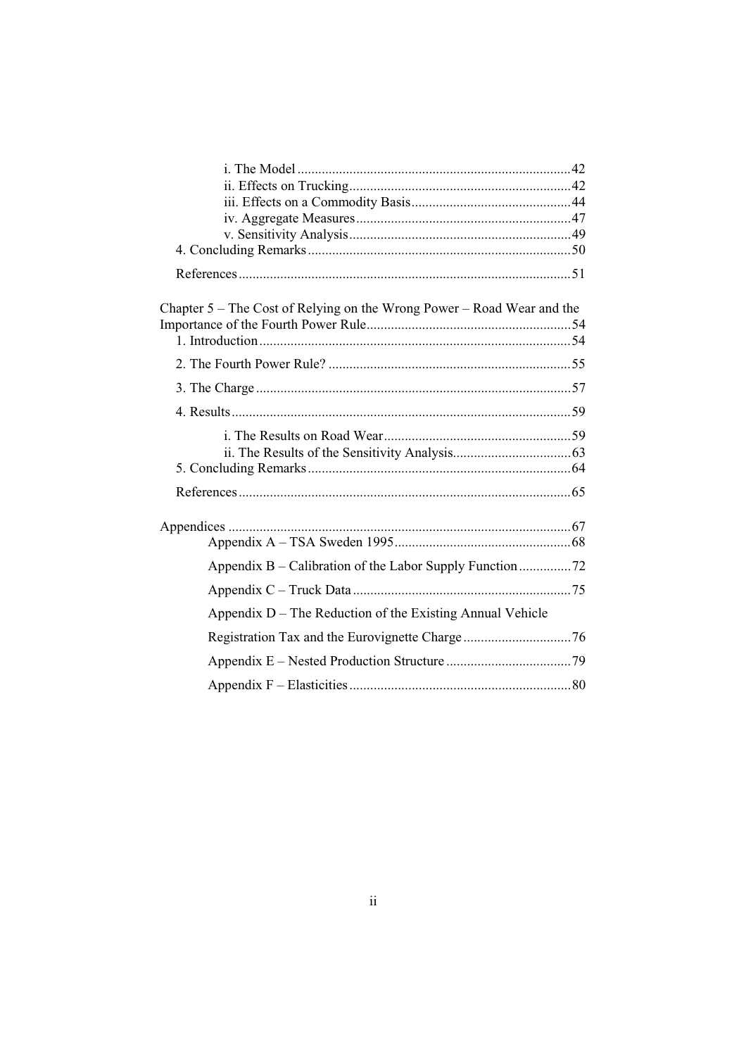i. The Model ........................................................................42
ii. Effects on Trucking..........................................................42
iii. Effects on a Commodity Basis.........................................44
iv. Aggregate Measures........................................................47
v. Sensitivity Analysis..........................................................49
4. Concluding Remarks ..........................................................50

References ...............................................................................51

Chapter 5 – The Cost of Relying on the Wrong Power – Road Wear and the Importance of the Fourth Power Rule..........................................................54
1. Introduction ........................................................................54

2. The Fourth Power Rule? .....................................................55

3. The Charge .........................................................................57

4. Results ................................................................................59

i. The Results on Road Wear.................................................59
ii. The Results of the Sensitivity Analysis.............................63
5. Concluding Remarks ..........................................................64

References ...............................................................................65

Appendices ..............................................................................67
Appendix A – TSA Sweden 1995..............................................68

Appendix B – Calibration of the Labor Supply Function...............72

Appendix C – Truck Data ..........................................................75

Appendix D – The Reduction of the Existing Annual Vehicle Registration Tax and the Eurovignette Charge ...............................76

Appendix E – Nested Production Structure ..................................79

Appendix F – Elasticities ...........................................................80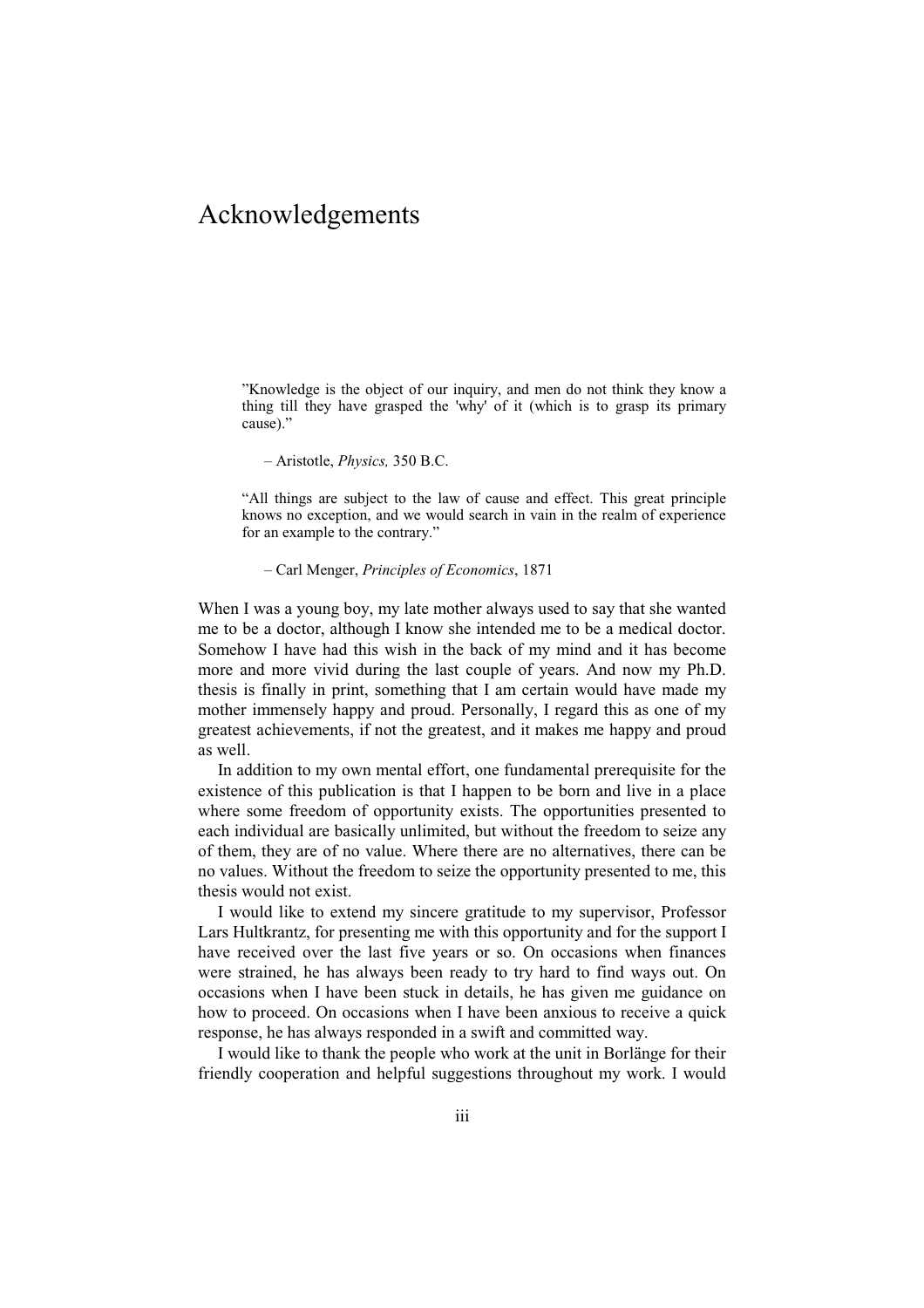# Acknowledgements

> ”Knowledge is the object of our inquiry, and men do not think they know a thing till they have grasped the 'why' of it (which is to grasp its primary cause).”
>
> – Aristotle, *Physics,* 350 B.C.

> “All things are subject to the law of cause and effect. This great principle knows no exception, and we would search in vain in the realm of experience for an example to the contrary.”
>
> – Carl Menger, *Principles of Economics*, 1871

When I was a young boy, my late mother always used to say that she wanted me to be a doctor, although I know she intended me to be a medical doctor. Somehow I have had this wish in the back of my mind and it has become more and more vivid during the last couple of years. And now my Ph.D. thesis is finally in print, something that I am certain would have made my mother immensely happy and proud. Personally, I regard this as one of my greatest achievements, if not the greatest, and it makes me happy and proud as well.

In addition to my own mental effort, one fundamental prerequisite for the existence of this publication is that I happen to be born and live in a place where some freedom of opportunity exists. The opportunities presented to each individual are basically unlimited, but without the freedom to seize any of them, they are of no value. Where there are no alternatives, there can be no values. Without the freedom to seize the opportunity presented to me, this thesis would not exist.

I would like to extend my sincere gratitude to my supervisor, Professor Lars Hultkrantz, for presenting me with this opportunity and for the support I have received over the last five years or so. On occasions when finances were strained, he has always been ready to try hard to find ways out. On occasions when I have been stuck in details, he has given me guidance on how to proceed. On occasions when I have been anxious to receive a quick response, he has always responded in a swift and committed way.

I would like to thank the people who work at the unit in Borlänge for their friendly cooperation and helpful suggestions throughout my work. I would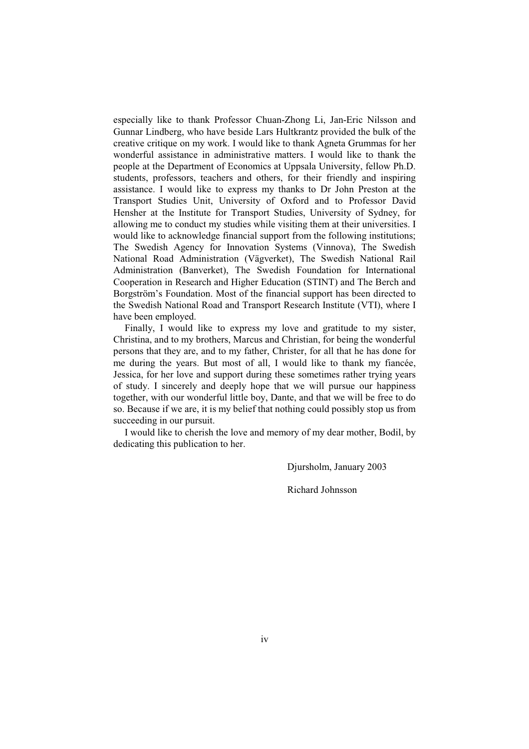especially like to thank Professor Chuan-Zhong Li, Jan-Eric Nilsson and Gunnar Lindberg, who have beside Lars Hultkrantz provided the bulk of the creative critique on my work. I would like to thank Agneta Grummas for her wonderful assistance in administrative matters. I would like to thank the people at the Department of Economics at Uppsala University, fellow Ph.D. students, professors, teachers and others, for their friendly and inspiring assistance. I would like to express my thanks to Dr John Preston at the Transport Studies Unit, University of Oxford and to Professor David Hensher at the Institute for Transport Studies, University of Sydney, for allowing me to conduct my studies while visiting them at their universities. I would like to acknowledge financial support from the following institutions; The Swedish Agency for Innovation Systems (Vinnova), The Swedish National Road Administration (Vägverket), The Swedish National Rail Administration (Banverket), The Swedish Foundation for International Cooperation in Research and Higher Education (STINT) and The Berch and Borgström's Foundation. Most of the financial support has been directed to the Swedish National Road and Transport Research Institute (VTI), where I have been employed.

Finally, I would like to express my love and gratitude to my sister, Christina, and to my brothers, Marcus and Christian, for being the wonderful persons that they are, and to my father, Christer, for all that he has done for me during the years. But most of all, I would like to thank my fiancée, Jessica, for her love and support during these sometimes rather trying years of study. I sincerely and deeply hope that we will pursue our happiness together, with our wonderful little boy, Dante, and that we will be free to do so. Because if we are, it is my belief that nothing could possibly stop us from succeeding in our pursuit.

I would like to cherish the love and memory of my dear mother, Bodil, by dedicating this publication to her.

Djursholm, January 2003

Richard Johnsson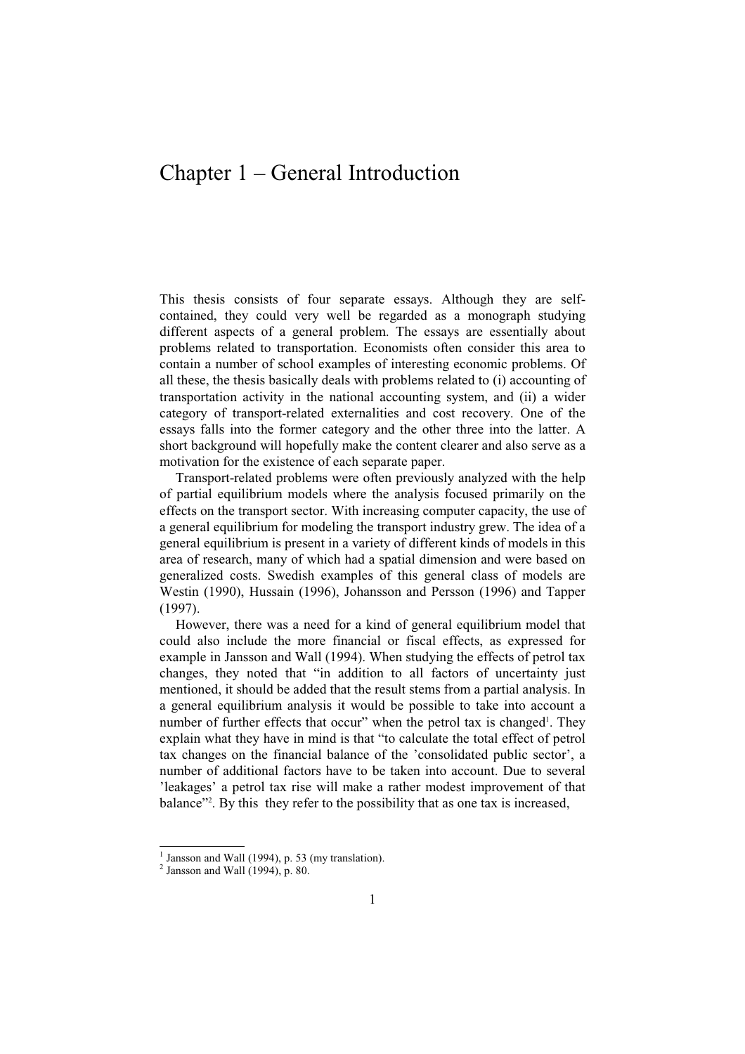# Chapter 1 – General Introduction

This thesis consists of four separate essays. Although they are self-contained, they could very well be regarded as a monograph studying different aspects of a general problem. The essays are essentially about problems related to transportation. Economists often consider this area to contain a number of school examples of interesting economic problems. Of all these, the thesis basically deals with problems related to (i) accounting of transportation activity in the national accounting system, and (ii) a wider category of transport-related externalities and cost recovery. One of the essays falls into the former category and the other three into the latter. A short background will hopefully make the content clearer and also serve as a motivation for the existence of each separate paper.

Transport-related problems were often previously analyzed with the help of partial equilibrium models where the analysis focused primarily on the effects on the transport sector. With increasing computer capacity, the use of a general equilibrium for modeling the transport industry grew. The idea of a general equilibrium is present in a variety of different kinds of models in this area of research, many of which had a spatial dimension and were based on generalized costs. Swedish examples of this general class of models are Westin (1990), Hussain (1996), Johansson and Persson (1996) and Tapper (1997).

However, there was a need for a kind of general equilibrium model that could also include the more financial or fiscal effects, as expressed for example in Jansson and Wall (1994). When studying the effects of petrol tax changes, they noted that "in addition to all factors of uncertainty just mentioned, it should be added that the result stems from a partial analysis. In a general equilibrium analysis it would be possible to take into account a number of further effects that occur" when the petrol tax is changed[1]. They explain what they have in mind is that "to calculate the total effect of petrol tax changes on the financial balance of the 'consolidated public sector', a number of additional factors have to be taken into account. Due to several 'leakages' a petrol tax rise will make a rather modest improvement of that balance"[2]. By this they refer to the possibility that as one tax is increased,

[1] Jansson and Wall (1994), p. 53 (my translation).
[2] Jansson and Wall (1994), p. 80.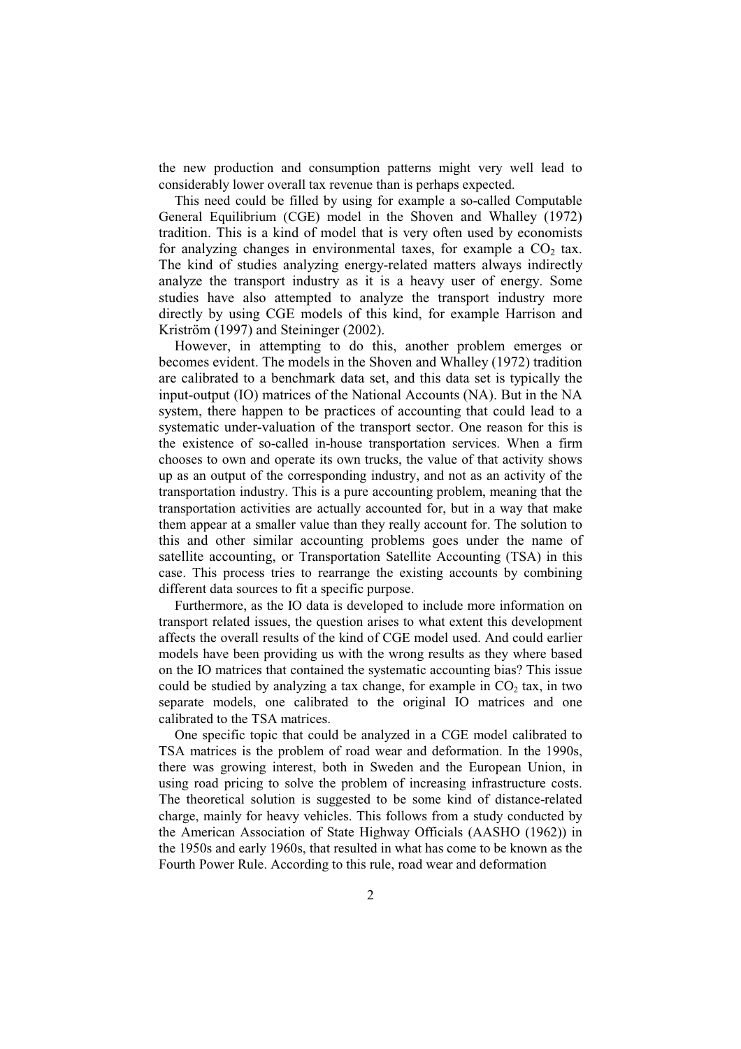the new production and consumption patterns might very well lead to considerably lower overall tax revenue than is perhaps expected.

This need could be filled by using for example a so-called Computable General Equilibrium (CGE) model in the Shoven and Whalley (1972) tradition. This is a kind of model that is very often used by economists for analyzing changes in environmental taxes, for example a $CO_2$ tax. The kind of studies analyzing energy-related matters always indirectly analyze the transport industry as it is a heavy user of energy. Some studies have also attempted to analyze the transport industry more directly by using CGE models of this kind, for example Harrison and Kriström (1997) and Steininger (2002).

However, in attempting to do this, another problem emerges or becomes evident. The models in the Shoven and Whalley (1972) tradition are calibrated to a benchmark data set, and this data set is typically the input-output (IO) matrices of the National Accounts (NA). But in the NA system, there happen to be practices of accounting that could lead to a systematic under-valuation of the transport sector. One reason for this is the existence of so-called in-house transportation services. When a firm chooses to own and operate its own trucks, the value of that activity shows up as an output of the corresponding industry, and not as an activity of the transportation industry. This is a pure accounting problem, meaning that the transportation activities are actually accounted for, but in a way that make them appear at a smaller value than they really account for. The solution to this and other similar accounting problems goes under the name of satellite accounting, or Transportation Satellite Accounting (TSA) in this case. This process tries to rearrange the existing accounts by combining different data sources to fit a specific purpose.

Furthermore, as the IO data is developed to include more information on transport related issues, the question arises to what extent this development affects the overall results of the kind of CGE model used. And could earlier models have been providing us with the wrong results as they where based on the IO matrices that contained the systematic accounting bias? This issue could be studied by analyzing a tax change, for example in $CO_2$ tax, in two separate models, one calibrated to the original IO matrices and one calibrated to the TSA matrices.

One specific topic that could be analyzed in a CGE model calibrated to TSA matrices is the problem of road wear and deformation. In the 1990s, there was growing interest, both in Sweden and the European Union, in using road pricing to solve the problem of increasing infrastructure costs. The theoretical solution is suggested to be some kind of distance-related charge, mainly for heavy vehicles. This follows from a study conducted by the American Association of State Highway Officials (AASHO (1962)) in the 1950s and early 1960s, that resulted in what has come to be known as the Fourth Power Rule. According to this rule, road wear and deformation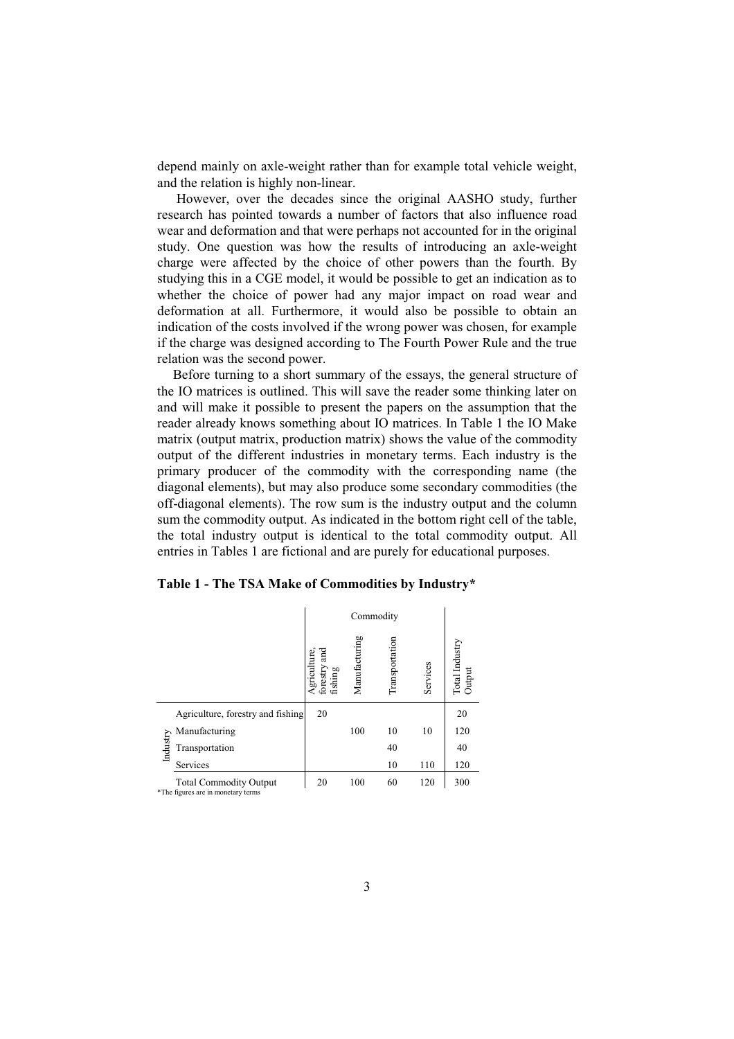depend mainly on axle-weight rather than for example total vehicle weight, and the relation is highly non-linear.

However, over the decades since the original AASHO study, further research has pointed towards a number of factors that also influence road wear and deformation and that were perhaps not accounted for in the original study. One question was how the results of introducing an axle-weight charge were affected by the choice of other powers than the fourth. By studying this in a CGE model, it would be possible to get an indication as to whether the choice of power had any major impact on road wear and deformation at all. Furthermore, it would also be possible to obtain an indication of the costs involved if the wrong power was chosen, for example if the charge was designed according to The Fourth Power Rule and the true relation was the second power.

Before turning to a short summary of the essays, the general structure of the IO matrices is outlined. This will save the reader some thinking later on and will make it possible to present the papers on the assumption that the reader already knows something about IO matrices. In Table 1 the IO Make matrix (output matrix, production matrix) shows the value of the commodity output of the different industries in monetary terms. Each industry is the primary producer of the commodity with the corresponding name (the diagonal elements), but may also produce some secondary commodities (the off-diagonal elements). The row sum is the industry output and the column sum the commodity output. As indicated in the bottom right cell of the table, the total industry output is identical to the total commodity output. All entries in Tables 1 are fictional and are purely for educational purposes.

**Table 1 - The TSA Make of Commodities by Industry***

| | | Commodity | | | | |
|---|---|---|---|---|---|---|
| | | Agriculture, forestry and fishing | Manufacturing | Transportation | Services | Total Industry Output |
| Industry | Agriculture, forestry and fishing | 20 | | | | 20 |
| | Manufacturing | | 100 | 10 | 10 | 120 |
| | Transportation | | | 40 | | 40 |
| | Services | | | 10 | 110 | 120 |
| | Total Commodity Output | 20 | 100 | 60 | 120 | 300 |

*The figures are in monetary terms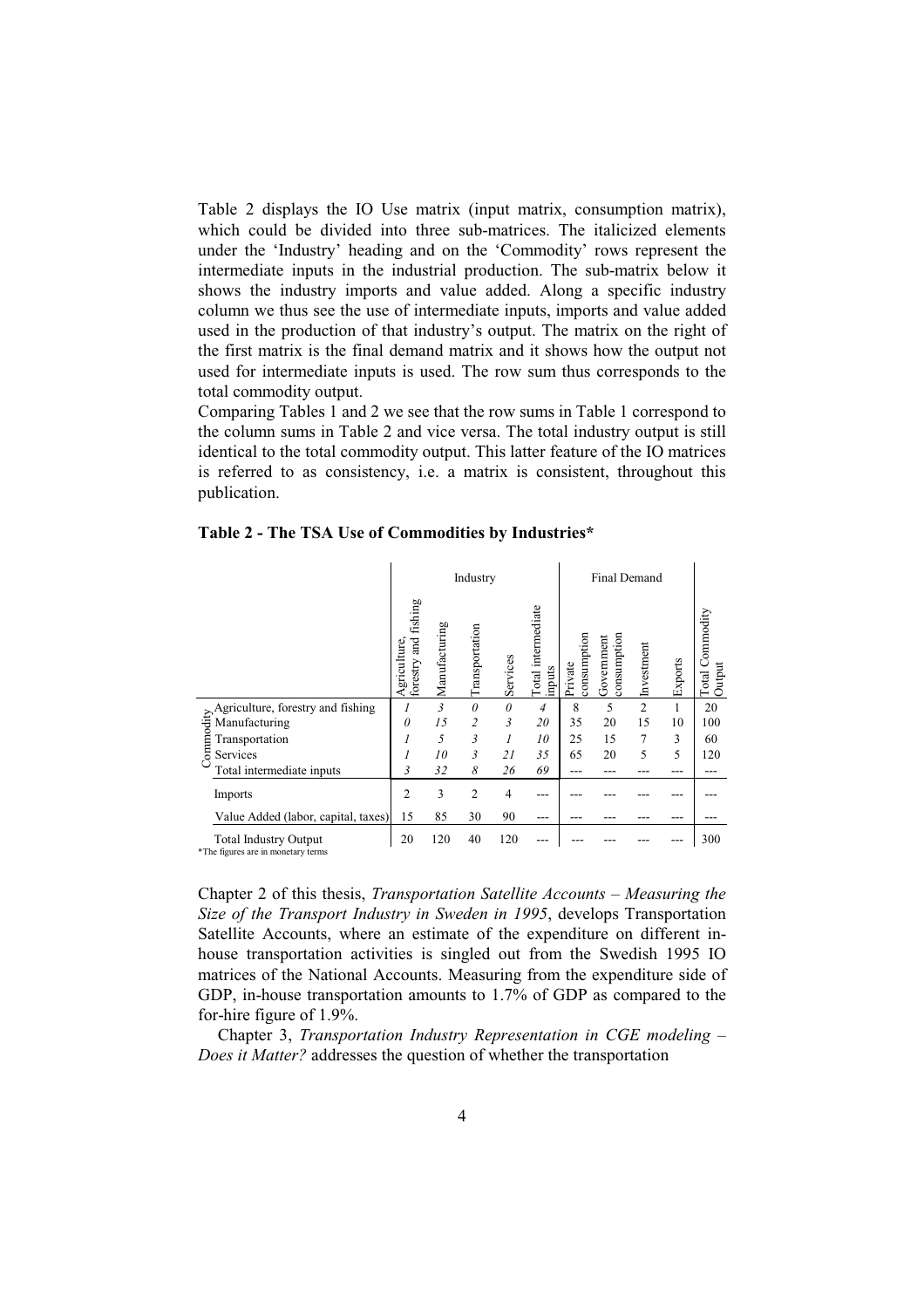Table 2 displays the IO Use matrix (input matrix, consumption matrix), which could be divided into three sub-matrices. The italicized elements under the 'Industry' heading and on the 'Commodity' rows represent the intermediate inputs in the industrial production. The sub-matrix below it shows the industry imports and value added. Along a specific industry column we thus see the use of intermediate inputs, imports and value added used in the production of that industry's output. The matrix on the right of the first matrix is the final demand matrix and it shows how the output not used for intermediate inputs is used. The row sum thus corresponds to the total commodity output.

Comparing Tables 1 and 2 we see that the row sums in Table 1 correspond to the column sums in Table 2 and vice versa. The total industry output is still identical to the total commodity output. This latter feature of the IO matrices is referred to as consistency, i.e. a matrix is consistent, throughout this publication.

**Table 2 - The TSA Use of Commodities by Industries***

| | | Industry | | | | | Final Demand | | | | |
|---|---|---|---|---|---|---|---|---|---|---|---|
| | | Agriculture, forestry and fishing | Manufacturing | Transportation | Services | Total intermediate inputs | Private consumption | Government consumption | Investment | Exports | Total Commodity Output |
| Commodity | Agriculture, forestry and fishing | *1* | *3* | *0* | *0* | *4* | 8 | 5 | 2 | 1 | 20 |
| | Manufacturing | *0* | *15* | *2* | *3* | *20* | 35 | 20 | 15 | 10 | 100 |
| | Transportation | *1* | *5* | *3* | *1* | *10* | 25 | 15 | 7 | 3 | 60 |
| | Services | *1* | *10* | *3* | *21* | *35* | 65 | 20 | 5 | 5 | 120 |
| | Total intermediate inputs | *3* | *32* | *8* | *26* | *69* | --- | --- | --- | --- | --- |
| | Imports | 2 | 3 | 2 | 4 | --- | --- | --- | --- | --- | --- |
| | Value Added (labor, capital, taxes) | 15 | 85 | 30 | 90 | --- | --- | --- | --- | --- | --- |
| | Total Industry Output | 20 | 120 | 40 | 120 | --- | --- | --- | --- | --- | 300 |

*The figures are in monetary terms

Chapter 2 of this thesis, *Transportation Satellite Accounts – Measuring the Size of the Transport Industry in Sweden in 1995*, develops Transportation Satellite Accounts, where an estimate of the expenditure on different in-house transportation activities is singled out from the Swedish 1995 IO matrices of the National Accounts. Measuring from the expenditure side of GDP, in-house transportation amounts to 1.7% of GDP as compared to the for-hire figure of 1.9%.

Chapter 3, *Transportation Industry Representation in CGE modeling – Does it Matter?* addresses the question of whether the transportation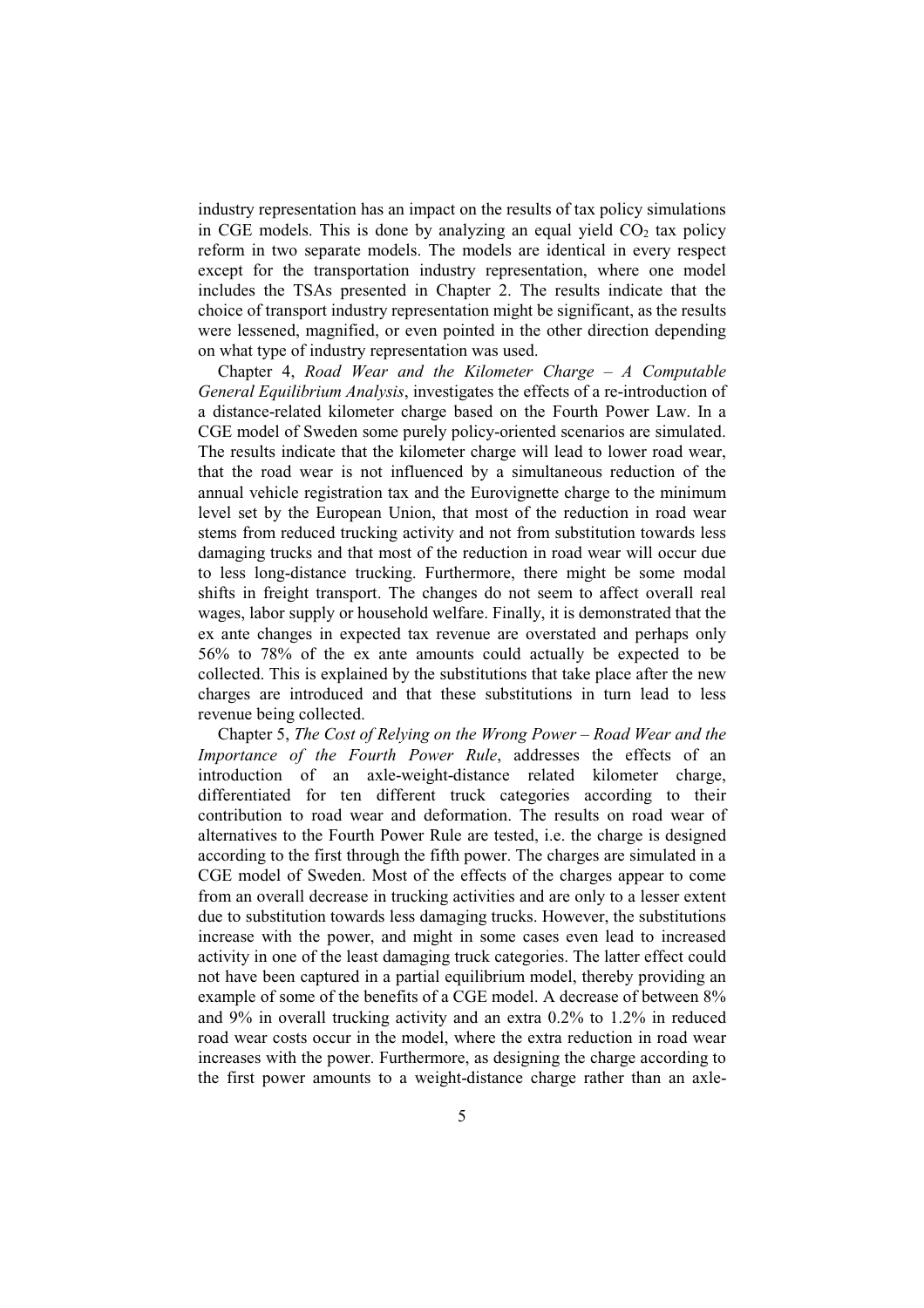industry representation has an impact on the results of tax policy simulations in CGE models. This is done by analyzing an equal yield $CO_2$ tax policy reform in two separate models. The models are identical in every respect except for the transportation industry representation, where one model includes the TSAs presented in Chapter 2. The results indicate that the choice of transport industry representation might be significant, as the results were lessened, magnified, or even pointed in the other direction depending on what type of industry representation was used.

Chapter 4, *Road Wear and the Kilometer Charge – A Computable General Equilibrium Analysis*, investigates the effects of a re-introduction of a distance-related kilometer charge based on the Fourth Power Law. In a CGE model of Sweden some purely policy-oriented scenarios are simulated. The results indicate that the kilometer charge will lead to lower road wear, that the road wear is not influenced by a simultaneous reduction of the annual vehicle registration tax and the Eurovignette charge to the minimum level set by the European Union, that most of the reduction in road wear stems from reduced trucking activity and not from substitution towards less damaging trucks and that most of the reduction in road wear will occur due to less long-distance trucking. Furthermore, there might be some modal shifts in freight transport. The changes do not seem to affect overall real wages, labor supply or household welfare. Finally, it is demonstrated that the ex ante changes in expected tax revenue are overstated and perhaps only 56% to 78% of the ex ante amounts could actually be expected to be collected. This is explained by the substitutions that take place after the new charges are introduced and that these substitutions in turn lead to less revenue being collected.

Chapter 5, *The Cost of Relying on the Wrong Power – Road Wear and the Importance of the Fourth Power Rule*, addresses the effects of an introduction of an axle-weight-distance related kilometer charge, differentiated for ten different truck categories according to their contribution to road wear and deformation. The results on road wear of alternatives to the Fourth Power Rule are tested, i.e. the charge is designed according to the first through the fifth power. The charges are simulated in a CGE model of Sweden. Most of the effects of the charges appear to come from an overall decrease in trucking activities and are only to a lesser extent due to substitution towards less damaging trucks. However, the substitutions increase with the power, and might in some cases even lead to increased activity in one of the least damaging truck categories. The latter effect could not have been captured in a partial equilibrium model, thereby providing an example of some of the benefits of a CGE model. A decrease of between 8% and 9% in overall trucking activity and an extra 0.2% to 1.2% in reduced road wear costs occur in the model, where the extra reduction in road wear increases with the power. Furthermore, as designing the charge according to the first power amounts to a weight-distance charge rather than an axle-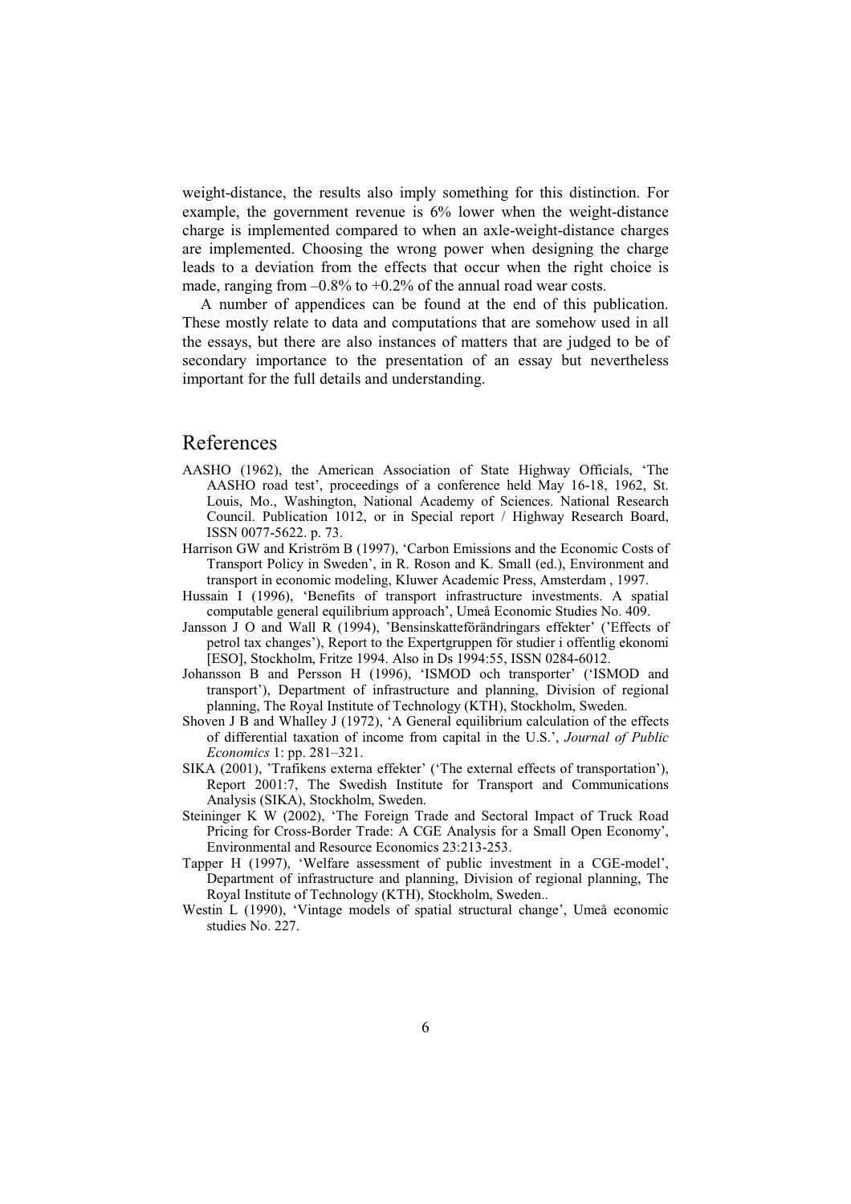weight-distance, the results also imply something for this distinction. For example, the government revenue is 6% lower when the weight-distance charge is implemented compared to when an axle-weight-distance charges are implemented. Choosing the wrong power when designing the charge leads to a deviation from the effects that occur when the right choice is made, ranging from –0.8% to +0.2% of the annual road wear costs.

A number of appendices can be found at the end of this publication. These mostly relate to data and computations that are somehow used in all the essays, but there are also instances of matters that are judged to be of secondary importance to the presentation of an essay but nevertheless important for the full details and understanding.

## References

AASHO (1962), the American Association of State Highway Officials, 'The AASHO road test', proceedings of a conference held May 16-18, 1962, St. Louis, Mo., Washington, National Academy of Sciences. National Research Council. Publication 1012, or in Special report / Highway Research Board, ISSN 0077-5622. p. 73.

Harrison GW and Kriström B (1997), 'Carbon Emissions and the Economic Costs of Transport Policy in Sweden', in R. Roson and K. Small (ed.), Environment and transport in economic modeling, Kluwer Academic Press, Amsterdam , 1997.

Hussain I (1996), 'Benefits of transport infrastructure investments. A spatial computable general equilibrium approach', Umeå Economic Studies No. 409.

Jansson J O and Wall R (1994), 'Bensinskatteförändringars effekter' ('Effects of petrol tax changes'), Report to the Expertgruppen för studier i offentlig ekonomi [ESO], Stockholm, Fritze 1994. Also in Ds 1994:55, ISSN 0284-6012.

Johansson B and Persson H (1996), 'ISMOD och transporter' ('ISMOD and transport'), Department of infrastructure and planning, Division of regional planning, The Royal Institute of Technology (KTH), Stockholm, Sweden.

Shoven J B and Whalley J (1972), 'A General equilibrium calculation of the effects of differential taxation of income from capital in the U.S.', *Journal of Public Economics* 1: pp. 281–321.

SIKA (2001), 'Trafikens externa effekter' ('The external effects of transportation'), Report 2001:7, The Swedish Institute for Transport and Communications Analysis (SIKA), Stockholm, Sweden.

Steininger K W (2002), 'The Foreign Trade and Sectoral Impact of Truck Road Pricing for Cross-Border Trade: A CGE Analysis for a Small Open Economy', Environmental and Resource Economics 23:213-253.

Tapper H (1997), 'Welfare assessment of public investment in a CGE-model', Department of infrastructure and planning, Division of regional planning, The Royal Institute of Technology (KTH), Stockholm, Sweden..

Westin L (1990), 'Vintage models of spatial structural change', Umeå economic studies No. 227.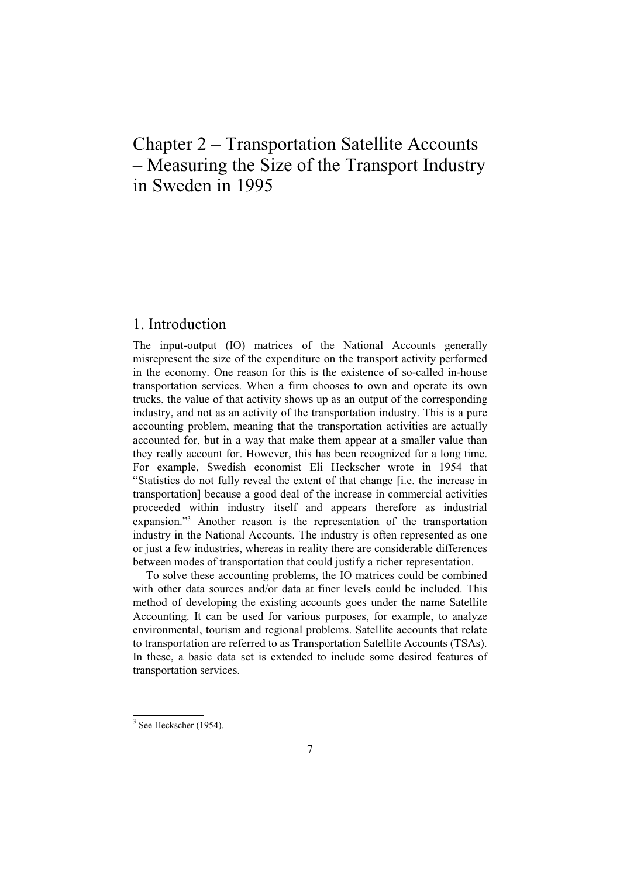# Chapter 2 – Transportation Satellite Accounts – Measuring the Size of the Transport Industry in Sweden in 1995

## 1. Introduction

The input-output (IO) matrices of the National Accounts generally misrepresent the size of the expenditure on the transport activity performed in the economy. One reason for this is the existence of so-called in-house transportation services. When a firm chooses to own and operate its own trucks, the value of that activity shows up as an output of the corresponding industry, and not as an activity of the transportation industry. This is a pure accounting problem, meaning that the transportation activities are actually accounted for, but in a way that make them appear at a smaller value than they really account for. However, this has been recognized for a long time. For example, Swedish economist Eli Heckscher wrote in 1954 that "Statistics do not fully reveal the extent of that change [i.e. the increase in transportation] because a good deal of the increase in commercial activities proceeded within industry itself and appears therefore as industrial expansion."[3] Another reason is the representation of the transportation industry in the National Accounts. The industry is often represented as one or just a few industries, whereas in reality there are considerable differences between modes of transportation that could justify a richer representation.

To solve these accounting problems, the IO matrices could be combined with other data sources and/or data at finer levels could be included. This method of developing the existing accounts goes under the name Satellite Accounting. It can be used for various purposes, for example, to analyze environmental, tourism and regional problems. Satellite accounts that relate to transportation are referred to as Transportation Satellite Accounts (TSAs). In these, a basic data set is extended to include some desired features of transportation services.

[3] See Heckscher (1954).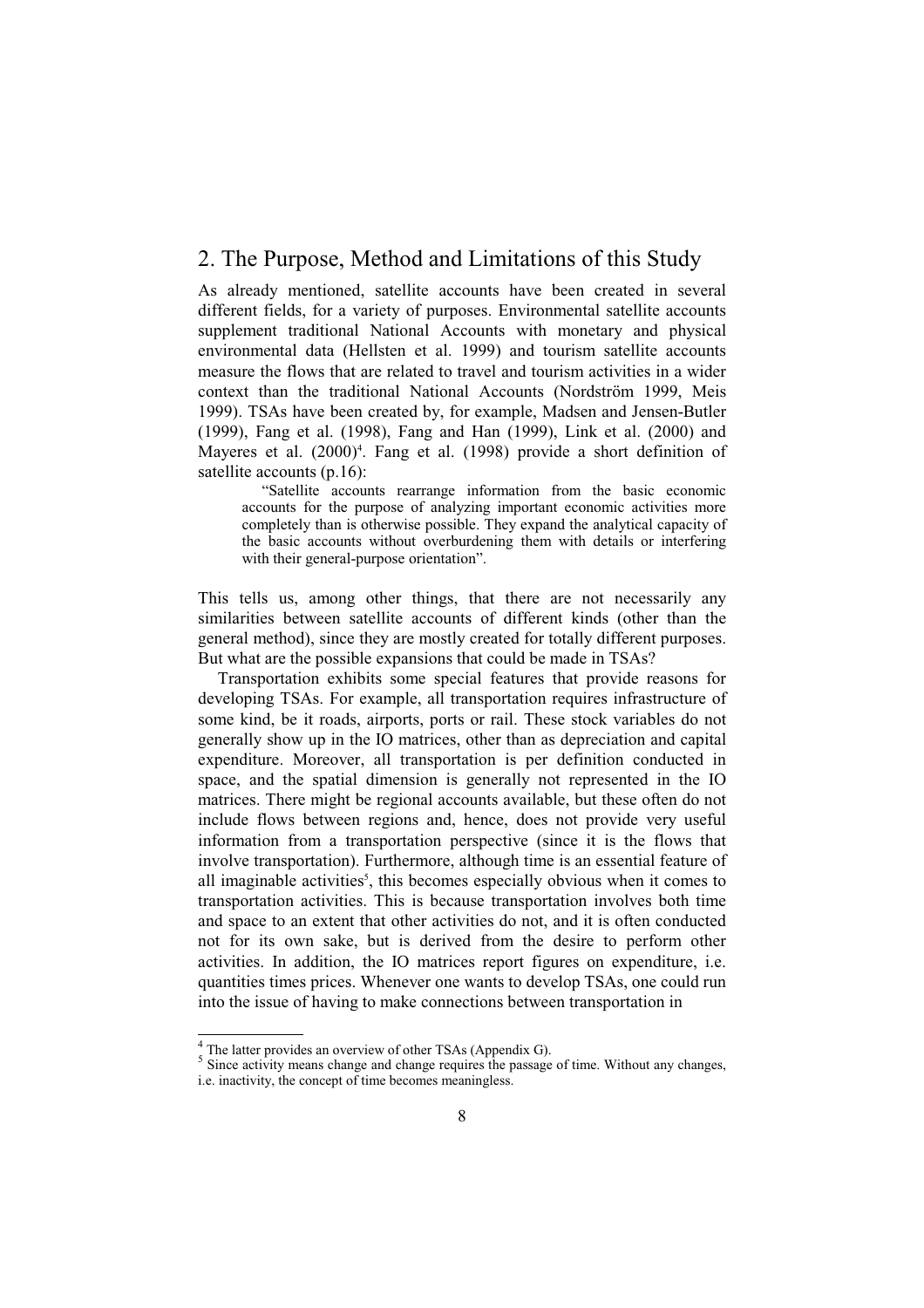## 2. The Purpose, Method and Limitations of this Study

As already mentioned, satellite accounts have been created in several different fields, for a variety of purposes. Environmental satellite accounts supplement traditional National Accounts with monetary and physical environmental data (Hellsten et al. 1999) and tourism satellite accounts measure the flows that are related to travel and tourism activities in a wider context than the traditional National Accounts (Nordström 1999, Meis 1999). TSAs have been created by, for example, Madsen and Jensen-Butler (1999), Fang et al. (1998), Fang and Han (1999), Link et al. (2000) and Mayeres et al. (2000)[4]. Fang et al. (1998) provide a short definition of satellite accounts (p.16):

> "Satellite accounts rearrange information from the basic economic accounts for the purpose of analyzing important economic activities more completely than is otherwise possible. They expand the analytical capacity of the basic accounts without overburdening them with details or interfering with their general-purpose orientation".

This tells us, among other things, that there are not necessarily any similarities between satellite accounts of different kinds (other than the general method), since they are mostly created for totally different purposes. But what are the possible expansions that could be made in TSAs?

Transportation exhibits some special features that provide reasons for developing TSAs. For example, all transportation requires infrastructure of some kind, be it roads, airports, ports or rail. These stock variables do not generally show up in the IO matrices, other than as depreciation and capital expenditure. Moreover, all transportation is per definition conducted in space, and the spatial dimension is generally not represented in the IO matrices. There might be regional accounts available, but these often do not include flows between regions and, hence, does not provide very useful information from a transportation perspective (since it is the flows that involve transportation). Furthermore, although time is an essential feature of all imaginable activities[5], this becomes especially obvious when it comes to transportation activities. This is because transportation involves both time and space to an extent that other activities do not, and it is often conducted not for its own sake, but is derived from the desire to perform other activities. In addition, the IO matrices report figures on expenditure, i.e. quantities times prices. Whenever one wants to develop TSAs, one could run into the issue of having to make connections between transportation in

---

[4] The latter provides an overview of other TSAs (Appendix G).

[5] Since activity means change and change requires the passage of time. Without any changes, i.e. inactivity, the concept of time becomes meaningless.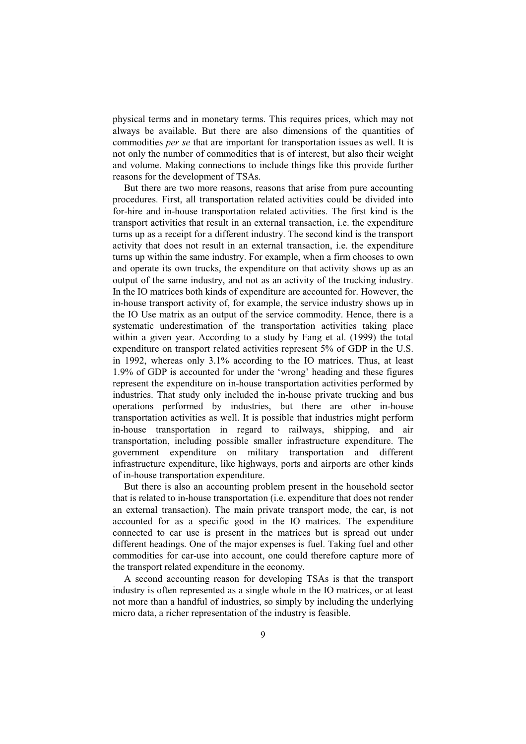physical terms and in monetary terms. This requires prices, which may not always be available. But there are also dimensions of the quantities of commodities *per se* that are important for transportation issues as well. It is not only the number of commodities that is of interest, but also their weight and volume. Making connections to include things like this provide further reasons for the development of TSAs.

But there are two more reasons, reasons that arise from pure accounting procedures. First, all transportation related activities could be divided into for-hire and in-house transportation related activities. The first kind is the transport activities that result in an external transaction, i.e. the expenditure turns up as a receipt for a different industry. The second kind is the transport activity that does not result in an external transaction, i.e. the expenditure turns up within the same industry. For example, when a firm chooses to own and operate its own trucks, the expenditure on that activity shows up as an output of the same industry, and not as an activity of the trucking industry. In the IO matrices both kinds of expenditure are accounted for. However, the in-house transport activity of, for example, the service industry shows up in the IO Use matrix as an output of the service commodity. Hence, there is a systematic underestimation of the transportation activities taking place within a given year. According to a study by Fang et al. (1999) the total expenditure on transport related activities represent 5% of GDP in the U.S. in 1992, whereas only 3.1% according to the IO matrices. Thus, at least 1.9% of GDP is accounted for under the 'wrong' heading and these figures represent the expenditure on in-house transportation activities performed by industries. That study only included the in-house private trucking and bus operations performed by industries, but there are other in-house transportation activities as well. It is possible that industries might perform in-house transportation in regard to railways, shipping, and air transportation, including possible smaller infrastructure expenditure. The government expenditure on military transportation and different infrastructure expenditure, like highways, ports and airports are other kinds of in-house transportation expenditure.

But there is also an accounting problem present in the household sector that is related to in-house transportation (i.e. expenditure that does not render an external transaction). The main private transport mode, the car, is not accounted for as a specific good in the IO matrices. The expenditure connected to car use is present in the matrices but is spread out under different headings. One of the major expenses is fuel. Taking fuel and other commodities for car-use into account, one could therefore capture more of the transport related expenditure in the economy.

A second accounting reason for developing TSAs is that the transport industry is often represented as a single whole in the IO matrices, or at least not more than a handful of industries, so simply by including the underlying micro data, a richer representation of the industry is feasible.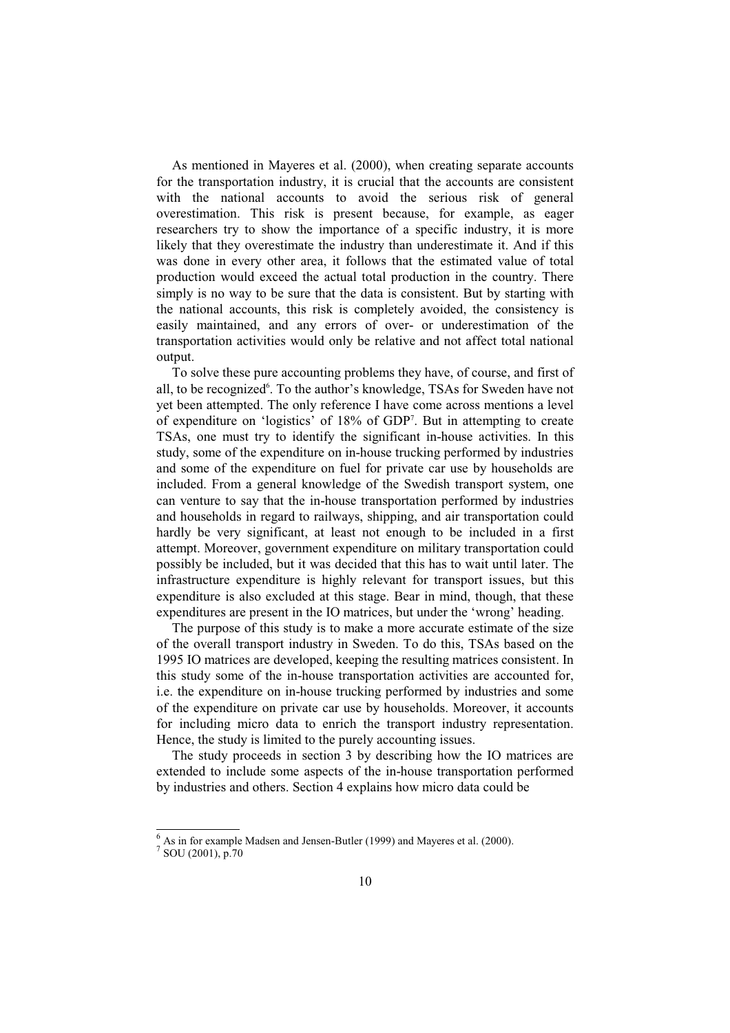As mentioned in Mayeres et al. (2000), when creating separate accounts for the transportation industry, it is crucial that the accounts are consistent with the national accounts to avoid the serious risk of general overestimation. This risk is present because, for example, as eager researchers try to show the importance of a specific industry, it is more likely that they overestimate the industry than underestimate it. And if this was done in every other area, it follows that the estimated value of total production would exceed the actual total production in the country. There simply is no way to be sure that the data is consistent. But by starting with the national accounts, this risk is completely avoided, the consistency is easily maintained, and any errors of over- or underestimation of the transportation activities would only be relative and not affect total national output.

To solve these pure accounting problems they have, of course, and first of all, to be recognized[6]. To the author's knowledge, TSAs for Sweden have not yet been attempted. The only reference I have come across mentions a level of expenditure on 'logistics' of 18% of GDP[7]. But in attempting to create TSAs, one must try to identify the significant in-house activities. In this study, some of the expenditure on in-house trucking performed by industries and some of the expenditure on fuel for private car use by households are included. From a general knowledge of the Swedish transport system, one can venture to say that the in-house transportation performed by industries and households in regard to railways, shipping, and air transportation could hardly be very significant, at least not enough to be included in a first attempt. Moreover, government expenditure on military transportation could possibly be included, but it was decided that this has to wait until later. The infrastructure expenditure is highly relevant for transport issues, but this expenditure is also excluded at this stage. Bear in mind, though, that these expenditures are present in the IO matrices, but under the 'wrong' heading.

The purpose of this study is to make a more accurate estimate of the size of the overall transport industry in Sweden. To do this, TSAs based on the 1995 IO matrices are developed, keeping the resulting matrices consistent. In this study some of the in-house transportation activities are accounted for, i.e. the expenditure on in-house trucking performed by industries and some of the expenditure on private car use by households. Moreover, it accounts for including micro data to enrich the transport industry representation. Hence, the study is limited to the purely accounting issues.

The study proceeds in section 3 by describing how the IO matrices are extended to include some aspects of the in-house transportation performed by industries and others. Section 4 explains how micro data could be

---

[6] As in for example Madsen and Jensen-Butler (1999) and Mayeres et al. (2000).

[7] SOU (2001), p.70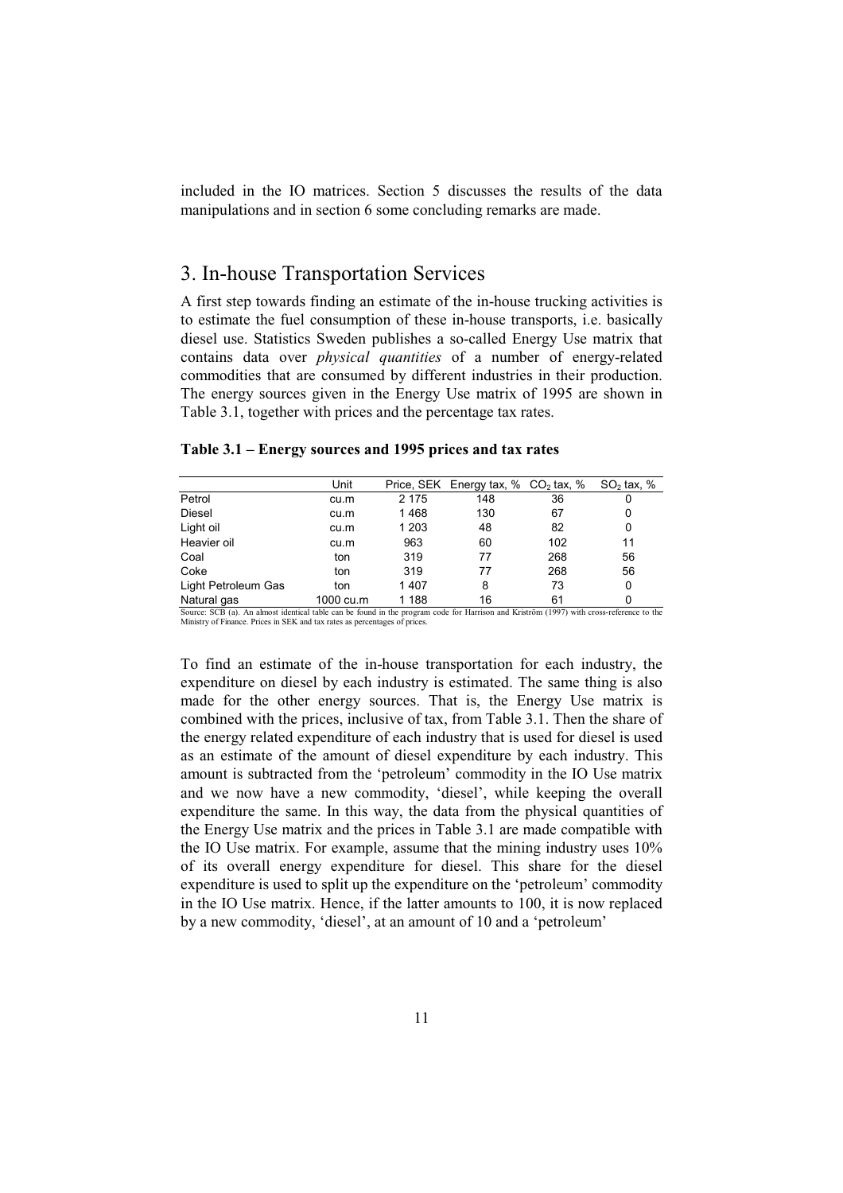included in the IO matrices. Section 5 discusses the results of the data manipulations and in section 6 some concluding remarks are made.

# 3. In-house Transportation Services

A first step towards finding an estimate of the in-house trucking activities is to estimate the fuel consumption of these in-house transports, i.e. basically diesel use. Statistics Sweden publishes a so-called Energy Use matrix that contains data over *physical quantities* of a number of energy-related commodities that are consumed by different industries in their production. The energy sources given in the Energy Use matrix of 1995 are shown in Table 3.1, together with prices and the percentage tax rates.

**Table 3.1 – Energy sources and 1995 prices and tax rates**

| | Unit | Price, SEK | Energy tax, % | $CO_2$ tax, % | $SO_2$ tax, % |
|---|---|---|---|---|---|
| Petrol | cu.m | 2 175 | 148 | 36 | 0 |
| Diesel | cu.m | 1 468 | 130 | 67 | 0 |
| Light oil | cu.m | 1 203 | 48 | 82 | 0 |
| Heavier oil | cu.m | 963 | 60 | 102 | 11 |
| Coal | ton | 319 | 77 | 268 | 56 |
| Coke | ton | 319 | 77 | 268 | 56 |
| Light Petroleum Gas | ton | 1 407 | 8 | 73 | 0 |
| Natural gas | 1000 cu.m | 1 188 | 16 | 61 | 0 |

Source: SCB (a). An almost identical table can be found in the program code for Harrison and Kriström (1997) with cross-reference to the Ministry of Finance. Prices in SEK and tax rates as percentages of prices.

To find an estimate of the in-house transportation for each industry, the expenditure on diesel by each industry is estimated. The same thing is also made for the other energy sources. That is, the Energy Use matrix is combined with the prices, inclusive of tax, from Table 3.1. Then the share of the energy related expenditure of each industry that is used for diesel is used as an estimate of the amount of diesel expenditure by each industry. This amount is subtracted from the 'petroleum' commodity in the IO Use matrix and we now have a new commodity, 'diesel', while keeping the overall expenditure the same. In this way, the data from the physical quantities of the Energy Use matrix and the prices in Table 3.1 are made compatible with the IO Use matrix. For example, assume that the mining industry uses 10% of its overall energy expenditure for diesel. This share for the diesel expenditure is used to split up the expenditure on the 'petroleum' commodity in the IO Use matrix. Hence, if the latter amounts to 100, it is now replaced by a new commodity, 'diesel', at an amount of 10 and a 'petroleum'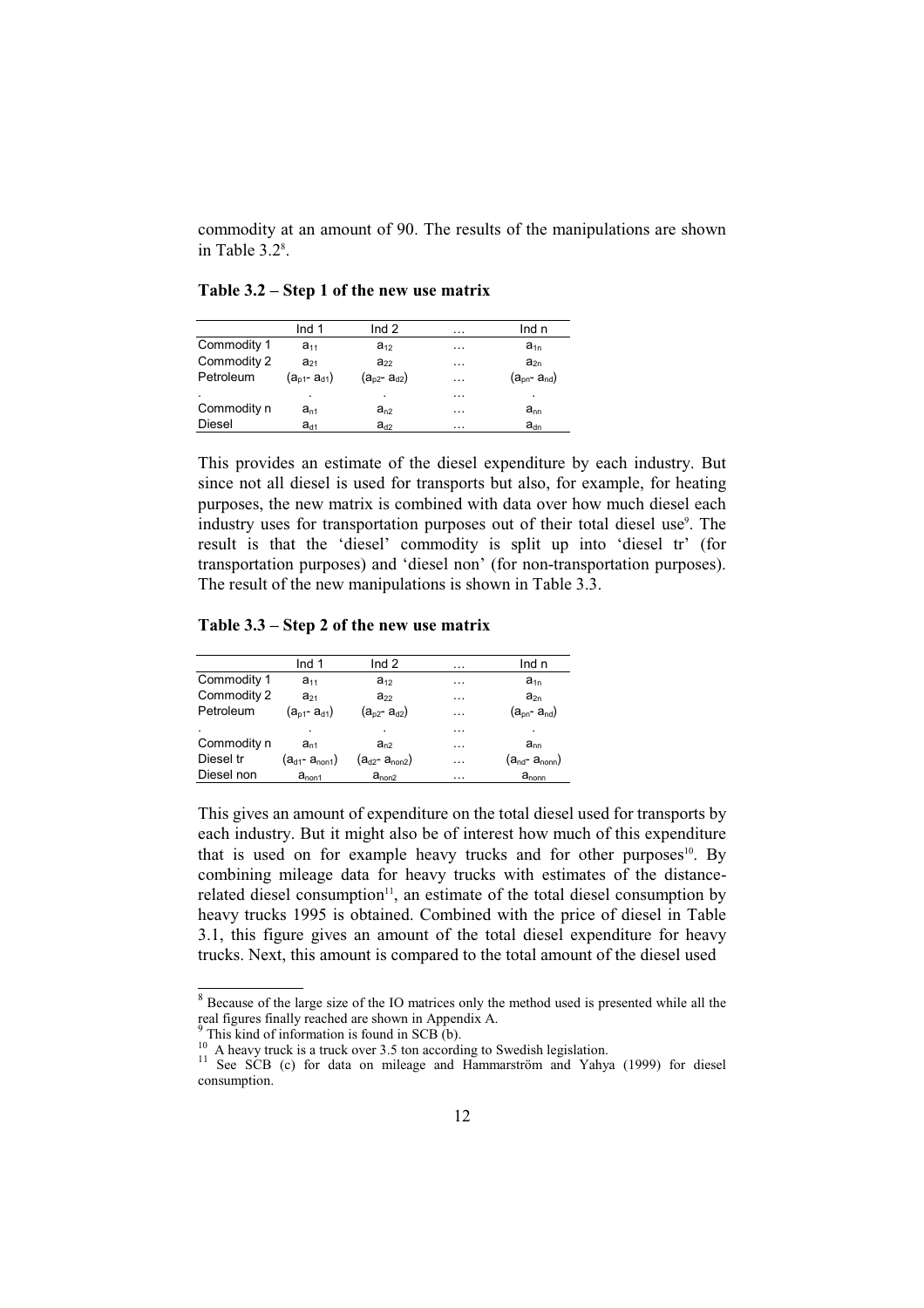commodity at an amount of 90. The results of the manipulations are shown in Table 3.2[8].

**Table 3.2 – Step 1 of the new use matrix**

| | Ind 1 | Ind 2 | … | Ind n |
|---|---|---|---|---|
| Commodity 1 | $a_{11}$ | $a_{12}$ | … | $a_{1n}$ |
| Commodity 2 | $a_{21}$ | $a_{22}$ | … | $a_{2n}$ |
| Petroleum | $(a_{p1}- a_{d1})$ | $(a_{p2}- a_{d2})$ | … | $(a_{pn}- a_{nd})$ |
| . | . | . | … | . |
| Commodity n | $a_{n1}$ | $a_{n2}$ | … | $a_{nn}$ |
| Diesel | $a_{d1}$ | $a_{d2}$ | … | $a_{dn}$ |

This provides an estimate of the diesel expenditure by each industry. But since not all diesel is used for transports but also, for example, for heating purposes, the new matrix is combined with data over how much diesel each industry uses for transportation purposes out of their total diesel use[9]. The result is that the 'diesel' commodity is split up into 'diesel tr' (for transportation purposes) and 'diesel non' (for non-transportation purposes). The result of the new manipulations is shown in Table 3.3.

**Table 3.3 – Step 2 of the new use matrix**

| | Ind 1 | Ind 2 | … | Ind n |
|---|---|---|---|---|
| Commodity 1 | $a_{11}$ | $a_{12}$ | … | $a_{1n}$ |
| Commodity 2 | $a_{21}$ | $a_{22}$ | … | $a_{2n}$ |
| Petroleum | $(a_{p1}- a_{d1})$ | $(a_{p2}- a_{d2})$ | … | $(a_{pn}- a_{nd})$ |
| . | . | . | … | . |
| Commodity n | $a_{n1}$ | $a_{n2}$ | … | $a_{nn}$ |
| Diesel tr | $(a_{d1}- a_{non1})$ | $(a_{d2}- a_{non2})$ | … | $(a_{nd}- a_{nonn})$ |
| Diesel non | $a_{non1}$ | $a_{non2}$ | … | $a_{nonn}$ |

This gives an amount of expenditure on the total diesel used for transports by each industry. But it might also be of interest how much of this expenditure that is used on for example heavy trucks and for other purposes[10]. By combining mileage data for heavy trucks with estimates of the distance-related diesel consumption[11], an estimate of the total diesel consumption by heavy trucks 1995 is obtained. Combined with the price of diesel in Table 3.1, this figure gives an amount of the total diesel expenditure for heavy trucks. Next, this amount is compared to the total amount of the diesel used

---

[8] Because of the large size of the IO matrices only the method used is presented while all the real figures finally reached are shown in Appendix A.

[9] This kind of information is found in SCB (b).

[10] A heavy truck is a truck over 3.5 ton according to Swedish legislation.

[11] See SCB (c) for data on mileage and Hammarström and Yahya (1999) for diesel consumption.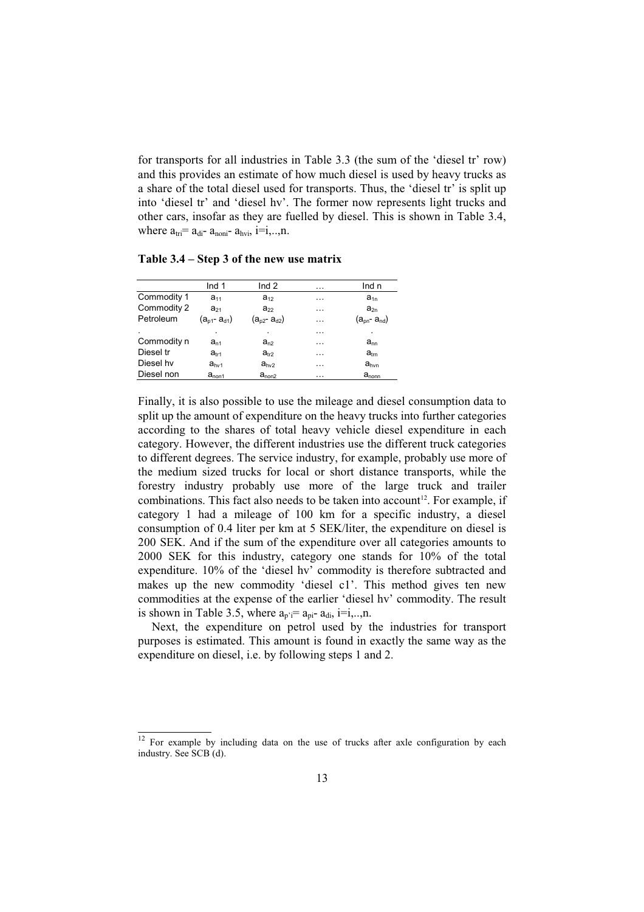for transports for all industries in Table 3.3 (the sum of the 'diesel tr' row) and this provides an estimate of how much diesel is used by heavy trucks as a share of the total diesel used for transports. Thus, the 'diesel tr' is split up into 'diesel tr' and 'diesel hv'. The former now represents light trucks and other cars, insofar as they are fuelled by diesel. This is shown in Table 3.4, where $a_{tri} = a_{di} - a_{noni} - a_{hvi}$, i=i,..,n.

**Table 3.4 – Step 3 of the new use matrix**

| | Ind 1 | Ind 2 | … | Ind n |
|---|---|---|---|---|
| Commodity 1 | $a_{11}$ | $a_{12}$ | … | $a_{1n}$ |
| Commodity 2 | $a_{21}$ | $a_{22}$ | … | $a_{2n}$ |
| Petroleum | $(a_{p1} - a_{d1})$ | $(a_{p2} - a_{d2})$ | … | $(a_{pn} - a_{nd})$ |
| . | . | . | … | . |
| Commodity n | $a_{n1}$ | $a_{n2}$ | … | $a_{nn}$ |
| Diesel tr | $a_{tr1}$ | $a_{tr2}$ | … | $a_{trn}$ |
| Diesel hv | $a_{hv1}$ | $a_{hv2}$ | … | $a_{hvn}$ |
| Diesel non | $a_{non1}$ | $a_{non2}$ | … | $a_{nonn}$ |

Finally, it is also possible to use the mileage and diesel consumption data to split up the amount of expenditure on the heavy trucks into further categories according to the shares of total heavy vehicle diesel expenditure in each category. However, the different industries use the different truck categories to different degrees. The service industry, for example, probably use more of the medium sized trucks for local or short distance transports, while the forestry industry probably use more of the large truck and trailer combinations. This fact also needs to be taken into account[12]. For example, if category 1 had a mileage of 100 km for a specific industry, a diesel consumption of 0.4 liter per km at 5 SEK/liter, the expenditure on diesel is 200 SEK. And if the sum of the expenditure over all categories amounts to 2000 SEK for this industry, category one stands for 10% of the total expenditure. 10% of the 'diesel hv' commodity is therefore subtracted and makes up the new commodity 'diesel c1'. This method gives ten new commodities at the expense of the earlier 'diesel hv' commodity. The result is shown in Table 3.5, where $a_{p'i} = a_{pi} - a_{di}$, i=i,..,n.

Next, the expenditure on petrol used by the industries for transport purposes is estimated. This amount is found in exactly the same way as the expenditure on diesel, i.e. by following steps 1 and 2.

[12] For example by including data on the use of trucks after axle configuration by each industry. See SCB (d).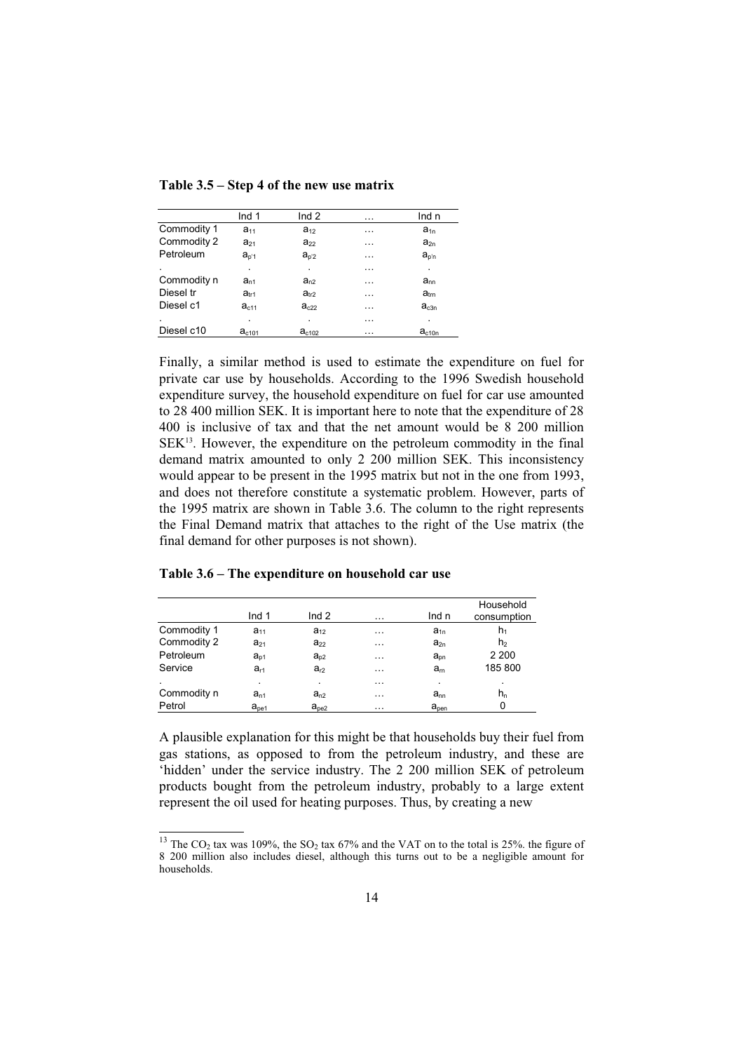**Table 3.5 – Step 4 of the new use matrix**

| | Ind 1 | Ind 2 | … | Ind n |
|---|---|---|---|---|
| Commodity 1 | $a_{11}$ | $a_{12}$ | … | $a_{1n}$ |
| Commodity 2 | $a_{21}$ | $a_{22}$ | … | $a_{2n}$ |
| Petroleum | $a_{p'1}$ | $a_{p'2}$ | … | $a_{p'n}$ |
| . | . | . | … | . |
| Commodity n | $a_{n1}$ | $a_{n2}$ | … | $a_{nn}$ |
| Diesel tr | $a_{tr1}$ | $a_{tr2}$ | … | $a_{trn}$ |
| Diesel c1 | $a_{c11}$ | $a_{c22}$ | … | $a_{c3n}$ |
| . | . | . | … | . |
| Diesel c10 | $a_{c101}$ | $a_{c102}$ | … | $a_{c10n}$ |

Finally, a similar method is used to estimate the expenditure on fuel for private car use by households. According to the 1996 Swedish household expenditure survey, the household expenditure on fuel for car use amounted to 28 400 million SEK. It is important here to note that the expenditure of 28 400 is inclusive of tax and that the net amount would be 8 200 million SEK[13]. However, the expenditure on the petroleum commodity in the final demand matrix amounted to only 2 200 million SEK. This inconsistency would appear to be present in the 1995 matrix but not in the one from 1993, and does not therefore constitute a systematic problem. However, parts of the 1995 matrix are shown in Table 3.6. The column to the right represents the Final Demand matrix that attaches to the right of the Use matrix (the final demand for other purposes is not shown).

**Table 3.6 – The expenditure on household car use**

| | Ind 1 | Ind 2 | … | Ind n | Household consumption |
|---|---|---|---|---|---|
| Commodity 1 | $a_{11}$ | $a_{12}$ | … | $a_{1n}$ | $h_1$ |
| Commodity 2 | $a_{21}$ | $a_{22}$ | … | $a_{2n}$ | $h_2$ |
| Petroleum | $a_{p1}$ | $a_{p2}$ | … | $a_{pn}$ | 2 200 |
| Service | $a_{r1}$ | $a_{r2}$ | … | $a_{rn}$ | 185 800 |
| . | . | . | … | . | . |
| Commodity n | $a_{n1}$ | $a_{n2}$ | … | $a_{nn}$ | $h_n$ |
| Petrol | $a_{pe1}$ | $a_{pe2}$ | … | $a_{pen}$ | 0 |

A plausible explanation for this might be that households buy their fuel from gas stations, as opposed to from the petroleum industry, and these are 'hidden' under the service industry. The 2 200 million SEK of petroleum products bought from the petroleum industry, probably to a large extent represent the oil used for heating purposes. Thus, by creating a new

[13] The $CO_2$ tax was 109%, the $SO_2$ tax 67% and the VAT on to the total is 25%. the figure of 8 200 million also includes diesel, although this turns out to be a negligible amount for households.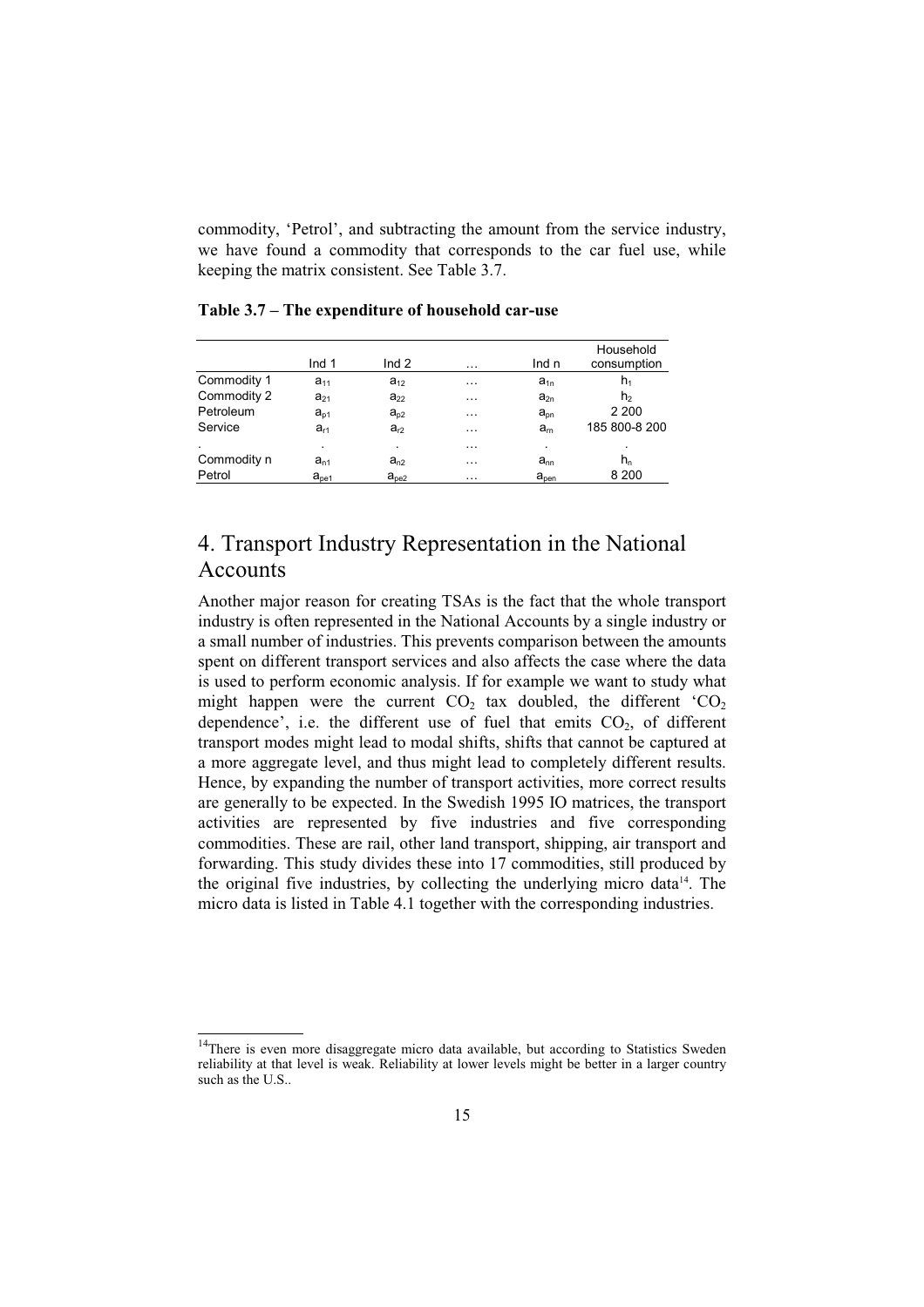commodity, 'Petrol', and subtracting the amount from the service industry, we have found a commodity that corresponds to the car fuel use, while keeping the matrix consistent. See Table 3.7.

**Table 3.7 – The expenditure of household car-use**

| | Ind 1 | Ind 2 | … | Ind n | Household consumption |
|---|---|---|---|---|---|
| Commodity 1 | $a_{11}$ | $a_{12}$ | … | $a_{1n}$ | $h_1$ |
| Commodity 2 | $a_{21}$ | $a_{22}$ | … | $a_{2n}$ | $h_2$ |
| Petroleum | $a_{p1}$ | $a_{p2}$ | … | $a_{pn}$ | 2 200 |
| Service | $a_{r1}$ | $a_{r2}$ | … | $a_{rn}$ | 185 800-8 200 |
| . | . | . | … | . | . |
| Commodity n | $a_{n1}$ | $a_{n2}$ | … | $a_{nn}$ | $h_n$ |
| Petrol | $a_{pe1}$ | $a_{pe2}$ | … | $a_{pen}$ | 8 200 |

# 4. Transport Industry Representation in the National Accounts

Another major reason for creating TSAs is the fact that the whole transport industry is often represented in the National Accounts by a single industry or a small number of industries. This prevents comparison between the amounts spent on different transport services and also affects the case where the data is used to perform economic analysis. If for example we want to study what might happen were the current $CO_2$ tax doubled, the different '$CO_2$ dependence', i.e. the different use of fuel that emits $CO_2$, of different transport modes might lead to modal shifts, shifts that cannot be captured at a more aggregate level, and thus might lead to completely different results. Hence, by expanding the number of transport activities, more correct results are generally to be expected. In the Swedish 1995 IO matrices, the transport activities are represented by five industries and five corresponding commodities. These are rail, other land transport, shipping, air transport and forwarding. This study divides these into 17 commodities, still produced by the original five industries, by collecting the underlying micro data[14]. The micro data is listed in Table 4.1 together with the corresponding industries.

[14]There is even more disaggregate micro data available, but according to Statistics Sweden reliability at that level is weak. Reliability at lower levels might be better in a larger country such as the U.S..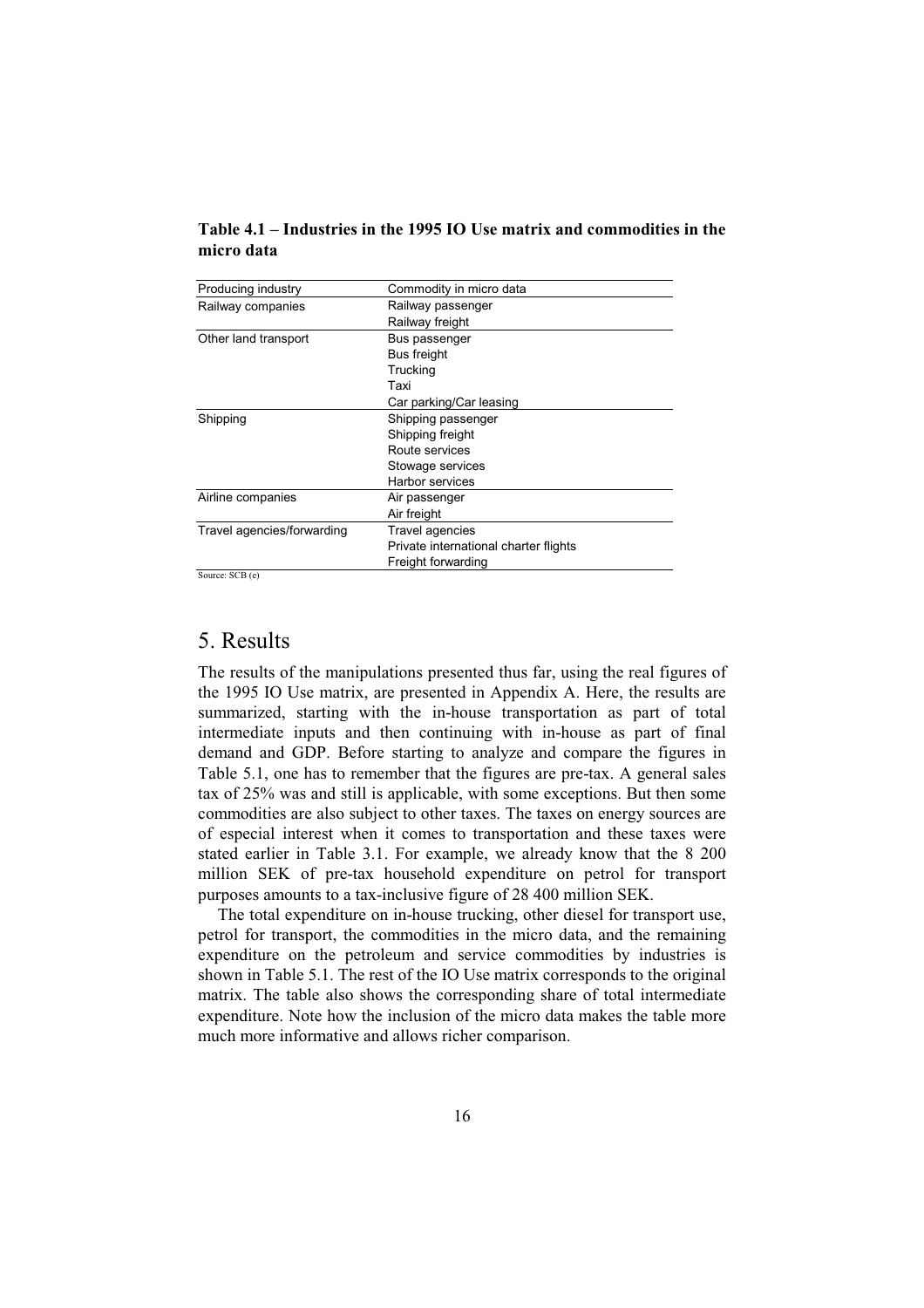**Table 4.1 – Industries in the 1995 IO Use matrix and commodities in the micro data**

| Producing industry | Commodity in micro data |
|---|---|
| Railway companies | Railway passenger |
| | Railway freight |
| Other land transport | Bus passenger |
| | Bus freight |
| | Trucking |
| | Taxi |
| | Car parking/Car leasing |
| Shipping | Shipping passenger |
| | Shipping freight |
| | Route services |
| | Stowage services |
| | Harbor services |
| Airline companies | Air passenger |
| | Air freight |
| Travel agencies/forwarding | Travel agencies |
| | Private international charter flights |
| | Freight forwarding |

Source: SCB (e)

# 5. Results

The results of the manipulations presented thus far, using the real figures of the 1995 IO Use matrix, are presented in Appendix A. Here, the results are summarized, starting with the in-house transportation as part of total intermediate inputs and then continuing with in-house as part of final demand and GDP. Before starting to analyze and compare the figures in Table 5.1, one has to remember that the figures are pre-tax. A general sales tax of 25% was and still is applicable, with some exceptions. But then some commodities are also subject to other taxes. The taxes on energy sources are of especial interest when it comes to transportation and these taxes were stated earlier in Table 3.1. For example, we already know that the 8 200 million SEK of pre-tax household expenditure on petrol for transport purposes amounts to a tax-inclusive figure of 28 400 million SEK.

The total expenditure on in-house trucking, other diesel for transport use, petrol for transport, the commodities in the micro data, and the remaining expenditure on the petroleum and service commodities by industries is shown in Table 5.1. The rest of the IO Use matrix corresponds to the original matrix. The table also shows the corresponding share of total intermediate expenditure. Note how the inclusion of the micro data makes the table more much more informative and allows richer comparison.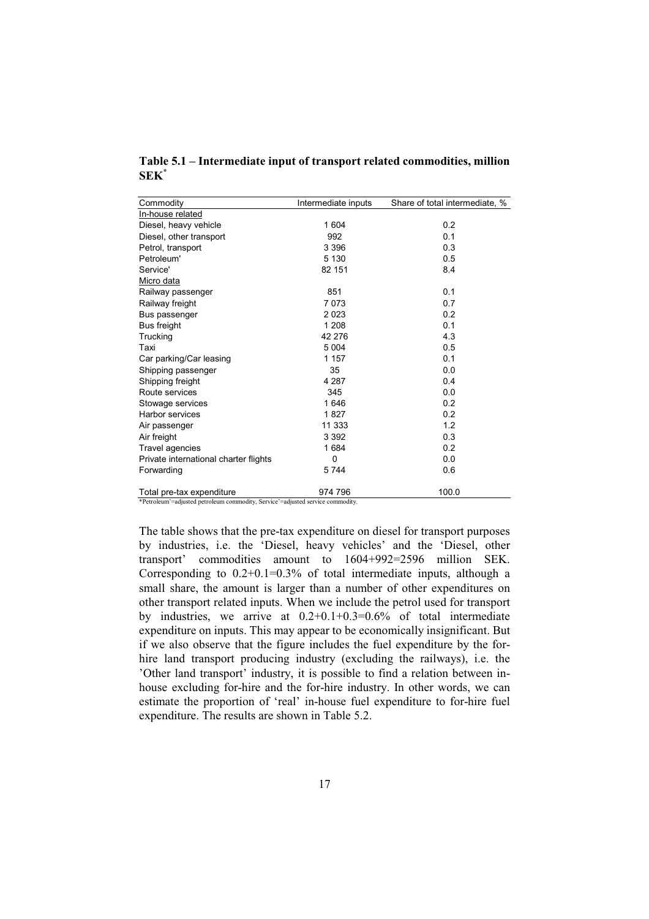**Table 5.1 – Intermediate input of transport related commodities, million SEK***

| Commodity | Intermediate inputs | Share of total intermediate, % |
|---|---|---|
| In-house related | | |
| Diesel, heavy vehicle | 1 604 | 0.2 |
| Diesel, other transport | 992 | 0.1 |
| Petrol, transport | 3 396 | 0.3 |
| Petroleum' | 5 130 | 0.5 |
| Service' | 82 151 | 8.4 |
| Micro data | | |
| Railway passenger | 851 | 0.1 |
| Railway freight | 7 073 | 0.7 |
| Bus passenger | 2 023 | 0.2 |
| Bus freight | 1 208 | 0.1 |
| Trucking | 42 276 | 4.3 |
| Taxi | 5 004 | 0.5 |
| Car parking/Car leasing | 1 157 | 0.1 |
| Shipping passenger | 35 | 0.0 |
| Shipping freight | 4 287 | 0.4 |
| Route services | 345 | 0.0 |
| Stowage services | 1 646 | 0.2 |
| Harbor services | 1 827 | 0.2 |
| Air passenger | 11 333 | 1.2 |
| Air freight | 3 392 | 0.3 |
| Travel agencies | 1 684 | 0.2 |
| Private international charter flights | 0 | 0.0 |
| Forwarding | 5 744 | 0.6 |
| Total pre-tax expenditure | 974 796 | 100.0 |

*Petroleum'=adjusted petroleum commodity, Service'=adjusted service commodity.

The table shows that the pre-tax expenditure on diesel for transport purposes by industries, i.e. the 'Diesel, heavy vehicles' and the 'Diesel, other transport' commodities amount to 1604+992=2596 million SEK. Corresponding to 0.2+0.1=0.3% of total intermediate inputs, although a small share, the amount is larger than a number of other expenditures on other transport related inputs. When we include the petrol used for transport by industries, we arrive at 0.2+0.1+0.3=0.6% of total intermediate expenditure on inputs. This may appear to be economically insignificant. But if we also observe that the figure includes the fuel expenditure by the for-hire land transport producing industry (excluding the railways), i.e. the 'Other land transport' industry, it is possible to find a relation between in-house excluding for-hire and the for-hire industry. In other words, we can estimate the proportion of 'real' in-house fuel expenditure to for-hire fuel expenditure. The results are shown in Table 5.2.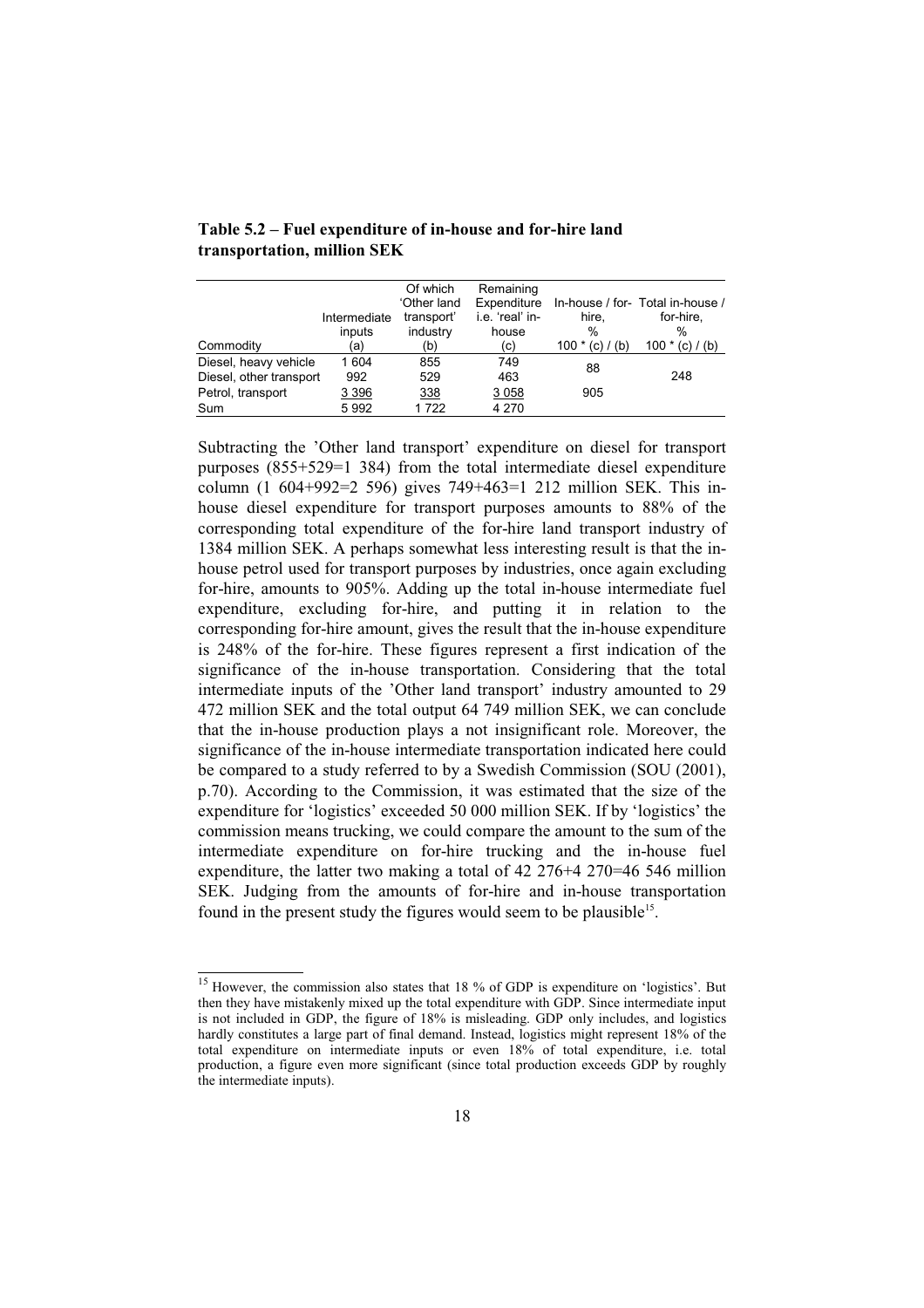**Table 5.2 – Fuel expenditure of in-house and for-hire land transportation, million SEK**

| Commodity | Intermediate inputs (a) | Of which 'Other land transport' industry (b) | Remaining Expenditure i.e. 'real' in-house (c) | In-house / for-hire, % 100 * (c) / (b) | Total in-house / for-hire, % 100 * (c) / (b) |
|---|---|---|---|---|---|
| Diesel, heavy vehicle | 1 604 | 855 | 749 | 88 | |
| Diesel, other transport | 992 | 529 | 463 | | 248 |
| Petrol, transport | 3 396 | 338 | 3 058 | 905 | |
| Sum | 5 992 | 1 722 | 4 270 | | |

Subtracting the 'Other land transport' expenditure on diesel for transport purposes (855+529=1 384) from the total intermediate diesel expenditure column (1 604+992=2 596) gives 749+463=1 212 million SEK. This in-house diesel expenditure for transport purposes amounts to 88% of the corresponding total expenditure of the for-hire land transport industry of 1384 million SEK. A perhaps somewhat less interesting result is that the in-house petrol used for transport purposes by industries, once again excluding for-hire, amounts to 905%. Adding up the total in-house intermediate fuel expenditure, excluding for-hire, and putting it in relation to the corresponding for-hire amount, gives the result that the in-house expenditure is 248% of the for-hire. These figures represent a first indication of the significance of the in-house transportation. Considering that the total intermediate inputs of the 'Other land transport' industry amounted to 29 472 million SEK and the total output 64 749 million SEK, we can conclude that the in-house production plays a not insignificant role. Moreover, the significance of the in-house intermediate transportation indicated here could be compared to a study referred to by a Swedish Commission (SOU (2001), p.70). According to the Commission, it was estimated that the size of the expenditure for 'logistics' exceeded 50 000 million SEK. If by 'logistics' the commission means trucking, we could compare the amount to the sum of the intermediate expenditure on for-hire trucking and the in-house fuel expenditure, the latter two making a total of 42 276+4 270=46 546 million SEK. Judging from the amounts of for-hire and in-house transportation found in the present study the figures would seem to be plausible[15].

[15] However, the commission also states that 18 % of GDP is expenditure on 'logistics'. But then they have mistakenly mixed up the total expenditure with GDP. Since intermediate input is not included in GDP, the figure of 18% is misleading. GDP only includes, and logistics hardly constitutes a large part of final demand. Instead, logistics might represent 18% of the total expenditure on intermediate inputs or even 18% of total expenditure, i.e. total production, a figure even more significant (since total production exceeds GDP by roughly the intermediate inputs).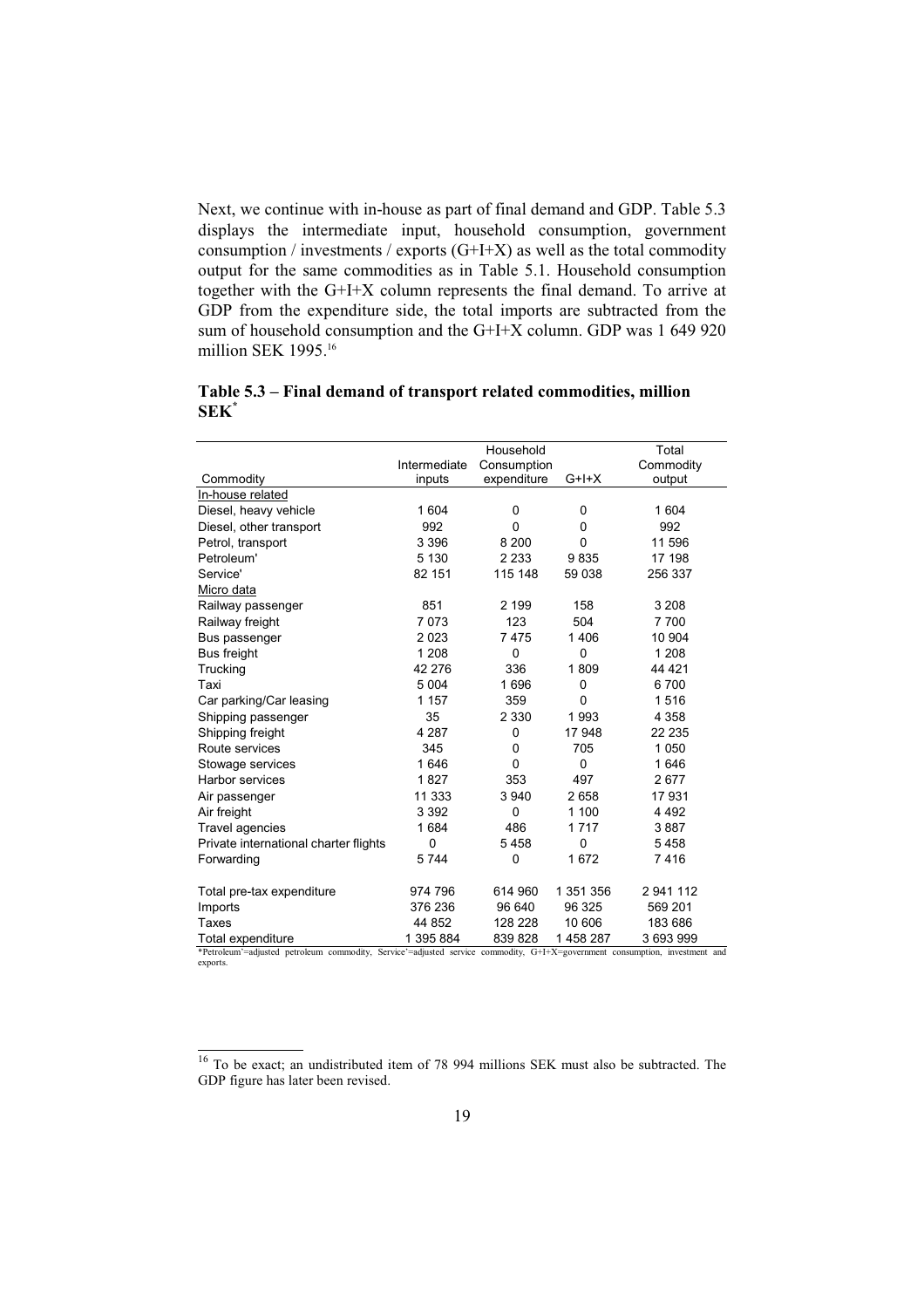Next, we continue with in-house as part of final demand and GDP. Table 5.3 displays the intermediate input, household consumption, government consumption / investments / exports (G+I+X) as well as the total commodity output for the same commodities as in Table 5.1. Household consumption together with the G+I+X column represents the final demand. To arrive at GDP from the expenditure side, the total imports are subtracted from the sum of household consumption and the G+I+X column. GDP was 1 649 920 million SEK 1995.[16]

**Table 5.3 – Final demand of transport related commodities, million SEK***

| Commodity | Intermediate inputs | Household Consumption expenditure | G+I+X | Total Commodity output |
|---|---|---|---|---|
| In-house related | | | | |
| Diesel, heavy vehicle | 1 604 | 0 | 0 | 1 604 |
| Diesel, other transport | 992 | 0 | 0 | 992 |
| Petrol, transport | 3 396 | 8 200 | 0 | 11 596 |
| Petroleum' | 5 130 | 2 233 | 9 835 | 17 198 |
| Service' | 82 151 | 115 148 | 59 038 | 256 337 |
| Micro data | | | | |
| Railway passenger | 851 | 2 199 | 158 | 3 208 |
| Railway freight | 7 073 | 123 | 504 | 7 700 |
| Bus passenger | 2 023 | 7 475 | 1 406 | 10 904 |
| Bus freight | 1 208 | 0 | 0 | 1 208 |
| Trucking | 42 276 | 336 | 1 809 | 44 421 |
| Taxi | 5 004 | 1 696 | 0 | 6 700 |
| Car parking/Car leasing | 1 157 | 359 | 0 | 1 516 |
| Shipping passenger | 35 | 2 330 | 1 993 | 4 358 |
| Shipping freight | 4 287 | 0 | 17 948 | 22 235 |
| Route services | 345 | 0 | 705 | 1 050 |
| Stowage services | 1 646 | 0 | 0 | 1 646 |
| Harbor services | 1 827 | 353 | 497 | 2 677 |
| Air passenger | 11 333 | 3 940 | 2 658 | 17 931 |
| Air freight | 3 392 | 0 | 1 100 | 4 492 |
| Travel agencies | 1 684 | 486 | 1 717 | 3 887 |
| Private international charter flights | 0 | 5 458 | 0 | 5 458 |
| Forwarding | 5 744 | 0 | 1 672 | 7 416 |
| Total pre-tax expenditure | 974 796 | 614 960 | 1 351 356 | 2 941 112 |
| Imports | 376 236 | 96 640 | 96 325 | 569 201 |
| Taxes | 44 852 | 128 228 | 10 606 | 183 686 |
| Total expenditure | 1 395 884 | 839 828 | 1 458 287 | 3 693 999 |

*Petroleum'=adjusted petroleum commodity, Service'=adjusted service commodity, G+I+X=government consumption, investment and exports.

[16] To be exact; an undistributed item of 78 994 millions SEK must also be subtracted. The GDP figure has later been revised.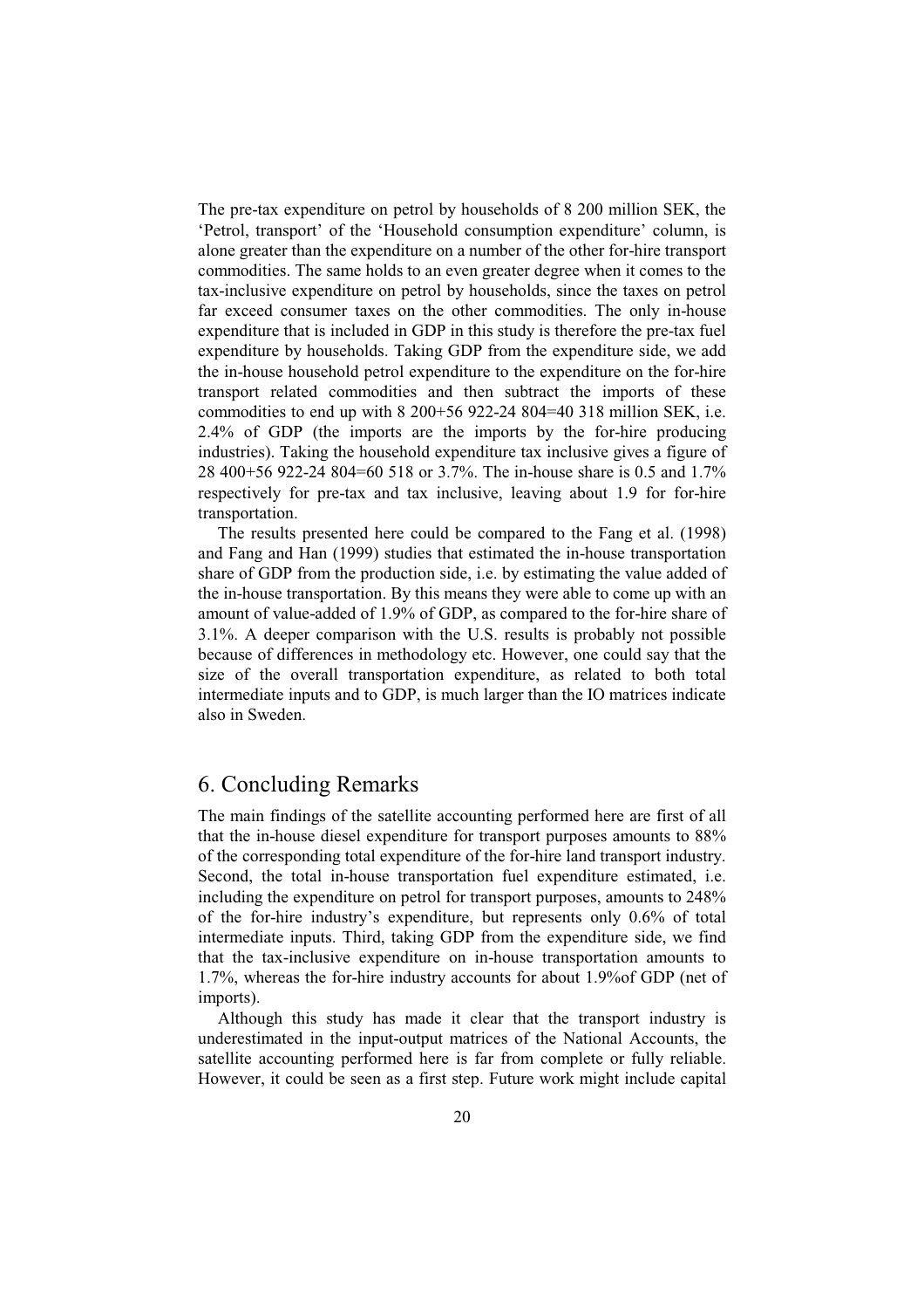The pre-tax expenditure on petrol by households of 8 200 million SEK, the 'Petrol, transport' of the 'Household consumption expenditure' column, is alone greater than the expenditure on a number of the other for-hire transport commodities. The same holds to an even greater degree when it comes to the tax-inclusive expenditure on petrol by households, since the taxes on petrol far exceed consumer taxes on the other commodities. The only in-house expenditure that is included in GDP in this study is therefore the pre-tax fuel expenditure by households. Taking GDP from the expenditure side, we add the in-house household petrol expenditure to the expenditure on the for-hire transport related commodities and then subtract the imports of these commodities to end up with 8 200+56 922-24 804=40 318 million SEK, i.e. 2.4% of GDP (the imports are the imports by the for-hire producing industries). Taking the household expenditure tax inclusive gives a figure of 28 400+56 922-24 804=60 518 or 3.7%. The in-house share is 0.5 and 1.7% respectively for pre-tax and tax inclusive, leaving about 1.9 for for-hire transportation.

The results presented here could be compared to the Fang et al. (1998) and Fang and Han (1999) studies that estimated the in-house transportation share of GDP from the production side, i.e. by estimating the value added of the in-house transportation. By this means they were able to come up with an amount of value-added of 1.9% of GDP, as compared to the for-hire share of 3.1%. A deeper comparison with the U.S. results is probably not possible because of differences in methodology etc. However, one could say that the size of the overall transportation expenditure, as related to both total intermediate inputs and to GDP, is much larger than the IO matrices indicate also in Sweden.

# 6. Concluding Remarks

The main findings of the satellite accounting performed here are first of all that the in-house diesel expenditure for transport purposes amounts to 88% of the corresponding total expenditure of the for-hire land transport industry. Second, the total in-house transportation fuel expenditure estimated, i.e. including the expenditure on petrol for transport purposes, amounts to 248% of the for-hire industry's expenditure, but represents only 0.6% of total intermediate inputs. Third, taking GDP from the expenditure side, we find that the tax-inclusive expenditure on in-house transportation amounts to 1.7%, whereas the for-hire industry accounts for about 1.9%of GDP (net of imports).

Although this study has made it clear that the transport industry is underestimated in the input-output matrices of the National Accounts, the satellite accounting performed here is far from complete or fully reliable. However, it could be seen as a first step. Future work might include capital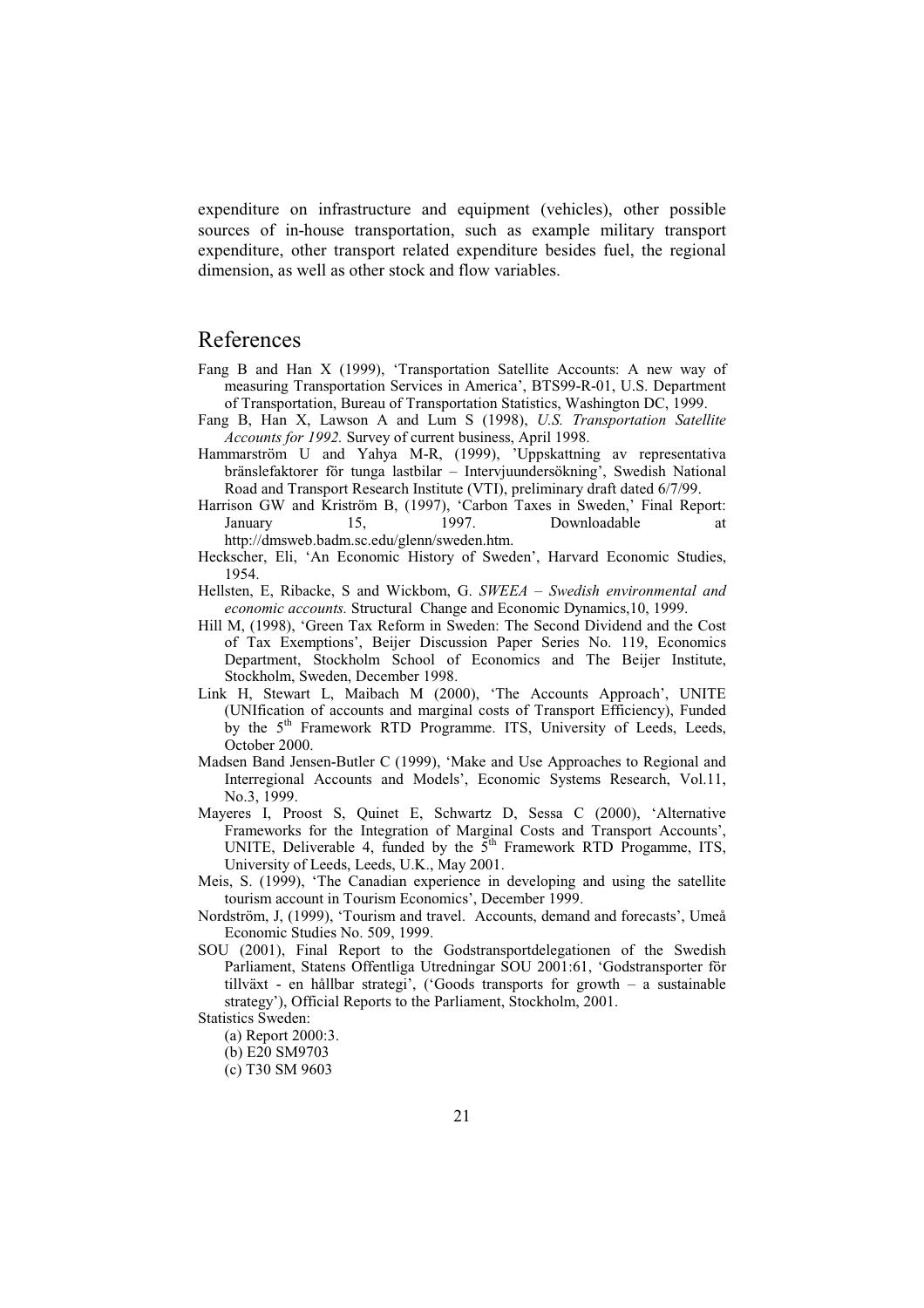expenditure on infrastructure and equipment (vehicles), other possible sources of in-house transportation, such as example military transport expenditure, other transport related expenditure besides fuel, the regional dimension, as well as other stock and flow variables.

# References

Fang B and Han X (1999), 'Transportation Satellite Accounts: A new way of measuring Transportation Services in America', BTS99-R-01, U.S. Department of Transportation, Bureau of Transportation Statistics, Washington DC, 1999.

Fang B, Han X, Lawson A and Lum S (1998), *U.S. Transportation Satellite Accounts for 1992.* Survey of current business, April 1998.

Hammarström U and Yahya M-R, (1999), 'Uppskattning av representativa bränslefaktorer för tunga lastbilar – Intervjuundersökning', Swedish National Road and Transport Research Institute (VTI), preliminary draft dated 6/7/99.

Harrison GW and Kriström B, (1997), 'Carbon Taxes in Sweden,' Final Report: January 15, 1997. Downloadable at http://dmsweb.badm.sc.edu/glenn/sweden.htm.

Heckscher, Eli, 'An Economic History of Sweden', Harvard Economic Studies, 1954.

Hellsten, E, Ribacke, S and Wickbom, G. *SWEEA – Swedish environmental and economic accounts.* Structural Change and Economic Dynamics,10, 1999.

Hill M, (1998), 'Green Tax Reform in Sweden: The Second Dividend and the Cost of Tax Exemptions', Beijer Discussion Paper Series No. 119, Economics Department, Stockholm School of Economics and The Beijer Institute, Stockholm, Sweden, December 1998.

Link H, Stewart L, Maibach M (2000), 'The Accounts Approach', UNITE (UNIfication of accounts and marginal costs of Transport Efficiency), Funded by the 5th Framework RTD Programme. ITS, University of Leeds, Leeds, October 2000.

Madsen Band Jensen-Butler C (1999), 'Make and Use Approaches to Regional and Interregional Accounts and Models', Economic Systems Research, Vol.11, No.3, 1999.

Mayeres I, Proost S, Quinet E, Schwartz D, Sessa C (2000), 'Alternative Frameworks for the Integration of Marginal Costs and Transport Accounts', UNITE, Deliverable 4, funded by the 5th Framework RTD Progamme, ITS, University of Leeds, Leeds, U.K., May 2001.

Meis, S. (1999), 'The Canadian experience in developing and using the satellite tourism account in Tourism Economics', December 1999.

Nordström, J, (1999), 'Tourism and travel. Accounts, demand and forecasts', Umeå Economic Studies No. 509, 1999.

SOU (2001), Final Report to the Godstransportdelegationen of the Swedish Parliament, Statens Offentliga Utredningar SOU 2001:61, 'Godstransporter för tillväxt - en hållbar strategi', ('Goods transports for growth – a sustainable strategy'), Official Reports to the Parliament, Stockholm, 2001.

Statistics Sweden:

(a) Report 2000:3.
(b) E20 SM9703
(c) T30 SM 9603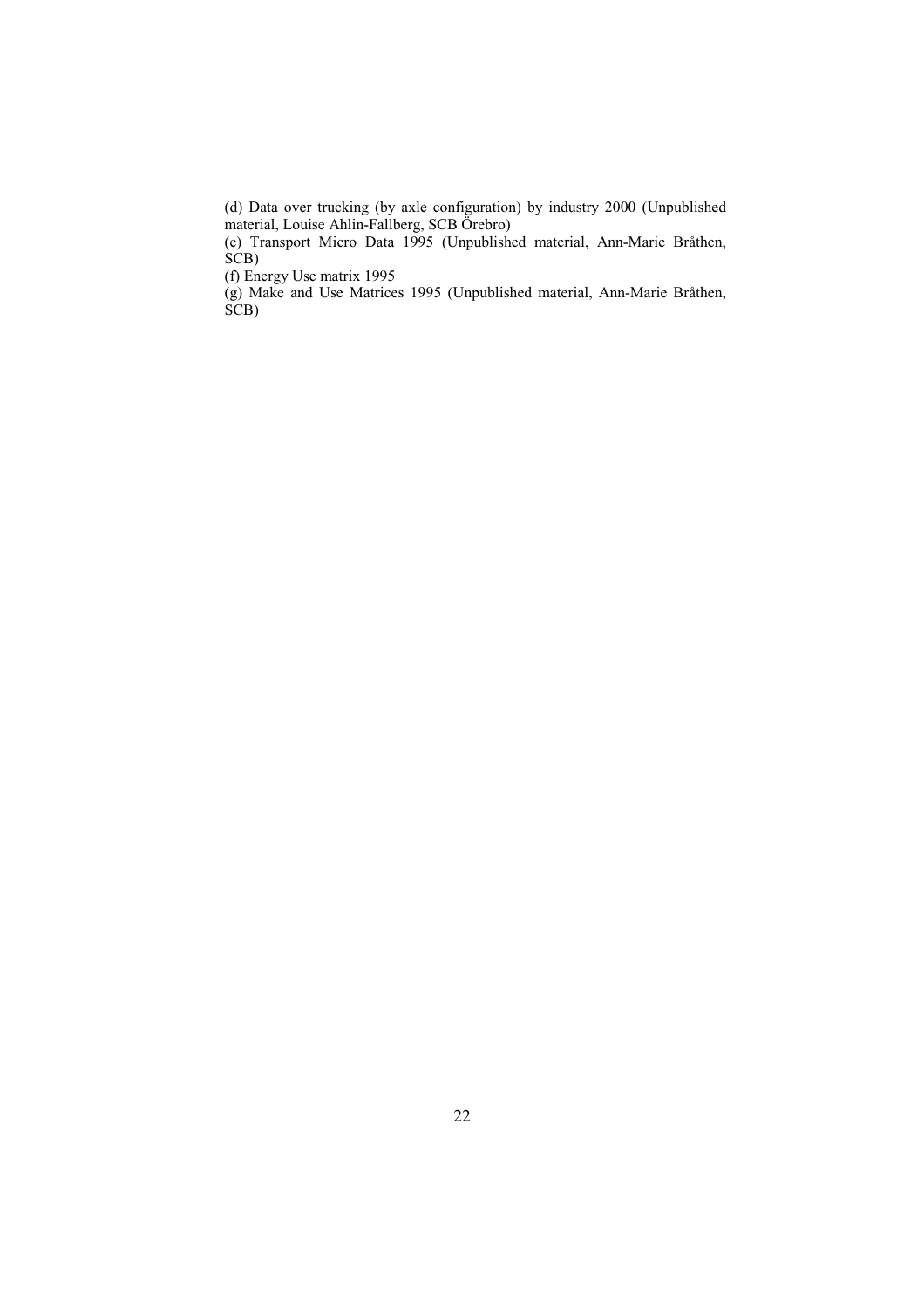(d) Data over trucking (by axle configuration) by industry 2000 (Unpublished material, Louise Ahlin-Fallberg, SCB Örebro)

(e) Transport Micro Data 1995 (Unpublished material, Ann-Marie Bråthen, SCB)

(f) Energy Use matrix 1995

(g) Make and Use Matrices 1995 (Unpublished material, Ann-Marie Bråthen, SCB)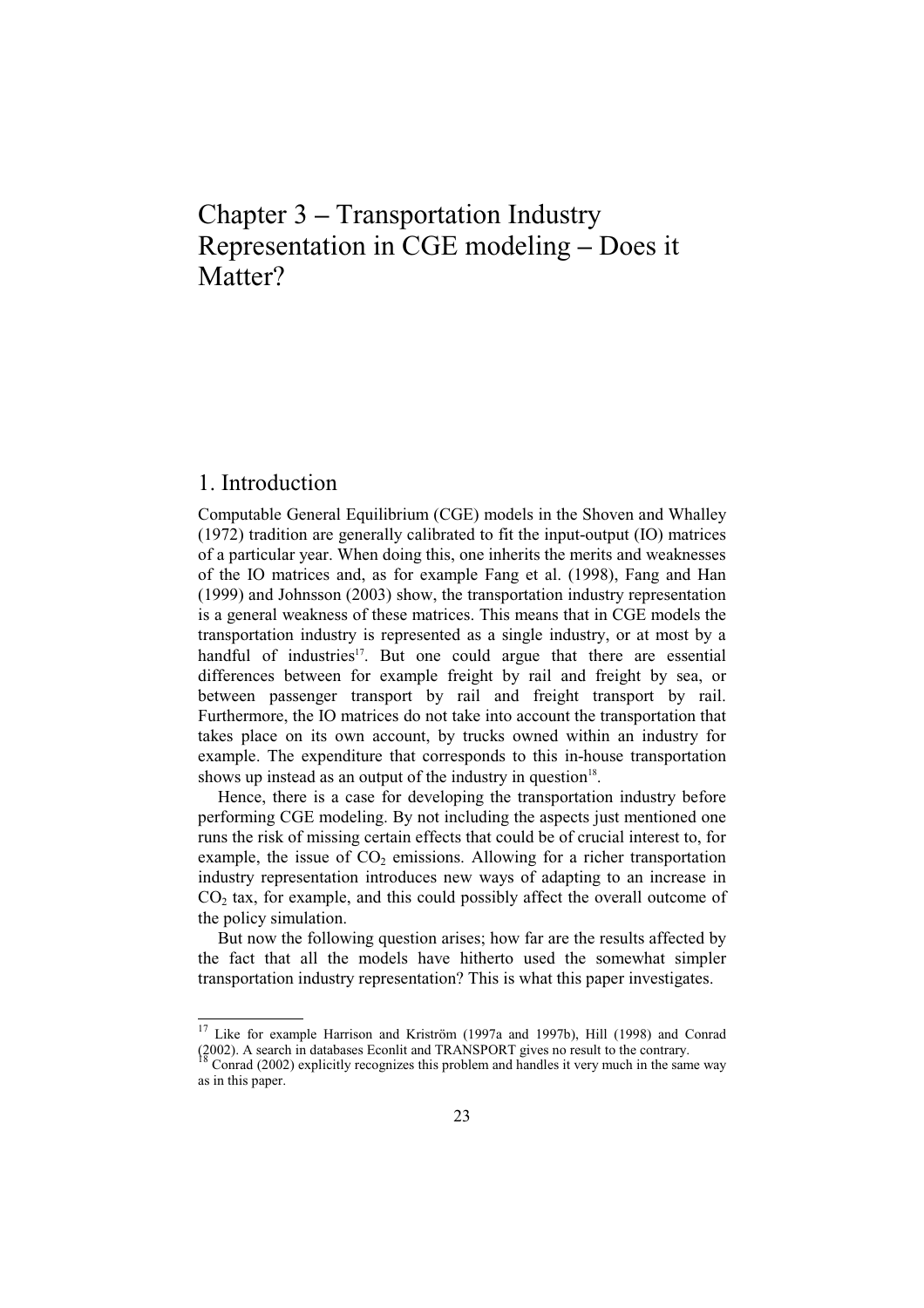# Chapter 3 – Transportation Industry Representation in CGE modeling – Does it Matter?

## 1. Introduction

Computable General Equilibrium (CGE) models in the Shoven and Whalley (1972) tradition are generally calibrated to fit the input-output (IO) matrices of a particular year. When doing this, one inherits the merits and weaknesses of the IO matrices and, as for example Fang et al. (1998), Fang and Han (1999) and Johnsson (2003) show, the transportation industry representation is a general weakness of these matrices. This means that in CGE models the transportation industry is represented as a single industry, or at most by a handful of industries[17]. But one could argue that there are essential differences between for example freight by rail and freight by sea, or between passenger transport by rail and freight transport by rail. Furthermore, the IO matrices do not take into account the transportation that takes place on its own account, by trucks owned within an industry for example. The expenditure that corresponds to this in-house transportation shows up instead as an output of the industry in question[18].

Hence, there is a case for developing the transportation industry before performing CGE modeling. By not including the aspects just mentioned one runs the risk of missing certain effects that could be of crucial interest to, for example, the issue of $CO_2$ emissions. Allowing for a richer transportation industry representation introduces new ways of adapting to an increase in $CO_2$ tax, for example, and this could possibly affect the overall outcome of the policy simulation.

But now the following question arises; how far are the results affected by the fact that all the models have hitherto used the somewhat simpler transportation industry representation? This is what this paper investigates.

---

[17] Like for example Harrison and Kriström (1997a and 1997b), Hill (1998) and Conrad (2002). A search in databases Econlit and TRANSPORT gives no result to the contrary.

[18] Conrad (2002) explicitly recognizes this problem and handles it very much in the same way as in this paper.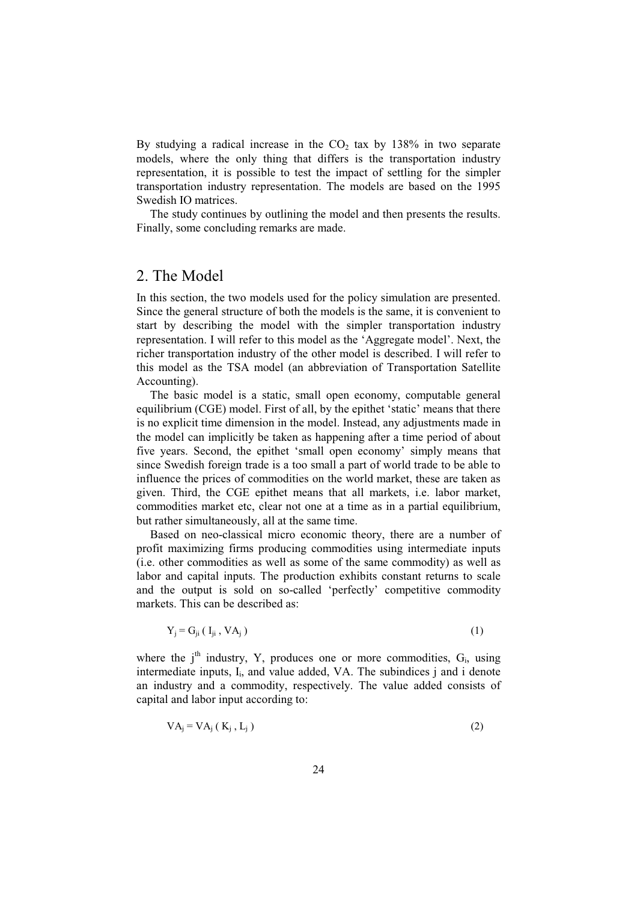By studying a radical increase in the $CO_2$ tax by 138% in two separate models, where the only thing that differs is the transportation industry representation, it is possible to test the impact of settling for the simpler transportation industry representation. The models are based on the 1995 Swedish IO matrices.

The study continues by outlining the model and then presents the results. Finally, some concluding remarks are made.

## 2. The Model

In this section, the two models used for the policy simulation are presented. Since the general structure of both the models is the same, it is convenient to start by describing the model with the simpler transportation industry representation. I will refer to this model as the 'Aggregate model'. Next, the richer transportation industry of the other model is described. I will refer to this model as the TSA model (an abbreviation of Transportation Satellite Accounting).

The basic model is a static, small open economy, computable general equilibrium (CGE) model. First of all, by the epithet 'static' means that there is no explicit time dimension in the model. Instead, any adjustments made in the model can implicitly be taken as happening after a time period of about five years. Second, the epithet 'small open economy' simply means that since Swedish foreign trade is a too small a part of world trade to be able to influence the prices of commodities on the world market, these are taken as given. Third, the CGE epithet means that all markets, i.e. labor market, commodities market etc, clear not one at a time as in a partial equilibrium, but rather simultaneously, all at the same time.

Based on neo-classical micro economic theory, there are a number of profit maximizing firms producing commodities using intermediate inputs (i.e. other commodities as well as some of the same commodity) as well as labor and capital inputs. The production exhibits constant returns to scale and the output is sold on so-called 'perfectly' competitive commodity markets. This can be described as:

$$Y_j = G_{ji}\,( I_{ji} , VA_j ) \tag{1}$$

where the $j^{th}$ industry, $Y$, produces one or more commodities, $G_i$, using intermediate inputs, $I_i$, and value added, $VA$. The subindices $j$ and $i$ denote an industry and a commodity, respectively. The value added consists of capital and labor input according to:

$$VA_j = VA_j\,( K_j , L_j ) \tag{2}$$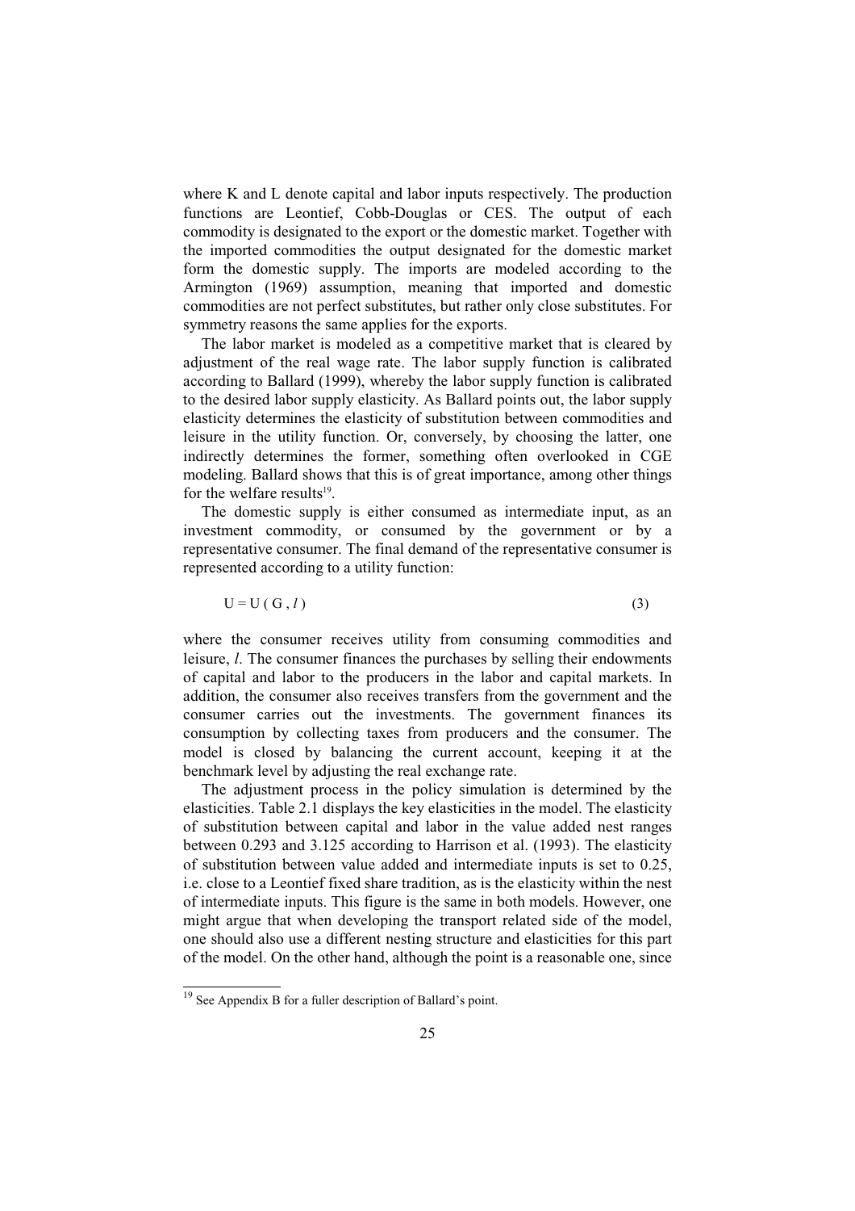where K and L denote capital and labor inputs respectively. The production functions are Leontief, Cobb-Douglas or CES. The output of each commodity is designated to the export or the domestic market. Together with the imported commodities the output designated for the domestic market form the domestic supply. The imports are modeled according to the Armington (1969) assumption, meaning that imported and domestic commodities are not perfect substitutes, but rather only close substitutes. For symmetry reasons the same applies for the exports.

The labor market is modeled as a competitive market that is cleared by adjustment of the real wage rate. The labor supply function is calibrated according to Ballard (1999), whereby the labor supply function is calibrated to the desired labor supply elasticity. As Ballard points out, the labor supply elasticity determines the elasticity of substitution between commodities and leisure in the utility function. Or, conversely, by choosing the latter, one indirectly determines the former, something often overlooked in CGE modeling. Ballard shows that this is of great importance, among other things for the welfare results[19].

The domestic supply is either consumed as intermediate input, as an investment commodity, or consumed by the government or by a representative consumer. The final demand of the representative consumer is represented according to a utility function:

$$U = U ( G , l ) \qquad (3)$$

where the consumer receives utility from consuming commodities and leisure, $l$. The consumer finances the purchases by selling their endowments of capital and labor to the producers in the labor and capital markets. In addition, the consumer also receives transfers from the government and the consumer carries out the investments. The government finances its consumption by collecting taxes from producers and the consumer. The model is closed by balancing the current account, keeping it at the benchmark level by adjusting the real exchange rate.

The adjustment process in the policy simulation is determined by the elasticities. Table 2.1 displays the key elasticities in the model. The elasticity of substitution between capital and labor in the value added nest ranges between 0.293 and 3.125 according to Harrison et al. (1993). The elasticity of substitution between value added and intermediate inputs is set to 0.25, i.e. close to a Leontief fixed share tradition, as is the elasticity within the nest of intermediate inputs. This figure is the same in both models. However, one might argue that when developing the transport related side of the model, one should also use a different nesting structure and elasticities for this part of the model. On the other hand, although the point is a reasonable one, since

[19] See Appendix B for a fuller description of Ballard's point.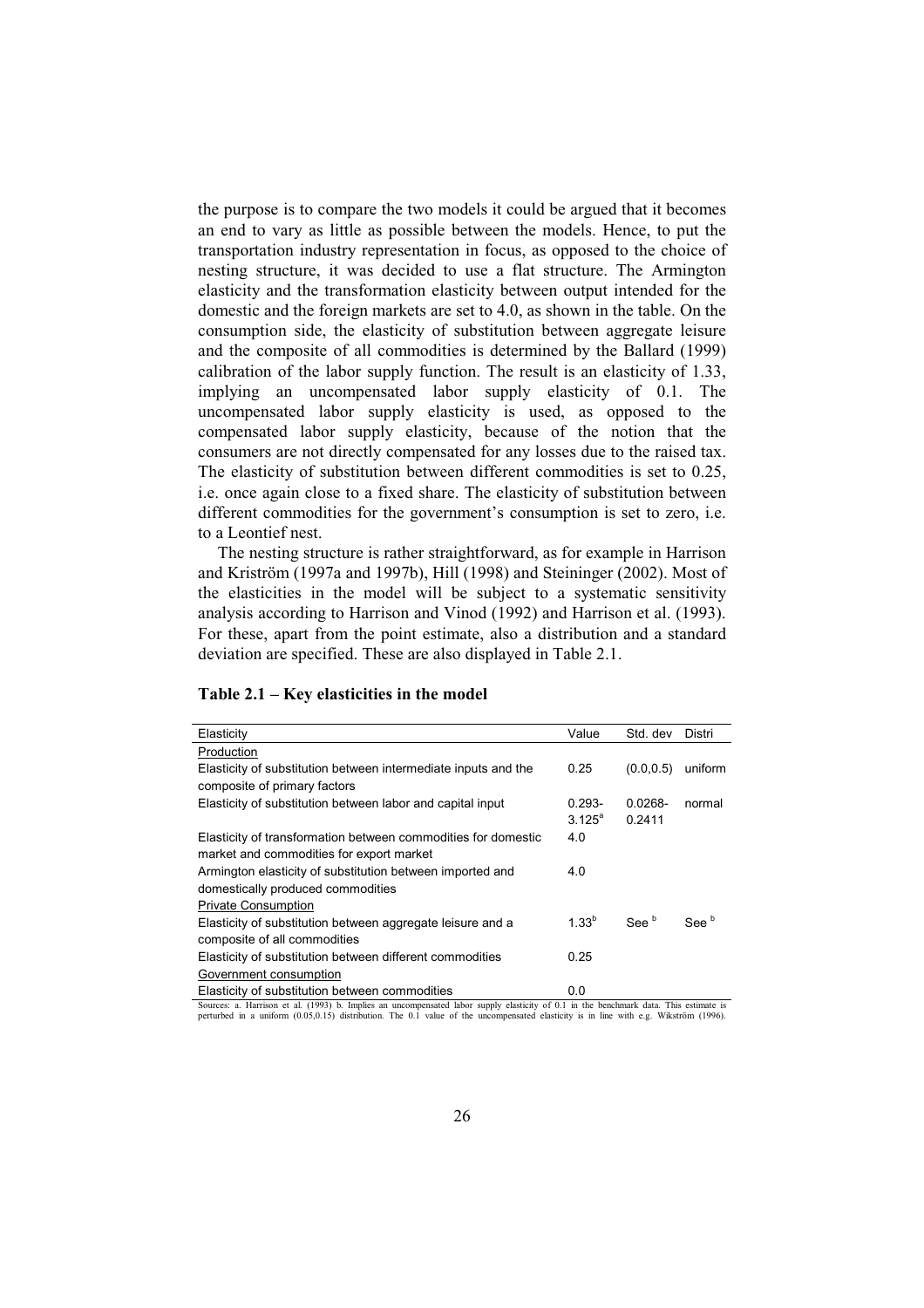the purpose is to compare the two models it could be argued that it becomes an end to vary as little as possible between the models. Hence, to put the transportation industry representation in focus, as opposed to the choice of nesting structure, it was decided to use a flat structure. The Armington elasticity and the transformation elasticity between output intended for the domestic and the foreign markets are set to 4.0, as shown in the table. On the consumption side, the elasticity of substitution between aggregate leisure and the composite of all commodities is determined by the Ballard (1999) calibration of the labor supply function. The result is an elasticity of 1.33, implying an uncompensated labor supply elasticity of 0.1. The uncompensated labor supply elasticity is used, as opposed to the compensated labor supply elasticity, because of the notion that the consumers are not directly compensated for any losses due to the raised tax. The elasticity of substitution between different commodities is set to 0.25, i.e. once again close to a fixed share. The elasticity of substitution between different commodities for the government's consumption is set to zero, i.e. to a Leontief nest.

The nesting structure is rather straightforward, as for example in Harrison and Kriström (1997a and 1997b), Hill (1998) and Steininger (2002). Most of the elasticities in the model will be subject to a systematic sensitivity analysis according to Harrison and Vinod (1992) and Harrison et al. (1993). For these, apart from the point estimate, also a distribution and a standard deviation are specified. These are also displayed in Table 2.1.

**Table 2.1 – Key elasticities in the model**

| Elasticity | Value | Std. dev | Distri |
|---|---|---|---|
| Production | | | |
| Elasticity of substitution between intermediate inputs and the composite of primary factors | 0.25 | (0.0,0.5) | uniform |
| Elasticity of substitution between labor and capital input | 0.293-3.125[a] | 0.0268-0.2411 | normal |
| Elasticity of transformation between commodities for domestic market and commodities for export market | 4.0 | | |
| Armington elasticity of substitution between imported and domestically produced commodities | 4.0 | | |
| Private Consumption | | | |
| Elasticity of substitution between aggregate leisure and a composite of all commodities | 1.33[b] | See [b] | See [b] |
| Elasticity of substitution between different commodities | 0.25 | | |
| Government consumption | | | |
| Elasticity of substitution between commodities | 0.0 | | |

Sources: a. Harrison et al. (1993) b. Implies an uncompensated labor supply elasticity of 0.1 in the benchmark data. This estimate is perturbed in a uniform (0.05,0.15) distribution. The 0.1 value of the uncompensated elasticity is in line with e.g. Wikström (1996).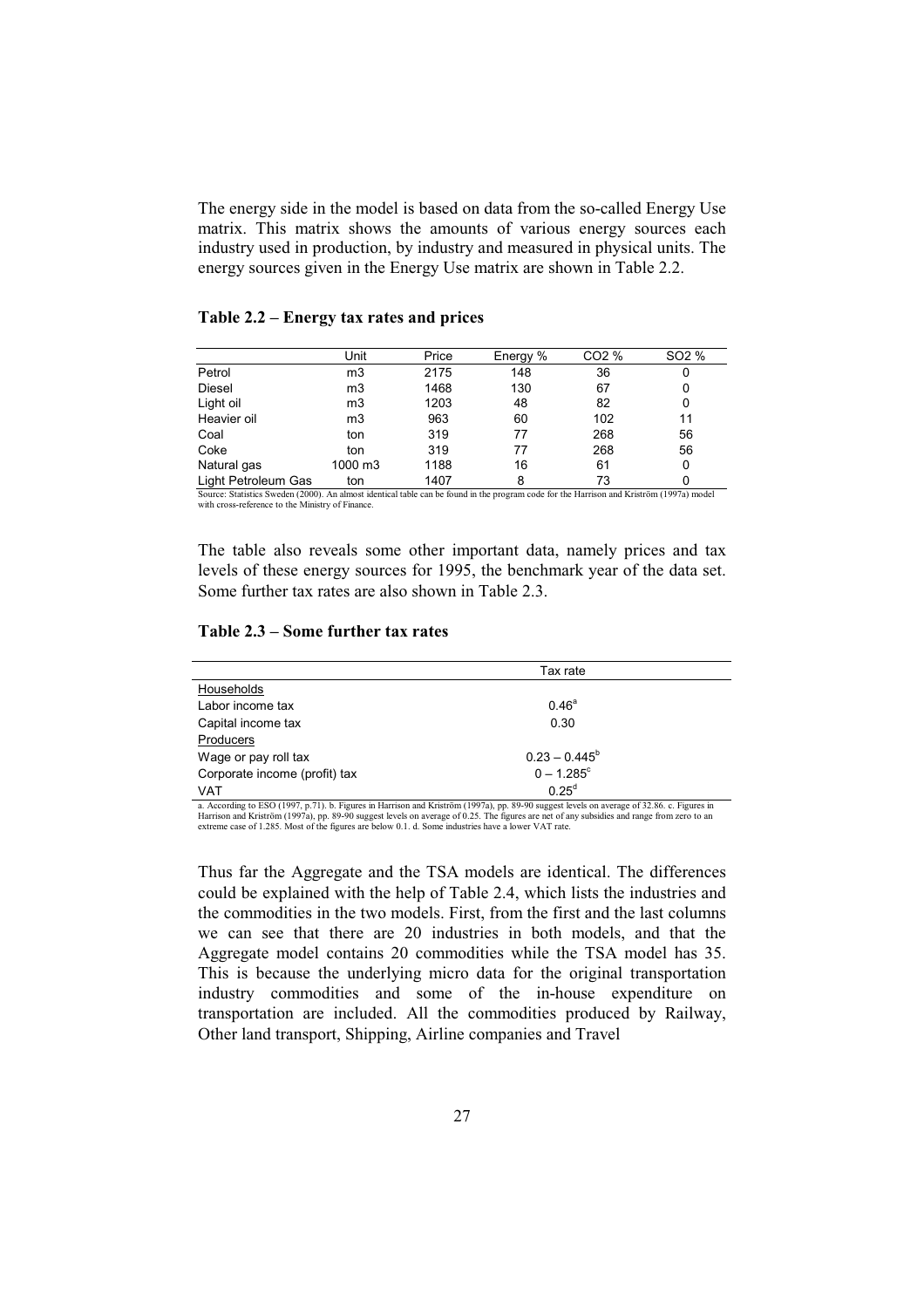The energy side in the model is based on data from the so-called Energy Use matrix. This matrix shows the amounts of various energy sources each industry used in production, by industry and measured in physical units. The energy sources given in the Energy Use matrix are shown in Table 2.2.

**Table 2.2 – Energy tax rates and prices**

| | Unit | Price | Energy % | $CO_2$ % | $SO_2$ % |
|---|---|---|---|---|---|
| Petrol | m3 | 2175 | 148 | 36 | 0 |
| Diesel | m3 | 1468 | 130 | 67 | 0 |
| Light oil | m3 | 1203 | 48 | 82 | 0 |
| Heavier oil | m3 | 963 | 60 | 102 | 11 |
| Coal | ton | 319 | 77 | 268 | 56 |
| Coke | ton | 319 | 77 | 268 | 56 |
| Natural gas | 1000 m3 | 1188 | 16 | 61 | 0 |
| Light Petroleum Gas | ton | 1407 | 8 | 73 | 0 |

Source: Statistics Sweden (2000). An almost identical table can be found in the program code for the Harrison and Kriström (1997a) model with cross-reference to the Ministry of Finance.

The table also reveals some other important data, namely prices and tax levels of these energy sources for 1995, the benchmark year of the data set. Some further tax rates are also shown in Table 2.3.

**Table 2.3 – Some further tax rates**

| | Tax rate |
|---|---|
| Households | |
| Labor income tax | 0.46[a] |
| Capital income tax | 0.30 |
| Producers | |
| Wage or pay roll tax | 0.23 – 0.445[b] |
| Corporate income (profit) tax | 0 – 1.285[c] |
| VAT | 0.25[d] |

a. According to ESO (1997, p.71). b. Figures in Harrison and Kriström (1997a), pp. 89-90 suggest levels on average of 32.86. c. Figures in Harrison and Kriström (1997a), pp. 89-90 suggest levels on average of 0.25. The figures are net of any subsidies and range from zero to an extreme case of 1.285. Most of the figures are below 0.1. d. Some industries have a lower VAT rate.

Thus far the Aggregate and the TSA models are identical. The differences could be explained with the help of Table 2.4, which lists the industries and the commodities in the two models. First, from the first and the last columns we can see that there are 20 industries in both models, and that the Aggregate model contains 20 commodities while the TSA model has 35. This is because the underlying micro data for the original transportation industry commodities and some of the in-house expenditure on transportation are included. All the commodities produced by Railway, Other land transport, Shipping, Airline companies and Travel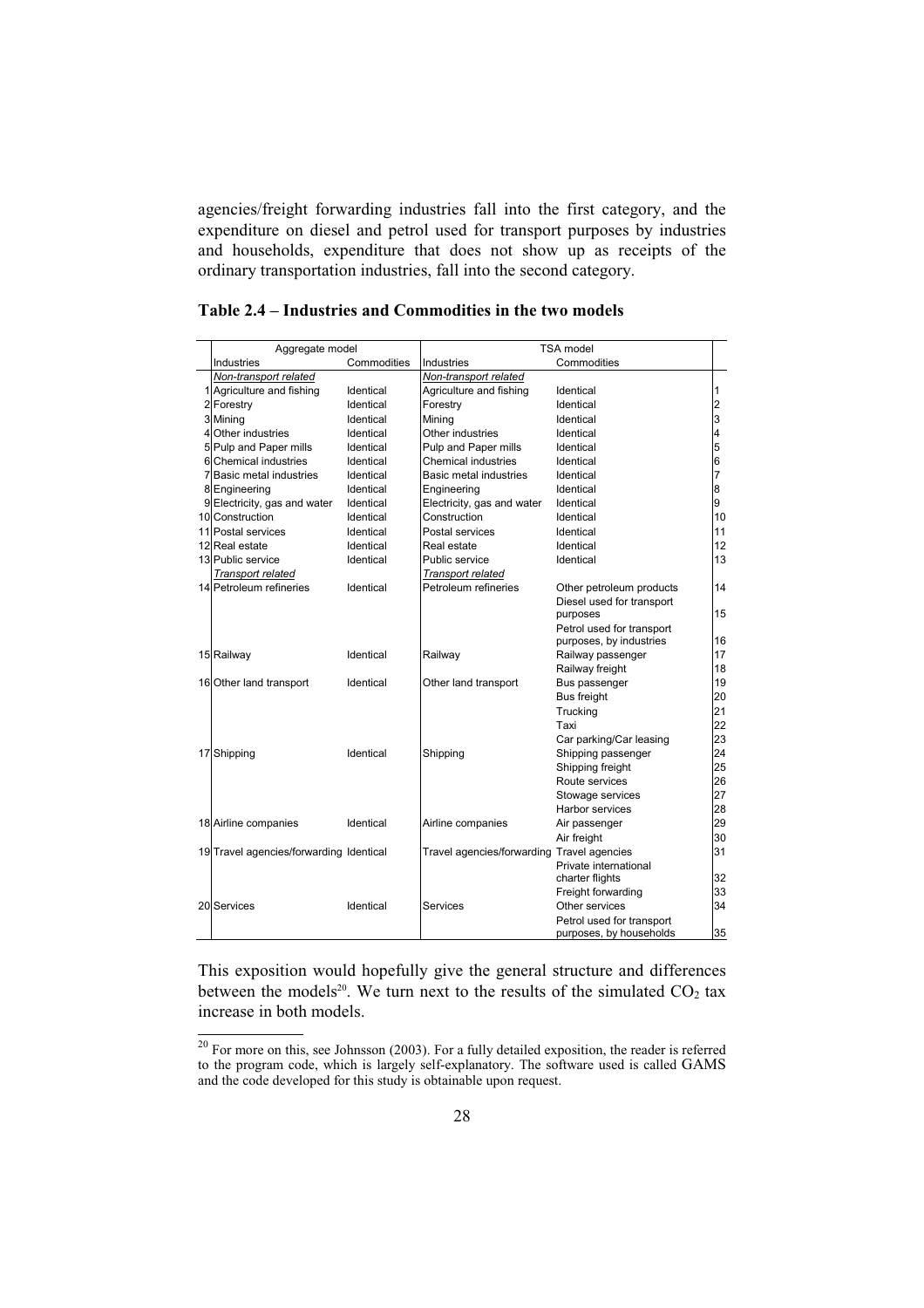agencies/freight forwarding industries fall into the first category, and the expenditure on diesel and petrol used for transport purposes by industries and households, expenditure that does not show up as receipts of the ordinary transportation industries, fall into the second category.

**Table 2.4 – Industries and Commodities in the two models**

| | Aggregate model | | TSA model | | |
|---|---|---|---|---|---|
| | Industries | Commodities | Industries | Commodities | |
| | *Non-transport related* | | *Non-transport related* | | |
| 1 | Agriculture and fishing | Identical | Agriculture and fishing | Identical | 1 |
| 2 | Forestry | Identical | Forestry | Identical | 2 |
| 3 | Mining | Identical | Mining | Identical | 3 |
| 4 | Other industries | Identical | Other industries | Identical | 4 |
| 5 | Pulp and Paper mills | Identical | Pulp and Paper mills | Identical | 5 |
| 6 | Chemical industries | Identical | Chemical industries | Identical | 6 |
| 7 | Basic metal industries | Identical | Basic metal industries | Identical | 7 |
| 8 | Engineering | Identical | Engineering | Identical | 8 |
| 9 | Electricity, gas and water | Identical | Electricity, gas and water | Identical | 9 |
| 10 | Construction | Identical | Construction | Identical | 10 |
| 11 | Postal services | Identical | Postal services | Identical | 11 |
| 12 | Real estate | Identical | Real estate | Identical | 12 |
| 13 | Public service | Identical | Public service | Identical | 13 |
| | *Transport related* | | *Transport related* | | |
| 14 | Petroleum refineries | Identical | Petroleum refineries | Other petroleum products | 14 |
| | | | | Diesel used for transport purposes | 15 |
| | | | | Petrol used for transport purposes, by industries | 16 |
| 15 | Railway | Identical | Railway | Railway passenger | 17 |
| | | | | Railway freight | 18 |
| 16 | Other land transport | Identical | Other land transport | Bus passenger | 19 |
| | | | | Bus freight | 20 |
| | | | | Trucking | 21 |
| | | | | Taxi | 22 |
| | | | | Car parking/Car leasing | 23 |
| 17 | Shipping | Identical | Shipping | Shipping passenger | 24 |
| | | | | Shipping freight | 25 |
| | | | | Route services | 26 |
| | | | | Stowage services | 27 |
| | | | | Harbor services | 28 |
| 18 | Airline companies | Identical | Airline companies | Air passenger | 29 |
| | | | | Air freight | 30 |
| 19 | Travel agencies/forwarding | Identical | Travel agencies/forwarding | Travel agencies | 31 |
| | | | | Private international charter flights | 32 |
| | | | | Freight forwarding | 33 |
| 20 | Services | Identical | Services | Other services | 34 |
| | | | | Petrol used for transport purposes, by households | 35 |

This exposition would hopefully give the general structure and differences between the models[20]. We turn next to the results of the simulated $CO_2$ tax increase in both models.

[20] For more on this, see Johnsson (2003). For a fully detailed exposition, the reader is referred to the program code, which is largely self-explanatory. The software used is called GAMS and the code developed for this study is obtainable upon request.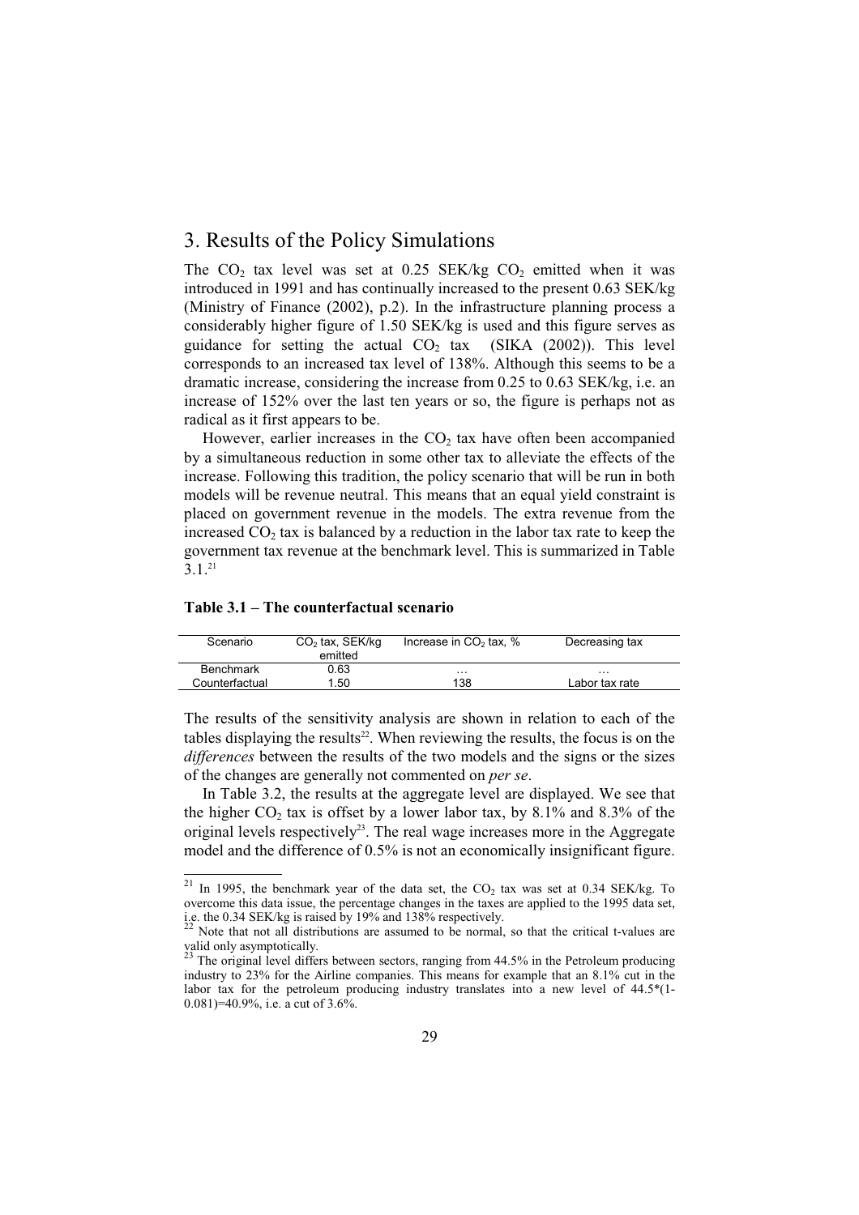# 3. Results of the Policy Simulations

The $CO_2$ tax level was set at 0.25 SEK/kg $CO_2$ emitted when it was introduced in 1991 and has continually increased to the present 0.63 SEK/kg (Ministry of Finance (2002), p.2). In the infrastructure planning process a considerably higher figure of 1.50 SEK/kg is used and this figure serves as guidance for setting the actual $CO_2$ tax (SIKA (2002)). This level corresponds to an increased tax level of 138%. Although this seems to be a dramatic increase, considering the increase from 0.25 to 0.63 SEK/kg, i.e. an increase of 152% over the last ten years or so, the figure is perhaps not as radical as it first appears to be.

However, earlier increases in the $CO_2$ tax have often been accompanied by a simultaneous reduction in some other tax to alleviate the effects of the increase. Following this tradition, the policy scenario that will be run in both models will be revenue neutral. This means that an equal yield constraint is placed on government revenue in the models. The extra revenue from the increased $CO_2$ tax is balanced by a reduction in the labor tax rate to keep the government tax revenue at the benchmark level. This is summarized in Table 3.1.[21]

**Table 3.1 – The counterfactual scenario**

| Scenario | $CO_2$ tax, SEK/kg emitted | Increase in $CO_2$ tax, % | Decreasing tax |
|---|---|---|---|
| Benchmark | 0.63 | … | … |
| Counterfactual | 1.50 | 138 | Labor tax rate |

The results of the sensitivity analysis are shown in relation to each of the tables displaying the results[22]. When reviewing the results, the focus is on the *differences* between the results of the two models and the signs or the sizes of the changes are generally not commented on *per se*.

In Table 3.2, the results at the aggregate level are displayed. We see that the higher $CO_2$ tax is offset by a lower labor tax, by 8.1% and 8.3% of the original levels respectively[23]. The real wage increases more in the Aggregate model and the difference of 0.5% is not an economically insignificant figure.

---

[21] In 1995, the benchmark year of the data set, the $CO_2$ tax was set at 0.34 SEK/kg. To overcome this data issue, the percentage changes in the taxes are applied to the 1995 data set, i.e. the 0.34 SEK/kg is raised by 19% and 138% respectively.

[22] Note that not all distributions are assumed to be normal, so that the critical t-values are valid only asymptotically.

[23] The original level differs between sectors, ranging from 44.5% in the Petroleum producing industry to 23% for the Airline companies. This means for example that an 8.1% cut in the labor tax for the petroleum producing industry translates into a new level of 44.5*(1-0.081)=40.9%, i.e. a cut of 3.6%.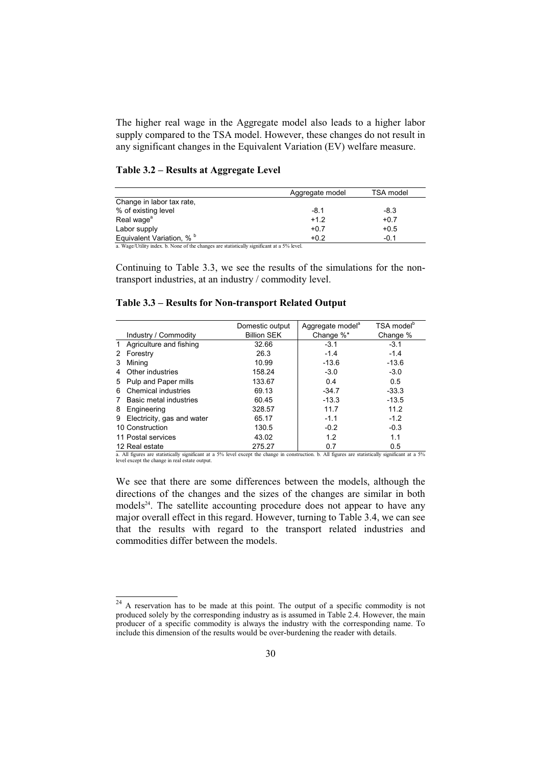The higher real wage in the Aggregate model also leads to a higher labor supply compared to the TSA model. However, these changes do not result in any significant changes in the Equivalent Variation (EV) welfare measure.

**Table 3.2 – Results at Aggregate Level**

| | Aggregate model | TSA model |
|---|---|---|
| Change in labor tax rate, | | |
| % of existing level | -8.1 | -8.3 |
| Real wage[a] | +1.2 | +0.7 |
| Labor supply | +0.7 | +0.5 |
| Equivalent Variation, % [b] | +0.2 | -0.1 |

a. Wage/Utility index. b. None of the changes are statistically significant at a 5% level.

Continuing to Table 3.3, we see the results of the simulations for the non-transport industries, at an industry / commodity level.

**Table 3.3 – Results for Non-transport Related Output**

| Industry / Commodity | Domestic output Billion SEK | Aggregate model[a] Change %* | TSA model[b] Change % |
|---|---|---|---|
| 1 Agriculture and fishing | 32.66 | -3.1 | -3.1 |
| 2 Forestry | 26.3 | -1.4 | -1.4 |
| 3 Mining | 10.99 | -13.6 | -13.6 |
| 4 Other industries | 158.24 | -3.0 | -3.0 |
| 5 Pulp and Paper mills | 133.67 | 0.4 | 0.5 |
| 6 Chemical industries | 69.13 | -34.7 | -33.3 |
| 7 Basic metal industries | 60.45 | -13.3 | -13.5 |
| 8 Engineering | 328.57 | 11.7 | 11.2 |
| 9 Electricity, gas and water | 65.17 | -1.1 | -1.2 |
| 10 Construction | 130.5 | -0.2 | -0.3 |
| 11 Postal services | 43.02 | 1.2 | 1.1 |
| 12 Real estate | 275.27 | 0.7 | 0.5 |

a. All figures are statistically significant at a 5% level except the change in construction. b. All figures are statistically significant at a 5% level except the change in real estate output.

We see that there are some differences between the models, although the directions of the changes and the sizes of the changes are similar in both models[24]. The satellite accounting procedure does not appear to have any major overall effect in this regard. However, turning to Table 3.4, we can see that the results with regard to the transport related industries and commodities differ between the models.

[24] A reservation has to be made at this point. The output of a specific commodity is not produced solely by the corresponding industry as is assumed in Table 2.4. However, the main producer of a specific commodity is always the industry with the corresponding name. To include this dimension of the results would be over-burdening the reader with details.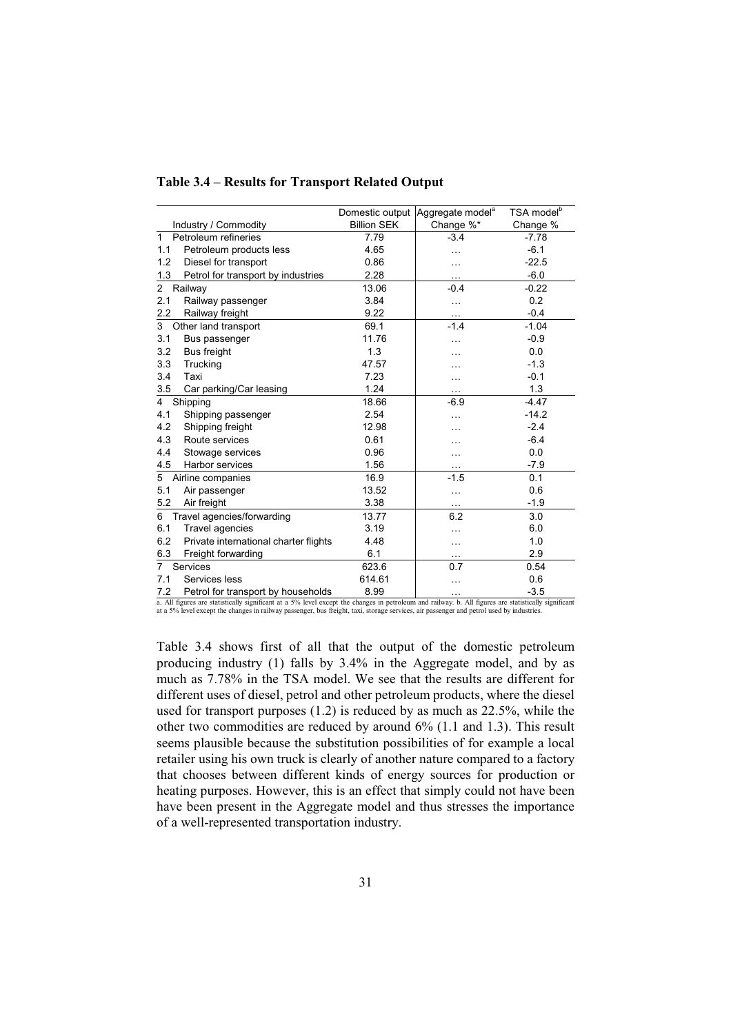**Table 3.4 – Results for Transport Related Output**

| Industry / Commodity | Domestic output Billion SEK | Aggregate model[a] Change %* | TSA model[b] Change % |
|---|---|---|---|
| 1 Petroleum refineries | 7.79 | -3.4 | -7.78 |
| 1.1 Petroleum products less | 4.65 | … | -6.1 |
| 1.2 Diesel for transport | 0.86 | … | -22.5 |
| 1.3 Petrol for transport by industries | 2.28 | … | -6.0 |
| 2 Railway | 13.06 | -0.4 | -0.22 |
| 2.1 Railway passenger | 3.84 | … | 0.2 |
| 2.2 Railway freight | 9.22 | … | -0.4 |
| 3 Other land transport | 69.1 | -1.4 | -1.04 |
| 3.1 Bus passenger | 11.76 | … | -0.9 |
| 3.2 Bus freight | 1.3 | … | 0.0 |
| 3.3 Trucking | 47.57 | … | -1.3 |
| 3.4 Taxi | 7.23 | … | -0.1 |
| 3.5 Car parking/Car leasing | 1.24 | … | 1.3 |
| 4 Shipping | 18.66 | -6.9 | -4.47 |
| 4.1 Shipping passenger | 2.54 | … | -14.2 |
| 4.2 Shipping freight | 12.98 | … | -2.4 |
| 4.3 Route services | 0.61 | … | -6.4 |
| 4.4 Stowage services | 0.96 | … | 0.0 |
| 4.5 Harbor services | 1.56 | … | -7.9 |
| 5 Airline companies | 16.9 | -1.5 | 0.1 |
| 5.1 Air passenger | 13.52 | … | 0.6 |
| 5.2 Air freight | 3.38 | … | -1.9 |
| 6 Travel agencies/forwarding | 13.77 | 6.2 | 3.0 |
| 6.1 Travel agencies | 3.19 | … | 6.0 |
| 6.2 Private international charter flights | 4.48 | … | 1.0 |
| 6.3 Freight forwarding | 6.1 | … | 2.9 |
| 7 Services | 623.6 | 0.7 | 0.54 |
| 7.1 Services less | 614.61 | … | 0.6 |
| 7.2 Petrol for transport by households | 8.99 | … | -3.5 |

a. All figures are statistically significant at a 5% level except the changes in petroleum and railway. b. All figures are statistically significant at a 5% level except the changes in railway passenger, bus freight, taxi, storage services, air passenger and petrol used by industries.

Table 3.4 shows first of all that the output of the domestic petroleum producing industry (1) falls by 3.4% in the Aggregate model, and by as much as 7.78% in the TSA model. We see that the results are different for different uses of diesel, petrol and other petroleum products, where the diesel used for transport purposes (1.2) is reduced by as much as 22.5%, while the other two commodities are reduced by around 6% (1.1 and 1.3). This result seems plausible because the substitution possibilities of for example a local retailer using his own truck is clearly of another nature compared to a factory that chooses between different kinds of energy sources for production or heating purposes. However, this is an effect that simply could not have been have been present in the Aggregate model and thus stresses the importance of a well-represented transportation industry.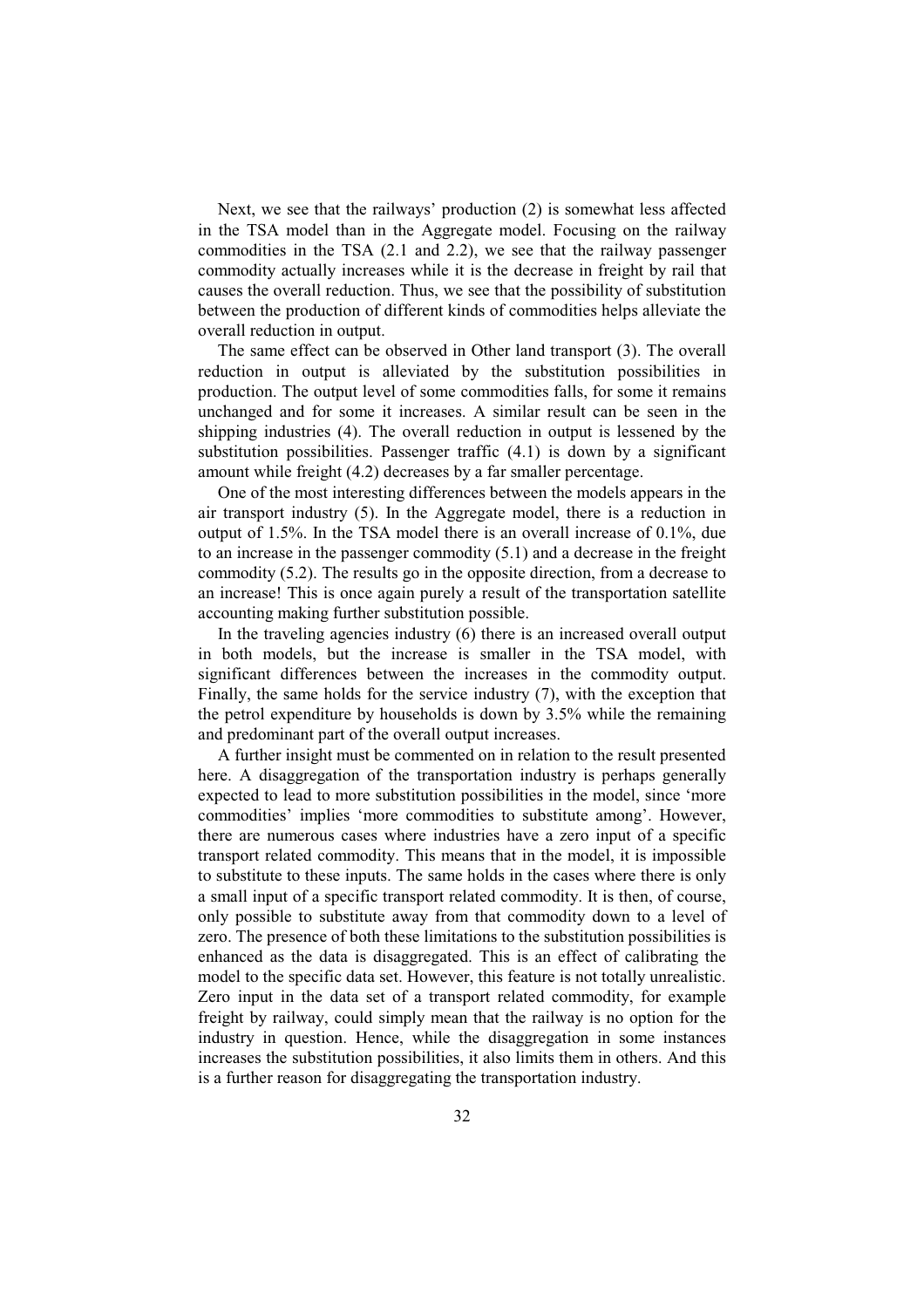Next, we see that the railways' production (2) is somewhat less affected in the TSA model than in the Aggregate model. Focusing on the railway commodities in the TSA (2.1 and 2.2), we see that the railway passenger commodity actually increases while it is the decrease in freight by rail that causes the overall reduction. Thus, we see that the possibility of substitution between the production of different kinds of commodities helps alleviate the overall reduction in output.

The same effect can be observed in Other land transport (3). The overall reduction in output is alleviated by the substitution possibilities in production. The output level of some commodities falls, for some it remains unchanged and for some it increases. A similar result can be seen in the shipping industries (4). The overall reduction in output is lessened by the substitution possibilities. Passenger traffic (4.1) is down by a significant amount while freight (4.2) decreases by a far smaller percentage.

One of the most interesting differences between the models appears in the air transport industry (5). In the Aggregate model, there is a reduction in output of 1.5%. In the TSA model there is an overall increase of 0.1%, due to an increase in the passenger commodity (5.1) and a decrease in the freight commodity (5.2). The results go in the opposite direction, from a decrease to an increase! This is once again purely a result of the transportation satellite accounting making further substitution possible.

In the traveling agencies industry (6) there is an increased overall output in both models, but the increase is smaller in the TSA model, with significant differences between the increases in the commodity output. Finally, the same holds for the service industry (7), with the exception that the petrol expenditure by households is down by 3.5% while the remaining and predominant part of the overall output increases.

A further insight must be commented on in relation to the result presented here. A disaggregation of the transportation industry is perhaps generally expected to lead to more substitution possibilities in the model, since 'more commodities' implies 'more commodities to substitute among'. However, there are numerous cases where industries have a zero input of a specific transport related commodity. This means that in the model, it is impossible to substitute to these inputs. The same holds in the cases where there is only a small input of a specific transport related commodity. It is then, of course, only possible to substitute away from that commodity down to a level of zero. The presence of both these limitations to the substitution possibilities is enhanced as the data is disaggregated. This is an effect of calibrating the model to the specific data set. However, this feature is not totally unrealistic. Zero input in the data set of a transport related commodity, for example freight by railway, could simply mean that the railway is no option for the industry in question. Hence, while the disaggregation in some instances increases the substitution possibilities, it also limits them in others. And this is a further reason for disaggregating the transportation industry.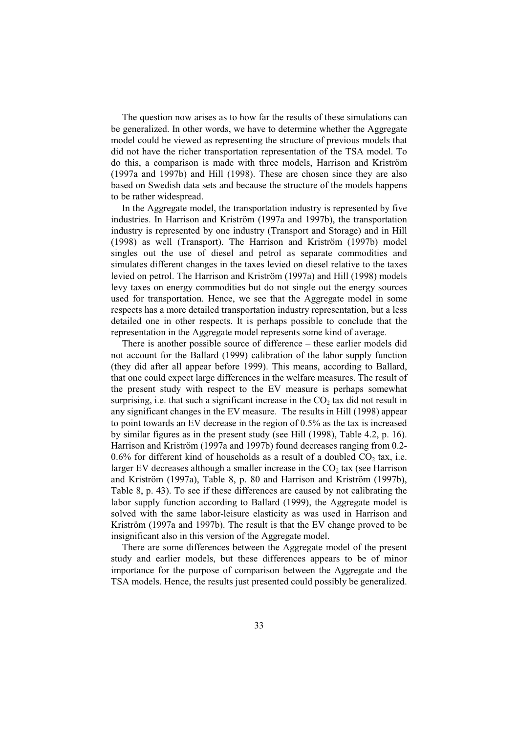The question now arises as to how far the results of these simulations can be generalized. In other words, we have to determine whether the Aggregate model could be viewed as representing the structure of previous models that did not have the richer transportation representation of the TSA model. To do this, a comparison is made with three models, Harrison and Kriström (1997a and 1997b) and Hill (1998). These are chosen since they are also based on Swedish data sets and because the structure of the models happens to be rather widespread.

In the Aggregate model, the transportation industry is represented by five industries. In Harrison and Kriström (1997a and 1997b), the transportation industry is represented by one industry (Transport and Storage) and in Hill (1998) as well (Transport). The Harrison and Kriström (1997b) model singles out the use of diesel and petrol as separate commodities and simulates different changes in the taxes levied on diesel relative to the taxes levied on petrol. The Harrison and Kriström (1997a) and Hill (1998) models levy taxes on energy commodities but do not single out the energy sources used for transportation. Hence, we see that the Aggregate model in some respects has a more detailed transportation industry representation, but a less detailed one in other respects. It is perhaps possible to conclude that the representation in the Aggregate model represents some kind of average.

There is another possible source of difference – these earlier models did not account for the Ballard (1999) calibration of the labor supply function (they did after all appear before 1999). This means, according to Ballard, that one could expect large differences in the welfare measures. The result of the present study with respect to the EV measure is perhaps somewhat surprising, i.e. that such a significant increase in the $CO_2$ tax did not result in any significant changes in the EV measure. The results in Hill (1998) appear to point towards an EV decrease in the region of 0.5% as the tax is increased by similar figures as in the present study (see Hill (1998), Table 4.2, p. 16). Harrison and Kriström (1997a and 1997b) found decreases ranging from 0.2-0.6% for different kind of households as a result of a doubled $CO_2$ tax, i.e. larger EV decreases although a smaller increase in the $CO_2$ tax (see Harrison and Kriström (1997a), Table 8, p. 80 and Harrison and Kriström (1997b), Table 8, p. 43). To see if these differences are caused by not calibrating the labor supply function according to Ballard (1999), the Aggregate model is solved with the same labor-leisure elasticity as was used in Harrison and Kriström (1997a and 1997b). The result is that the EV change proved to be insignificant also in this version of the Aggregate model.

There are some differences between the Aggregate model of the present study and earlier models, but these differences appears to be of minor importance for the purpose of comparison between the Aggregate and the TSA models. Hence, the results just presented could possibly be generalized.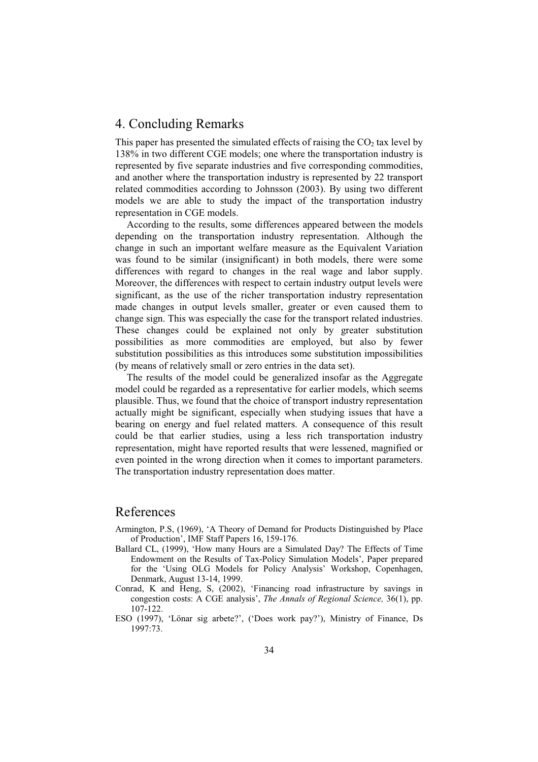## 4. Concluding Remarks

This paper has presented the simulated effects of raising the $CO_2$ tax level by 138% in two different CGE models; one where the transportation industry is represented by five separate industries and five corresponding commodities, and another where the transportation industry is represented by 22 transport related commodities according to Johnsson (2003). By using two different models we are able to study the impact of the transportation industry representation in CGE models.

According to the results, some differences appeared between the models depending on the transportation industry representation. Although the change in such an important welfare measure as the Equivalent Variation was found to be similar (insignificant) in both models, there were some differences with regard to changes in the real wage and labor supply. Moreover, the differences with respect to certain industry output levels were significant, as the use of the richer transportation industry representation made changes in output levels smaller, greater or even caused them to change sign. This was especially the case for the transport related industries. These changes could be explained not only by greater substitution possibilities as more commodities are employed, but also by fewer substitution possibilities as this introduces some substitution impossibilities (by means of relatively small or zero entries in the data set).

The results of the model could be generalized insofar as the Aggregate model could be regarded as a representative for earlier models, which seems plausible. Thus, we found that the choice of transport industry representation actually might be significant, especially when studying issues that have a bearing on energy and fuel related matters. A consequence of this result could be that earlier studies, using a less rich transportation industry representation, might have reported results that were lessened, magnified or even pointed in the wrong direction when it comes to important parameters. The transportation industry representation does matter.

## References

Armington, P.S, (1969), 'A Theory of Demand for Products Distinguished by Place of Production', IMF Staff Papers 16, 159-176.

Ballard CL, (1999), 'How many Hours are a Simulated Day? The Effects of Time Endowment on the Results of Tax-Policy Simulation Models', Paper prepared for the 'Using OLG Models for Policy Analysis' Workshop, Copenhagen, Denmark, August 13-14, 1999.

Conrad, K and Heng, S, (2002), 'Financing road infrastructure by savings in congestion costs: A CGE analysis', *The Annals of Regional Science,* 36(1), pp. 107-122.

ESO (1997), 'Lönar sig arbete?', ('Does work pay?'), Ministry of Finance, Ds 1997:73.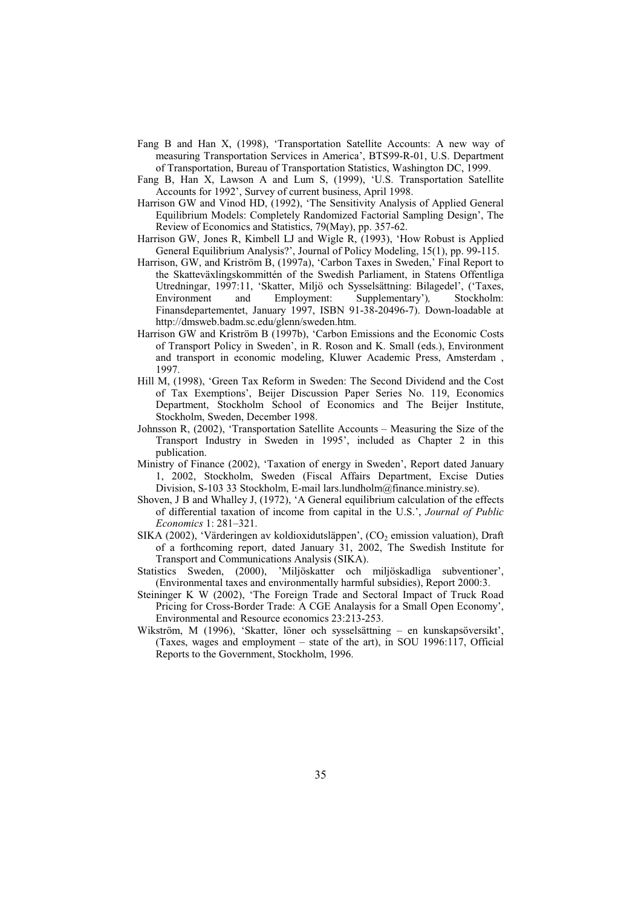Fang B and Han X, (1998), 'Transportation Satellite Accounts: A new way of measuring Transportation Services in America', BTS99-R-01, U.S. Department of Transportation, Bureau of Transportation Statistics, Washington DC, 1999.

Fang B, Han X, Lawson A and Lum S, (1999), 'U.S. Transportation Satellite Accounts for 1992', Survey of current business, April 1998.

Harrison GW and Vinod HD, (1992), 'The Sensitivity Analysis of Applied General Equilibrium Models: Completely Randomized Factorial Sampling Design', The Review of Economics and Statistics, 79(May), pp. 357-62.

Harrison GW, Jones R, Kimbell LJ and Wigle R, (1993), 'How Robust is Applied General Equilibrium Analysis?', Journal of Policy Modeling, 15(1), pp. 99-115.

Harrison, GW, and Kriström B, (1997a), 'Carbon Taxes in Sweden,' Final Report to the Skatteväxlingskommittén of the Swedish Parliament, in Statens Offentliga Utredningar, 1997:11, 'Skatter, Miljö och Sysselsättning: Bilagedel', ('Taxes, Environment and Employment: Supplementary'), Stockholm: Finansdepartementet, January 1997, ISBN 91-38-20496-7). Down-loadable at http://dmsweb.badm.sc.edu/glenn/sweden.htm.

Harrison GW and Kriström B (1997b), 'Carbon Emissions and the Economic Costs of Transport Policy in Sweden', in R. Roson and K. Small (eds.), Environment and transport in economic modeling, Kluwer Academic Press, Amsterdam , 1997.

Hill M, (1998), 'Green Tax Reform in Sweden: The Second Dividend and the Cost of Tax Exemptions', Beijer Discussion Paper Series No. 119, Economics Department, Stockholm School of Economics and The Beijer Institute, Stockholm, Sweden, December 1998.

Johnsson R, (2002), 'Transportation Satellite Accounts – Measuring the Size of the Transport Industry in Sweden in 1995', included as Chapter 2 in this publication.

Ministry of Finance (2002), 'Taxation of energy in Sweden', Report dated January 1, 2002, Stockholm, Sweden (Fiscal Affairs Department, Excise Duties Division, S-103 33 Stockholm, E-mail lars.lundholm@finance.ministry.se).

Shoven, J B and Whalley J, (1972), 'A General equilibrium calculation of the effects of differential taxation of income from capital in the U.S.', *Journal of Public Economics* 1: 281–321.

SIKA (2002), 'Värderingen av koldioxidutsläppen', ($CO_2$ emission valuation), Draft of a forthcoming report, dated January 31, 2002, The Swedish Institute for Transport and Communications Analysis (SIKA).

Statistics Sweden, (2000), 'Miljöskatter och miljöskadliga subventioner', (Environmental taxes and environmentally harmful subsidies), Report 2000:3.

Steininger K W (2002), 'The Foreign Trade and Sectoral Impact of Truck Road Pricing for Cross-Border Trade: A CGE Analaysis for a Small Open Economy', Environmental and Resource economics 23:213-253.

Wikström, M (1996), 'Skatter, löner och sysselsättning – en kunskapsöversikt', (Taxes, wages and employment – state of the art), in SOU 1996:117, Official Reports to the Government, Stockholm, 1996.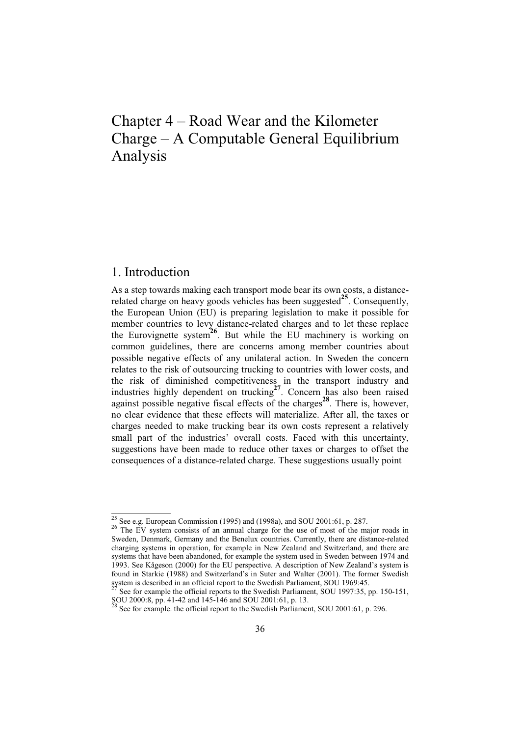# Chapter 4 – Road Wear and the Kilometer Charge – A Computable General Equilibrium Analysis

## 1. Introduction

As a step towards making each transport mode bear its own costs, a distance-related charge on heavy goods vehicles has been suggested[25]. Consequently, the European Union (EU) is preparing legislation to make it possible for member countries to levy distance-related charges and to let these replace the Eurovignette system[26]. But while the EU machinery is working on common guidelines, there are concerns among member countries about possible negative effects of any unilateral action. In Sweden the concern relates to the risk of outsourcing trucking to countries with lower costs, and the risk of diminished competitiveness in the transport industry and industries highly dependent on trucking[27]. Concern has also been raised against possible negative fiscal effects of the charges[28]. There is, however, no clear evidence that these effects will materialize. After all, the taxes or charges needed to make trucking bear its own costs represent a relatively small part of the industries' overall costs. Faced with this uncertainty, suggestions have been made to reduce other taxes or charges to offset the consequences of a distance-related charge. These suggestions usually point

---

[25] See e.g. European Commission (1995) and (1998a), and SOU 2001:61, p. 287.

[26] The EV system consists of an annual charge for the use of most of the major roads in Sweden, Denmark, Germany and the Benelux countries. Currently, there are distance-related charging systems in operation, for example in New Zealand and Switzerland, and there are systems that have been abandoned, for example the system used in Sweden between 1974 and 1993. See Kågeson (2000) for the EU perspective. A description of New Zealand's system is found in Starkie (1988) and Switzerland's in Suter and Walter (2001). The former Swedish system is described in an official report to the Swedish Parliament, SOU 1969:45.

[27] See for example the official reports to the Swedish Parliament, SOU 1997:35, pp. 150-151, SOU 2000:8, pp. 41-42 and 145-146 and SOU 2001:61, p. 13.

[28] See for example. the official report to the Swedish Parliament, SOU 2001:61, p. 296.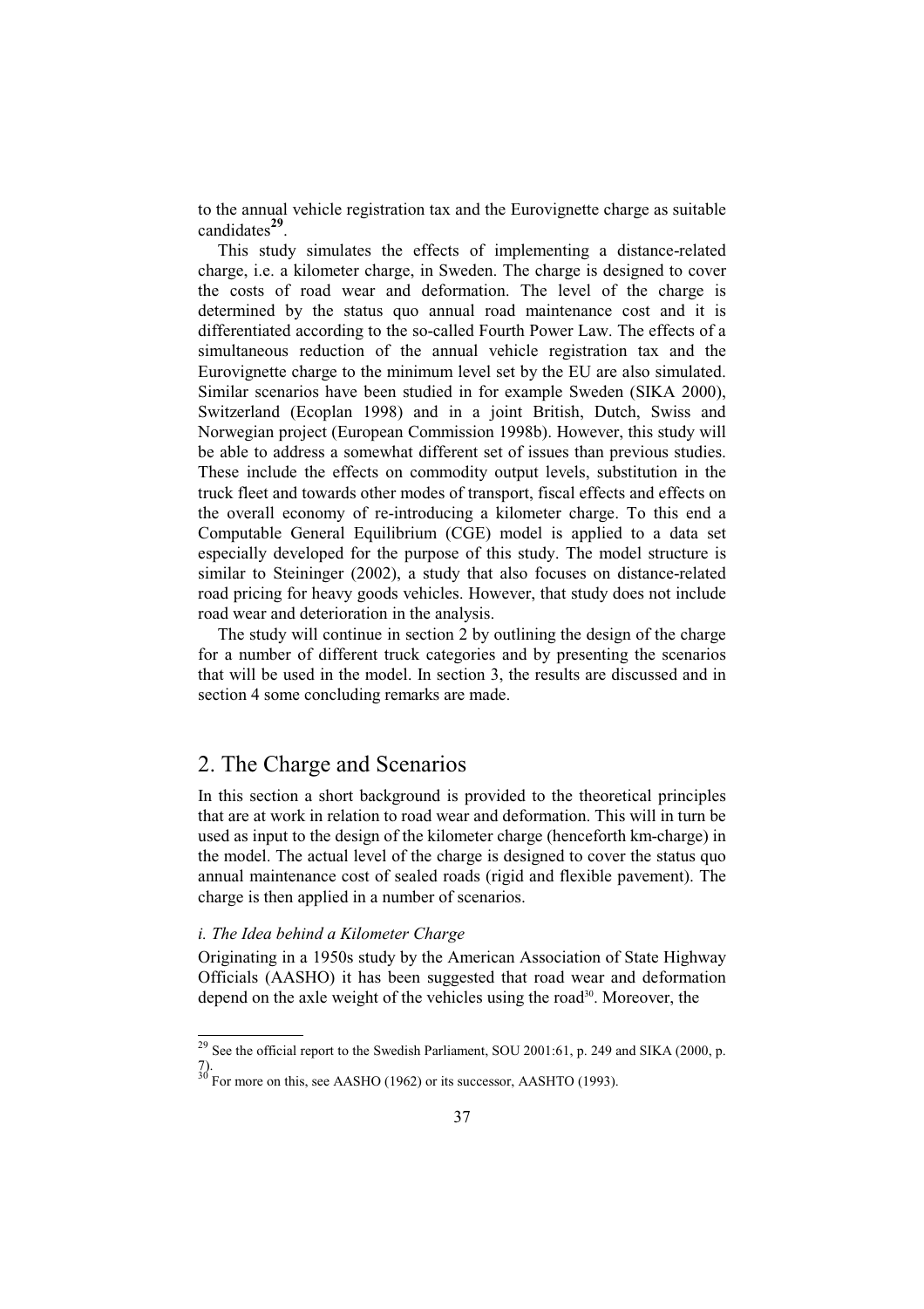to the annual vehicle registration tax and the Eurovignette charge as suitable candidates[29].

This study simulates the effects of implementing a distance-related charge, i.e. a kilometer charge, in Sweden. The charge is designed to cover the costs of road wear and deformation. The level of the charge is determined by the status quo annual road maintenance cost and it is differentiated according to the so-called Fourth Power Law. The effects of a simultaneous reduction of the annual vehicle registration tax and the Eurovignette charge to the minimum level set by the EU are also simulated. Similar scenarios have been studied in for example Sweden (SIKA 2000), Switzerland (Ecoplan 1998) and in a joint British, Dutch, Swiss and Norwegian project (European Commission 1998b). However, this study will be able to address a somewhat different set of issues than previous studies. These include the effects on commodity output levels, substitution in the truck fleet and towards other modes of transport, fiscal effects and effects on the overall economy of re-introducing a kilometer charge. To this end a Computable General Equilibrium (CGE) model is applied to a data set especially developed for the purpose of this study. The model structure is similar to Steininger (2002), a study that also focuses on distance-related road pricing for heavy goods vehicles. However, that study does not include road wear and deterioration in the analysis.

The study will continue in section 2 by outlining the design of the charge for a number of different truck categories and by presenting the scenarios that will be used in the model. In section 3, the results are discussed and in section 4 some concluding remarks are made.

## 2. The Charge and Scenarios

In this section a short background is provided to the theoretical principles that are at work in relation to road wear and deformation. This will in turn be used as input to the design of the kilometer charge (henceforth km-charge) in the model. The actual level of the charge is designed to cover the status quo annual maintenance cost of sealed roads (rigid and flexible pavement). The charge is then applied in a number of scenarios.

### *i. The Idea behind a Kilometer Charge*

Originating in a 1950s study by the American Association of State Highway Officials (AASHO) it has been suggested that road wear and deformation depend on the axle weight of the vehicles using the road[30]. Moreover, the

---

[29] See the official report to the Swedish Parliament, SOU 2001:61, p. 249 and SIKA (2000, p. 7).

[30] For more on this, see AASHO (1962) or its successor, AASHTO (1993).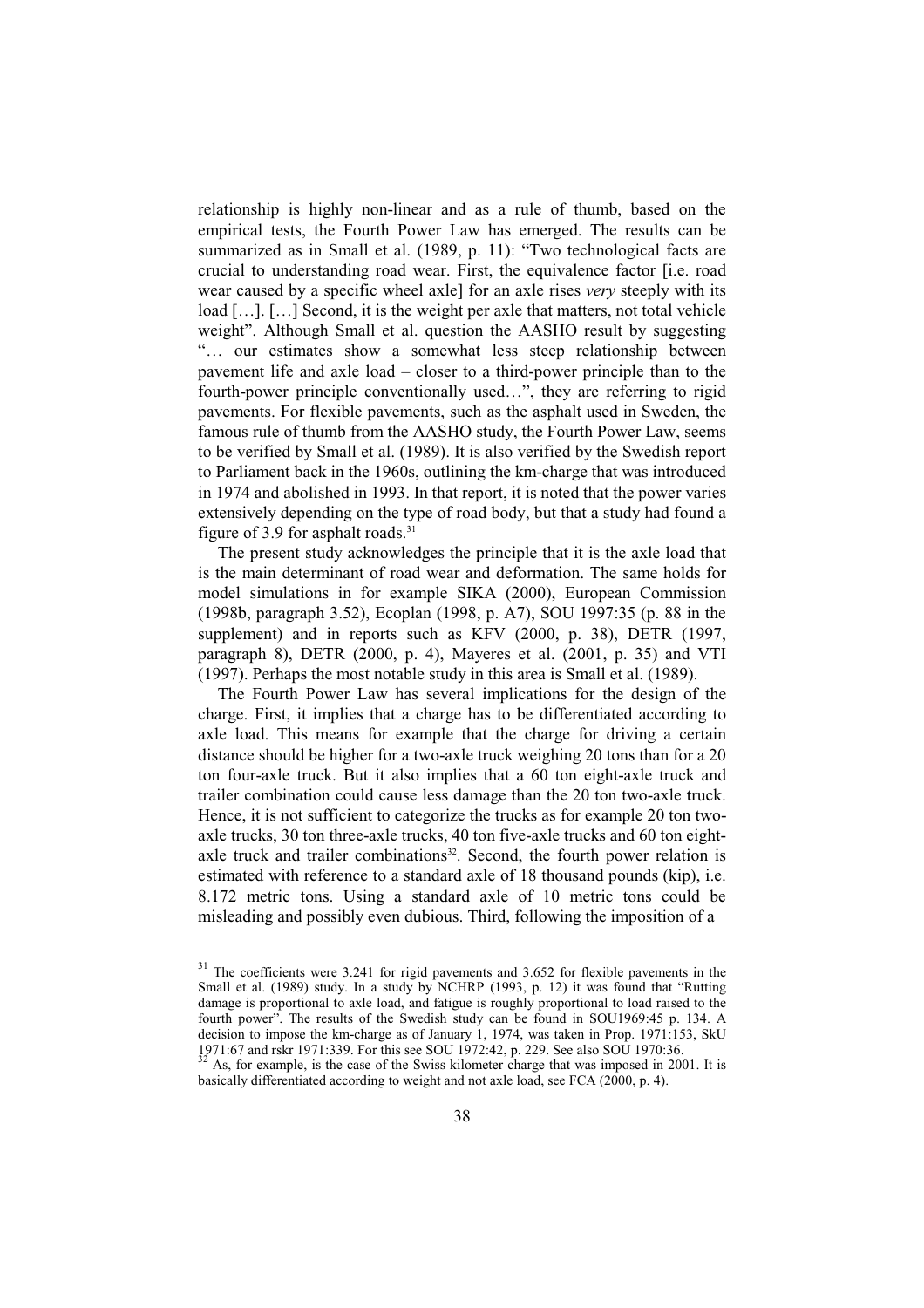relationship is highly non-linear and as a rule of thumb, based on the empirical tests, the Fourth Power Law has emerged. The results can be summarized as in Small et al. (1989, p. 11): "Two technological facts are crucial to understanding road wear. First, the equivalence factor [i.e. road wear caused by a specific wheel axle] for an axle rises *very* steeply with its load […]. […] Second, it is the weight per axle that matters, not total vehicle weight". Although Small et al. question the AASHO result by suggesting "… our estimates show a somewhat less steep relationship between pavement life and axle load – closer to a third-power principle than to the fourth-power principle conventionally used…", they are referring to rigid pavements. For flexible pavements, such as the asphalt used in Sweden, the famous rule of thumb from the AASHO study, the Fourth Power Law, seems to be verified by Small et al. (1989). It is also verified by the Swedish report to Parliament back in the 1960s, outlining the km-charge that was introduced in 1974 and abolished in 1993. In that report, it is noted that the power varies extensively depending on the type of road body, but that a study had found a figure of 3.9 for asphalt roads.[31]

The present study acknowledges the principle that it is the axle load that is the main determinant of road wear and deformation. The same holds for model simulations in for example SIKA (2000), European Commission (1998b, paragraph 3.52), Ecoplan (1998, p. A7), SOU 1997:35 (p. 88 in the supplement) and in reports such as KFV (2000, p. 38), DETR (1997, paragraph 8), DETR (2000, p. 4), Mayeres et al. (2001, p. 35) and VTI (1997). Perhaps the most notable study in this area is Small et al. (1989).

The Fourth Power Law has several implications for the design of the charge. First, it implies that a charge has to be differentiated according to axle load. This means for example that the charge for driving a certain distance should be higher for a two-axle truck weighing 20 tons than for a 20 ton four-axle truck. But it also implies that a 60 ton eight-axle truck and trailer combination could cause less damage than the 20 ton two-axle truck. Hence, it is not sufficient to categorize the trucks as for example 20 ton two-axle trucks, 30 ton three-axle trucks, 40 ton five-axle trucks and 60 ton eight-axle truck and trailer combinations[32]. Second, the fourth power relation is estimated with reference to a standard axle of 18 thousand pounds (kip), i.e. 8.172 metric tons. Using a standard axle of 10 metric tons could be misleading and possibly even dubious. Third, following the imposition of a

---

[31] The coefficients were 3.241 for rigid pavements and 3.652 for flexible pavements in the Small et al. (1989) study. In a study by NCHRP (1993, p. 12) it was found that "Rutting damage is proportional to axle load, and fatigue is roughly proportional to load raised to the fourth power". The results of the Swedish study can be found in SOU1969:45 p. 134. A decision to impose the km-charge as of January 1, 1974, was taken in Prop. 1971:153, SkU 1971:67 and rskr 1971:339. For this see SOU 1972:42, p. 229. See also SOU 1970:36.

[32] As, for example, is the case of the Swiss kilometer charge that was imposed in 2001. It is basically differentiated according to weight and not axle load, see FCA (2000, p. 4).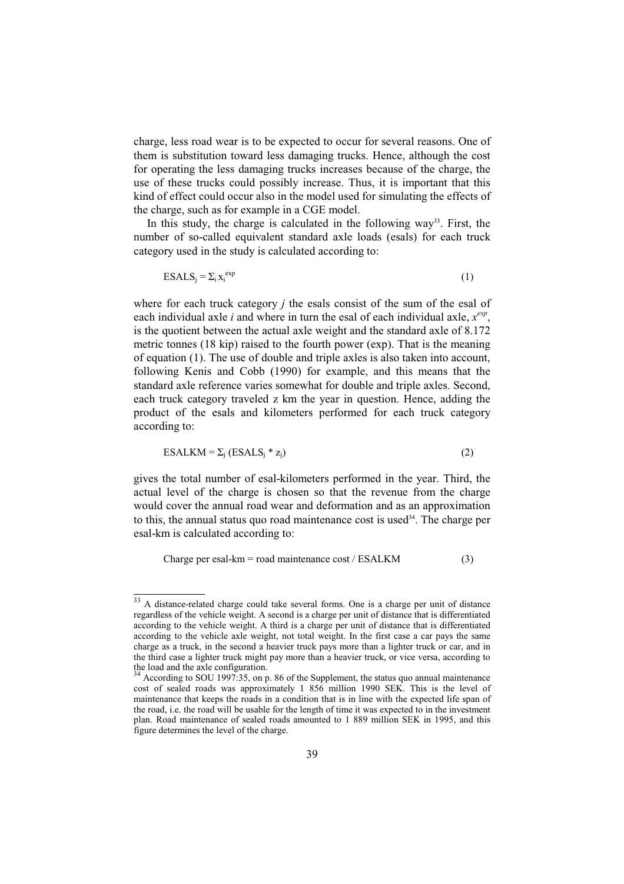charge, less road wear is to be expected to occur for several reasons. One of them is substitution toward less damaging trucks. Hence, although the cost for operating the less damaging trucks increases because of the charge, the use of these trucks could possibly increase. Thus, it is important that this kind of effect could occur also in the model used for simulating the effects of the charge, such as for example in a CGE model.

In this study, the charge is calculated in the following way[33]. First, the number of so-called equivalent standard axle loads (esals) for each truck category used in the study is calculated according to:

$$\text{ESALS}_j = \Sigma_i \, x_i^{\text{exp}} \tag{1}$$

where for each truck category *j* the esals consist of the sum of the esal of each individual axle *i* and where in turn the esal of each individual axle, $x^{exp}$, is the quotient between the actual axle weight and the standard axle of 8.172 metric tonnes (18 kip) raised to the fourth power (exp). That is the meaning of equation (1). The use of double and triple axles is also taken into account, following Kenis and Cobb (1990) for example, and this means that the standard axle reference varies somewhat for double and triple axles. Second, each truck category traveled z km the year in question. Hence, adding the product of the esals and kilometers performed for each truck category according to:

$$\text{ESALKM} = \Sigma_j \, (\text{ESALS}_j * z_j) \tag{2}$$

gives the total number of esal-kilometers performed in the year. Third, the actual level of the charge is chosen so that the revenue from the charge would cover the annual road wear and deformation and as an approximation to this, the annual status quo road maintenance cost is used[34]. The charge per esal-km is calculated according to:

$$\text{Charge per esal-km} = \text{road maintenance cost} \,/\, \text{ESALKM} \tag{3}$$

---

[33] A distance-related charge could take several forms. One is a charge per unit of distance regardless of the vehicle weight. A second is a charge per unit of distance that is differentiated according to the vehicle weight. A third is a charge per unit of distance that is differentiated according to the vehicle axle weight, not total weight. In the first case a car pays the same charge as a truck, in the second a heavier truck pays more than a lighter truck or car, and in the third case a lighter truck might pay more than a heavier truck, or vice versa, according to the load and the axle configuration.

[34] According to SOU 1997:35, on p. 86 of the Supplement, the status quo annual maintenance cost of sealed roads was approximately 1 856 million 1990 SEK. This is the level of maintenance that keeps the roads in a condition that is in line with the expected life span of the road, i.e. the road will be usable for the length of time it was expected to in the investment plan. Road maintenance of sealed roads amounted to 1 889 million SEK in 1995, and this figure determines the level of the charge.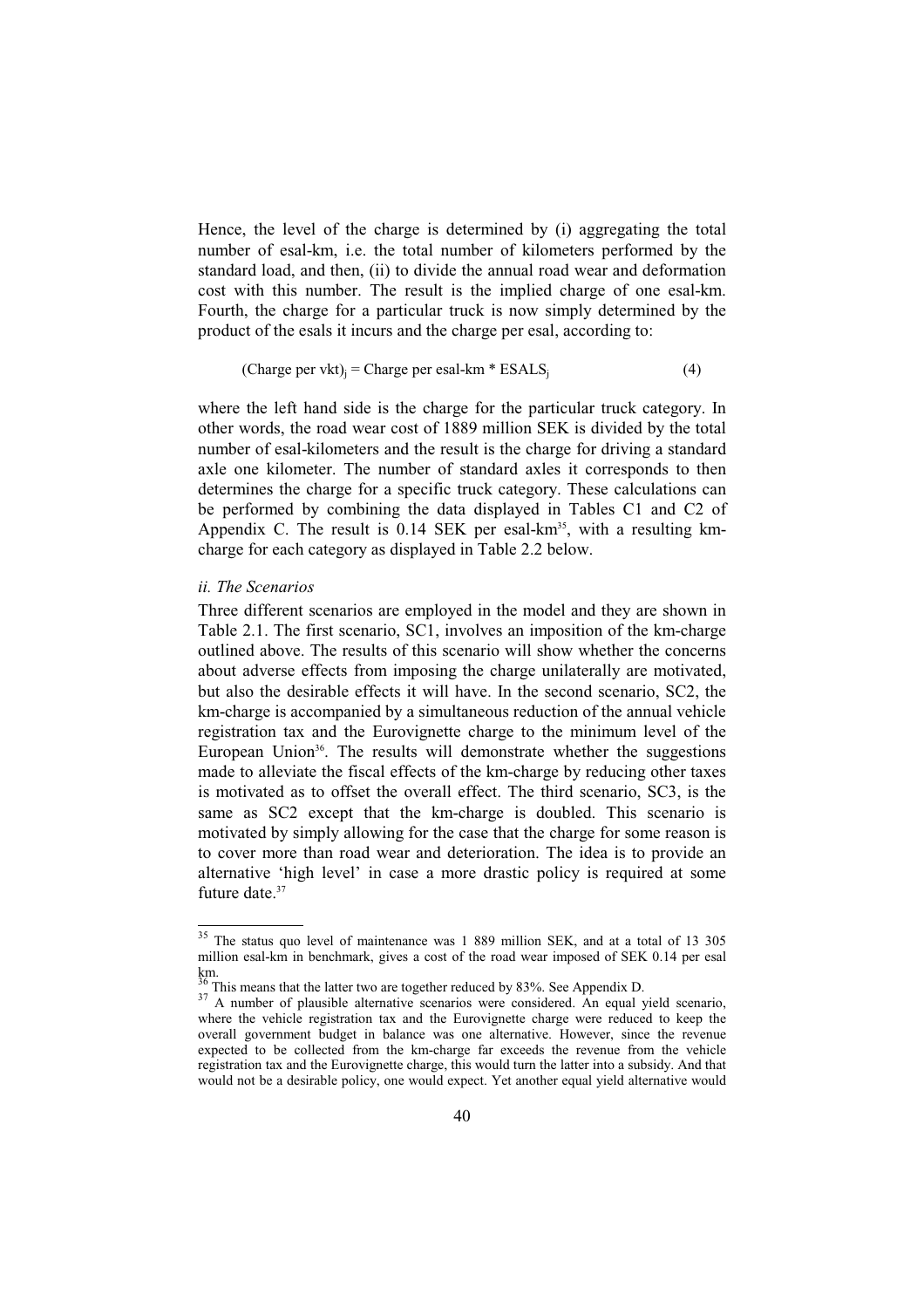Hence, the level of the charge is determined by (i) aggregating the total number of esal-km, i.e. the total number of kilometers performed by the standard load, and then, (ii) to divide the annual road wear and deformation cost with this number. The result is the implied charge of one esal-km. Fourth, the charge for a particular truck is now simply determined by the product of the esals it incurs and the charge per esal, according to:

$$(\text{Charge per vkt})_j = \text{Charge per esal-km} * \text{ESALS}_j \qquad (4)$$

where the left hand side is the charge for the particular truck category. In other words, the road wear cost of 1889 million SEK is divided by the total number of esal-kilometers and the result is the charge for driving a standard axle one kilometer. The number of standard axles it corresponds to then determines the charge for a specific truck category. These calculations can be performed by combining the data displayed in Tables C1 and C2 of Appendix C. The result is 0.14 SEK per esal-km[35], with a resulting km-charge for each category as displayed in Table 2.2 below.

*ii. The Scenarios*

Three different scenarios are employed in the model and they are shown in Table 2.1. The first scenario, SC1, involves an imposition of the km-charge outlined above. The results of this scenario will show whether the concerns about adverse effects from imposing the charge unilaterally are motivated, but also the desirable effects it will have. In the second scenario, SC2, the km-charge is accompanied by a simultaneous reduction of the annual vehicle registration tax and the Eurovignette charge to the minimum level of the European Union[36]. The results will demonstrate whether the suggestions made to alleviate the fiscal effects of the km-charge by reducing other taxes is motivated as to offset the overall effect. The third scenario, SC3, is the same as SC2 except that the km-charge is doubled. This scenario is motivated by simply allowing for the case that the charge for some reason is to cover more than road wear and deterioration. The idea is to provide an alternative 'high level' in case a more drastic policy is required at some future date.[37]

---

[35] The status quo level of maintenance was 1 889 million SEK, and at a total of 13 305 million esal-km in benchmark, gives a cost of the road wear imposed of SEK 0.14 per esal km.

[36] This means that the latter two are together reduced by 83%. See Appendix D.

[37] A number of plausible alternative scenarios were considered. An equal yield scenario, where the vehicle registration tax and the Eurovignette charge were reduced to keep the overall government budget in balance was one alternative. However, since the revenue expected to be collected from the km-charge far exceeds the revenue from the vehicle registration tax and the Eurovignette charge, this would turn the latter into a subsidy. And that would not be a desirable policy, one would expect. Yet another equal yield alternative would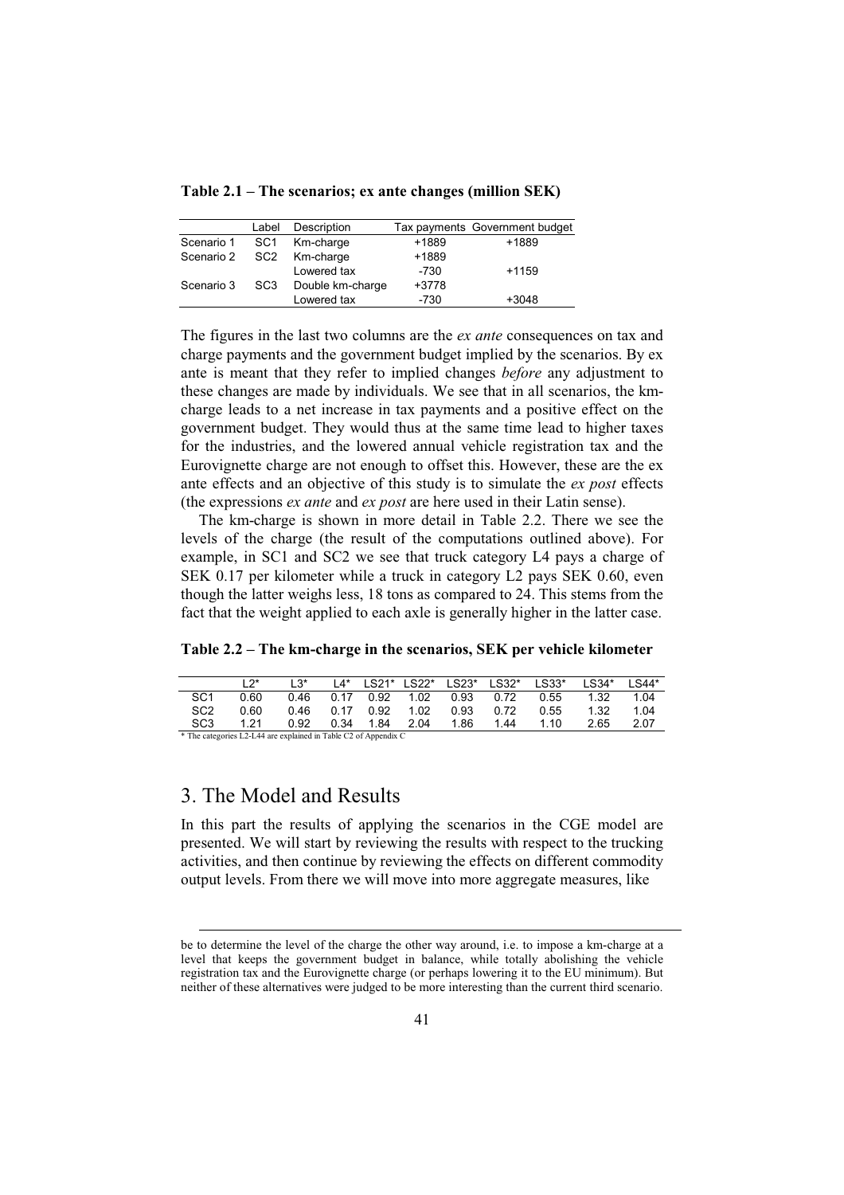**Table 2.1 – The scenarios; ex ante changes (million SEK)**

| | Label | Description | Tax payments | Government budget |
|---|---|---|---|---|
| Scenario 1 | SC1 | Km-charge | +1889 | +1889 |
| Scenario 2 | SC2 | Km-charge | +1889 | |
| | | Lowered tax | -730 | +1159 |
| Scenario 3 | SC3 | Double km-charge | +3778 | |
| | | Lowered tax | -730 | +3048 |

The figures in the last two columns are the *ex ante* consequences on tax and charge payments and the government budget implied by the scenarios. By ex ante is meant that they refer to implied changes *before* any adjustment to these changes are made by individuals. We see that in all scenarios, the km-charge leads to a net increase in tax payments and a positive effect on the government budget. They would thus at the same time lead to higher taxes for the industries, and the lowered annual vehicle registration tax and the Eurovignette charge are not enough to offset this. However, these are the ex ante effects and an objective of this study is to simulate the *ex post* effects (the expressions *ex ante* and *ex post* are here used in their Latin sense).

The km-charge is shown in more detail in Table 2.2. There we see the levels of the charge (the result of the computations outlined above). For example, in SC1 and SC2 we see that truck category L4 pays a charge of SEK 0.17 per kilometer while a truck in category L2 pays SEK 0.60, even though the latter weighs less, 18 tons as compared to 24. This stems from the fact that the weight applied to each axle is generally higher in the latter case.

**Table 2.2 – The km-charge in the scenarios, SEK per vehicle kilometer**

| | L2* | L3* | L4* | LS21* | LS22* | LS23* | LS32* | LS33* | LS34* | LS44* |
|---|---|---|---|---|---|---|---|---|---|---|
| SC1 | 0.60 | 0.46 | 0.17 | 0.92 | 1.02 | 0.93 | 0.72 | 0.55 | 1.32 | 1.04 |
| SC2 | 0.60 | 0.46 | 0.17 | 0.92 | 1.02 | 0.93 | 0.72 | 0.55 | 1.32 | 1.04 |
| SC3 | 1.21 | 0.92 | 0.34 | 1.84 | 2.04 | 1.86 | 1.44 | 1.10 | 2.65 | 2.07 |

\* The categories L2-L44 are explained in Table C2 of Appendix C

# 3. The Model and Results

In this part the results of applying the scenarios in the CGE model are presented. We will start by reviewing the results with respect to the trucking activities, and then continue by reviewing the effects on different commodity output levels. From there we will move into more aggregate measures, like

be to determine the level of the charge the other way around, i.e. to impose a km-charge at a level that keeps the government budget in balance, while totally abolishing the vehicle registration tax and the Eurovignette charge (or perhaps lowering it to the EU minimum). But neither of these alternatives were judged to be more interesting than the current third scenario.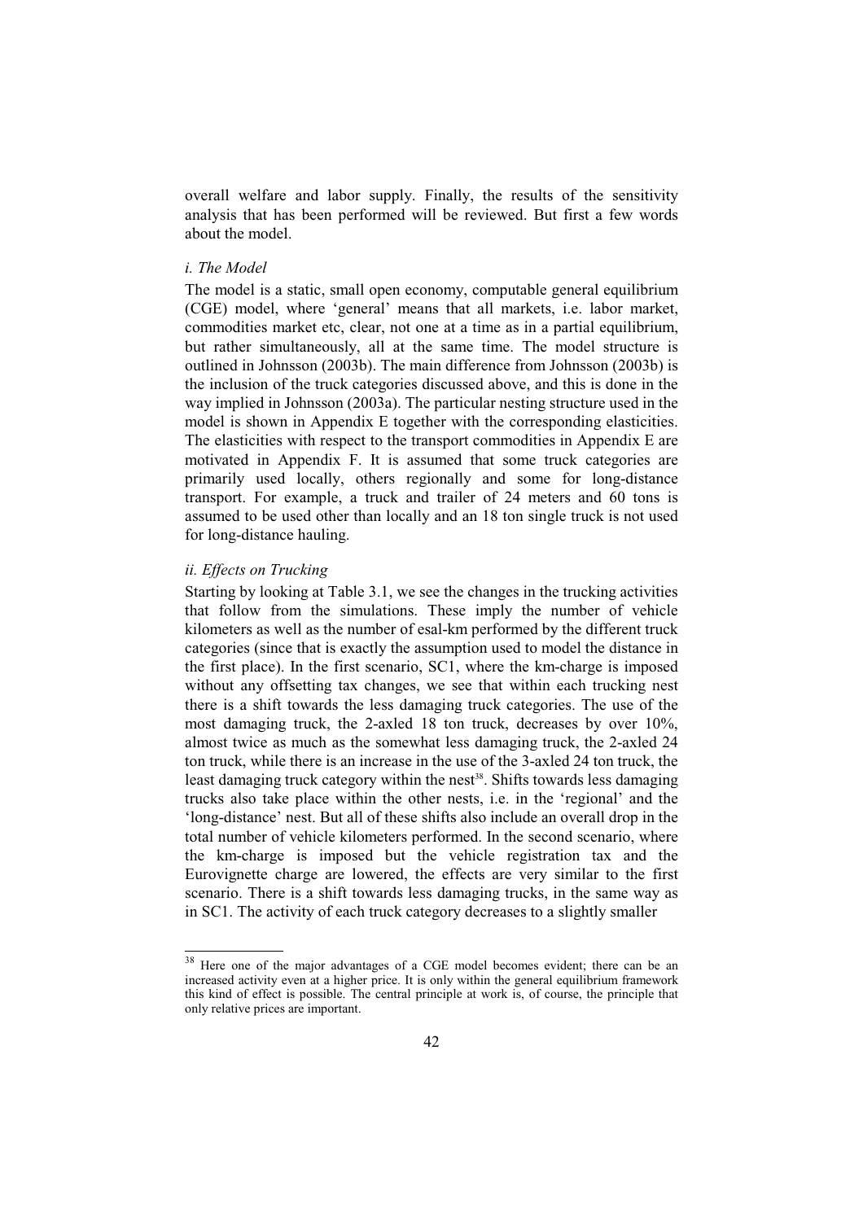overall welfare and labor supply. Finally, the results of the sensitivity analysis that has been performed will be reviewed. But first a few words about the model.

*i. The Model*

The model is a static, small open economy, computable general equilibrium (CGE) model, where 'general' means that all markets, i.e. labor market, commodities market etc, clear, not one at a time as in a partial equilibrium, but rather simultaneously, all at the same time. The model structure is outlined in Johnsson (2003b). The main difference from Johnsson (2003b) is the inclusion of the truck categories discussed above, and this is done in the way implied in Johnsson (2003a). The particular nesting structure used in the model is shown in Appendix E together with the corresponding elasticities. The elasticities with respect to the transport commodities in Appendix E are motivated in Appendix F. It is assumed that some truck categories are primarily used locally, others regionally and some for long-distance transport. For example, a truck and trailer of 24 meters and 60 tons is assumed to be used other than locally and an 18 ton single truck is not used for long-distance hauling.

*ii. Effects on Trucking*

Starting by looking at Table 3.1, we see the changes in the trucking activities that follow from the simulations. These imply the number of vehicle kilometers as well as the number of esal-km performed by the different truck categories (since that is exactly the assumption used to model the distance in the first place). In the first scenario, SC1, where the km-charge is imposed without any offsetting tax changes, we see that within each trucking nest there is a shift towards the less damaging truck categories. The use of the most damaging truck, the 2-axled 18 ton truck, decreases by over 10%, almost twice as much as the somewhat less damaging truck, the 2-axled 24 ton truck, while there is an increase in the use of the 3-axled 24 ton truck, the least damaging truck category within the nest[38]. Shifts towards less damaging trucks also take place within the other nests, i.e. in the 'regional' and the 'long-distance' nest. But all of these shifts also include an overall drop in the total number of vehicle kilometers performed. In the second scenario, where the km-charge is imposed but the vehicle registration tax and the Eurovignette charge are lowered, the effects are very similar to the first scenario. There is a shift towards less damaging trucks, in the same way as in SC1. The activity of each truck category decreases to a slightly smaller

---

[38] Here one of the major advantages of a CGE model becomes evident; there can be an increased activity even at a higher price. It is only within the general equilibrium framework this kind of effect is possible. The central principle at work is, of course, the principle that only relative prices are important.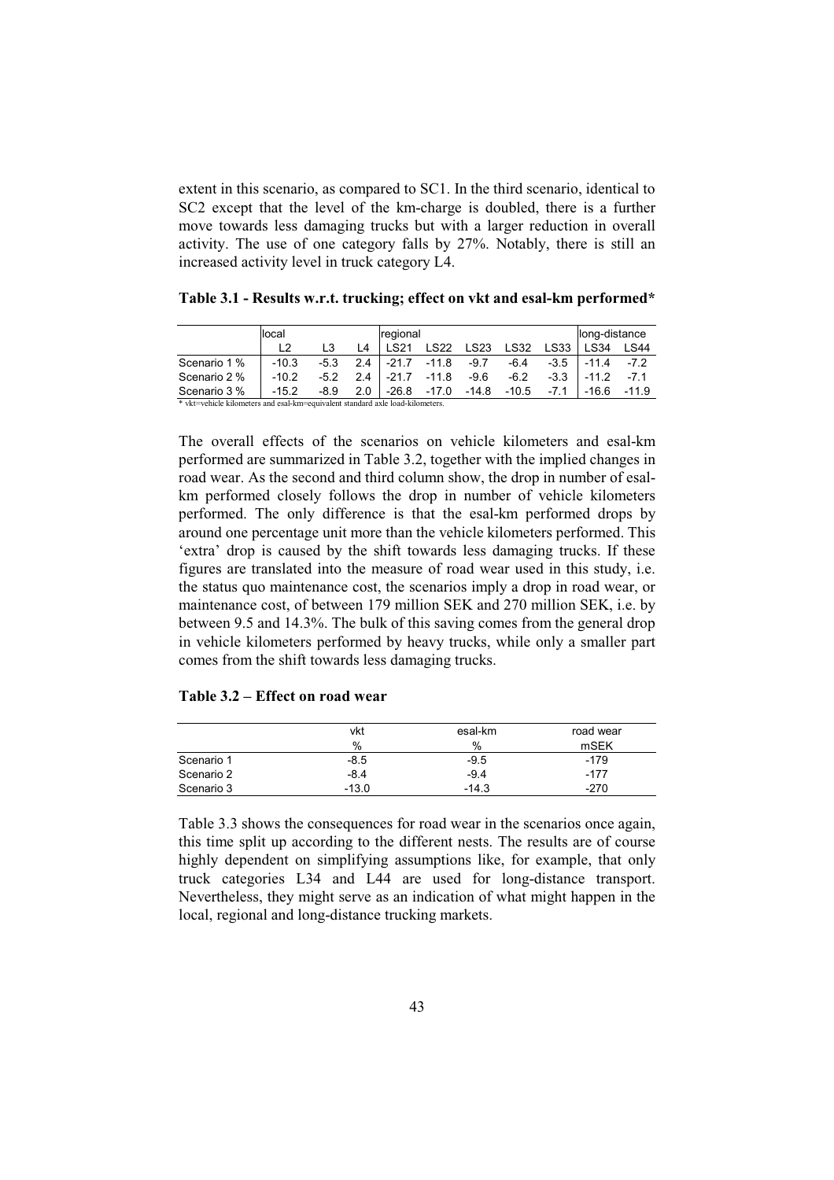extent in this scenario, as compared to SC1. In the third scenario, identical to SC2 except that the level of the km-charge is doubled, there is a further move towards less damaging trucks but with a larger reduction in overall activity. The use of one category falls by 27%. Notably, there is still an increased activity level in truck category L4.

**Table 3.1 - Results w.r.t. trucking; effect on vkt and esal-km performed***

| | local | | | regional | | | | | long-distance | |
|---|---|---|---|---|---|---|---|---|---|---|
| | L2 | L3 | L4 | LS21 | LS22 | LS23 | LS32 | LS33 | LS34 | LS44 |
| Scenario 1 % | -10.3 | -5.3 | 2.4 | -21.7 | -11.8 | -9.7 | -6.4 | -3.5 | -11.4 | -7.2 |
| Scenario 2 % | -10.2 | -5.2 | 2.4 | -21.7 | -11.8 | -9.6 | -6.2 | -3.3 | -11.2 | -7.1 |
| Scenario 3 % | -15.2 | -8.9 | 2.0 | -26.8 | -17.0 | -14.8 | -10.5 | -7.1 | -16.6 | -11.9 |

* vkt=vehicle kilometers and esal-km=equivalent standard axle load-kilometers.

The overall effects of the scenarios on vehicle kilometers and esal-km performed are summarized in Table 3.2, together with the implied changes in road wear. As the second and third column show, the drop in number of esal-km performed closely follows the drop in number of vehicle kilometers performed. The only difference is that the esal-km performed drops by around one percentage unit more than the vehicle kilometers performed. This 'extra' drop is caused by the shift towards less damaging trucks. If these figures are translated into the measure of road wear used in this study, i.e. the status quo maintenance cost, the scenarios imply a drop in road wear, or maintenance cost, of between 179 million SEK and 270 million SEK, i.e. by between 9.5 and 14.3%. The bulk of this saving comes from the general drop in vehicle kilometers performed by heavy trucks, while only a smaller part comes from the shift towards less damaging trucks.

**Table 3.2 – Effect on road wear**

| | vkt | esal-km | road wear |
|---|---|---|---|
| | % | % | mSEK |
| Scenario 1 | -8.5 | -9.5 | -179 |
| Scenario 2 | -8.4 | -9.4 | -177 |
| Scenario 3 | -13.0 | -14.3 | -270 |

Table 3.3 shows the consequences for road wear in the scenarios once again, this time split up according to the different nests. The results are of course highly dependent on simplifying assumptions like, for example, that only truck categories L34 and L44 are used for long-distance transport. Nevertheless, they might serve as an indication of what might happen in the local, regional and long-distance trucking markets.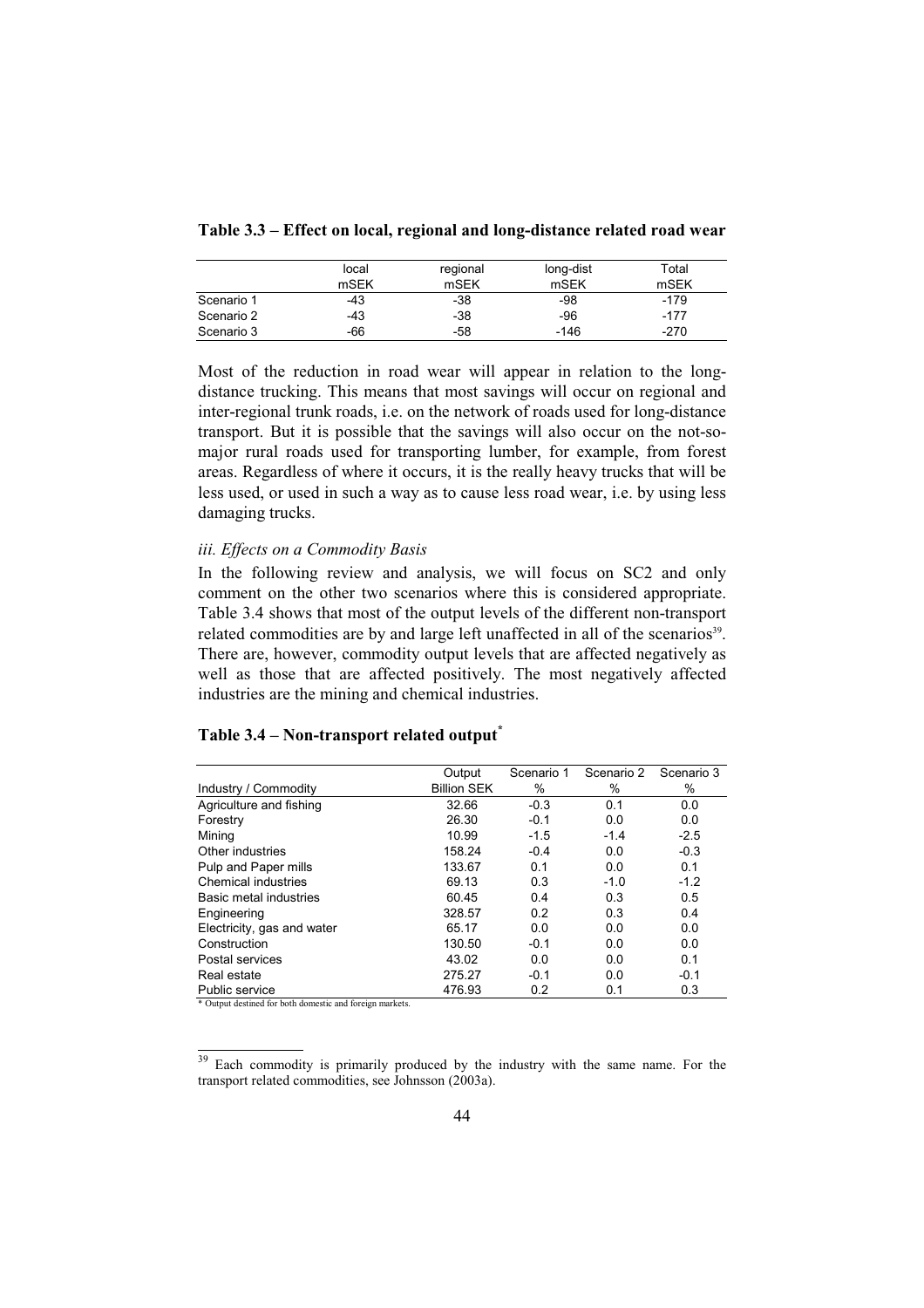**Table 3.3 – Effect on local, regional and long-distance related road wear**

| | local mSEK | regional mSEK | long-dist mSEK | Total mSEK |
|---|---|---|---|---|
| Scenario 1 | -43 | -38 | -98 | -179 |
| Scenario 2 | -43 | -38 | -96 | -177 |
| Scenario 3 | -66 | -58 | -146 | -270 |

Most of the reduction in road wear will appear in relation to the long-distance trucking. This means that most savings will occur on regional and inter-regional trunk roads, i.e. on the network of roads used for long-distance transport. But it is possible that the savings will also occur on the not-so-major rural roads used for transporting lumber, for example, from forest areas. Regardless of where it occurs, it is the really heavy trucks that will be less used, or used in such a way as to cause less road wear, i.e. by using less damaging trucks.

### *iii. Effects on a Commodity Basis*

In the following review and analysis, we will focus on SC2 and only comment on the other two scenarios where this is considered appropriate. Table 3.4 shows that most of the output levels of the different non-transport related commodities are by and large left unaffected in all of the scenarios[39]. There are, however, commodity output levels that are affected negatively as well as those that are affected positively. The most negatively affected industries are the mining and chemical industries.

**Table 3.4 – Non-transport related output***

| Industry / Commodity | Output Billion SEK | Scenario 1 % | Scenario 2 % | Scenario 3 % |
|---|---|---|---|---|
| Agriculture and fishing | 32.66 | -0.3 | 0.1 | 0.0 |
| Forestry | 26.30 | -0.1 | 0.0 | 0.0 |
| Mining | 10.99 | -1.5 | -1.4 | -2.5 |
| Other industries | 158.24 | -0.4 | 0.0 | -0.3 |
| Pulp and Paper mills | 133.67 | 0.1 | 0.0 | 0.1 |
| Chemical industries | 69.13 | 0.3 | -1.0 | -1.2 |
| Basic metal industries | 60.45 | 0.4 | 0.3 | 0.5 |
| Engineering | 328.57 | 0.2 | 0.3 | 0.4 |
| Electricity, gas and water | 65.17 | 0.0 | 0.0 | 0.0 |
| Construction | 130.50 | -0.1 | 0.0 | 0.0 |
| Postal services | 43.02 | 0.0 | 0.0 | 0.1 |
| Real estate | 275.27 | -0.1 | 0.0 | -0.1 |
| Public service | 476.93 | 0.2 | 0.1 | 0.3 |

\* Output destined for both domestic and foreign markets.

[39] Each commodity is primarily produced by the industry with the same name. For the transport related commodities, see Johnsson (2003a).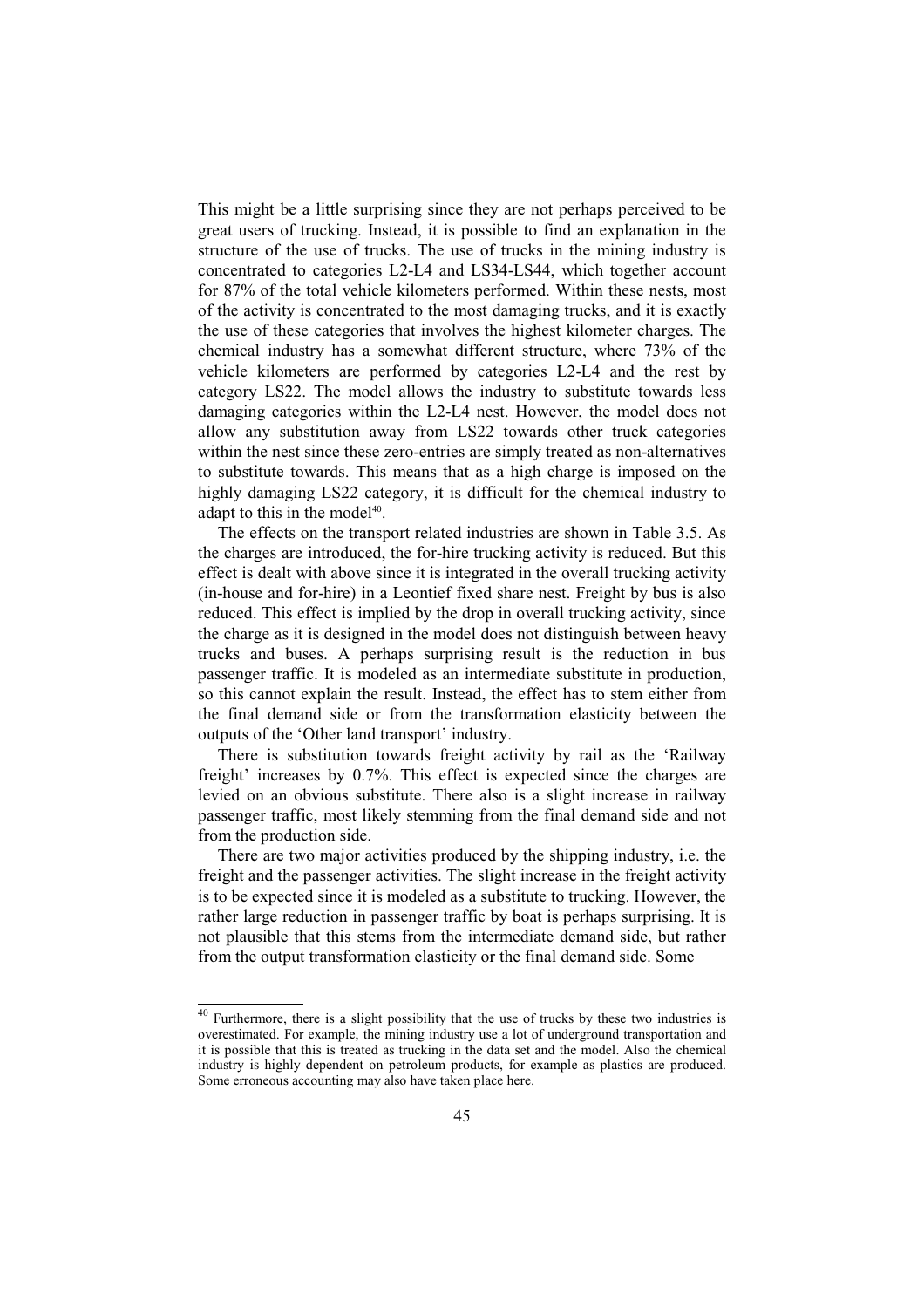This might be a little surprising since they are not perhaps perceived to be great users of trucking. Instead, it is possible to find an explanation in the structure of the use of trucks. The use of trucks in the mining industry is concentrated to categories L2-L4 and LS34-LS44, which together account for 87% of the total vehicle kilometers performed. Within these nests, most of the activity is concentrated to the most damaging trucks, and it is exactly the use of these categories that involves the highest kilometer charges. The chemical industry has a somewhat different structure, where 73% of the vehicle kilometers are performed by categories L2-L4 and the rest by category LS22. The model allows the industry to substitute towards less damaging categories within the L2-L4 nest. However, the model does not allow any substitution away from LS22 towards other truck categories within the nest since these zero-entries are simply treated as non-alternatives to substitute towards. This means that as a high charge is imposed on the highly damaging LS22 category, it is difficult for the chemical industry to adapt to this in the model[40].

The effects on the transport related industries are shown in Table 3.5. As the charges are introduced, the for-hire trucking activity is reduced. But this effect is dealt with above since it is integrated in the overall trucking activity (in-house and for-hire) in a Leontief fixed share nest. Freight by bus is also reduced. This effect is implied by the drop in overall trucking activity, since the charge as it is designed in the model does not distinguish between heavy trucks and buses. A perhaps surprising result is the reduction in bus passenger traffic. It is modeled as an intermediate substitute in production, so this cannot explain the result. Instead, the effect has to stem either from the final demand side or from the transformation elasticity between the outputs of the 'Other land transport' industry.

There is substitution towards freight activity by rail as the 'Railway freight' increases by 0.7%. This effect is expected since the charges are levied on an obvious substitute. There also is a slight increase in railway passenger traffic, most likely stemming from the final demand side and not from the production side.

There are two major activities produced by the shipping industry, i.e. the freight and the passenger activities. The slight increase in the freight activity is to be expected since it is modeled as a substitute to trucking. However, the rather large reduction in passenger traffic by boat is perhaps surprising. It is not plausible that this stems from the intermediate demand side, but rather from the output transformation elasticity or the final demand side. Some

---

[40] Furthermore, there is a slight possibility that the use of trucks by these two industries is overestimated. For example, the mining industry use a lot of underground transportation and it is possible that this is treated as trucking in the data set and the model. Also the chemical industry is highly dependent on petroleum products, for example as plastics are produced. Some erroneous accounting may also have taken place here.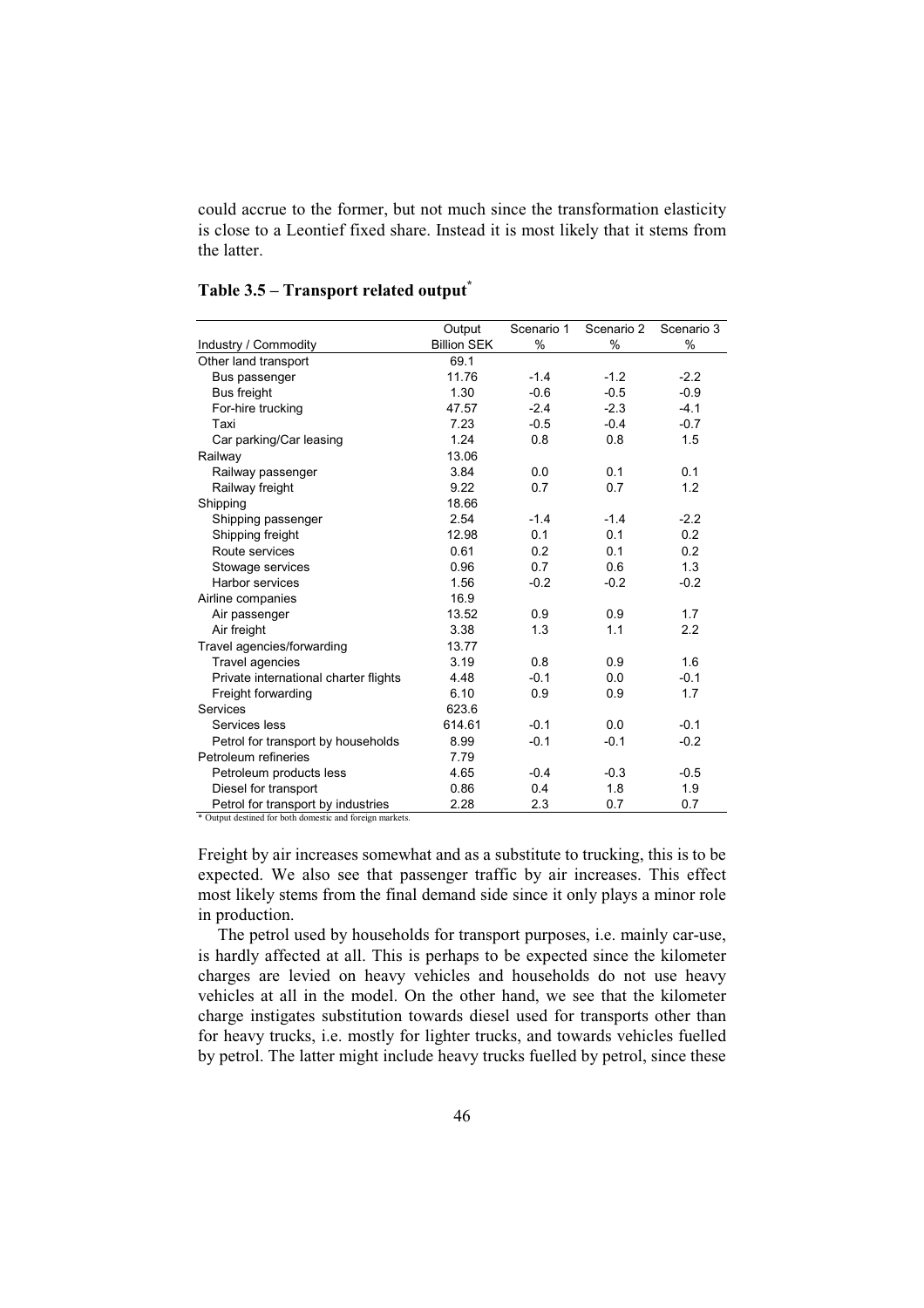could accrue to the former, but not much since the transformation elasticity is close to a Leontief fixed share. Instead it is most likely that it stems from the latter.

**Table 3.5 – Transport related output***

| Industry / Commodity | Output Billion SEK | Scenario 1 % | Scenario 2 % | Scenario 3 % |
|---|---|---|---|---|
| Other land transport | 69.1 | | | |
| Bus passenger | 11.76 | -1.4 | -1.2 | -2.2 |
| Bus freight | 1.30 | -0.6 | -0.5 | -0.9 |
| For-hire trucking | 47.57 | -2.4 | -2.3 | -4.1 |
| Taxi | 7.23 | -0.5 | -0.4 | -0.7 |
| Car parking/Car leasing | 1.24 | 0.8 | 0.8 | 1.5 |
| Railway | 13.06 | | | |
| Railway passenger | 3.84 | 0.0 | 0.1 | 0.1 |
| Railway freight | 9.22 | 0.7 | 0.7 | 1.2 |
| Shipping | 18.66 | | | |
| Shipping passenger | 2.54 | -1.4 | -1.4 | -2.2 |
| Shipping freight | 12.98 | 0.1 | 0.1 | 0.2 |
| Route services | 0.61 | 0.2 | 0.1 | 0.2 |
| Stowage services | 0.96 | 0.7 | 0.6 | 1.3 |
| Harbor services | 1.56 | -0.2 | -0.2 | -0.2 |
| Airline companies | 16.9 | | | |
| Air passenger | 13.52 | 0.9 | 0.9 | 1.7 |
| Air freight | 3.38 | 1.3 | 1.1 | 2.2 |
| Travel agencies/forwarding | 13.77 | | | |
| Travel agencies | 3.19 | 0.8 | 0.9 | 1.6 |
| Private international charter flights | 4.48 | -0.1 | 0.0 | -0.1 |
| Freight forwarding | 6.10 | 0.9 | 0.9 | 1.7 |
| Services | 623.6 | | | |
| Services less | 614.61 | -0.1 | 0.0 | -0.1 |
| Petrol for transport by households | 8.99 | -0.1 | -0.1 | -0.2 |
| Petroleum refineries | 7.79 | | | |
| Petroleum products less | 4.65 | -0.4 | -0.3 | -0.5 |
| Diesel for transport | 0.86 | 0.4 | 1.8 | 1.9 |
| Petrol for transport by industries | 2.28 | 2.3 | 0.7 | 0.7 |

\* Output destined for both domestic and foreign markets.

Freight by air increases somewhat and as a substitute to trucking, this is to be expected. We also see that passenger traffic by air increases. This effect most likely stems from the final demand side since it only plays a minor role in production.

The petrol used by households for transport purposes, i.e. mainly car-use, is hardly affected at all. This is perhaps to be expected since the kilometer charges are levied on heavy vehicles and households do not use heavy vehicles at all in the model. On the other hand, we see that the kilometer charge instigates substitution towards diesel used for transports other than for heavy trucks, i.e. mostly for lighter trucks, and towards vehicles fuelled by petrol. The latter might include heavy trucks fuelled by petrol, since these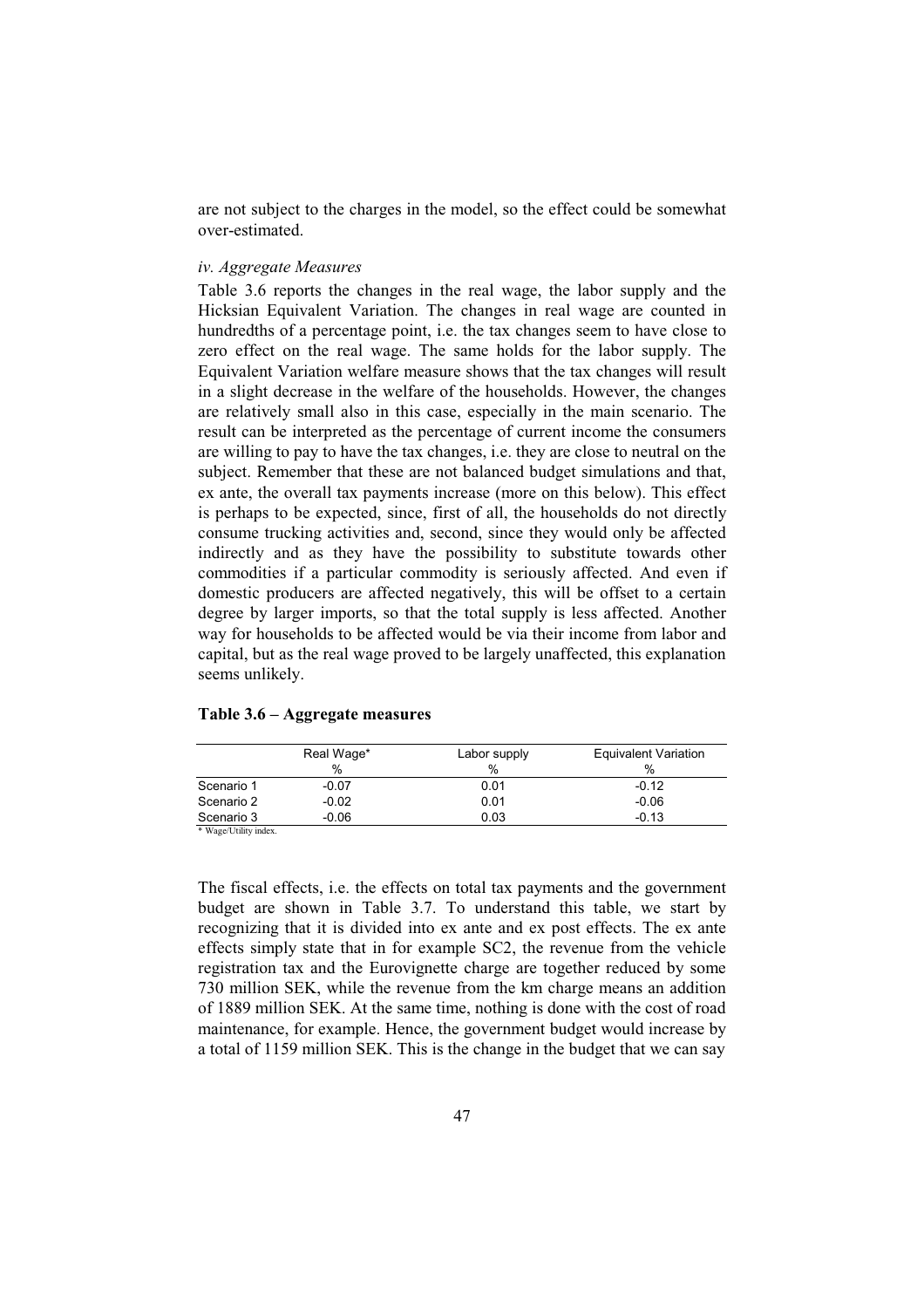are not subject to the charges in the model, so the effect could be somewhat over-estimated.

*iv. Aggregate Measures*

Table 3.6 reports the changes in the real wage, the labor supply and the Hicksian Equivalent Variation. The changes in real wage are counted in hundredths of a percentage point, i.e. the tax changes seem to have close to zero effect on the real wage. The same holds for the labor supply. The Equivalent Variation welfare measure shows that the tax changes will result in a slight decrease in the welfare of the households. However, the changes are relatively small also in this case, especially in the main scenario. The result can be interpreted as the percentage of current income the consumers are willing to pay to have the tax changes, i.e. they are close to neutral on the subject. Remember that these are not balanced budget simulations and that, ex ante, the overall tax payments increase (more on this below). This effect is perhaps to be expected, since, first of all, the households do not directly consume trucking activities and, second, since they would only be affected indirectly and as they have the possibility to substitute towards other commodities if a particular commodity is seriously affected. And even if domestic producers are affected negatively, this will be offset to a certain degree by larger imports, so that the total supply is less affected. Another way for households to be affected would be via their income from labor and capital, but as the real wage proved to be largely unaffected, this explanation seems unlikely.

**Table 3.6 – Aggregate measures**

| | Real Wage* | Labor supply | Equivalent Variation |
|---|---|---|---|
| | % | % | % |
| Scenario 1 | -0.07 | 0.01 | -0.12 |
| Scenario 2 | -0.02 | 0.01 | -0.06 |
| Scenario 3 | -0.06 | 0.03 | -0.13 |

\* Wage/Utility index.

The fiscal effects, i.e. the effects on total tax payments and the government budget are shown in Table 3.7. To understand this table, we start by recognizing that it is divided into ex ante and ex post effects. The ex ante effects simply state that in for example SC2, the revenue from the vehicle registration tax and the Eurovignette charge are together reduced by some 730 million SEK, while the revenue from the km charge means an addition of 1889 million SEK. At the same time, nothing is done with the cost of road maintenance, for example. Hence, the government budget would increase by a total of 1159 million SEK. This is the change in the budget that we can say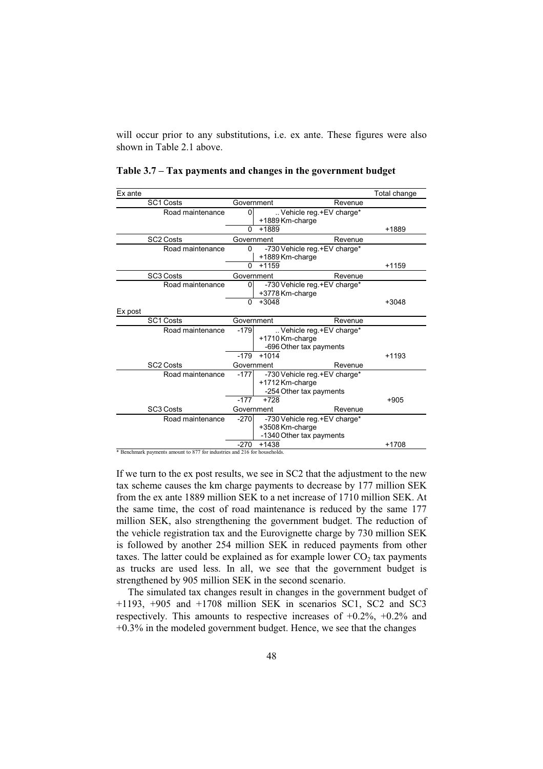will occur prior to any substitutions, i.e. ex ante. These figures were also shown in Table 2.1 above.

**Table 3.7 – Tax payments and changes in the government budget**

| Ex ante | | | | Total change |
|---|---|---|---|---|
| SC1 Costs | Government | | Revenue | |
| Road maintenance | 0 | .. | Vehicle reg.+EV charge* | |
| | | +1889 | Km-charge | |
| | 0 | +1889 | | +1889 |
| SC2 Costs | Government | | Revenue | |
| Road maintenance | 0 | -730 | Vehicle reg.+EV charge* | |
| | | +1889 | Km-charge | |
| | 0 | +1159 | | +1159 |
| SC3 Costs | Government | | Revenue | |
| Road maintenance | 0 | -730 | Vehicle reg.+EV charge* | |
| | | +3778 | Km-charge | |
| | 0 | +3048 | | +3048 |
| **Ex post** | | | | |
| SC1 Costs | Government | | Revenue | |
| Road maintenance | -179 | .. | Vehicle reg.+EV charge* | |
| | | +1710 | Km-charge | |
| | | -696 | Other tax payments | |
| | -179 | +1014 | | +1193 |
| SC2 Costs | Government | | Revenue | |
| Road maintenance | -177 | -730 | Vehicle reg.+EV charge* | |
| | | +1712 | Km-charge | |
| | | -254 | Other tax payments | |
| | -177 | +728 | | +905 |
| SC3 Costs | Government | | Revenue | |
| Road maintenance | -270 | -730 | Vehicle reg.+EV charge* | |
| | | +3508 | Km-charge | |
| | | -1340 | Other tax payments | |
| | -270 | +1438 | | +1708 |

* Benchmark payments amount to 877 for industries and 216 for households.

If we turn to the ex post results, we see in SC2 that the adjustment to the new tax scheme causes the km charge payments to decrease by 177 million SEK from the ex ante 1889 million SEK to a net increase of 1710 million SEK. At the same time, the cost of road maintenance is reduced by the same 177 million SEK, also strengthening the government budget. The reduction of the vehicle registration tax and the Eurovignette charge by 730 million SEK is followed by another 254 million SEK in reduced payments from other taxes. The latter could be explained as for example lower $CO_2$ tax payments as trucks are used less. In all, we see that the government budget is strengthened by 905 million SEK in the second scenario.

The simulated tax changes result in changes in the government budget of +1193, +905 and +1708 million SEK in scenarios SC1, SC2 and SC3 respectively. This amounts to respective increases of +0.2%, +0.2% and +0.3% in the modeled government budget. Hence, we see that the changes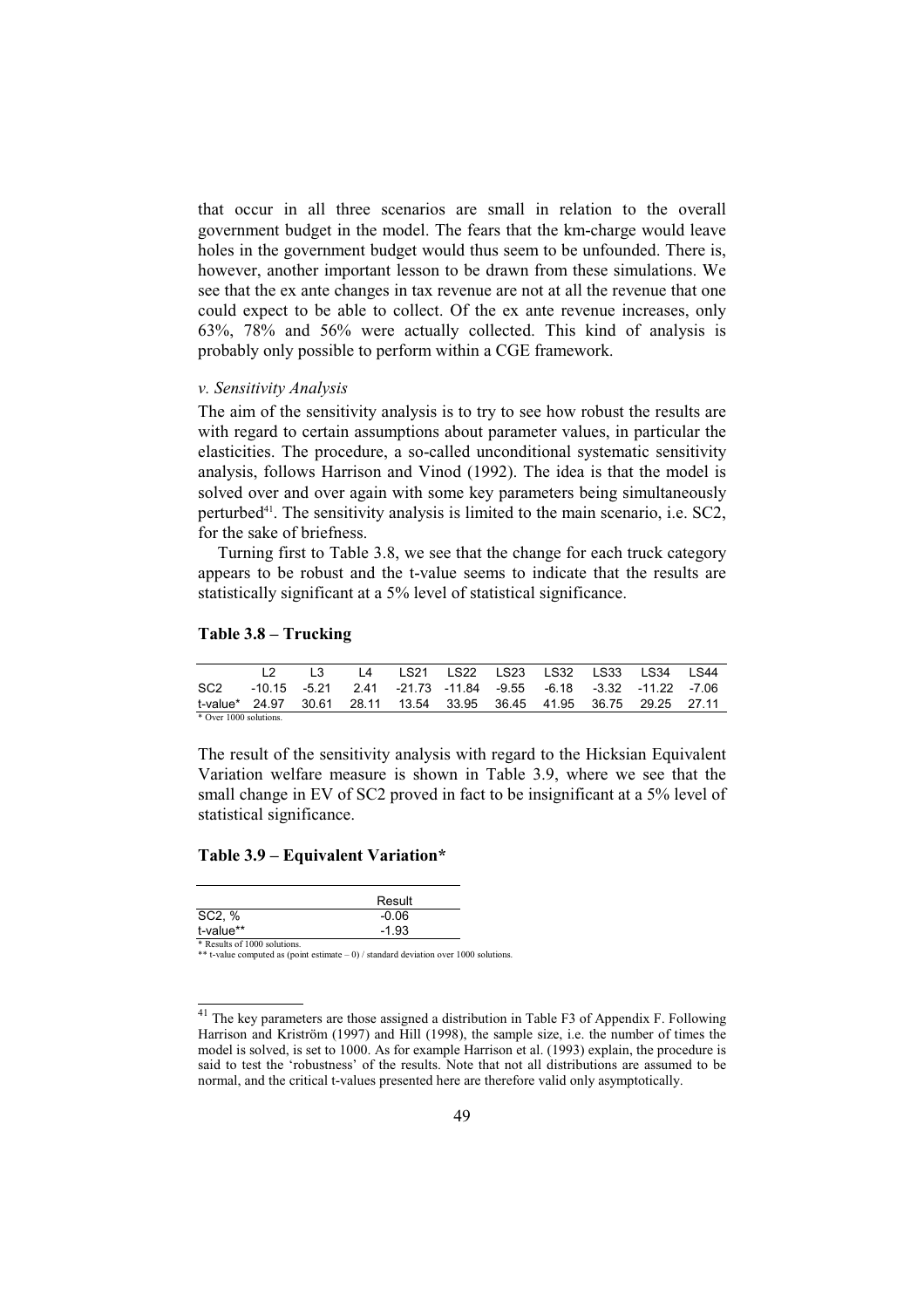that occur in all three scenarios are small in relation to the overall government budget in the model. The fears that the km-charge would leave holes in the government budget would thus seem to be unfounded. There is, however, another important lesson to be drawn from these simulations. We see that the ex ante changes in tax revenue are not at all the revenue that one could expect to be able to collect. Of the ex ante revenue increases, only 63%, 78% and 56% were actually collected. This kind of analysis is probably only possible to perform within a CGE framework.

*v. Sensitivity Analysis*

The aim of the sensitivity analysis is to try to see how robust the results are with regard to certain assumptions about parameter values, in particular the elasticities. The procedure, a so-called unconditional systematic sensitivity analysis, follows Harrison and Vinod (1992). The idea is that the model is solved over and over again with some key parameters being simultaneously perturbed[41]. The sensitivity analysis is limited to the main scenario, i.e. SC2, for the sake of briefness.

Turning first to Table 3.8, we see that the change for each truck category appears to be robust and the t-value seems to indicate that the results are statistically significant at a 5% level of statistical significance.

**Table 3.8 – Trucking**

| | L2 | L3 | L4 | LS21 | LS22 | LS23 | LS32 | LS33 | LS34 | LS44 |
|---|---|---|---|---|---|---|---|---|---|---|
| SC2 | -10.15 | -5.21 | 2.41 | -21.73 | -11.84 | -9.55 | -6.18 | -3.32 | -11.22 | -7.06 |
| t-value* | 24.97 | 30.61 | 28.11 | 13.54 | 33.95 | 36.45 | 41.95 | 36.75 | 29.25 | 27.11 |

\* Over 1000 solutions.

The result of the sensitivity analysis with regard to the Hicksian Equivalent Variation welfare measure is shown in Table 3.9, where we see that the small change in EV of SC2 proved in fact to be insignificant at a 5% level of statistical significance.

**Table 3.9 – Equivalent Variation***

| | Result |
|---|---|
| SC2, % | -0.06 |
| t-value** | -1.93 |

\* Results of 1000 solutions.
\** t-value computed as (point estimate – 0) / standard deviation over 1000 solutions.

[41] The key parameters are those assigned a distribution in Table F3 of Appendix F. Following Harrison and Kriström (1997) and Hill (1998), the sample size, i.e. the number of times the model is solved, is set to 1000. As for example Harrison et al. (1993) explain, the procedure is said to test the 'robustness' of the results. Note that not all distributions are assumed to be normal, and the critical t-values presented here are therefore valid only asymptotically.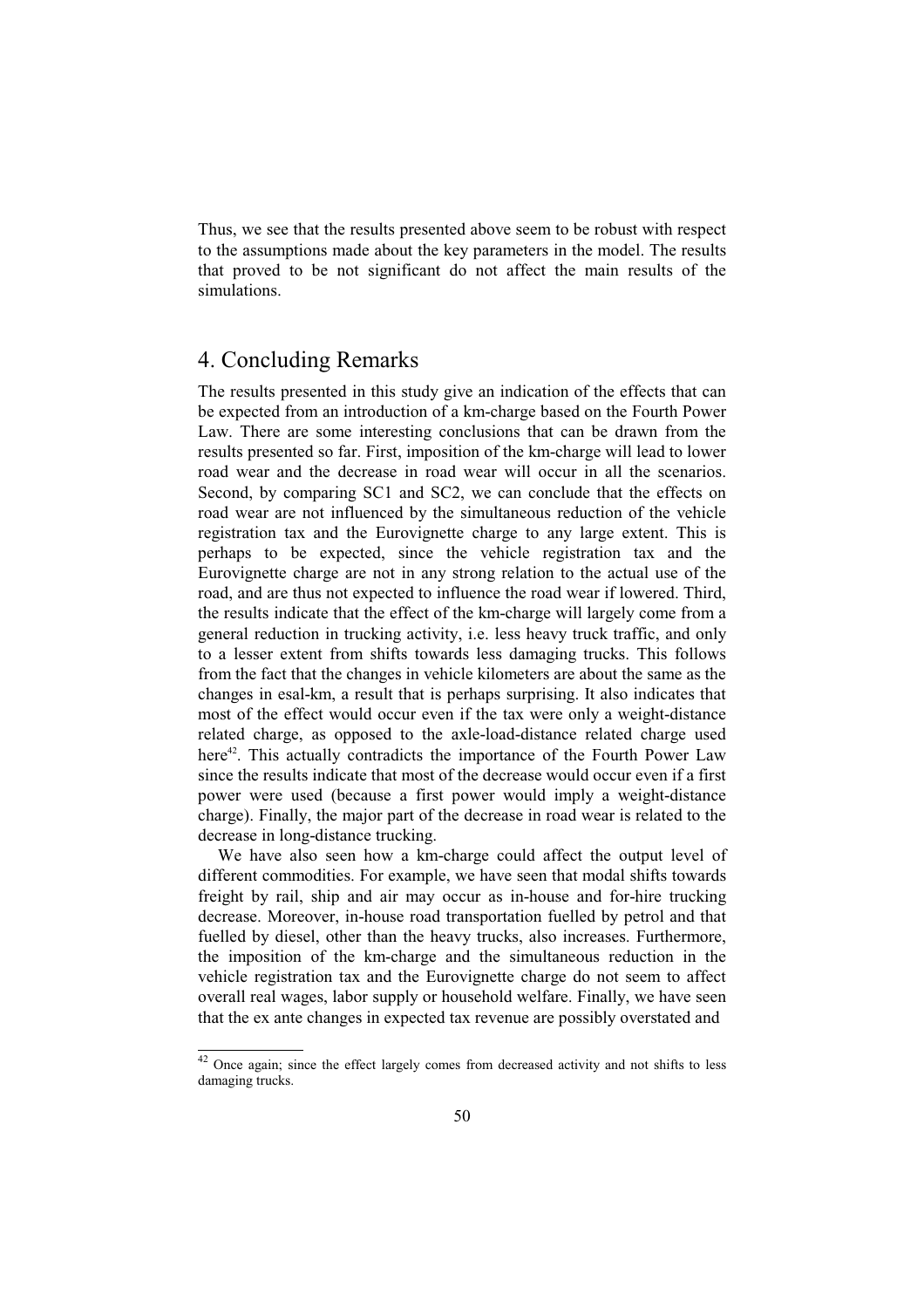Thus, we see that the results presented above seem to be robust with respect to the assumptions made about the key parameters in the model. The results that proved to be not significant do not affect the main results of the simulations.

# 4. Concluding Remarks

The results presented in this study give an indication of the effects that can be expected from an introduction of a km-charge based on the Fourth Power Law. There are some interesting conclusions that can be drawn from the results presented so far. First, imposition of the km-charge will lead to lower road wear and the decrease in road wear will occur in all the scenarios. Second, by comparing SC1 and SC2, we can conclude that the effects on road wear are not influenced by the simultaneous reduction of the vehicle registration tax and the Eurovignette charge to any large extent. This is perhaps to be expected, since the vehicle registration tax and the Eurovignette charge are not in any strong relation to the actual use of the road, and are thus not expected to influence the road wear if lowered. Third, the results indicate that the effect of the km-charge will largely come from a general reduction in trucking activity, i.e. less heavy truck traffic, and only to a lesser extent from shifts towards less damaging trucks. This follows from the fact that the changes in vehicle kilometers are about the same as the changes in esal-km, a result that is perhaps surprising. It also indicates that most of the effect would occur even if the tax were only a weight-distance related charge, as opposed to the axle-load-distance related charge used here[42]. This actually contradicts the importance of the Fourth Power Law since the results indicate that most of the decrease would occur even if a first power were used (because a first power would imply a weight-distance charge). Finally, the major part of the decrease in road wear is related to the decrease in long-distance trucking.

We have also seen how a km-charge could affect the output level of different commodities. For example, we have seen that modal shifts towards freight by rail, ship and air may occur as in-house and for-hire trucking decrease. Moreover, in-house road transportation fuelled by petrol and that fuelled by diesel, other than the heavy trucks, also increases. Furthermore, the imposition of the km-charge and the simultaneous reduction in the vehicle registration tax and the Eurovignette charge do not seem to affect overall real wages, labor supply or household welfare. Finally, we have seen that the ex ante changes in expected tax revenue are possibly overstated and

[42] Once again; since the effect largely comes from decreased activity and not shifts to less damaging trucks.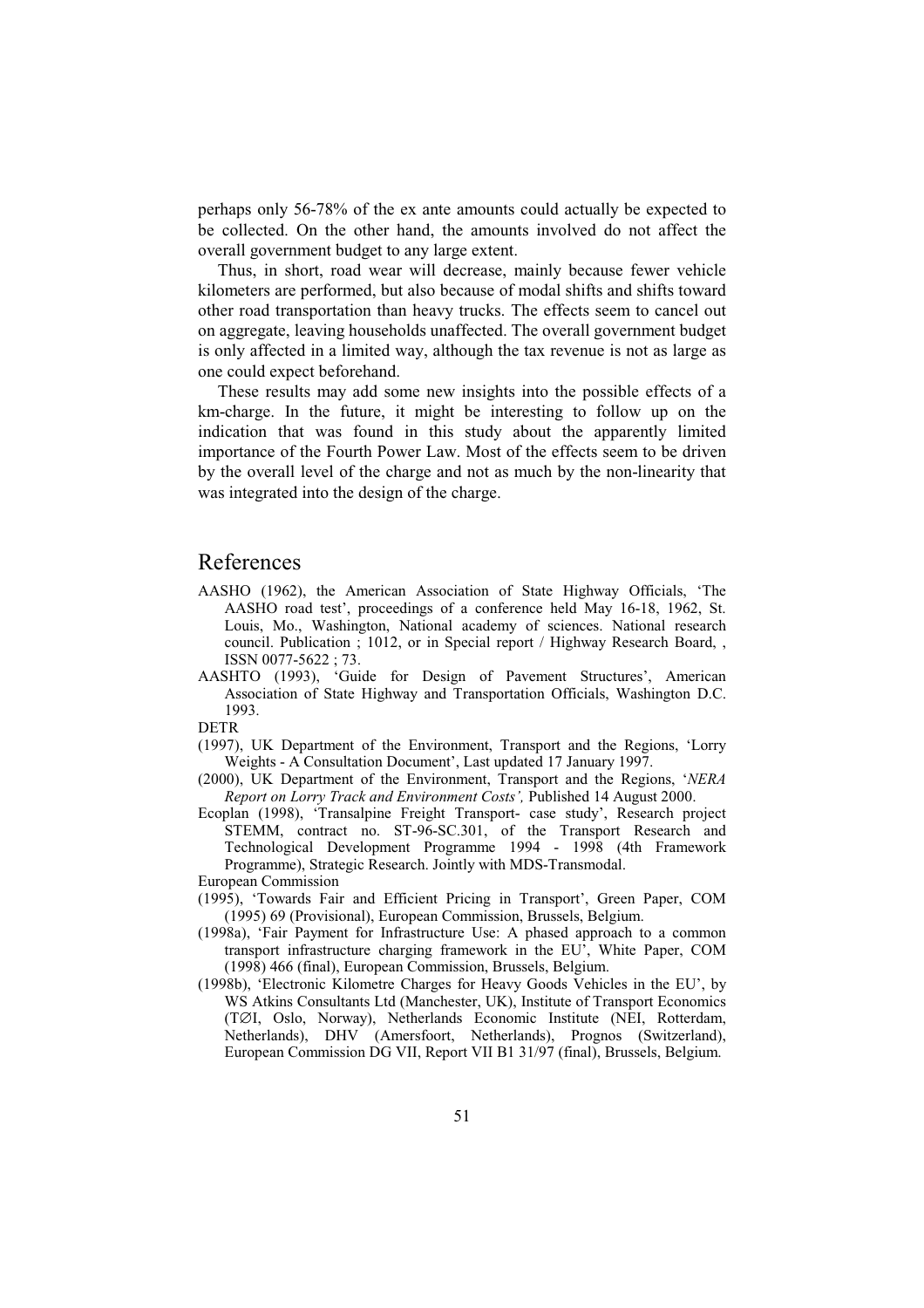perhaps only 56-78% of the ex ante amounts could actually be expected to be collected. On the other hand, the amounts involved do not affect the overall government budget to any large extent.

Thus, in short, road wear will decrease, mainly because fewer vehicle kilometers are performed, but also because of modal shifts and shifts toward other road transportation than heavy trucks. The effects seem to cancel out on aggregate, leaving households unaffected. The overall government budget is only affected in a limited way, although the tax revenue is not as large as one could expect beforehand.

These results may add some new insights into the possible effects of a km-charge. In the future, it might be interesting to follow up on the indication that was found in this study about the apparently limited importance of the Fourth Power Law. Most of the effects seem to be driven by the overall level of the charge and not as much by the non-linearity that was integrated into the design of the charge.

# References

AASHO (1962), the American Association of State Highway Officials, 'The AASHO road test', proceedings of a conference held May 16-18, 1962, St. Louis, Mo., Washington, National academy of sciences. National research council. Publication ; 1012, or in Special report / Highway Research Board, , ISSN 0077-5622 ; 73.

AASHTO (1993), 'Guide for Design of Pavement Structures', American Association of State Highway and Transportation Officials, Washington D.C. 1993.

DETR

(1997), UK Department of the Environment, Transport and the Regions, 'Lorry Weights - A Consultation Document', Last updated 17 January 1997.

(2000), UK Department of the Environment, Transport and the Regions, '*NERA Report on Lorry Track and Environment Costs',* Published 14 August 2000.

Ecoplan (1998), 'Transalpine Freight Transport- case study', Research project STEMM, contract no. ST-96-SC.301, of the Transport Research and Technological Development Programme 1994 - 1998 (4th Framework Programme), Strategic Research. Jointly with MDS-Transmodal.

European Commission

(1995), 'Towards Fair and Efficient Pricing in Transport', Green Paper, COM (1995) 69 (Provisional), European Commission, Brussels, Belgium.

(1998a), 'Fair Payment for Infrastructure Use: A phased approach to a common transport infrastructure charging framework in the EU', White Paper, COM (1998) 466 (final), European Commission, Brussels, Belgium.

(1998b), 'Electronic Kilometre Charges for Heavy Goods Vehicles in the EU', by WS Atkins Consultants Ltd (Manchester, UK), Institute of Transport Economics (TØI, Oslo, Norway), Netherlands Economic Institute (NEI, Rotterdam, Netherlands), DHV (Amersfoort, Netherlands), Prognos (Switzerland), European Commission DG VII, Report VII B1 31/97 (final), Brussels, Belgium.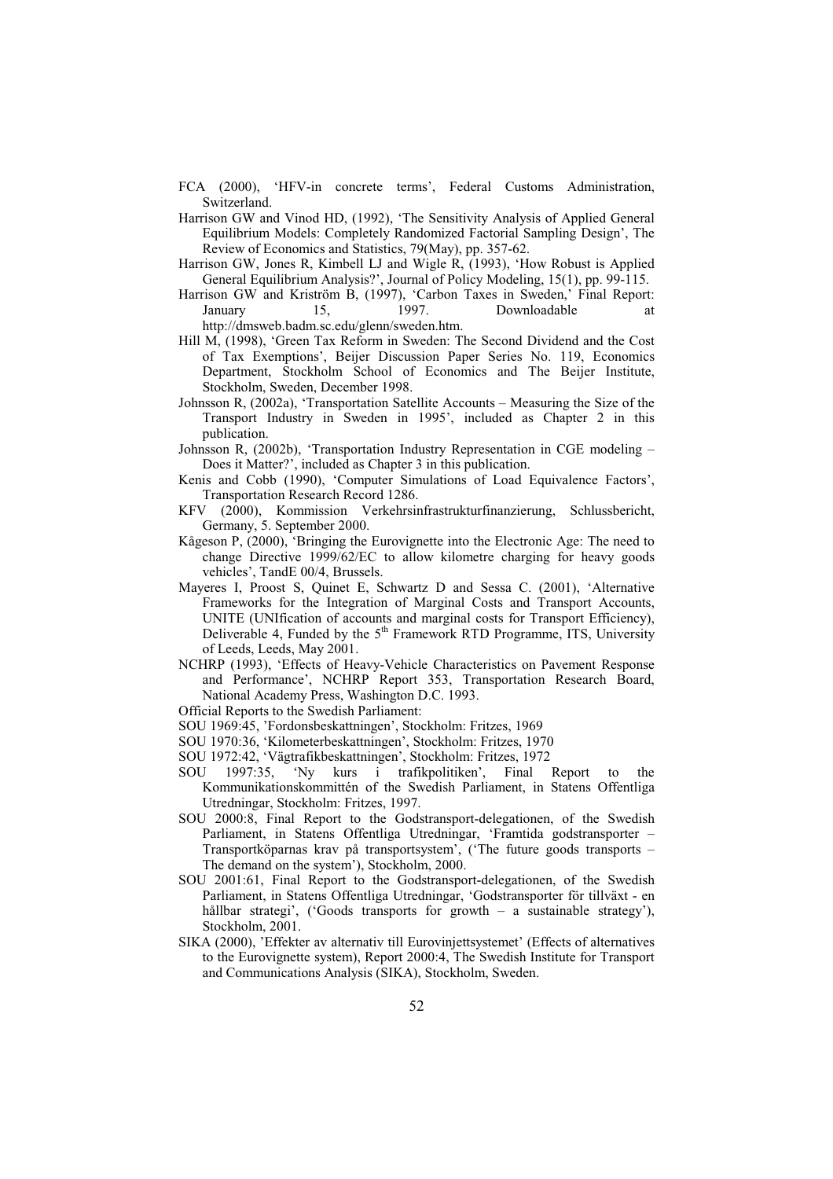FCA (2000), 'HFV-in concrete terms', Federal Customs Administration, Switzerland.

Harrison GW and Vinod HD, (1992), 'The Sensitivity Analysis of Applied General Equilibrium Models: Completely Randomized Factorial Sampling Design', The Review of Economics and Statistics, 79(May), pp. 357-62.

Harrison GW, Jones R, Kimbell LJ and Wigle R, (1993), 'How Robust is Applied General Equilibrium Analysis?', Journal of Policy Modeling, 15(1), pp. 99-115.

Harrison GW and Kriström B, (1997), 'Carbon Taxes in Sweden,' Final Report: January 15, 1997. Downloadable at http://dmsweb.badm.sc.edu/glenn/sweden.htm.

Hill M, (1998), 'Green Tax Reform in Sweden: The Second Dividend and the Cost of Tax Exemptions', Beijer Discussion Paper Series No. 119, Economics Department, Stockholm School of Economics and The Beijer Institute, Stockholm, Sweden, December 1998.

Johnsson R, (2002a), 'Transportation Satellite Accounts – Measuring the Size of the Transport Industry in Sweden in 1995', included as Chapter 2 in this publication.

Johnsson R, (2002b), 'Transportation Industry Representation in CGE modeling – Does it Matter?', included as Chapter 3 in this publication.

Kenis and Cobb (1990), 'Computer Simulations of Load Equivalence Factors', Transportation Research Record 1286.

KFV (2000), Kommission Verkehrsinfrastrukturfinanzierung, Schlussbericht, Germany, 5. September 2000.

Kågeson P, (2000), 'Bringing the Eurovignette into the Electronic Age: The need to change Directive 1999/62/EC to allow kilometre charging for heavy goods vehicles', TandE 00/4, Brussels.

Mayeres I, Proost S, Quinet E, Schwartz D and Sessa C. (2001), 'Alternative Frameworks for the Integration of Marginal Costs and Transport Accounts, UNITE (UNIfication of accounts and marginal costs for Transport Efficiency), Deliverable 4, Funded by the 5th Framework RTD Programme, ITS, University of Leeds, Leeds, May 2001.

NCHRP (1993), 'Effects of Heavy-Vehicle Characteristics on Pavement Response and Performance', NCHRP Report 353, Transportation Research Board, National Academy Press, Washington D.C. 1993.

Official Reports to the Swedish Parliament:

SOU 1969:45, 'Fordonsbeskattningen', Stockholm: Fritzes, 1969

SOU 1970:36, 'Kilometerbeskattningen', Stockholm: Fritzes, 1970

SOU 1972:42, 'Vägtrafikbeskattningen', Stockholm: Fritzes, 1972

SOU 1997:35, 'Ny kurs i trafikpolitiken', Final Report to the Kommunikationskommittén of the Swedish Parliament, in Statens Offentliga Utredningar, Stockholm: Fritzes, 1997.

SOU 2000:8, Final Report to the Godstransport-delegationen, of the Swedish Parliament, in Statens Offentliga Utredningar, 'Framtida godstransporter – Transportköparnas krav på transportsystem', ('The future goods transports – The demand on the system'), Stockholm, 2000.

SOU 2001:61, Final Report to the Godstransport-delegationen, of the Swedish Parliament, in Statens Offentliga Utredningar, 'Godstransporter för tillväxt - en hållbar strategi', ('Goods transports for growth – a sustainable strategy'), Stockholm, 2001.

SIKA (2000), 'Effekter av alternativ till Eurovinjettsystemet' (Effects of alternatives to the Eurovignette system), Report 2000:4, The Swedish Institute for Transport and Communications Analysis (SIKA), Stockholm, Sweden.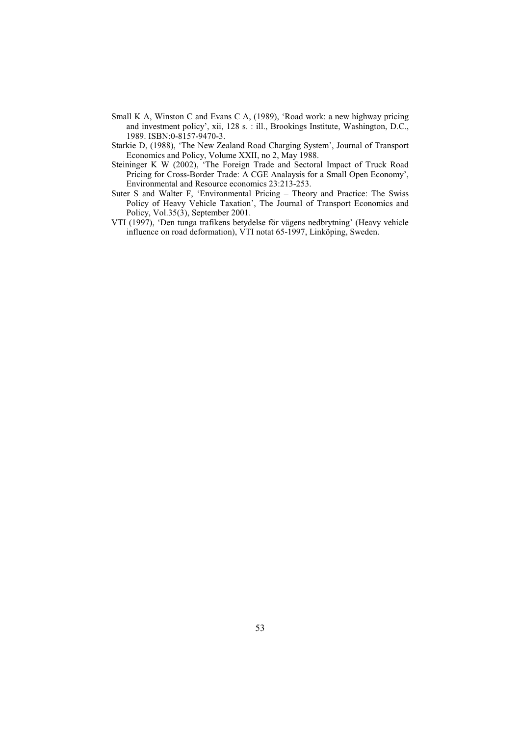Small K A, Winston C and Evans C A, (1989), 'Road work: a new highway pricing and investment policy', xii, 128 s. : ill., Brookings Institute, Washington, D.C., 1989. ISBN:0-8157-9470-3.

Starkie D, (1988), 'The New Zealand Road Charging System', Journal of Transport Economics and Policy, Volume XXII, no 2, May 1988.

Steininger K W (2002), 'The Foreign Trade and Sectoral Impact of Truck Road Pricing for Cross-Border Trade: A CGE Analaysis for a Small Open Economy', Environmental and Resource economics 23:213-253.

Suter S and Walter F, 'Environmental Pricing – Theory and Practice: The Swiss Policy of Heavy Vehicle Taxation', The Journal of Transport Economics and Policy, Vol.35(3), September 2001.

VTI (1997), 'Den tunga trafikens betydelse för vägens nedbrytning' (Heavy vehicle influence on road deformation), VTI notat 65-1997, Linköping, Sweden.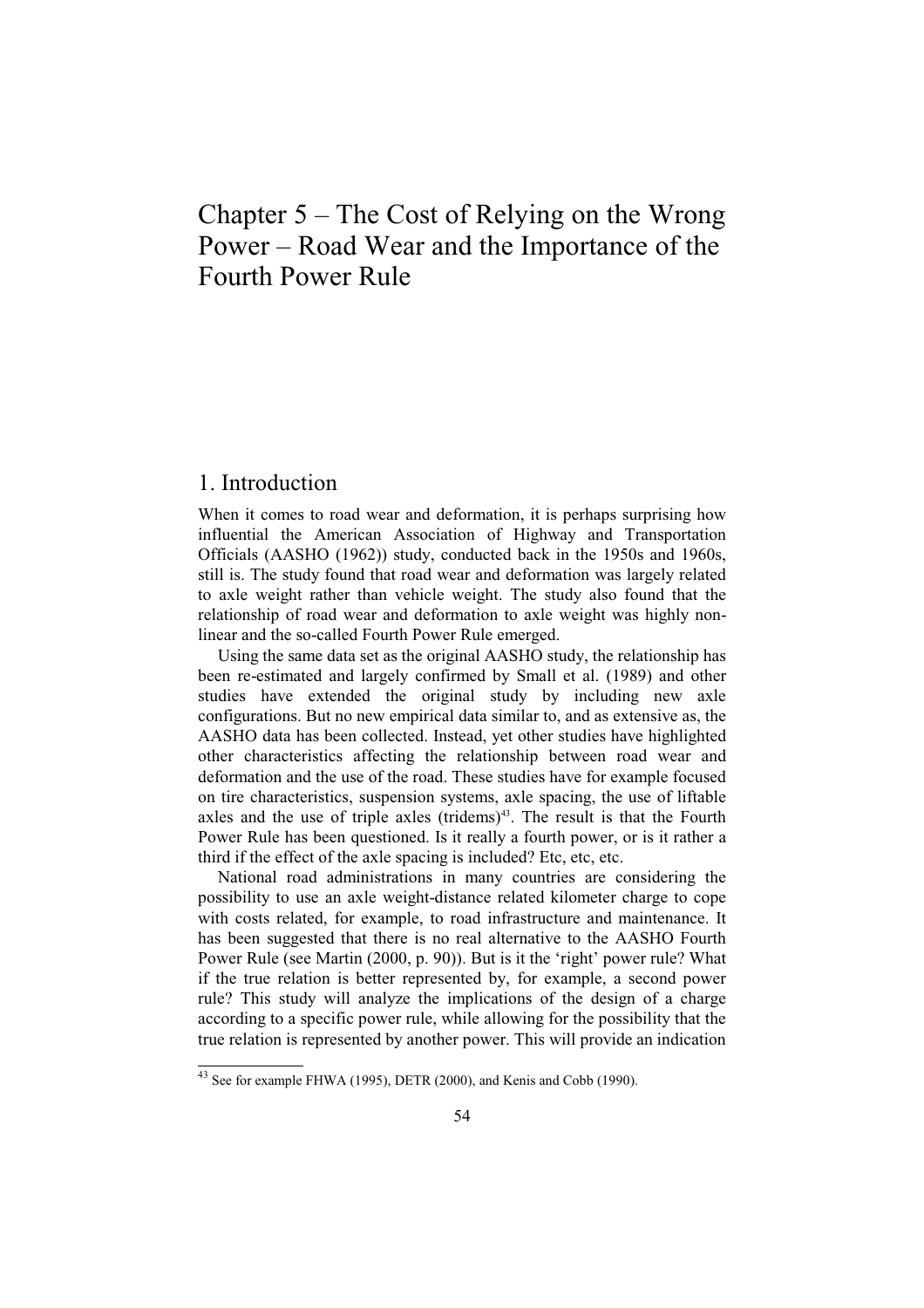# Chapter 5 – The Cost of Relying on the Wrong Power – Road Wear and the Importance of the Fourth Power Rule

## 1. Introduction

When it comes to road wear and deformation, it is perhaps surprising how influential the American Association of Highway and Transportation Officials (AASHO (1962)) study, conducted back in the 1950s and 1960s, still is. The study found that road wear and deformation was largely related to axle weight rather than vehicle weight. The study also found that the relationship of road wear and deformation to axle weight was highly non-linear and the so-called Fourth Power Rule emerged.

Using the same data set as the original AASHO study, the relationship has been re-estimated and largely confirmed by Small et al. (1989) and other studies have extended the original study by including new axle configurations. But no new empirical data similar to, and as extensive as, the AASHO data has been collected. Instead, yet other studies have highlighted other characteristics affecting the relationship between road wear and deformation and the use of the road. These studies have for example focused on tire characteristics, suspension systems, axle spacing, the use of liftable axles and the use of triple axles (tridems)[43]. The result is that the Fourth Power Rule has been questioned. Is it really a fourth power, or is it rather a third if the effect of the axle spacing is included? Etc, etc, etc.

National road administrations in many countries are considering the possibility to use an axle weight-distance related kilometer charge to cope with costs related, for example, to road infrastructure and maintenance. It has been suggested that there is no real alternative to the AASHO Fourth Power Rule (see Martin (2000, p. 90)). But is it the 'right' power rule? What if the true relation is better represented by, for example, a second power rule? This study will analyze the implications of the design of a charge according to a specific power rule, while allowing for the possibility that the true relation is represented by another power. This will provide an indication

[43] See for example FHWA (1995), DETR (2000), and Kenis and Cobb (1990).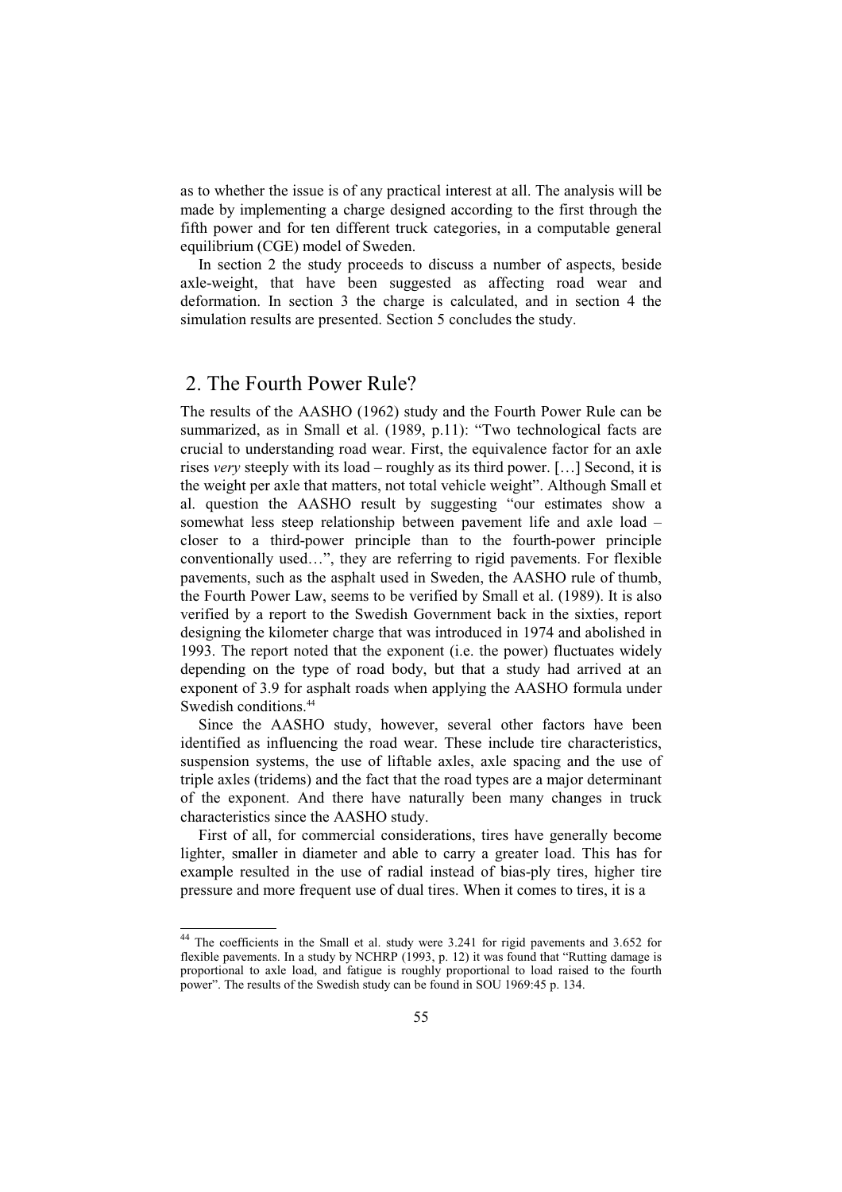as to whether the issue is of any practical interest at all. The analysis will be made by implementing a charge designed according to the first through the fifth power and for ten different truck categories, in a computable general equilibrium (CGE) model of Sweden.

In section 2 the study proceeds to discuss a number of aspects, beside axle-weight, that have been suggested as affecting road wear and deformation. In section 3 the charge is calculated, and in section 4 the simulation results are presented. Section 5 concludes the study.

## 2. The Fourth Power Rule?

The results of the AASHO (1962) study and the Fourth Power Rule can be summarized, as in Small et al. (1989, p.11): "Two technological facts are crucial to understanding road wear. First, the equivalence factor for an axle rises *very* steeply with its load – roughly as its third power. […] Second, it is the weight per axle that matters, not total vehicle weight". Although Small et al. question the AASHO result by suggesting "our estimates show a somewhat less steep relationship between pavement life and axle load – closer to a third-power principle than to the fourth-power principle conventionally used…", they are referring to rigid pavements. For flexible pavements, such as the asphalt used in Sweden, the AASHO rule of thumb, the Fourth Power Law, seems to be verified by Small et al. (1989). It is also verified by a report to the Swedish Government back in the sixties, report designing the kilometer charge that was introduced in 1974 and abolished in 1993. The report noted that the exponent (i.e. the power) fluctuates widely depending on the type of road body, but that a study had arrived at an exponent of 3.9 for asphalt roads when applying the AASHO formula under Swedish conditions.[44]

Since the AASHO study, however, several other factors have been identified as influencing the road wear. These include tire characteristics, suspension systems, the use of liftable axles, axle spacing and the use of triple axles (tridems) and the fact that the road types are a major determinant of the exponent. And there have naturally been many changes in truck characteristics since the AASHO study.

First of all, for commercial considerations, tires have generally become lighter, smaller in diameter and able to carry a greater load. This has for example resulted in the use of radial instead of bias-ply tires, higher tire pressure and more frequent use of dual tires. When it comes to tires, it is a

---

[44] The coefficients in the Small et al. study were 3.241 for rigid pavements and 3.652 for flexible pavements. In a study by NCHRP (1993, p. 12) it was found that "Rutting damage is proportional to axle load, and fatigue is roughly proportional to load raised to the fourth power". The results of the Swedish study can be found in SOU 1969:45 p. 134.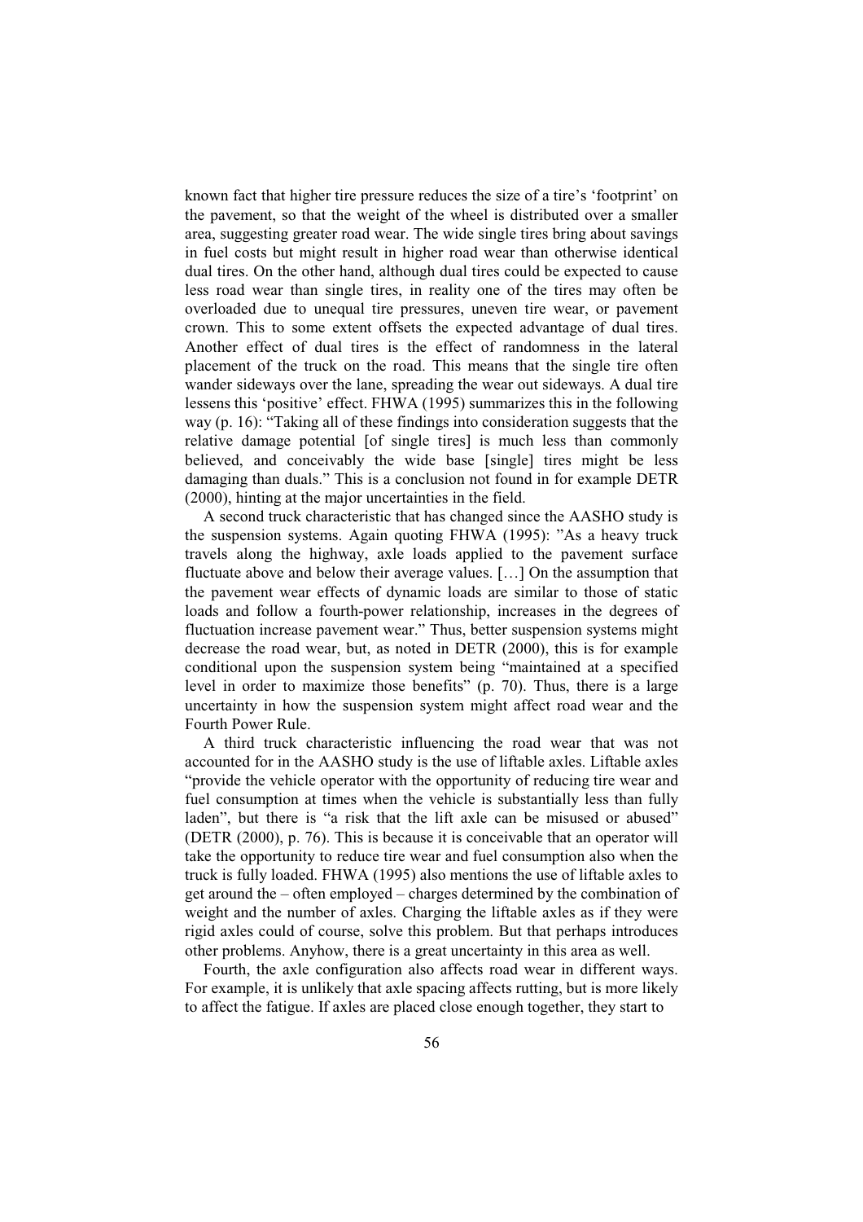known fact that higher tire pressure reduces the size of a tire's 'footprint' on the pavement, so that the weight of the wheel is distributed over a smaller area, suggesting greater road wear. The wide single tires bring about savings in fuel costs but might result in higher road wear than otherwise identical dual tires. On the other hand, although dual tires could be expected to cause less road wear than single tires, in reality one of the tires may often be overloaded due to unequal tire pressures, uneven tire wear, or pavement crown. This to some extent offsets the expected advantage of dual tires. Another effect of dual tires is the effect of randomness in the lateral placement of the truck on the road. This means that the single tire often wander sideways over the lane, spreading the wear out sideways. A dual tire lessens this 'positive' effect. FHWA (1995) summarizes this in the following way (p. 16): "Taking all of these findings into consideration suggests that the relative damage potential [of single tires] is much less than commonly believed, and conceivably the wide base [single] tires might be less damaging than duals." This is a conclusion not found in for example DETR (2000), hinting at the major uncertainties in the field.

A second truck characteristic that has changed since the AASHO study is the suspension systems. Again quoting FHWA (1995): "As a heavy truck travels along the highway, axle loads applied to the pavement surface fluctuate above and below their average values. […] On the assumption that the pavement wear effects of dynamic loads are similar to those of static loads and follow a fourth-power relationship, increases in the degrees of fluctuation increase pavement wear." Thus, better suspension systems might decrease the road wear, but, as noted in DETR (2000), this is for example conditional upon the suspension system being "maintained at a specified level in order to maximize those benefits" (p. 70). Thus, there is a large uncertainty in how the suspension system might affect road wear and the Fourth Power Rule.

A third truck characteristic influencing the road wear that was not accounted for in the AASHO study is the use of liftable axles. Liftable axles "provide the vehicle operator with the opportunity of reducing tire wear and fuel consumption at times when the vehicle is substantially less than fully laden", but there is "a risk that the lift axle can be misused or abused" (DETR (2000), p. 76). This is because it is conceivable that an operator will take the opportunity to reduce tire wear and fuel consumption also when the truck is fully loaded. FHWA (1995) also mentions the use of liftable axles to get around the – often employed – charges determined by the combination of weight and the number of axles. Charging the liftable axles as if they were rigid axles could of course, solve this problem. But that perhaps introduces other problems. Anyhow, there is a great uncertainty in this area as well.

Fourth, the axle configuration also affects road wear in different ways. For example, it is unlikely that axle spacing affects rutting, but is more likely to affect the fatigue. If axles are placed close enough together, they start to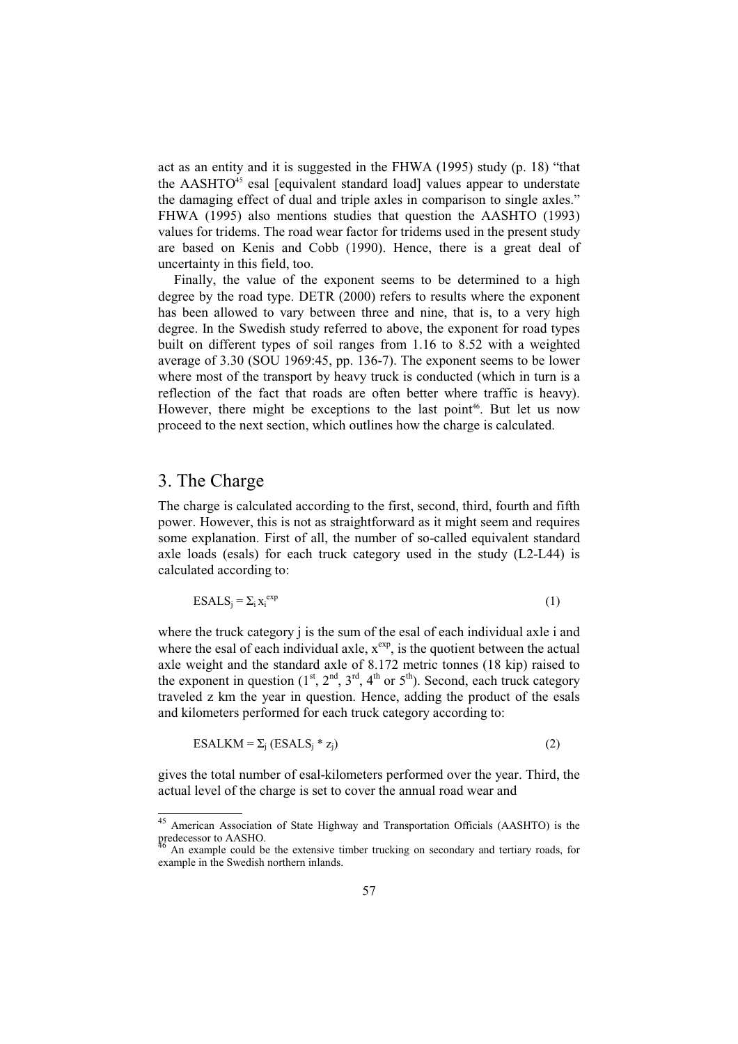act as an entity and it is suggested in the FHWA (1995) study (p. 18) "that the AASHTO[45] esal [equivalent standard load] values appear to understate the damaging effect of dual and triple axles in comparison to single axles." FHWA (1995) also mentions studies that question the AASHTO (1993) values for tridems. The road wear factor for tridems used in the present study are based on Kenis and Cobb (1990). Hence, there is a great deal of uncertainty in this field, too.

Finally, the value of the exponent seems to be determined to a high degree by the road type. DETR (2000) refers to results where the exponent has been allowed to vary between three and nine, that is, to a very high degree. In the Swedish study referred to above, the exponent for road types built on different types of soil ranges from 1.16 to 8.52 with a weighted average of 3.30 (SOU 1969:45, pp. 136-7). The exponent seems to be lower where most of the transport by heavy truck is conducted (which in turn is a reflection of the fact that roads are often better where traffic is heavy). However, there might be exceptions to the last point[46]. But let us now proceed to the next section, which outlines how the charge is calculated.

## 3. The Charge

The charge is calculated according to the first, second, third, fourth and fifth power. However, this is not as straightforward as it might seem and requires some explanation. First of all, the number of so-called equivalent standard axle loads (esals) for each truck category used in the study (L2-L44) is calculated according to:

$$ESALS_j = \Sigma_i x_i^{exp} \tag{1}$$

where the truck category j is the sum of the esal of each individual axle i and where the esal of each individual axle, $x^{exp}$, is the quotient between the actual axle weight and the standard axle of 8.172 metric tonnes (18 kip) raised to the exponent in question (1st, 2nd, 3rd, 4th or 5th). Second, each truck category traveled z km the year in question. Hence, adding the product of the esals and kilometers performed for each truck category according to:

$$ESALKM = \Sigma_j (ESALS_j * z_j) \tag{2}$$

gives the total number of esal-kilometers performed over the year. Third, the actual level of the charge is set to cover the annual road wear and

---

[45] American Association of State Highway and Transportation Officials (AASHTO) is the predecessor to AASHO.

[46] An example could be the extensive timber trucking on secondary and tertiary roads, for example in the Swedish northern inlands.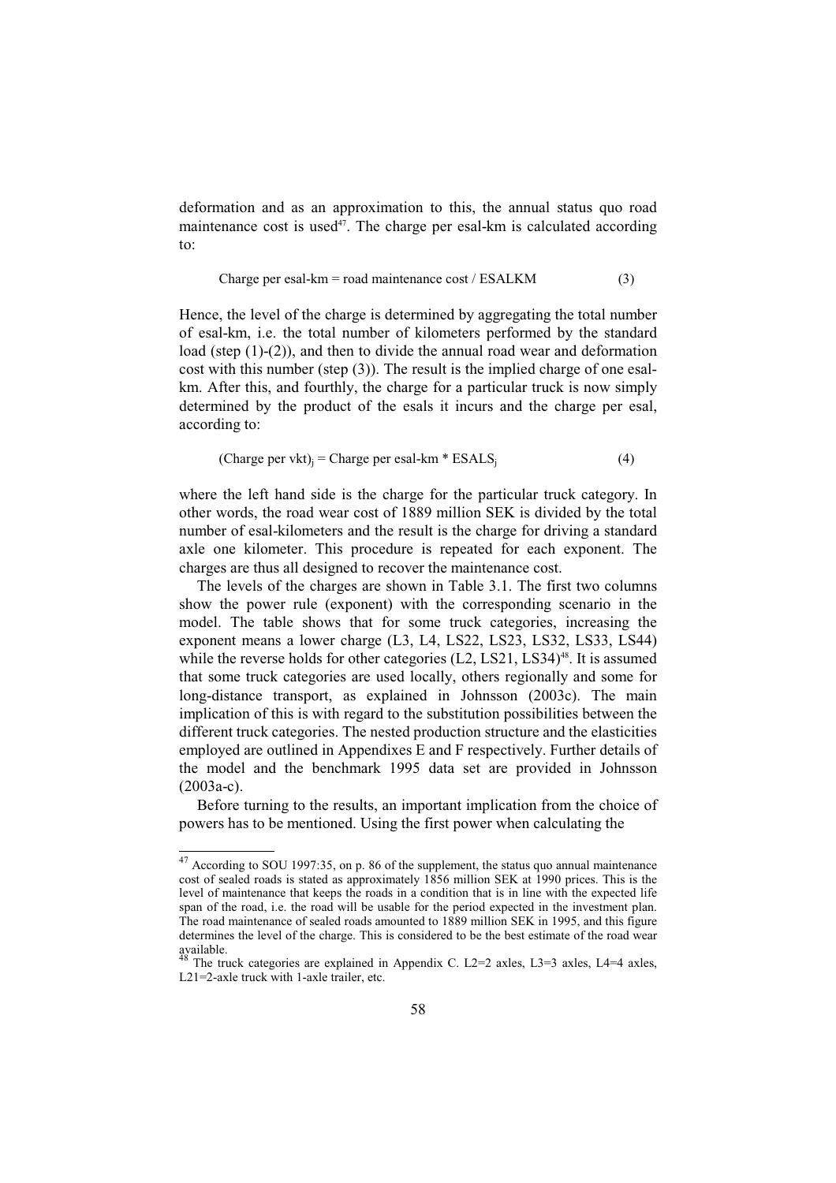deformation and as an approximation to this, the annual status quo road maintenance cost is used[47]. The charge per esal-km is calculated according to:

$$\text{Charge per esal-km} = \text{road maintenance cost} / \text{ESALKM} \qquad (3)$$

Hence, the level of the charge is determined by aggregating the total number of esal-km, i.e. the total number of kilometers performed by the standard load (step (1)-(2)), and then to divide the annual road wear and deformation cost with this number (step (3)). The result is the implied charge of one esal-km. After this, and fourthly, the charge for a particular truck is now simply determined by the product of the esals it incurs and the charge per esal, according to:

$$(\text{Charge per vkt})_j = \text{Charge per esal-km} * \text{ESALS}_j \qquad (4)$$

where the left hand side is the charge for the particular truck category. In other words, the road wear cost of 1889 million SEK is divided by the total number of esal-kilometers and the result is the charge for driving a standard axle one kilometer. This procedure is repeated for each exponent. The charges are thus all designed to recover the maintenance cost.

The levels of the charges are shown in Table 3.1. The first two columns show the power rule (exponent) with the corresponding scenario in the model. The table shows that for some truck categories, increasing the exponent means a lower charge (L3, L4, LS22, LS23, LS32, LS33, LS44) while the reverse holds for other categories (L2, LS21, LS34)[48]. It is assumed that some truck categories are used locally, others regionally and some for long-distance transport, as explained in Johnsson (2003c). The main implication of this is with regard to the substitution possibilities between the different truck categories. The nested production structure and the elasticities employed are outlined in Appendixes E and F respectively. Further details of the model and the benchmark 1995 data set are provided in Johnsson (2003a-c).

Before turning to the results, an important implication from the choice of powers has to be mentioned. Using the first power when calculating the

---

[47] According to SOU 1997:35, on p. 86 of the supplement, the status quo annual maintenance cost of sealed roads is stated as approximately 1856 million SEK at 1990 prices. This is the level of maintenance that keeps the roads in a condition that is in line with the expected life span of the road, i.e. the road will be usable for the period expected in the investment plan. The road maintenance of sealed roads amounted to 1889 million SEK in 1995, and this figure determines the level of the charge. This is considered to be the best estimate of the road wear available.

[48] The truck categories are explained in Appendix C. L2=2 axles, L3=3 axles, L4=4 axles, L21=2-axle truck with 1-axle trailer, etc.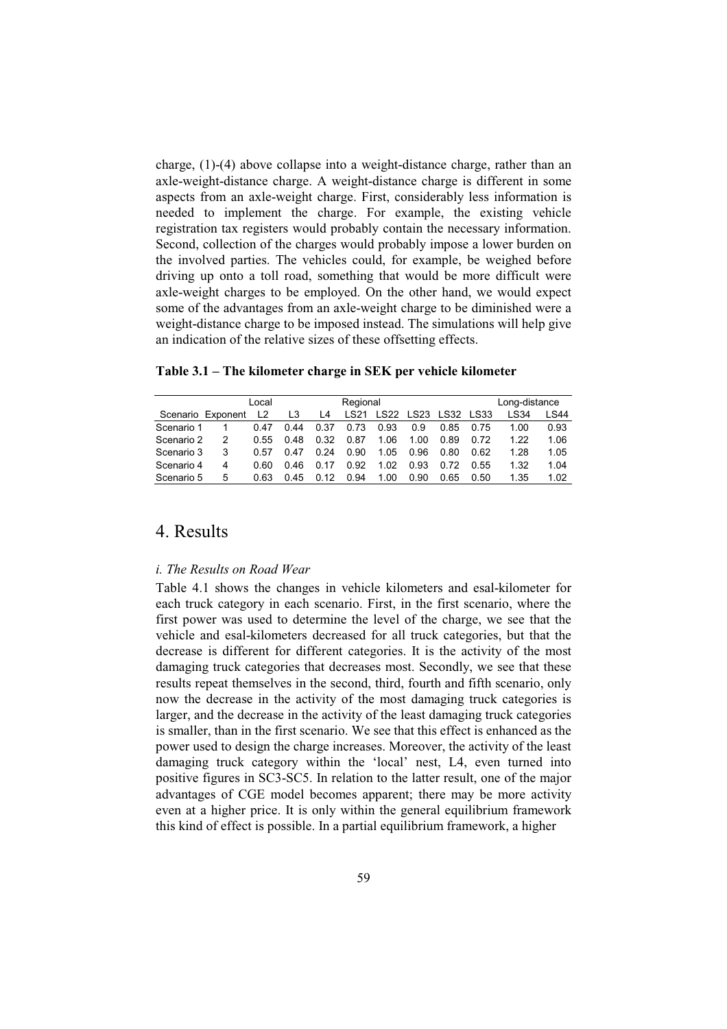charge, (1)-(4) above collapse into a weight-distance charge, rather than an axle-weight-distance charge. A weight-distance charge is different in some aspects from an axle-weight charge. First, considerably less information is needed to implement the charge. For example, the existing vehicle registration tax registers would probably contain the necessary information. Second, collection of the charges would probably impose a lower burden on the involved parties. The vehicles could, for example, be weighed before driving up onto a toll road, something that would be more difficult were axle-weight charges to be employed. On the other hand, we would expect some of the advantages from an axle-weight charge to be diminished were a weight-distance charge to be imposed instead. The simulations will help give an indication of the relative sizes of these offsetting effects.

**Table 3.1 – The kilometer charge in SEK per vehicle kilometer**

| | | Local | | | Regional | | | | | Long-distance | |
|---|---|---|---|---|---|---|---|---|---|---|---|
| Scenario | Exponent | L2 | L3 | L4 | LS21 | LS22 | LS23 | LS32 | LS33 | LS34 | LS44 |
| Scenario 1 | 1 | 0.47 | 0.44 | 0.37 | 0.73 | 0.93 | 0.9 | 0.85 | 0.75 | 1.00 | 0.93 |
| Scenario 2 | 2 | 0.55 | 0.48 | 0.32 | 0.87 | 1.06 | 1.00 | 0.89 | 0.72 | 1.22 | 1.06 |
| Scenario 3 | 3 | 0.57 | 0.47 | 0.24 | 0.90 | 1.05 | 0.96 | 0.80 | 0.62 | 1.28 | 1.05 |
| Scenario 4 | 4 | 0.60 | 0.46 | 0.17 | 0.92 | 1.02 | 0.93 | 0.72 | 0.55 | 1.32 | 1.04 |
| Scenario 5 | 5 | 0.63 | 0.45 | 0.12 | 0.94 | 1.00 | 0.90 | 0.65 | 0.50 | 1.35 | 1.02 |

# 4. Results

### *i. The Results on Road Wear*

Table 4.1 shows the changes in vehicle kilometers and esal-kilometer for each truck category in each scenario. First, in the first scenario, where the first power was used to determine the level of the charge, we see that the vehicle and esal-kilometers decreased for all truck categories, but that the decrease is different for different categories. It is the activity of the most damaging truck categories that decreases most. Secondly, we see that these results repeat themselves in the second, third, fourth and fifth scenario, only now the decrease in the activity of the most damaging truck categories is larger, and the decrease in the activity of the least damaging truck categories is smaller, than in the first scenario. We see that this effect is enhanced as the power used to design the charge increases. Moreover, the activity of the least damaging truck category within the 'local' nest, L4, even turned into positive figures in SC3-SC5. In relation to the latter result, one of the major advantages of CGE model becomes apparent; there may be more activity even at a higher price. It is only within the general equilibrium framework this kind of effect is possible. In a partial equilibrium framework, a higher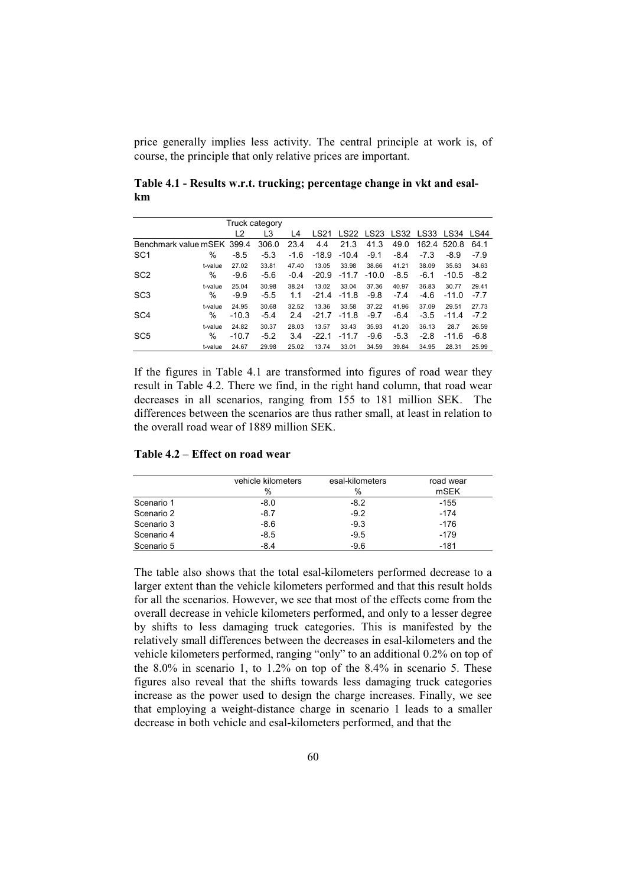price generally implies less activity. The central principle at work is, of course, the principle that only relative prices are important.

**Table 4.1 - Results w.r.t. trucking; percentage change in vkt and esal-km**

| | | Truck category | | | | | | | | | |
|---|---|---|---|---|---|---|---|---|---|---|---|
| | | L2 | L3 | L4 | LS21 | LS22 | LS23 | LS32 | LS33 | LS34 | LS44 |
| Benchmark value | mSEK | 399.4 | 306.0 | 23.4 | 4.4 | 21.3 | 41.3 | 49.0 | 162.4 | 520.8 | 64.1 |
| SC1 | % | -8.5 | -5.3 | -1.6 | -18.9 | -10.4 | -9.1 | -8.4 | -7.3 | -8.9 | -7.9 |
| | t-value | 27.02 | 33.81 | 47.40 | 13.05 | 33.98 | 38.66 | 41.21 | 38.09 | 35.63 | 34.63 |
| SC2 | % | -9.6 | -5.6 | -0.4 | -20.9 | -11.7 | -10.0 | -8.5 | -6.1 | -10.5 | -8.2 |
| | t-value | 25.04 | 30.98 | 38.24 | 13.02 | 33.04 | 37.36 | 40.97 | 36.83 | 30.77 | 29.41 |
| SC3 | % | -9.9 | -5.5 | 1.1 | -21.4 | -11.8 | -9.8 | -7.4 | -4.6 | -11.0 | -7.7 |
| | t-value | 24.95 | 30.68 | 32.52 | 13.36 | 33.58 | 37.22 | 41.96 | 37.09 | 29.51 | 27.73 |
| SC4 | % | -10.3 | -5.4 | 2.4 | -21.7 | -11.8 | -9.7 | -6.4 | -3.5 | -11.4 | -7.2 |
| | t-value | 24.82 | 30.37 | 28.03 | 13.57 | 33.43 | 35.93 | 41.20 | 36.13 | 28.7 | 26.59 |
| SC5 | % | -10.7 | -5.2 | 3.4 | -22.1 | -11.7 | -9.6 | -5.3 | -2.8 | -11.6 | -6.8 |
| | t-value | 24.67 | 29.98 | 25.02 | 13.74 | 33.01 | 34.59 | 39.84 | 34.95 | 28.31 | 25.99 |

If the figures in Table 4.1 are transformed into figures of road wear they result in Table 4.2. There we find, in the right hand column, that road wear decreases in all scenarios, ranging from 155 to 181 million SEK. The differences between the scenarios are thus rather small, at least in relation to the overall road wear of 1889 million SEK.

**Table 4.2 – Effect on road wear**

| | vehicle kilometers % | esal-kilometers % | road wear mSEK |
|---|---|---|---|
| Scenario 1 | -8.0 | -8.2 | -155 |
| Scenario 2 | -8.7 | -9.2 | -174 |
| Scenario 3 | -8.6 | -9.3 | -176 |
| Scenario 4 | -8.5 | -9.5 | -179 |
| Scenario 5 | -8.4 | -9.6 | -181 |

The table also shows that the total esal-kilometers performed decrease to a larger extent than the vehicle kilometers performed and that this result holds for all the scenarios. However, we see that most of the effects come from the overall decrease in vehicle kilometers performed, and only to a lesser degree by shifts to less damaging truck categories. This is manifested by the relatively small differences between the decreases in esal-kilometers and the vehicle kilometers performed, ranging "only" to an additional 0.2% on top of the 8.0% in scenario 1, to 1.2% on top of the 8.4% in scenario 5. These figures also reveal that the shifts towards less damaging truck categories increase as the power used to design the charge increases. Finally, we see that employing a weight-distance charge in scenario 1 leads to a smaller decrease in both vehicle and esal-kilometers performed, and that the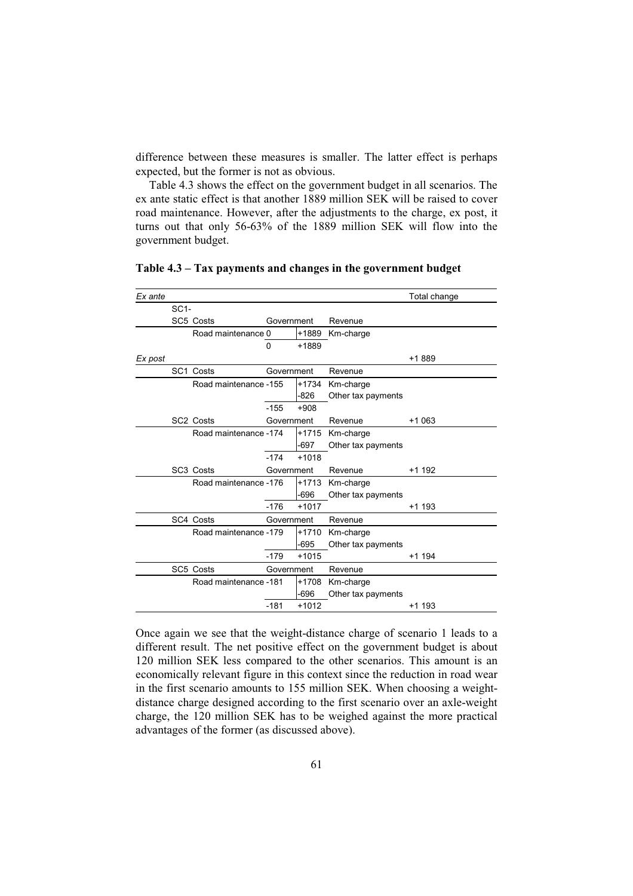difference between these measures is smaller. The latter effect is perhaps expected, but the former is not as obvious.

Table 4.3 shows the effect on the government budget in all scenarios. The ex ante static effect is that another 1889 million SEK will be raised to cover road maintenance. However, after the adjustments to the charge, ex post, it turns out that only 56-63% of the 1889 million SEK will flow into the government budget.

**Table 4.3 – Tax payments and changes in the government budget**

| | | | | | | |
|---|---|---|---|---|---|---|
| *Ex ante* | | | | | | Total change |
| | SC1-SC5 | Costs | Government | | Revenue | |
| | | Road maintenance | 0 | +1889 | Km-charge | |
| | | | 0 | +1889 | | |
| *Ex post* | | | | | | +1 889 |
| | SC1 | Costs | Government | | Revenue | |
| | | Road maintenance | -155 | +1734 | Km-charge | |
| | | | | -826 | Other tax payments | |
| | | | -155 | +908 | | |
| | SC2 | Costs | Government | | Revenue | +1 063 |
| | | Road maintenance | -174 | +1715 | Km-charge | |
| | | | | -697 | Other tax payments | |
| | | | -174 | +1018 | | |
| | SC3 | Costs | Government | | Revenue | +1 192 |
| | | Road maintenance | -176 | +1713 | Km-charge | |
| | | | | -696 | Other tax payments | |
| | | | -176 | +1017 | | +1 193 |
| | SC4 | Costs | Government | | Revenue | |
| | | Road maintenance | -179 | +1710 | Km-charge | |
| | | | | -695 | Other tax payments | |
| | | | -179 | +1015 | | +1 194 |
| | SC5 | Costs | Government | | Revenue | |
| | | Road maintenance | -181 | +1708 | Km-charge | |
| | | | | -696 | Other tax payments | |
| | | | -181 | +1012 | | +1 193 |

Once again we see that the weight-distance charge of scenario 1 leads to a different result. The net positive effect on the government budget is about 120 million SEK less compared to the other scenarios. This amount is an economically relevant figure in this context since the reduction in road wear in the first scenario amounts to 155 million SEK. When choosing a weight-distance charge designed according to the first scenario over an axle-weight charge, the 120 million SEK has to be weighed against the more practical advantages of the former (as discussed above).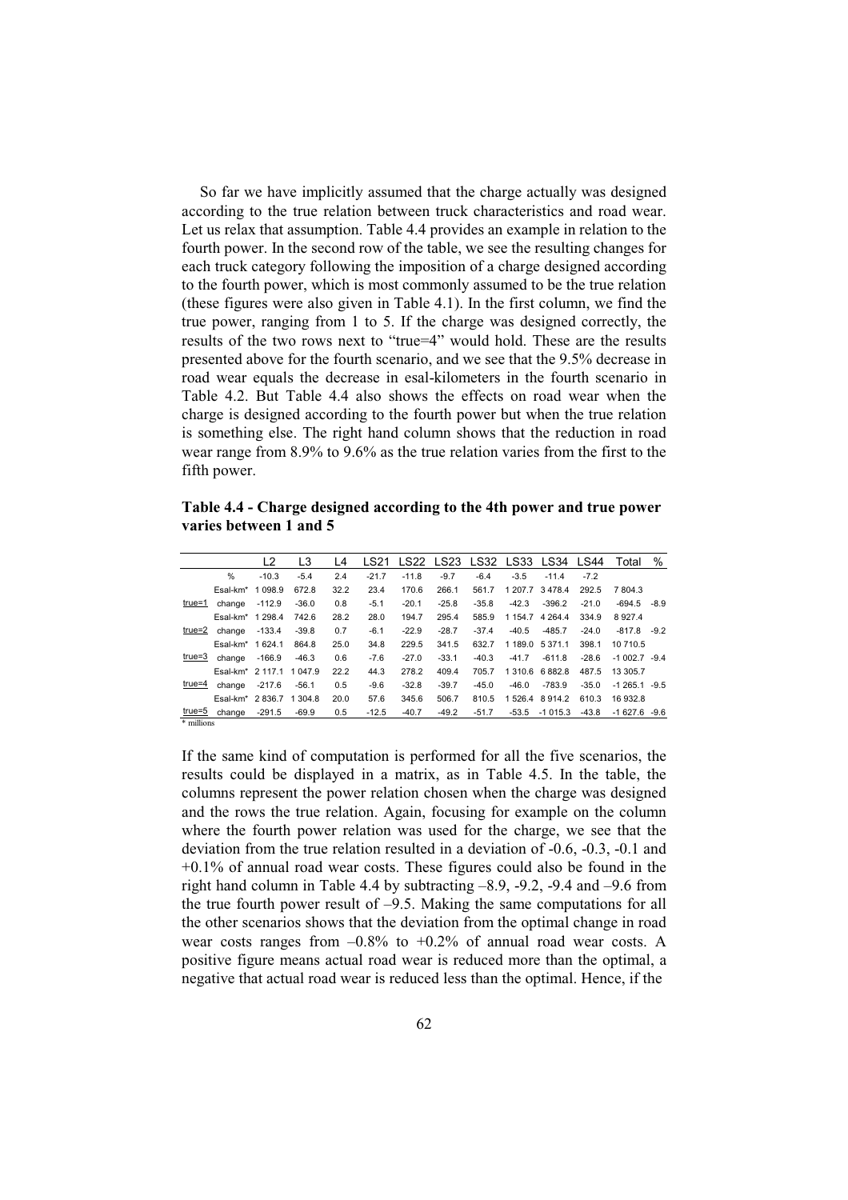So far we have implicitly assumed that the charge actually was designed according to the true relation between truck characteristics and road wear. Let us relax that assumption. Table 4.4 provides an example in relation to the fourth power. In the second row of the table, we see the resulting changes for each truck category following the imposition of a charge designed according to the fourth power, which is most commonly assumed to be the true relation (these figures were also given in Table 4.1). In the first column, we find the true power, ranging from 1 to 5. If the charge was designed correctly, the results of the two rows next to "true=4" would hold. These are the results presented above for the fourth scenario, and we see that the 9.5% decrease in road wear equals the decrease in esal-kilometers in the fourth scenario in Table 4.2. But Table 4.4 also shows the effects on road wear when the charge is designed according to the fourth power but when the true relation is something else. The right hand column shows that the reduction in road wear range from 8.9% to 9.6% as the true relation varies from the first to the fifth power.

**Table 4.4 - Charge designed according to the 4th power and true power varies between 1 and 5**

| | | L2 | L3 | L4 | LS21 | LS22 | LS23 | LS32 | LS33 | LS34 | LS44 | Total | % |
|---|---|---|---|---|---|---|---|---|---|---|---|---|---|
| | % | -10.3 | -5.4 | 2.4 | -21.7 | -11.8 | -9.7 | -6.4 | -3.5 | -11.4 | -7.2 | | |
| | Esal-km* | 1 098.9 | 672.8 | 32.2 | 23.4 | 170.6 | 266.1 | 561.7 | 1 207.7 | 3 478.4 | 292.5 | 7 804.3 | |
| true=1 | change | -112.9 | -36.0 | 0.8 | -5.1 | -20.1 | -25.8 | -35.8 | -42.3 | -396.2 | -21.0 | -694.5 | -8.9 |
| | Esal-km* | 1 298.4 | 742.6 | 28.2 | 28.0 | 194.7 | 295.4 | 585.9 | 1 154.7 | 4 264.4 | 334.9 | 8 927.4 | |
| true=2 | change | -133.4 | -39.8 | 0.7 | -6.1 | -22.9 | -28.7 | -37.4 | -40.5 | -485.7 | -24.0 | -817.8 | -9.2 |
| | Esal-km* | 1 624.1 | 864.8 | 25.0 | 34.8 | 229.5 | 341.5 | 632.7 | 1 189.0 | 5 371.1 | 398.1 | 10 710.5 | |
| true=3 | change | -166.9 | -46.3 | 0.6 | -7.6 | -27.0 | -33.1 | -40.3 | -41.7 | -611.8 | -28.6 | -1 002.7 | -9.4 |
| | Esal-km* | 2 117.1 | 1 047.9 | 22.2 | 44.3 | 278.2 | 409.4 | 705.7 | 1 310.6 | 6 882.8 | 487.5 | 13 305.7 | |
| true=4 | change | -217.6 | -56.1 | 0.5 | -9.6 | -32.8 | -39.7 | -45.0 | -46.0 | -783.9 | -35.0 | -1 265.1 | -9.5 |
| | Esal-km* | 2 836.7 | 1 304.8 | 20.0 | 57.6 | 345.6 | 506.7 | 810.5 | 1 526.4 | 8 914.2 | 610.3 | 16 932.8 | |
| true=5 | change | -291.5 | -69.9 | 0.5 | -12.5 | -40.7 | -49.2 | -51.7 | -53.5 | -1 015.3 | -43.8 | -1 627.6 | -9.6 |

\* millions

If the same kind of computation is performed for all the five scenarios, the results could be displayed in a matrix, as in Table 4.5. In the table, the columns represent the power relation chosen when the charge was designed and the rows the true relation. Again, focusing for example on the column where the fourth power relation was used for the charge, we see that the deviation from the true relation resulted in a deviation of -0.6, -0.3, -0.1 and +0.1% of annual road wear costs. These figures could also be found in the right hand column in Table 4.4 by subtracting –8.9, -9.2, -9.4 and –9.6 from the true fourth power result of –9.5. Making the same computations for all the other scenarios shows that the deviation from the optimal change in road wear costs ranges from –0.8% to +0.2% of annual road wear costs. A positive figure means actual road wear is reduced more than the optimal, a negative that actual road wear is reduced less than the optimal. Hence, if the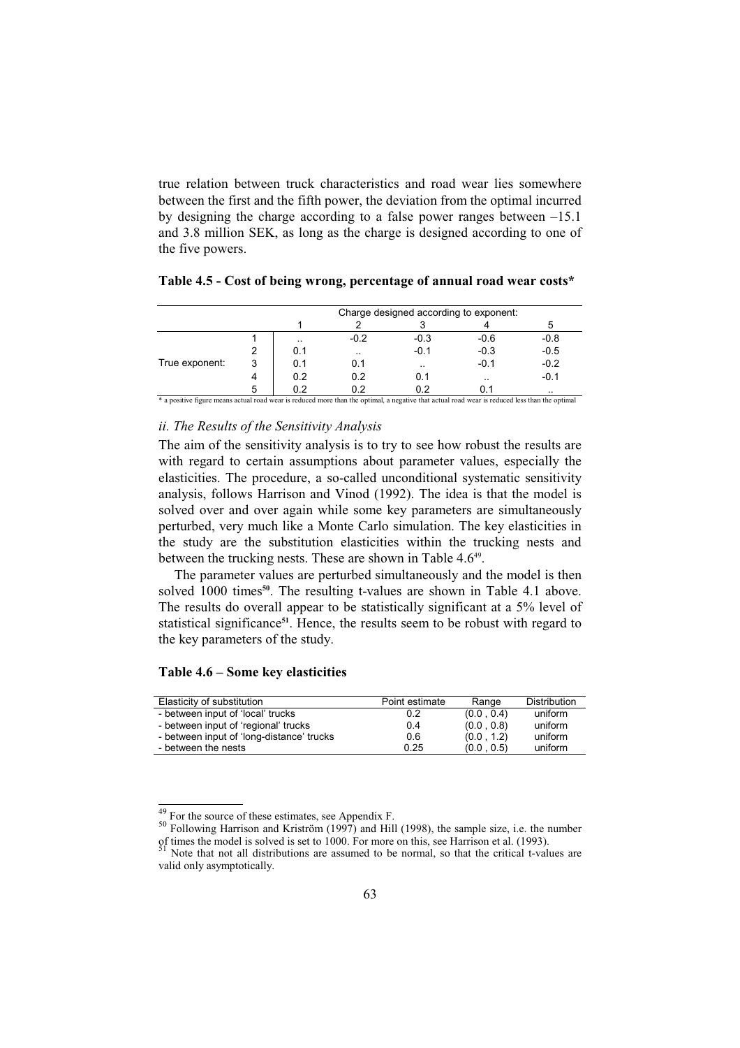true relation between truck characteristics and road wear lies somewhere between the first and the fifth power, the deviation from the optimal incurred by designing the charge according to a false power ranges between –15.1 and 3.8 million SEK, as long as the charge is designed according to one of the five powers.

**Table 4.5 - Cost of being wrong, percentage of annual road wear costs***

| | | Charge designed according to exponent: | | | | |
|---|---|---|---|---|---|---|
| | | 1 | 2 | 3 | 4 | 5 |
| True exponent: | 1 | .. | -0.2 | -0.3 | -0.6 | -0.8 |
| | 2 | 0.1 | .. | -0.1 | -0.3 | -0.5 |
| | 3 | 0.1 | 0.1 | .. | -0.1 | -0.2 |
| | 4 | 0.2 | 0.2 | 0.1 | .. | -0.1 |
| | 5 | 0.2 | 0.2 | 0.2 | 0.1 | .. |

* a positive figure means actual road wear is reduced more than the optimal, a negative that actual road wear is reduced less than the optimal

### *ii. The Results of the Sensitivity Analysis*

The aim of the sensitivity analysis is to try to see how robust the results are with regard to certain assumptions about parameter values, especially the elasticities. The procedure, a so-called unconditional systematic sensitivity analysis, follows Harrison and Vinod (1992). The idea is that the model is solved over and over again while some key parameters are simultaneously perturbed, very much like a Monte Carlo simulation. The key elasticities in the study are the substitution elasticities within the trucking nests and between the trucking nests. These are shown in Table 4.6[49].

The parameter values are perturbed simultaneously and the model is then solved 1000 times[50]. The resulting t-values are shown in Table 4.1 above. The results do overall appear to be statistically significant at a 5% level of statistical significance[51]. Hence, the results seem to be robust with regard to the key parameters of the study.

**Table 4.6 – Some key elasticities**

| Elasticity of substitution | Point estimate | Range | Distribution |
|---|---|---|---|
| - between input of 'local' trucks | 0.2 | (0.0 , 0.4) | uniform |
| - between input of 'regional' trucks | 0.4 | (0.0 , 0.8) | uniform |
| - between input of 'long-distance' trucks | 0.6 | (0.0 , 1.2) | uniform |
| - between the nests | 0.25 | (0.0 , 0.5) | uniform |

[49] For the source of these estimates, see Appendix F.

[50] Following Harrison and Kriström (1997) and Hill (1998), the sample size, i.e. the number of times the model is solved is set to 1000. For more on this, see Harrison et al. (1993).

[51] Note that not all distributions are assumed to be normal, so that the critical t-values are valid only asymptotically.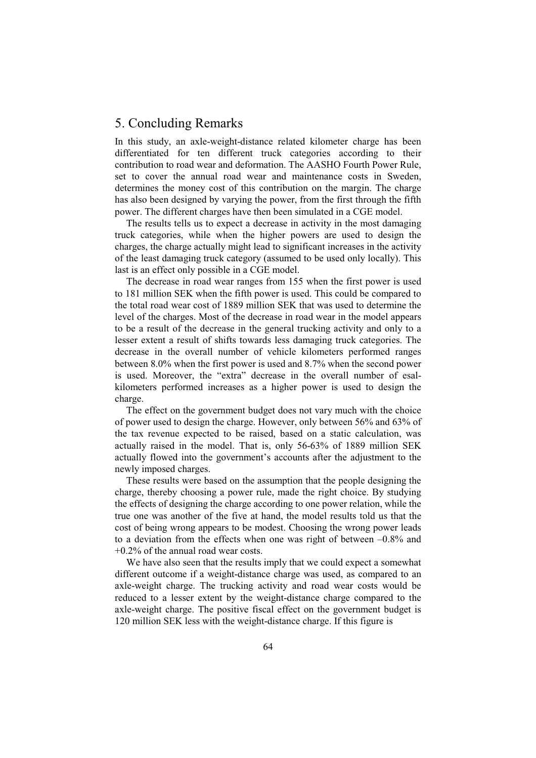# 5. Concluding Remarks

In this study, an axle-weight-distance related kilometer charge has been differentiated for ten different truck categories according to their contribution to road wear and deformation. The AASHO Fourth Power Rule, set to cover the annual road wear and maintenance costs in Sweden, determines the money cost of this contribution on the margin. The charge has also been designed by varying the power, from the first through the fifth power. The different charges have then been simulated in a CGE model.

The results tells us to expect a decrease in activity in the most damaging truck categories, while when the higher powers are used to design the charges, the charge actually might lead to significant increases in the activity of the least damaging truck category (assumed to be used only locally). This last is an effect only possible in a CGE model.

The decrease in road wear ranges from 155 when the first power is used to 181 million SEK when the fifth power is used. This could be compared to the total road wear cost of 1889 million SEK that was used to determine the level of the charges. Most of the decrease in road wear in the model appears to be a result of the decrease in the general trucking activity and only to a lesser extent a result of shifts towards less damaging truck categories. The decrease in the overall number of vehicle kilometers performed ranges between 8.0% when the first power is used and 8.7% when the second power is used. Moreover, the "extra" decrease in the overall number of esal-kilometers performed increases as a higher power is used to design the charge.

The effect on the government budget does not vary much with the choice of power used to design the charge. However, only between 56% and 63% of the tax revenue expected to be raised, based on a static calculation, was actually raised in the model. That is, only 56-63% of 1889 million SEK actually flowed into the government's accounts after the adjustment to the newly imposed charges.

These results were based on the assumption that the people designing the charge, thereby choosing a power rule, made the right choice. By studying the effects of designing the charge according to one power relation, while the true one was another of the five at hand, the model results told us that the cost of being wrong appears to be modest. Choosing the wrong power leads to a deviation from the effects when one was right of between –0.8% and +0.2% of the annual road wear costs.

We have also seen that the results imply that we could expect a somewhat different outcome if a weight-distance charge was used, as compared to an axle-weight charge. The trucking activity and road wear costs would be reduced to a lesser extent by the weight-distance charge compared to the axle-weight charge. The positive fiscal effect on the government budget is 120 million SEK less with the weight-distance charge. If this figure is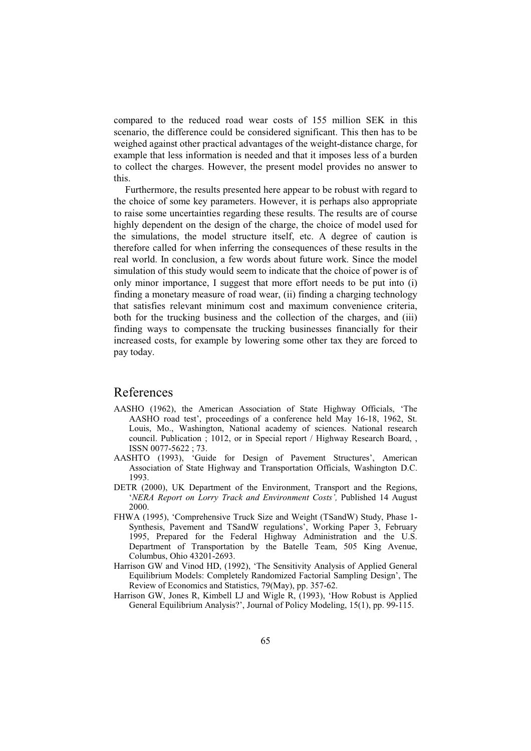compared to the reduced road wear costs of 155 million SEK in this scenario, the difference could be considered significant. This then has to be weighed against other practical advantages of the weight-distance charge, for example that less information is needed and that it imposes less of a burden to collect the charges. However, the present model provides no answer to this.

Furthermore, the results presented here appear to be robust with regard to the choice of some key parameters. However, it is perhaps also appropriate to raise some uncertainties regarding these results. The results are of course highly dependent on the design of the charge, the choice of model used for the simulations, the model structure itself, etc. A degree of caution is therefore called for when inferring the consequences of these results in the real world. In conclusion, a few words about future work. Since the model simulation of this study would seem to indicate that the choice of power is of only minor importance, I suggest that more effort needs to be put into (i) finding a monetary measure of road wear, (ii) finding a charging technology that satisfies relevant minimum cost and maximum convenience criteria, both for the trucking business and the collection of the charges, and (iii) finding ways to compensate the trucking businesses financially for their increased costs, for example by lowering some other tax they are forced to pay today.

# References

AASHO (1962), the American Association of State Highway Officials, 'The AASHO road test', proceedings of a conference held May 16-18, 1962, St. Louis, Mo., Washington, National academy of sciences. National research council. Publication ; 1012, or in Special report / Highway Research Board, , ISSN 0077-5622 ; 73.

AASHTO (1993), 'Guide for Design of Pavement Structures', American Association of State Highway and Transportation Officials, Washington D.C. 1993.

DETR (2000), UK Department of the Environment, Transport and the Regions, '*NERA Report on Lorry Track and Environment Costs',* Published 14 August 2000.

FHWA (1995), 'Comprehensive Truck Size and Weight (TSandW) Study, Phase 1-Synthesis, Pavement and TSandW regulations', Working Paper 3, February 1995, Prepared for the Federal Highway Administration and the U.S. Department of Transportation by the Batelle Team, 505 King Avenue, Columbus, Ohio 43201-2693.

Harrison GW and Vinod HD, (1992), 'The Sensitivity Analysis of Applied General Equilibrium Models: Completely Randomized Factorial Sampling Design', The Review of Economics and Statistics, 79(May), pp. 357-62.

Harrison GW, Jones R, Kimbell LJ and Wigle R, (1993), 'How Robust is Applied General Equilibrium Analysis?', Journal of Policy Modeling, 15(1), pp. 99-115.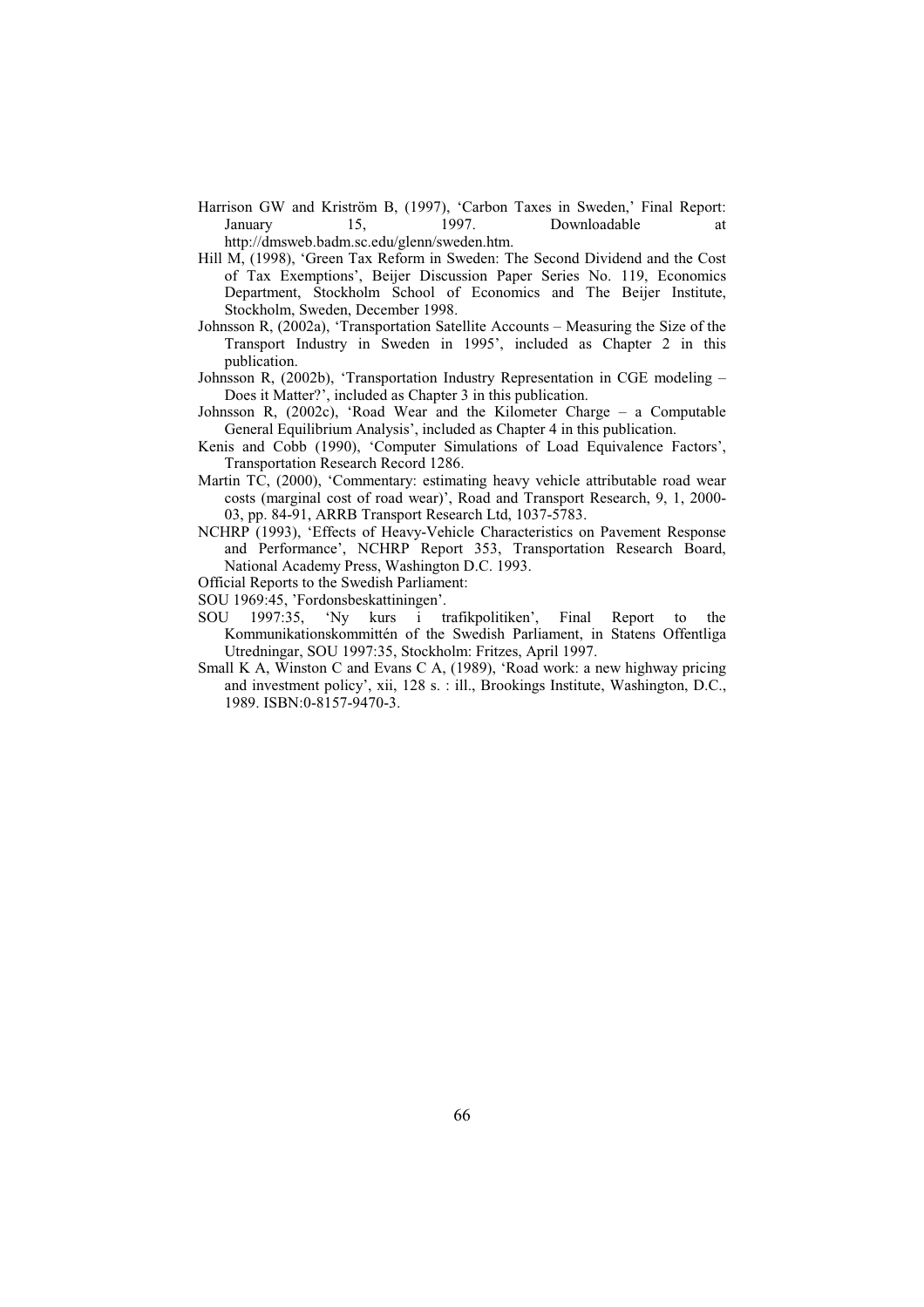Harrison GW and Kriström B, (1997), 'Carbon Taxes in Sweden,' Final Report: January 15, 1997. Downloadable at http://dmsweb.badm.sc.edu/glenn/sweden.htm.

Hill M, (1998), 'Green Tax Reform in Sweden: The Second Dividend and the Cost of Tax Exemptions', Beijer Discussion Paper Series No. 119, Economics Department, Stockholm School of Economics and The Beijer Institute, Stockholm, Sweden, December 1998.

Johnsson R, (2002a), 'Transportation Satellite Accounts – Measuring the Size of the Transport Industry in Sweden in 1995', included as Chapter 2 in this publication.

Johnsson R, (2002b), 'Transportation Industry Representation in CGE modeling – Does it Matter?', included as Chapter 3 in this publication.

Johnsson R, (2002c), 'Road Wear and the Kilometer Charge – a Computable General Equilibrium Analysis', included as Chapter 4 in this publication.

Kenis and Cobb (1990), 'Computer Simulations of Load Equivalence Factors', Transportation Research Record 1286.

Martin TC, (2000), 'Commentary: estimating heavy vehicle attributable road wear costs (marginal cost of road wear)', Road and Transport Research, 9, 1, 2000-03, pp. 84-91, ARRB Transport Research Ltd, 1037-5783.

NCHRP (1993), 'Effects of Heavy-Vehicle Characteristics on Pavement Response and Performance', NCHRP Report 353, Transportation Research Board, National Academy Press, Washington D.C. 1993.

Official Reports to the Swedish Parliament:

SOU 1969:45, 'Fordonsbeskattiningen'.

SOU 1997:35, 'Ny kurs i trafikpolitiken', Final Report to the Kommunikationskommittén of the Swedish Parliament, in Statens Offentliga Utredningar, SOU 1997:35, Stockholm: Fritzes, April 1997.

Small K A, Winston C and Evans C A, (1989), 'Road work: a new highway pricing and investment policy', xii, 128 s. : ill., Brookings Institute, Washington, D.C., 1989. ISBN:0-8157-9470-3.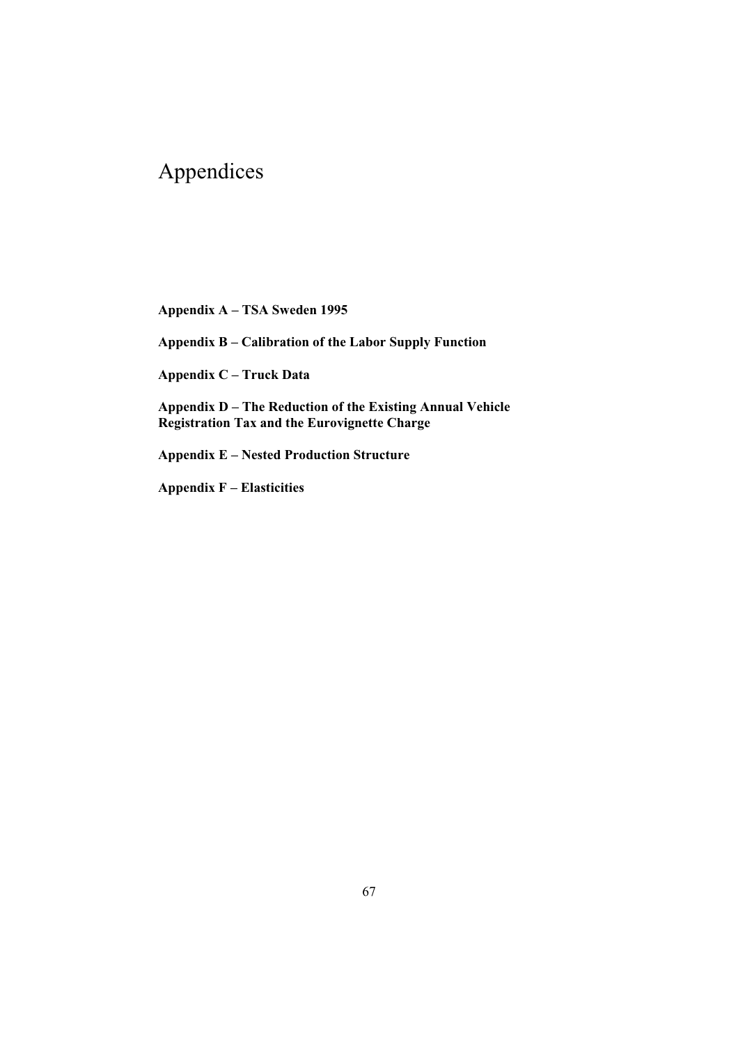# Appendices

**Appendix A – TSA Sweden 1995**

**Appendix B – Calibration of the Labor Supply Function**

**Appendix C – Truck Data**

**Appendix D – The Reduction of the Existing Annual Vehicle Registration Tax and the Eurovignette Charge**

**Appendix E – Nested Production Structure**

**Appendix F – Elasticities**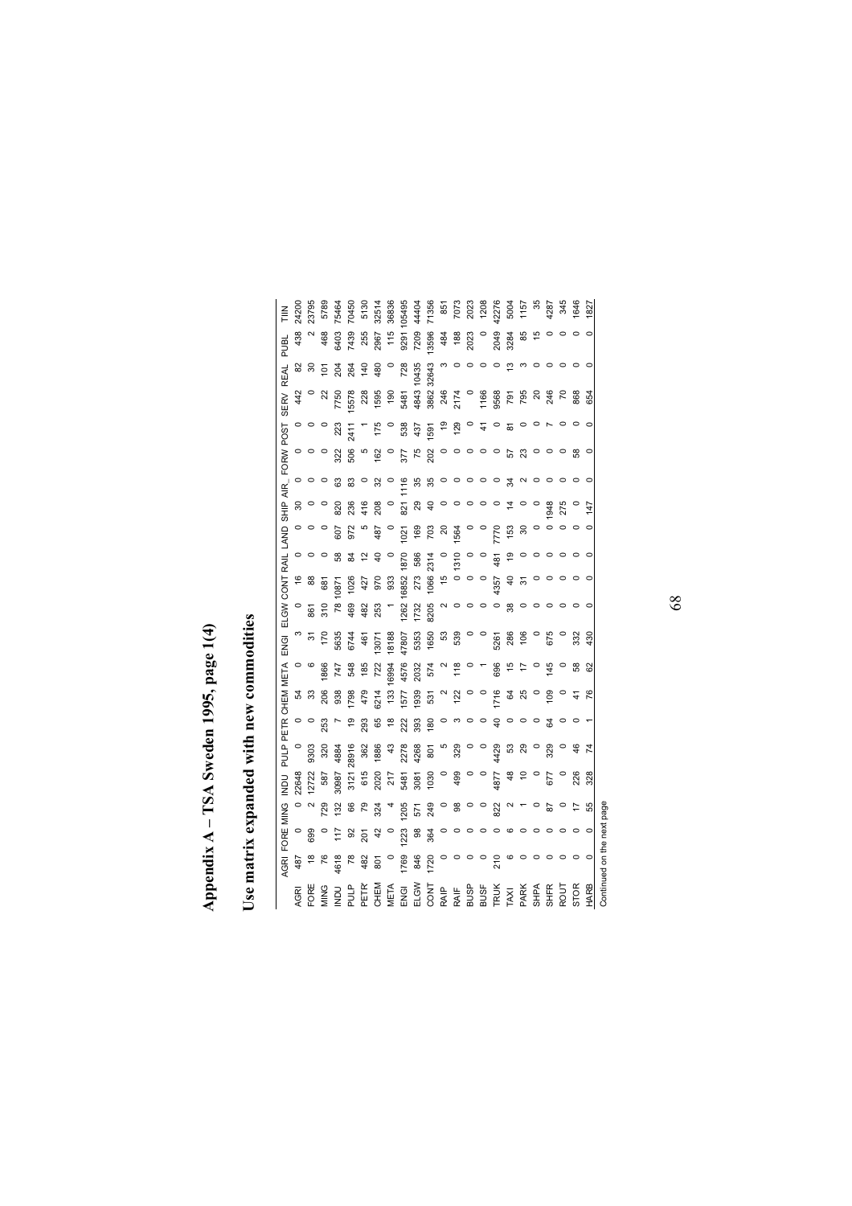# Appendix A – TSA Sweden 1995, page 1(4)

## Use matrix expanded with new commodities

| | AGRI | FORE | MING | INDU | PULP | PETR | CHEM | META | ENGI | ELGW | CONT | RAIL | LAND | SHIP | AIR_ | FORW | POST | SERV | REAL | PUBL | TIIN |
|---|---|---|---|---|---|---|---|---|---|---|---|---|---|---|---|---|---|---|---|---|---|
| AGRI | 487 | 0 | 0 | 22648 | 0 | 0 | 54 | 0 | 3 | 0 | 16 | 0 | 0 | 30 | 0 | 0 | 0 | 442 | 82 | 438 | 24200 |
| FORE | 18 | 699 | 2 | 12722 | 9303 | 0 | 33 | 6 | 31 | 861 | 88 | 0 | 0 | 0 | 0 | 0 | 0 | 0 | 30 | 2 | 23795 |
| MING | 76 | 0 | 729 | 587 | 320 | 253 | 206 | 1866 | 170 | 310 | 681 | 0 | 0 | 0 | 0 | 0 | 0 | 22 | 101 | 468 | 5789 |
| INDU | 4618 | 117 | 132 | 30987 | 4884 | 7 | 938 | 747 | 5635 | 78 | 10871 | 58 | 607 | 820 | 63 | 322 | 223 | 7750 | 204 | 6403 | 75464 |
| PULP | 78 | 92 | 66 | 3121 | 28916 | 19 | 1798 | 548 | 6744 | 469 | 1026 | 84 | 972 | 236 | 83 | 506 | 2411 | 15578 | 264 | 7439 | 70450 |
| PETR | 482 | 201 | 79 | 615 | 362 | 293 | 479 | 185 | 461 | 482 | 427 | 12 | 5 | 416 | 0 | 5 | 1 | 228 | 140 | 255 | 5130 |
| CHEM | 801 | 42 | 324 | 2020 | 1886 | 65 | 6214 | 722 | 13071 | 253 | 970 | 40 | 487 | 208 | 32 | 162 | 175 | 1595 | 480 | 2967 | 32514 |
| META | 0 | 0 | 4 | 217 | 43 | 18 | 133 | 16994 | 18188 | 1 | 933 | 0 | 0 | 0 | 0 | 0 | 0 | 190 | 0 | 115 | 36836 |
| ENGI | 1769 | 1223 | 1205 | 5481 | 2278 | 222 | 1577 | 4576 | 47807 | 1262 | 16852 | 1870 | 1021 | 821 | 1116 | 377 | 538 | 5481 | 728 | 9291 | 105495 |
| ELGW | 846 | 98 | 571 | 3081 | 4268 | 393 | 1939 | 2032 | 5353 | 1732 | 273 | 586 | 169 | 29 | 35 | 75 | 437 | 4843 | 10435 | 7209 | 44404 |
| CONT | 1720 | 364 | 249 | 1030 | 801 | 180 | 531 | 574 | 1650 | 8205 | 1066 | 2314 | 703 | 40 | 35 | 202 | 1591 | 3862 | 32643 | 13596 | 71356 |
| RAIP | 0 | 0 | 0 | 0 | 5 | 0 | 2 | 2 | 53 | 2 | 15 | 0 | 20 | 0 | 0 | 0 | 19 | 246 | 3 | 484 | 851 |
| RAIF | 0 | 0 | 98 | 499 | 329 | 3 | 122 | 118 | 539 | 0 | 0 | 1310 | 1564 | 0 | 0 | 0 | 129 | 2174 | 0 | 188 | 7073 |
| BUSP | 0 | 0 | 0 | 0 | 0 | 0 | 0 | 0 | 0 | 0 | 0 | 0 | 0 | 0 | 0 | 0 | 0 | 0 | 0 | 2023 | 2023 |
| BUSF | 0 | 0 | 0 | 0 | 0 | 0 | 0 | 1 | 0 | 0 | 0 | 0 | 0 | 0 | 0 | 0 | 41 | 1166 | 0 | 0 | 1208 |
| TRUK | 210 | 0 | 822 | 4877 | 4429 | 40 | 1716 | 696 | 5261 | 0 | 4357 | 481 | 7770 | 0 | 0 | 0 | 0 | 9568 | 0 | 2049 | 42276 |
| TAXI | 6 | 6 | 2 | 48 | 53 | 0 | 64 | 15 | 286 | 38 | 40 | 19 | 153 | 14 | 34 | 57 | 81 | 791 | 13 | 3284 | 5004 |
| PARK | 0 | 0 | 1 | 10 | 29 | 0 | 25 | 17 | 106 | 0 | 31 | 0 | 30 | 0 | 2 | 23 | 0 | 795 | 3 | 85 | 1157 |
| SHPA | 0 | 0 | 0 | 0 | 0 | 0 | 0 | 0 | 0 | 0 | 0 | 0 | 0 | 0 | 0 | 0 | 0 | 20 | 0 | 15 | 35 |
| SHFR | 0 | 0 | 87 | 677 | 329 | 64 | 109 | 145 | 675 | 0 | 0 | 0 | 0 | 1948 | 0 | 0 | 7 | 246 | 0 | 0 | 4287 |
| ROUT | 0 | 0 | 0 | 0 | 0 | 0 | 0 | 0 | 0 | 0 | 0 | 0 | 0 | 275 | 0 | 0 | 0 | 70 | 0 | 0 | 345 |
| STOR | 0 | 0 | 17 | 226 | 46 | 0 | 41 | 58 | 332 | 0 | 0 | 0 | 0 | 0 | 0 | 58 | 0 | 868 | 0 | 0 | 1646 |
| HARB | 0 | 0 | 55 | 328 | 74 | 1 | 76 | 62 | 430 | 0 | 0 | 0 | 0 | 147 | 0 | 0 | 0 | 654 | 0 | 0 | 1827 |

Continued on the next page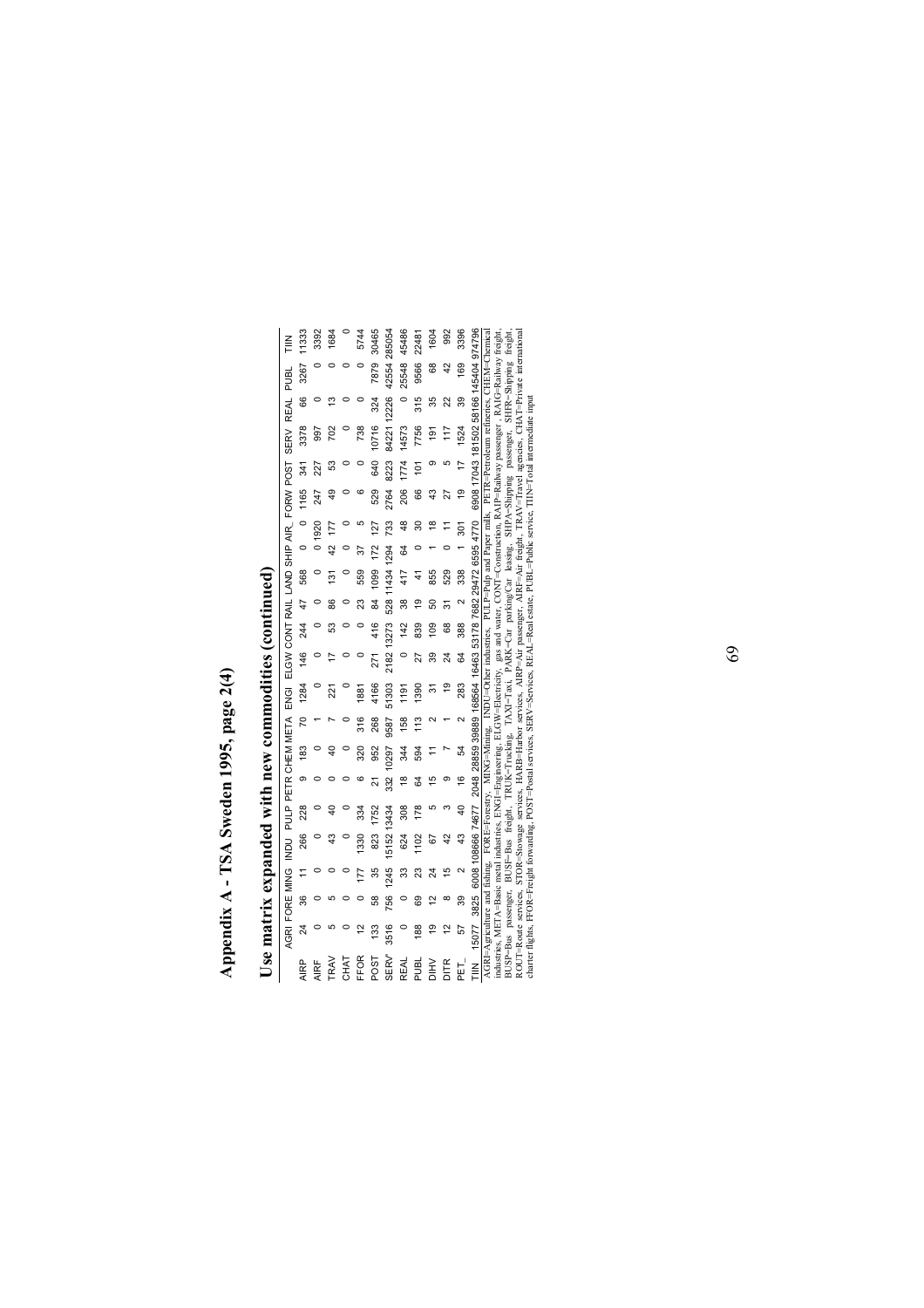# Appendix A - TSA Sweden 1995, page 2(4)

## Use matrix expanded with new commodities (continued)

| | AGRI | FORE | MING | INDU | PULP | PETR | CHEM | META | ENGI | ELGW | CONT | RAIL | LAND | SHIP | AIR_ | FORW | POST | SERV | REAL | PUBL | TIIN |
|---|---|---|---|---|---|---|---|---|---|---|---|---|---|---|---|---|---|---|---|---|---|
| AIRP | 24 | 36 | 11 | 266 | 228 | 9 | 183 | 70 | 1284 | 146 | 244 | 47 | 568 | 0 | 0 | 1165 | 341 | 3378 | 66 | 3267 | 11333 |
| AIRF | 0 | 0 | 0 | 0 | 0 | 0 | 0 | 1 | 0 | 0 | 0 | 0 | 0 | 0 | 1920 | 247 | 227 | 997 | 0 | 0 | 3392 |
| TRAV | 5 | 5 | 0 | 43 | 40 | 0 | 40 | 7 | 221 | 17 | 53 | 86 | 131 | 42 | 177 | 49 | 53 | 702 | 13 | 0 | 1684 |
| CHAT | 0 | 0 | 0 | 0 | 0 | 0 | 0 | 0 | 0 | 0 | 0 | 0 | 0 | 0 | 0 | 0 | 0 | 0 | 0 | 0 | 0 |
| FFOR | 12 | 0 | 177 | 1330 | 334 | 6 | 320 | 316 | 1881 | 0 | 0 | 23 | 559 | 37 | 5 | 6 | 0 | 738 | 0 | 0 | 5744 |
| POST | 133 | 58 | 35 | 823 | 1752 | 21 | 952 | 268 | 4166 | 271 | 416 | 84 | 1099 | 172 | 127 | 529 | 640 | 10716 | 324 | 7879 | 30465 |
| SERV | 3516 | 756 | 1245 | 15152 | 13434 | 332 | 10297 | 9587 | 51303 | 2182 | 13273 | 528 | 11434 | 1294 | 733 | 2764 | 8223 | 84221 | 12226 | 42554 | 285054 |
| REAL | 0 | 0 | 33 | 624 | 308 | 18 | 344 | 158 | 1191 | 0 | 142 | 38 | 417 | 64 | 48 | 206 | 1774 | 14573 | 0 | 25548 | 45486 |
| PUBL | 188 | 69 | 23 | 1102 | 178 | 64 | 594 | 113 | 1390 | 27 | 839 | 19 | 41 | 0 | 30 | 66 | 101 | 7756 | 315 | 9566 | 22481 |
| DIHV | 19 | 12 | 24 | 67 | 5 | 15 | 11 | 2 | 31 | 39 | 109 | 50 | 855 | 1 | 18 | 43 | 9 | 191 | 35 | 68 | 1604 |
| DITR | 12 | 8 | 15 | 42 | 3 | 9 | 7 | 1 | 19 | 24 | 68 | 31 | 529 | 0 | 11 | 27 | 5 | 117 | 22 | 42 | 992 |
| PET_ | 57 | 39 | 2 | 43 | 40 | 16 | 54 | 2 | 283 | 64 | 388 | 2 | 338 | 1 | 301 | 19 | 17 | 1524 | 39 | 169 | 3396 |
| TIIN | 15077 | 3825 | 6008 | 108666 | 74677 | 2048 | 28859 | 39889 | 168564 | 16463 | 53178 | 7682 | 29472 | 6595 | 4770 | 6908 | 17043 | 181502 | 58166 | 145404 | 974796 |

AGRI=Agriculture and fishing, FORE=Forestry, MING=Mining, INDU=Other industries, PULP=Pulp and Paper mills, PETR=Petroleum refineries, CHEM=Chemical industries, META=Basic metal industries, ENGI=Engineering, ELGW=Electricity, gas and water, CONT=Construction, RAIP=Railway passenger, RAIG=Railway freight, BUSP=Bus passenger, BUSF=Bus freight, TRUK=Trucking, TAXI=Taxi, PARK=Car parking/Car leasing, SHPA=Shipping passenger, SHFR=Shipping freight, ROUT=Route services, STOR=Stowage services, HARB=Harbor services, AIRP=Air passenger, AIRF=Air freight, TRAV=Travel agencies, CHAT=Private international charter flights, FFOR=Freight forwarding, POST=Postal services, SERV=Services, REAL=Real estate, PUBL=Public service, TIIN=Total intermediate input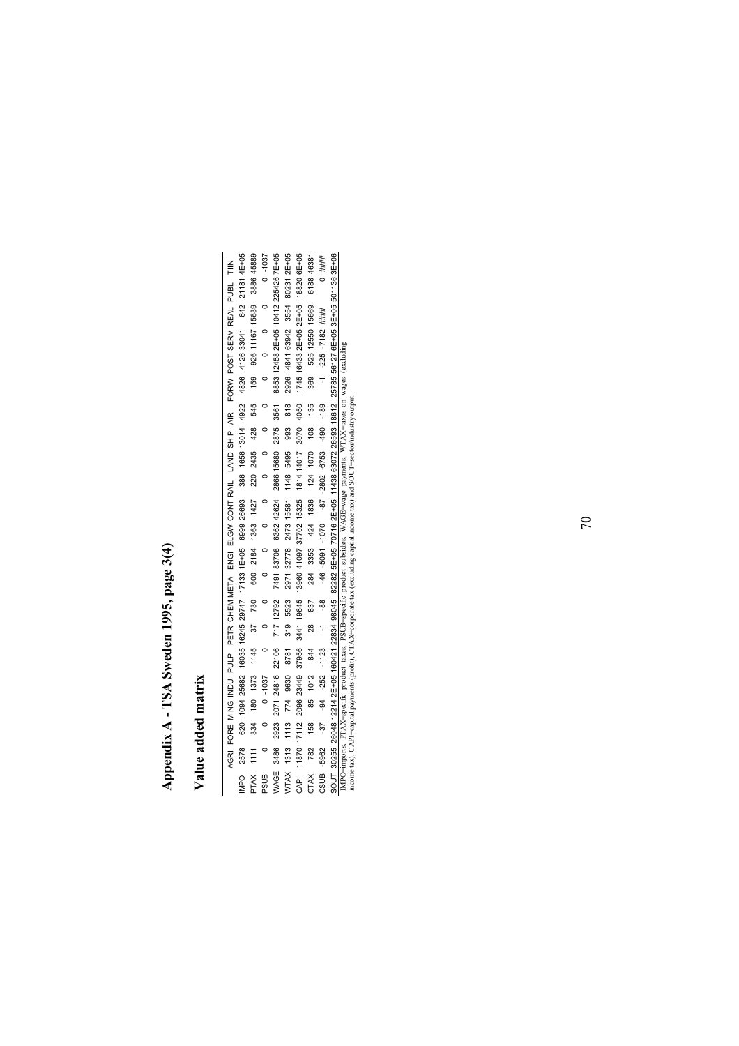# Appendix A - TSA Sweden 1995, page 3(4)

## Value added matrix

| | AGRI | FORE | MING | INDU | PULP | PETR | CHEM | META | ENGI | ELGW | CONT | RAIL | LAND | SHIP | AIR_ | FORW | POST | SERV | REAL | PUBL | TIIN |
|---|---|---|---|---|---|---|---|---|---|---|---|---|---|---|---|---|---|---|---|---|---|
| IMPO | 2578 | 620 | 1094 | 25682 | 16035 | 16245 | 29747 | 17133 | 1E+05 | 6999 | 26693 | 386 | 1656 | 13014 | 4922 | 4826 | 4126 | 33041 | 642 | 21181 | 4E+05 |
| PTAX | 1111 | 334 | 180 | 1373 | 1145 | 37 | 730 | 600 | 2184 | 1363 | 1427 | 220 | 2435 | 428 | 545 | 159 | 926 | 11167 | 15639 | 3886 | 45889 |
| PSUB | 0 | 0 | 0 | -1037 | 0 | 0 | 0 | 0 | 0 | 0 | 0 | 0 | 0 | 0 | 0 | 0 | 0 | 0 | 0 | 0 | -1037 |
| WAGE | 3486 | 2923 | 2071 | 24816 | 22106 | 717 | 12792 | 7491 | 83708 | 6362 | 42624 | 2866 | 15680 | 2875 | 3561 | 8853 | 12458 | 2E+05 | 10412 | 225426 | 7E+05 |
| WTAX | 1313 | 1113 | 774 | 9630 | 8781 | 319 | 5523 | 2971 | 32778 | 2473 | 15581 | 1148 | 5495 | 993 | 818 | 2926 | 4841 | 63942 | 3554 | 80231 | 2E+05 |
| CAPI | 11870 | 17112 | 2096 | 23449 | 37956 | 3441 | 19645 | 13960 | 41097 | 37702 | 15325 | 1814 | 14017 | 3070 | 4050 | 1745 | 16433 | 2E+05 | 2E+05 | 18820 | 6E+05 |
| CTAX | 782 | 158 | 85 | 1012 | 844 | 28 | 837 | 284 | 3353 | 424 | 1836 | 124 | 1070 | 108 | 135 | 369 | 525 | 12550 | 15669 | 6188 | 46381 |
| CSUB | -5962 | -37 | -94 | -252 | -1123 | -1 | -88 | -46 | -5091 | -1070 | -87 | -2802 | -6753 | -490 | -189 | -1 | -225 | -7182 | #### | 0 | #### |
| SOUT | 30255 | 26048 | 12214 | 2E+05 | 160421 | 22834 | 98045 | 82282 | 5E+05 | 70716 | 2E+05 | 11438 | 63072 | 26593 | 18612 | 25785 | 56127 | 6E+05 | 3E+05 | 501136 | 3E+06 |

IMPO=imports, PTAX=specific product taxes, PSUB=specific product subsidies, WAGE=wage payments, WTAX=taxes on wages (excluding income tax), CAPI=capital payments (profit), CTAX=corporate tax (excluding capital income tax) and SOUT=sector/industry output.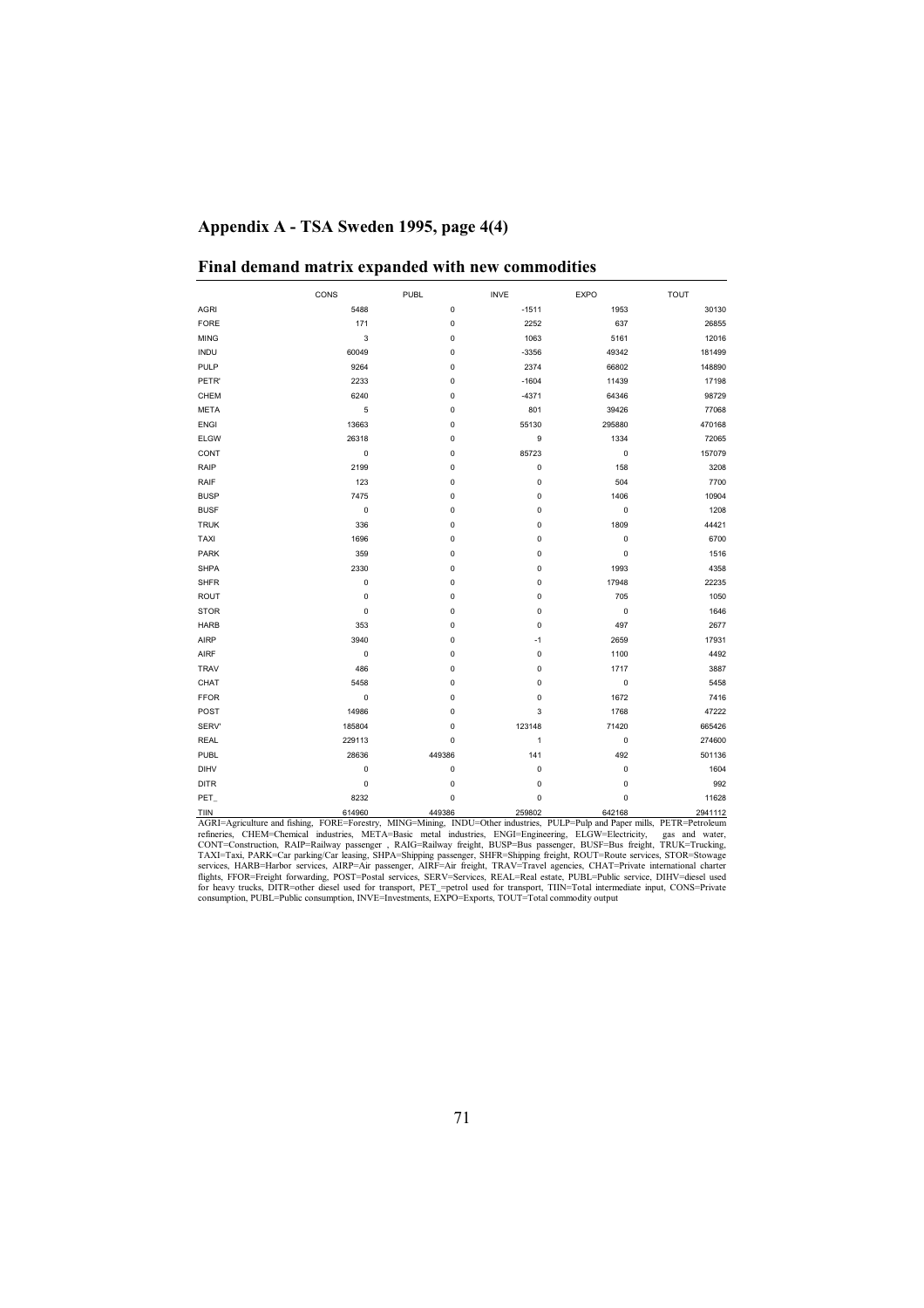# Appendix A - TSA Sweden 1995, page 4(4)

## Final demand matrix expanded with new commodities

| | CONS | PUBL | INVE | EXPO | TOUT |
|---|---|---|---|---|---|
| AGRI | 5488 | 0 | -1511 | 1953 | 30130 |
| FORE | 171 | 0 | 2252 | 637 | 26855 |
| MING | 3 | 0 | 1063 | 5161 | 12016 |
| INDU | 60049 | 0 | -3356 | 49342 | 181499 |
| PULP | 9264 | 0 | 2374 | 66802 | 148890 |
| PETR' | 2233 | 0 | -1604 | 11439 | 17198 |
| CHEM | 6240 | 0 | -4371 | 64346 | 98729 |
| META | 5 | 0 | 801 | 39426 | 77068 |
| ENGI | 13663 | 0 | 55130 | 295880 | 470168 |
| ELGW | 26318 | 0 | 9 | 1334 | 72065 |
| CONT | 0 | 0 | 85723 | 0 | 157079 |
| RAIP | 2199 | 0 | 0 | 158 | 3208 |
| RAIF | 123 | 0 | 0 | 504 | 7700 |
| BUSP | 7475 | 0 | 0 | 1406 | 10904 |
| BUSF | 0 | 0 | 0 | 0 | 1208 |
| TRUK | 336 | 0 | 0 | 1809 | 44421 |
| TAXI | 1696 | 0 | 0 | 0 | 6700 |
| PARK | 359 | 0 | 0 | 0 | 1516 |
| SHPA | 2330 | 0 | 0 | 1993 | 4358 |
| SHFR | 0 | 0 | 0 | 17948 | 22235 |
| ROUT | 0 | 0 | 0 | 705 | 1050 |
| STOR | 0 | 0 | 0 | 0 | 1646 |
| HARB | 353 | 0 | 0 | 497 | 2677 |
| AIRP | 3940 | 0 | -1 | 2659 | 17931 |
| AIRF | 0 | 0 | 0 | 1100 | 4492 |
| TRAV | 486 | 0 | 0 | 1717 | 3887 |
| CHAT | 5458 | 0 | 0 | 0 | 5458 |
| FFOR | 0 | 0 | 0 | 1672 | 7416 |
| POST | 14986 | 0 | 3 | 1768 | 47222 |
| SERV' | 185804 | 0 | 123148 | 71420 | 665426 |
| REAL | 229113 | 0 | 1 | 0 | 274600 |
| PUBL | 28636 | 449386 | 141 | 492 | 501136 |
| DIHV | 0 | 0 | 0 | 0 | 1604 |
| DITR | 0 | 0 | 0 | 0 | 992 |
| PET_ | 8232 | 0 | 0 | 0 | 11628 |
| TIIN | 614960 | 449386 | 259802 | 642168 | 2941112 |

AGRI=Agriculture and fishing, FORE=Forestry, MING=Mining, INDU=Other industries, PULP=Pulp and Paper mills, PETR=Petroleum refineries, CHEM=Chemical industries, META=Basic metal industries, ENGI=Engineering, ELGW=Electricity, gas and water, CONT=Construction, RAIP=Railway passenger , RAIG=Railway freight, BUSP=Bus passenger, BUSF=Bus freight, TRUK=Trucking, TAXI=Taxi, PARK=Car parking/Car leasing, SHPA=Shipping passenger, SHFR=Shipping freight, ROUT=Route services, STOR=Stowage services, HARB=Harbor services, AIRP=Air passenger, AIRF=Air freight, TRAV=Travel agencies, CHAT=Private international charter flights, FFOR=Freight forwarding, POST=Postal services, SERV=Services, REAL=Real estate, PUBL=Public service, DIHV=diesel used for heavy trucks, DITR=other diesel used for transport, PET_=petrol used for transport, TIIN=Total intermediate input, CONS=Private consumption, PUBL=Public consumption, INVE=Investments, EXPO=Exports, TOUT=Total commodity output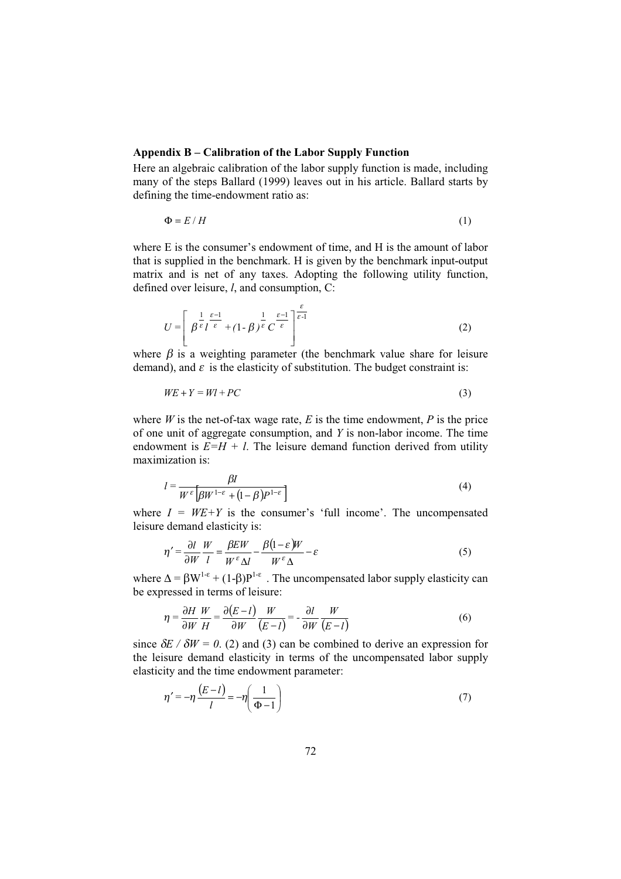**Appendix B – Calibration of the Labor Supply Function**

Here an algebraic calibration of the labor supply function is made, including many of the steps Ballard (1999) leaves out in his article. Ballard starts by defining the time-endowment ratio as:

$$\Phi = E / H \tag{1}$$

where E is the consumer's endowment of time, and H is the amount of labor that is supplied in the benchmark. H is given by the benchmark input-output matrix and is net of any taxes. Adopting the following utility function, defined over leisure, $l$, and consumption, C:

$$U = \left[ \beta^{\frac{1}{\varepsilon}} l^{\frac{\varepsilon - 1}{\varepsilon}} + (1 - \beta)^{\frac{1}{\varepsilon}} C^{\frac{\varepsilon - 1}{\varepsilon}} \right]^{\frac{\varepsilon}{\varepsilon - 1}} \tag{2}$$

where $\beta$ is a weighting parameter (the benchmark value share for leisure demand), and $\varepsilon$ is the elasticity of substitution. The budget constraint is:

$$WE + Y = Wl + PC \tag{3}$$

where $W$ is the net-of-tax wage rate, $E$ is the time endowment, $P$ is the price of one unit of aggregate consumption, and $Y$ is non-labor income. The time endowment is $E=H + l$. The leisure demand function derived from utility maximization is:

$$l = \frac{\beta I}{W^{\varepsilon}\left[\beta W^{1-\varepsilon} + (1-\beta)P^{1-\varepsilon}\right]} \tag{4}$$

where $I = WE+Y$ is the consumer's 'full income'. The uncompensated leisure demand elasticity is:

$$\eta' = \frac{\partial l}{\partial W}\frac{W}{l} = \frac{\beta E W}{W^{\varepsilon}\Delta l} - \frac{\beta(1-\varepsilon)W}{W^{\varepsilon}\Delta} - \varepsilon \tag{5}$$

where $\Delta = \beta W^{1-\varepsilon} + (1-\beta)P^{1-\varepsilon}$ . The uncompensated labor supply elasticity can be expressed in terms of leisure:

$$\eta = \frac{\partial H}{\partial W}\frac{W}{H} = \frac{\partial (E-l)}{\partial W}\frac{W}{(E-l)} = -\frac{\partial l}{\partial W}\frac{W}{(E-l)} \tag{6}$$

since $\delta E / \delta W = 0$. (2) and (3) can be combined to derive an expression for the leisure demand elasticity in terms of the uncompensated labor supply elasticity and the time endowment parameter:

$$\eta' = -\eta \frac{(E-l)}{l} = -\eta\left(\frac{1}{\Phi - 1}\right) \tag{7}$$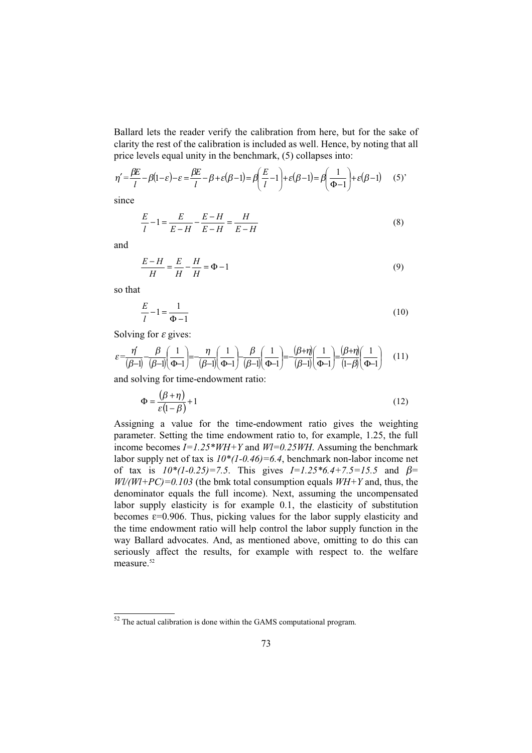Ballard lets the reader verify the calibration from here, but for the sake of clarity the rest of the calibration is included as well. Hence, by noting that all price levels equal unity in the benchmark, (5) collapses into:

$$\eta' = \frac{\beta E}{l} - \beta(1-\varepsilon) - \varepsilon = \frac{\beta E}{l} - \beta + \varepsilon(\beta - 1) = \beta\left(\frac{E}{l} - 1\right) + \varepsilon(\beta - 1) = \beta\left(\frac{1}{\Phi - 1}\right) + \varepsilon(\beta - 1) \quad (5)'$$

since

$$\frac{E}{l} - 1 = \frac{E}{E-H} - \frac{E-H}{E-H} = \frac{H}{E-H} \quad (8)$$

and

$$\frac{E-H}{H} = \frac{E}{H} - \frac{H}{H} = \Phi - 1 \quad (9)$$

so that

$$\frac{E}{l} - 1 = \frac{1}{\Phi - 1} \quad (10)$$

Solving for $\varepsilon$ gives:

$$\varepsilon = \frac{\eta'}{(\beta-1)} - \frac{\beta}{(\beta-1)}\left(\frac{1}{\Phi-1}\right) = -\frac{\eta}{(\beta-1)}\left(\frac{1}{\Phi-1}\right) - \frac{\beta}{(\beta-1)}\left(\frac{1}{\Phi-1}\right) = -\frac{(\beta+\eta)}{(\beta-1)}\left(\frac{1}{\Phi-1}\right) = \frac{(\beta+\eta)}{(1-\beta)}\left(\frac{1}{\Phi-1}\right) \quad (11)$$

and solving for time-endowment ratio:

$$\Phi = \frac{(\beta+\eta)}{\varepsilon(1-\beta)} + 1 \quad (12)$$

Assigning a value for the time-endowment ratio gives the weighting parameter. Setting the time endowment ratio to, for example, 1.25, the full income becomes $I=1.25*WH+Y$ and $Wl=0.25WH$. Assuming the benchmark labor supply net of tax is $10*(1-0.46)=6.4$, benchmark non-labor income net of tax is $10*(1-0.25)=7.5$. This gives $I=1.25*6.4+7.5=15.5$ and $\beta = Wl/(Wl+PC)=0.103$ (the bmk total consumption equals $WH+Y$ and, thus, the denominator equals the full income). Next, assuming the uncompensated labor supply elasticity is for example 0.1, the elasticity of substitution becomes $\varepsilon=0.906$. Thus, picking values for the labor supply elasticity and the time endowment ratio will help control the labor supply function in the way Ballard advocates. And, as mentioned above, omitting to do this can seriously affect the results, for example with respect to. the welfare measure.[52]

---

[52] The actual calibration is done within the GAMS computational program.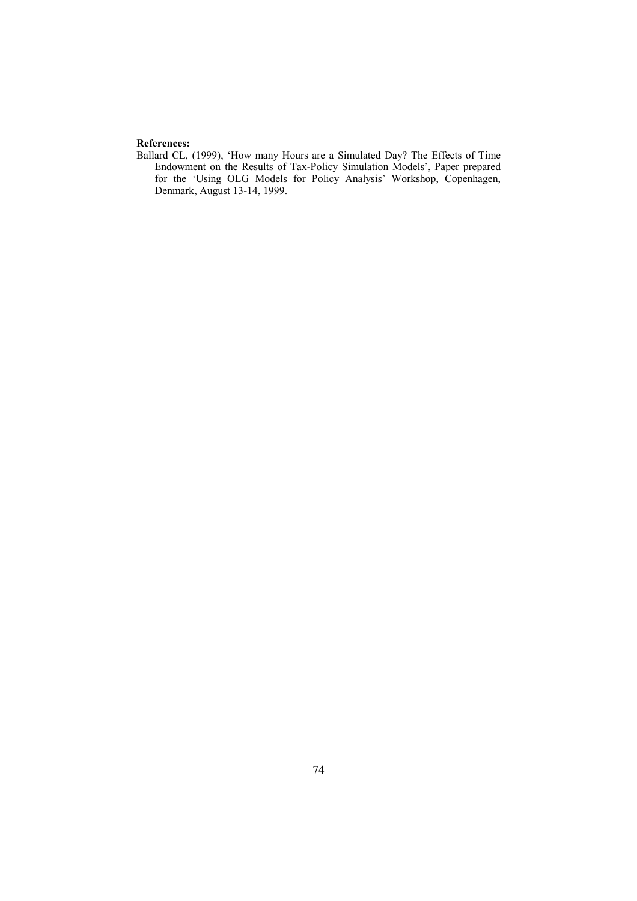**References:**

Ballard CL, (1999), 'How many Hours are a Simulated Day? The Effects of Time Endowment on the Results of Tax-Policy Simulation Models', Paper prepared for the 'Using OLG Models for Policy Analysis' Workshop, Copenhagen, Denmark, August 13-14, 1999.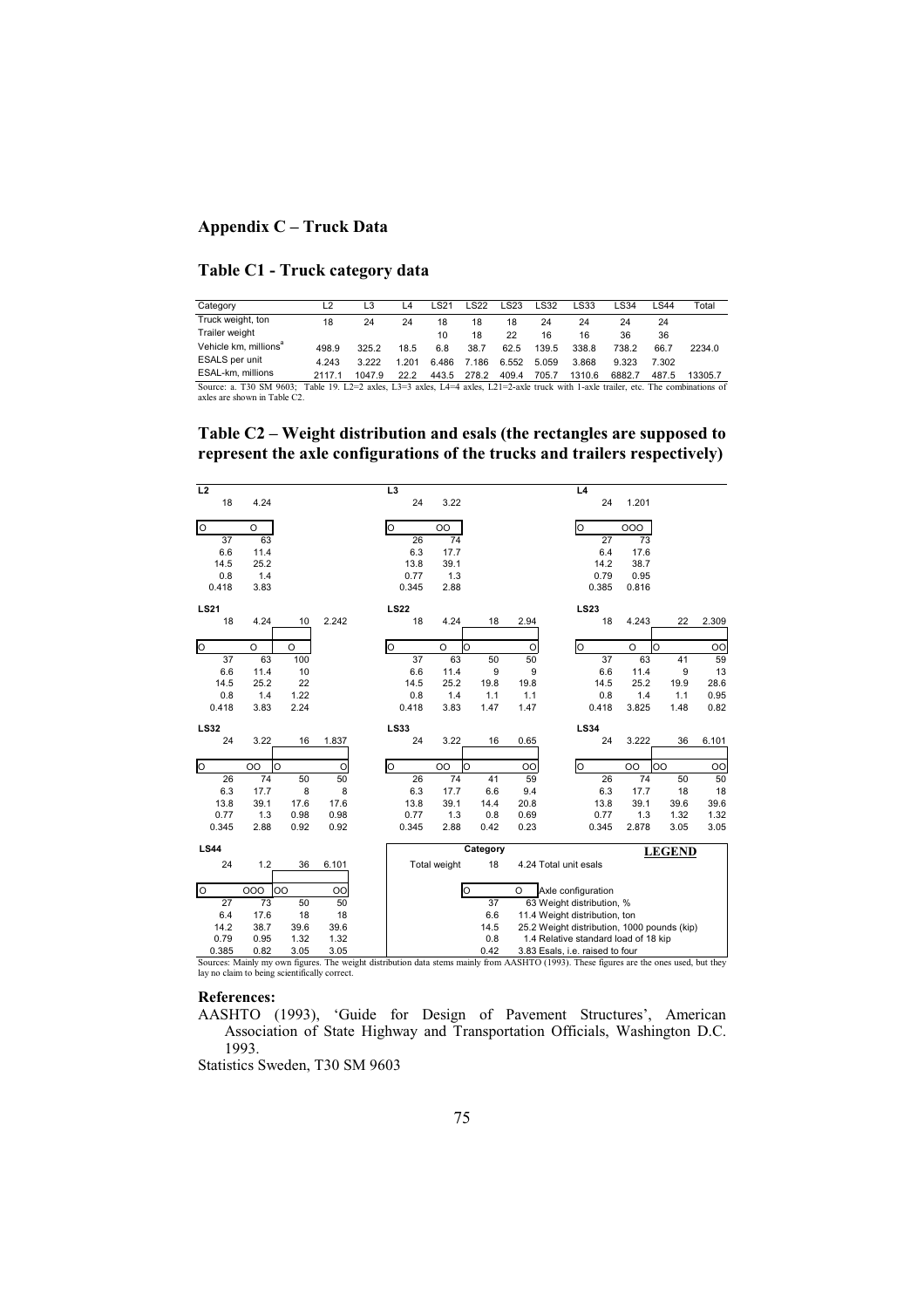## Appendix C – Truck Data

### Table C1 - Truck category data

| Category | L2 | L3 | L4 | LS21 | LS22 | LS23 | LS32 | LS33 | LS34 | LS44 | Total |
|---|---|---|---|---|---|---|---|---|---|---|---|
| Truck weight, ton | 18 | 24 | 24 | 18 | 18 | 18 | 24 | 24 | 24 | 24 | |
| Trailer weight | | | | 10 | 18 | 22 | 16 | 16 | 36 | 36 | |
| Vehicle km, millions[a] | 498.9 | 325.2 | 18.5 | 6.8 | 38.7 | 62.5 | 139.5 | 338.8 | 738.2 | 66.7 | 2234.0 |
| ESALS per unit | 4.243 | 3.222 | 1.201 | 6.486 | 7.186 | 6.552 | 5.059 | 3.868 | 9.323 | 7.302 | |
| ESAL-km, millions | 2117.1 | 1047.9 | 22.2 | 443.5 | 278.2 | 409.4 | 705.7 | 1310.6 | 6882.7 | 487.5 | 13305.7 |

Source: a. T30 SM 9603; Table 19. L2=2 axles, L3=3 axles, L4=4 axles, L21=2-axle truck with 1-axle trailer, etc. The combinations of axles are shown in Table C2.

### Table C2 – Weight distribution and esals (the rectangles are supposed to represent the axle configurations of the trucks and trailers respectively)

**L2**

| 18 | 4.24 |
|---|---|
| O | O |
| 37 | 63 |
| 6.6 | 11.4 |
| 14.5 | 25.2 |
| 0.8 | 1.4 |
| 0.418 | 3.83 |

**L3**

| 24 | 3.22 |
|---|---|
| O | OO |
| 26 | 74 |
| 6.3 | 17.7 |
| 13.8 | 39.1 |
| 0.77 | 1.3 |
| 0.345 | 2.88 |

**L4**

| 24 | 1.201 |
|---|---|
| O | OOO |
| 27 | 73 |
| 6.4 | 17.6 |
| 14.2 | 38.7 |
| 0.79 | 0.95 |
| 0.385 | 0.816 |

**LS21**

| 18 | 4.24 | 10 | 2.242 |
|---|---|---|---|
| O | O | O | |
| 37 | 63 | 100 | |
| 6.6 | 11.4 | 10 | |
| 14.5 | 25.2 | 22 | |
| 0.8 | 1.4 | 1.22 | |
| 0.418 | 3.83 | 2.24 | |

**LS22**

| 18 | 4.24 | 18 | 2.94 |
|---|---|---|---|
| O | O | O | O |
| 37 | 63 | 50 | 50 |
| 6.6 | 11.4 | 9 | 9 |
| 14.5 | 25.2 | 19.8 | 19.8 |
| 0.8 | 1.4 | 1.1 | 1.1 |
| 0.418 | 3.83 | 1.47 | 1.47 |

**LS23**

| 18 | 4.243 | 22 | 2.309 |
|---|---|---|---|
| O | O | O | OO |
| 37 | 63 | 41 | 59 |
| 6.6 | 11.4 | 9 | 13 |
| 14.5 | 25.2 | 19.9 | 28.6 |
| 0.8 | 1.4 | 1.1 | 0.95 |
| 0.418 | 3.825 | 1.48 | 0.82 |

**LS32**

| 24 | 3.22 | 16 | 1.837 |
|---|---|---|---|
| O | OO | O | O |
| 26 | 74 | 50 | 50 |
| 6.3 | 17.7 | 8 | 8 |
| 13.8 | 39.1 | 17.6 | 17.6 |
| 0.77 | 1.3 | 0.98 | 0.98 |
| 0.345 | 2.88 | 0.92 | 0.92 |

**LS33**

| 24 | 3.22 | 16 | 0.65 |
|---|---|---|---|
| O | OO | O | OO |
| 26 | 74 | 41 | 59 |
| 6.3 | 17.7 | 6.6 | 9.4 |
| 13.8 | 39.1 | 14.4 | 20.8 |
| 0.77 | 1.3 | 0.8 | 0.69 |
| 0.345 | 2.88 | 0.42 | 0.23 |

**LS34**

| 24 | 3.222 | 36 | 6.101 |
|---|---|---|---|
| O | OO | OO | OO |
| 26 | 74 | 50 | 50 |
| 6.3 | 17.7 | 18 | 18 |
| 13.8 | 39.1 | 39.6 | 39.6 |
| 0.77 | 1.3 | 1.32 | 1.32 |
| 0.345 | 2.878 | 3.05 | 3.05 |

**LS44**

| 24 | 1.2 | 36 | 6.101 |
|---|---|---|---|
| O | OOO | OO | OO |
| 27 | 73 | 50 | 50 |
| 6.4 | 17.6 | 18 | 18 |
| 14.2 | 38.7 | 39.6 | 39.6 |
| 0.79 | 0.95 | 1.32 | 1.32 |
| 0.385 | 0.82 | 3.05 | 3.05 |

**LEGEND**

| | Category | | |
|---|---|---|---|
| Total weight | 18 | 4.24 | Total unit esals |
| | O | O | Axle configuration |
| | 37 | 63 | Weight distribution, % |
| | 6.6 | 11.4 | Weight distribution, ton |
| | 14.5 | 25.2 | Weight distribution, 1000 pounds (kip) |
| | 0.8 | 1.4 | Relative standard load of 18 kip |
| | 0.42 | 3.83 | Esals, i.e. raised to four |

Sources: Mainly my own figures. The weight distribution data stems mainly from AASHTO (1993). These figures are the ones used, but they lay no claim to being scientifically correct.

#### References:

AASHTO (1993), 'Guide for Design of Pavement Structures', American Association of State Highway and Transportation Officials, Washington D.C. 1993.

Statistics Sweden, T30 SM 9603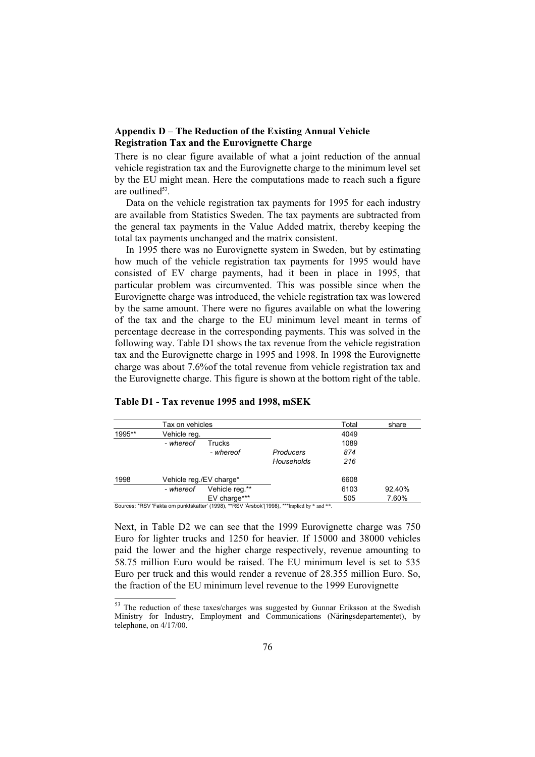## Appendix D – The Reduction of the Existing Annual Vehicle Registration Tax and the Eurovignette Charge

There is no clear figure available of what a joint reduction of the annual vehicle registration tax and the Eurovignette charge to the minimum level set by the EU might mean. Here the computations made to reach such a figure are outlined[53].

Data on the vehicle registration tax payments for 1995 for each industry are available from Statistics Sweden. The tax payments are subtracted from the general tax payments in the Value Added matrix, thereby keeping the total tax payments unchanged and the matrix consistent.

In 1995 there was no Eurovignette system in Sweden, but by estimating how much of the vehicle registration tax payments for 1995 would have consisted of EV charge payments, had it been in place in 1995, that particular problem was circumvented. This was possible since when the Eurovignette charge was introduced, the vehicle registration tax was lowered by the same amount. There were no figures available on what the lowering of the tax and the charge to the EU minimum level meant in terms of percentage decrease in the corresponding payments. This was solved in the following way. Table D1 shows the tax revenue from the vehicle registration tax and the Eurovignette charge in 1995 and 1998. In 1998 the Eurovignette charge was about 7.6%of the total revenue from vehicle registration tax and the Eurovignette charge. This figure is shown at the bottom right of the table.

**Table D1 - Tax revenue 1995 and 1998, mSEK**

| | Tax on vehicles | | | Total | share |
|---|---|---|---|---|---|
| 1995** | Vehicle reg. | | | 4049 | |
| | *- whereof* | Trucks | | 1089 | |
| | | *- whereof* | *Producers* | *874* | |
| | | | *Households* | *216* | |
| 1998 | Vehicle reg./EV charge* | | | 6608 | |
| | *- whereof* | Vehicle reg.** | | 6103 | 92.40% |
| | | EV charge*** | | 505 | 7.60% |

Sources: *RSV 'Fakta om punktskatter' (1998), **RSV 'Årsbok'(1998), ***Implied by * and **.

Next, in Table D2 we can see that the 1999 Eurovignette charge was 750 Euro for lighter trucks and 1250 for heavier. If 15000 and 38000 vehicles paid the lower and the higher charge respectively, revenue amounting to 58.75 million Euro would be raised. The EU minimum level is set to 535 Euro per truck and this would render a revenue of 28.355 million Euro. So, the fraction of the EU minimum level revenue to the 1999 Eurovignette

[53] The reduction of these taxes/charges was suggested by Gunnar Eriksson at the Swedish Ministry for Industry, Employment and Communications (Näringsdepartementet), by telephone, on 4/17/00.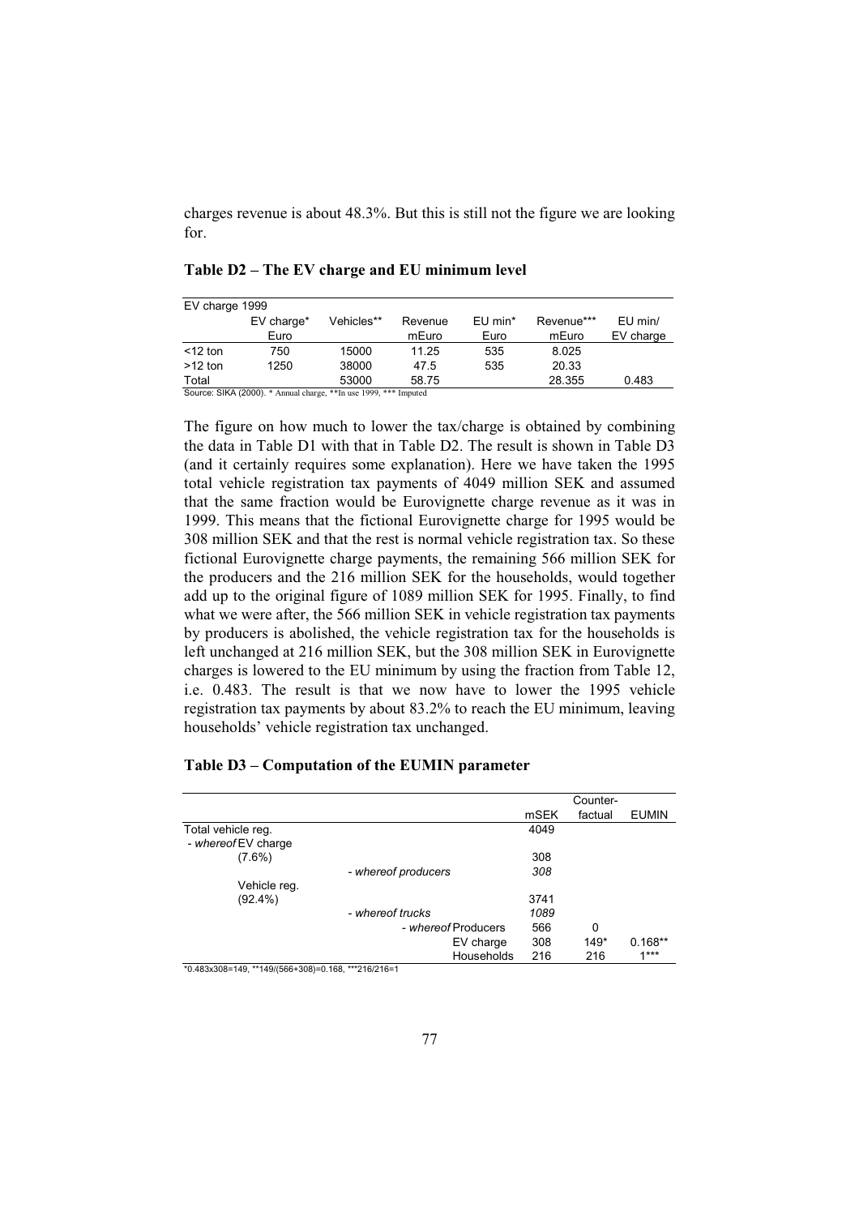charges revenue is about 48.3%. But this is still not the figure we are looking for.

**Table D2 – The EV charge and EU minimum level**

| EV charge 1999 | | | | | | |
|---|---|---|---|---|---|---|
| | EV charge* Euro | Vehicles** | Revenue mEuro | EU min* Euro | Revenue*** mEuro | EU min/ EV charge |
| <12 ton | 750 | 15000 | 11.25 | 535 | 8.025 | |
| >12 ton | 1250 | 38000 | 47.5 | 535 | 20.33 | |
| Total | | 53000 | 58.75 | | 28.355 | 0.483 |

Source: SIKA (2000). * Annual charge, **In use 1999, *** Imputed

The figure on how much to lower the tax/charge is obtained by combining the data in Table D1 with that in Table D2. The result is shown in Table D3 (and it certainly requires some explanation). Here we have taken the 1995 total vehicle registration tax payments of 4049 million SEK and assumed that the same fraction would be Eurovignette charge revenue as it was in 1999. This means that the fictional Eurovignette charge for 1995 would be 308 million SEK and that the rest is normal vehicle registration tax. So these fictional Eurovignette charge payments, the remaining 566 million SEK for the producers and the 216 million SEK for the households, would together add up to the original figure of 1089 million SEK for 1995. Finally, to find what we were after, the 566 million SEK in vehicle registration tax payments by producers is abolished, the vehicle registration tax for the households is left unchanged at 216 million SEK, but the 308 million SEK in Eurovignette charges is lowered to the EU minimum by using the fraction from Table 12, i.e. 0.483. The result is that we now have to lower the 1995 vehicle registration tax payments by about 83.2% to reach the EU minimum, leaving households' vehicle registration tax unchanged.

**Table D3 – Computation of the EUMIN parameter**

| | | | | mSEK | Counter-factual | EUMIN |
|---|---|---|---|---|---|---|
| Total vehicle reg. | | | | 4049 | | |
| - *whereof* EV charge | | | | | | |
| (7.6%) | | | | 308 | | |
| | - *whereof producers* | | | *308* | | |
| Vehicle reg. | | | | | | |
| (92.4%) | | | | 3741 | | |
| | - *whereof trucks* | | | *1089* | | |
| | | - *whereof* Producers | | 566 | 0 | |
| | | | EV charge | 308 | 149* | 0.168** |
| | | | Households | 216 | 216 | 1*** |

*0.483x308=149, **149/(566+308)=0.168, ***216/216=1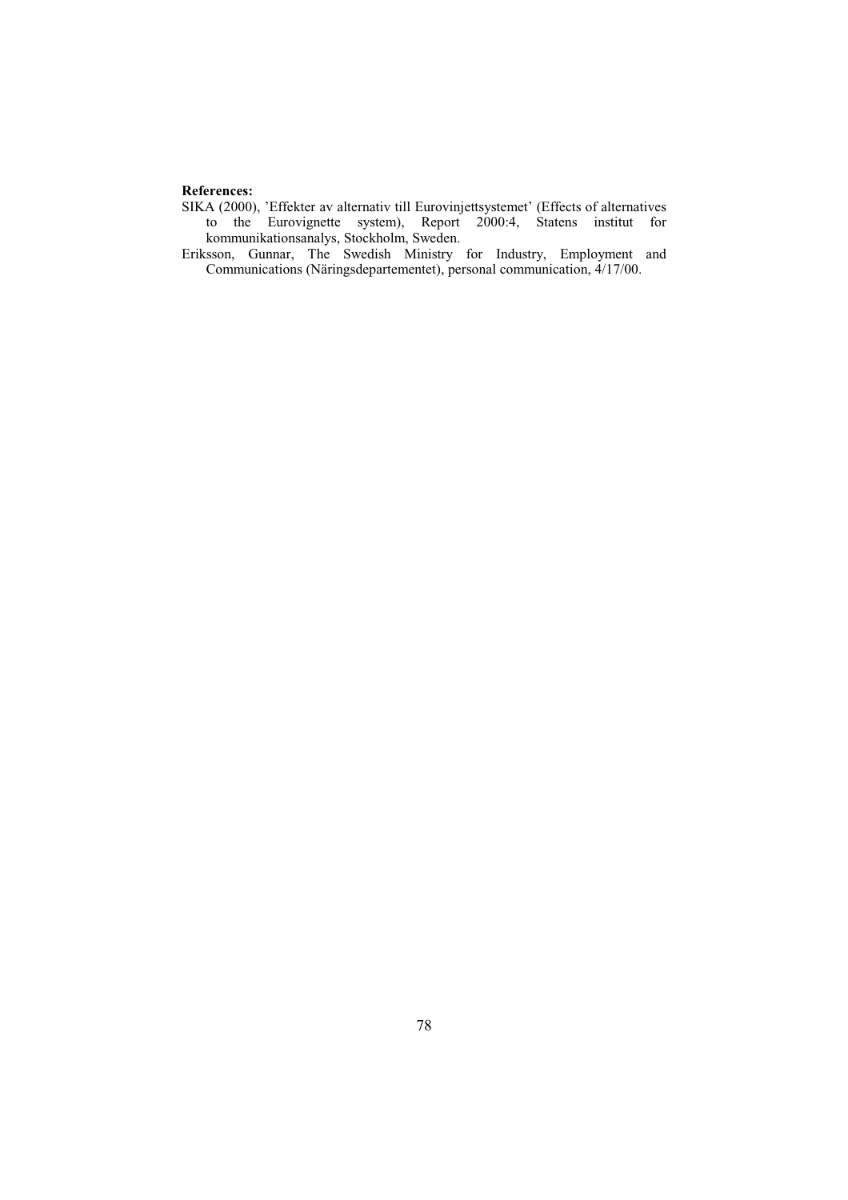**References:**

SIKA (2000), 'Effekter av alternativ till Eurovinjettsystemet' (Effects of alternatives to the Eurovignette system), Report 2000:4, Statens institut for kommunikationsanalys, Stockholm, Sweden.

Eriksson, Gunnar, The Swedish Ministry for Industry, Employment and Communications (Näringsdepartementet), personal communication, 4/17/00.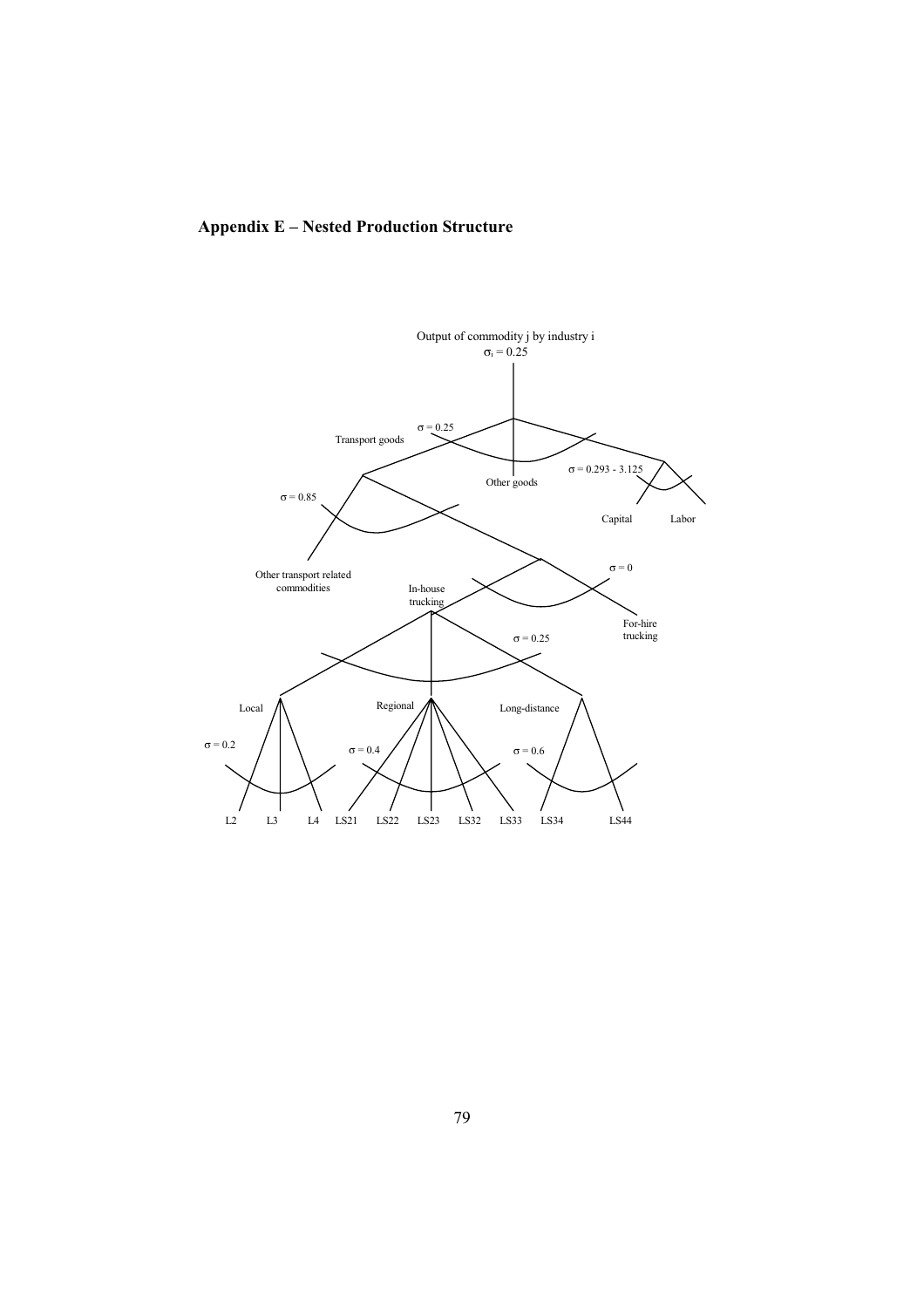## Appendix E – Nested Production Structure

Output of commodity j by industry i
$\sigma_i = 0.25$

$\sigma = 0.25$

Transport goods

Other goods

$\sigma = 0.293 - 3.125$

Capital

Labor

$\sigma = 0.85$

Other transport related commodities

In-house trucking

$\sigma = 0$

For-hire trucking

$\sigma = 0.25$

Local

Regional

Long-distance

$\sigma = 0.2$

$\sigma = 0.4$

$\sigma = 0.6$

L2 L3 L4 LS21 LS22 LS23 LS32 LS33 LS34 LS44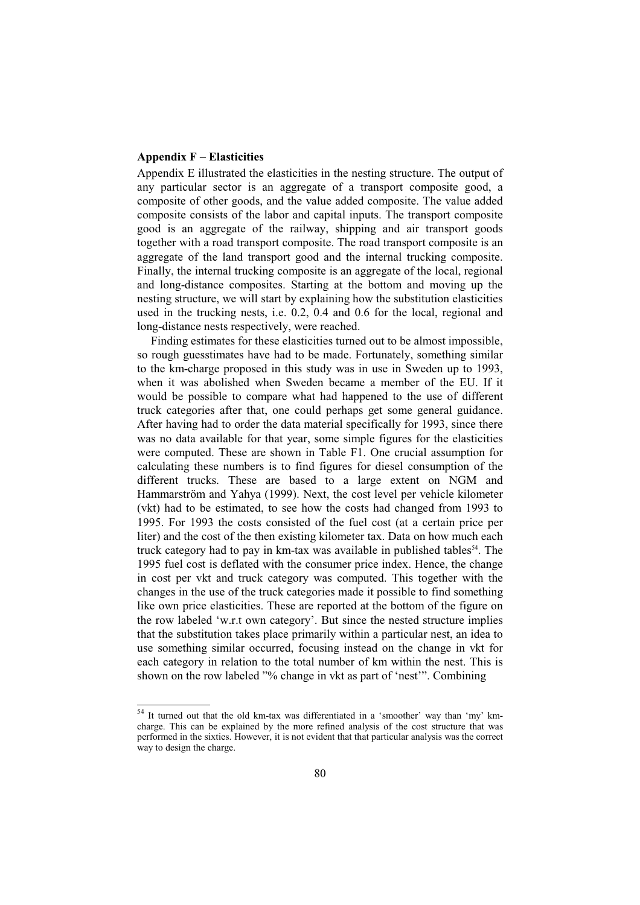**Appendix F – Elasticities**

Appendix E illustrated the elasticities in the nesting structure. The output of any particular sector is an aggregate of a transport composite good, a composite of other goods, and the value added composite. The value added composite consists of the labor and capital inputs. The transport composite good is an aggregate of the railway, shipping and air transport goods together with a road transport composite. The road transport composite is an aggregate of the land transport good and the internal trucking composite. Finally, the internal trucking composite is an aggregate of the local, regional and long-distance composites. Starting at the bottom and moving up the nesting structure, we will start by explaining how the substitution elasticities used in the trucking nests, i.e. 0.2, 0.4 and 0.6 for the local, regional and long-distance nests respectively, were reached.

Finding estimates for these elasticities turned out to be almost impossible, so rough guesstimates have had to be made. Fortunately, something similar to the km-charge proposed in this study was in use in Sweden up to 1993, when it was abolished when Sweden became a member of the EU. If it would be possible to compare what had happened to the use of different truck categories after that, one could perhaps get some general guidance. After having had to order the data material specifically for 1993, since there was no data available for that year, some simple figures for the elasticities were computed. These are shown in Table F1. One crucial assumption for calculating these numbers is to find figures for diesel consumption of the different trucks. These are based to a large extent on NGM and Hammarström and Yahya (1999). Next, the cost level per vehicle kilometer (vkt) had to be estimated, to see how the costs had changed from 1993 to 1995. For 1993 the costs consisted of the fuel cost (at a certain price per liter) and the cost of the then existing kilometer tax. Data on how much each truck category had to pay in km-tax was available in published tables[54]. The 1995 fuel cost is deflated with the consumer price index. Hence, the change in cost per vkt and truck category was computed. This together with the changes in the use of the truck categories made it possible to find something like own price elasticities. These are reported at the bottom of the figure on the row labeled 'w.r.t own category'. But since the nested structure implies that the substitution takes place primarily within a particular nest, an idea to use something similar occurred, focusing instead on the change in vkt for each category in relation to the total number of km within the nest. This is shown on the row labeled "% change in vkt as part of 'nest'". Combining

[54] It turned out that the old km-tax was differentiated in a 'smoother' way than 'my' km-charge. This can be explained by the more refined analysis of the cost structure that was performed in the sixties. However, it is not evident that that particular analysis was the correct way to design the charge.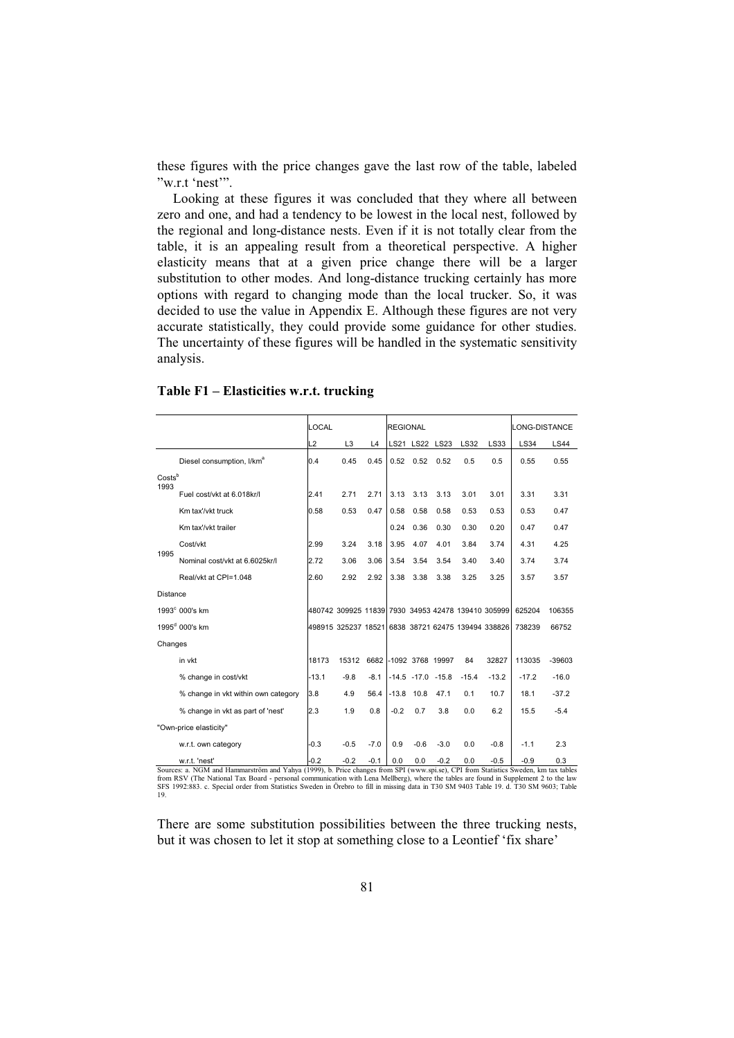these figures with the price changes gave the last row of the table, labeled "w.r.t 'nest'".

Looking at these figures it was concluded that they where all between zero and one, and had a tendency to be lowest in the local nest, followed by the regional and long-distance nests. Even if it is not totally clear from the table, it is an appealing result from a theoretical perspective. A higher elasticity means that at a given price change there will be a larger substitution to other modes. And long-distance trucking certainly has more options with regard to changing mode than the local trucker. So, it was decided to use the value in Appendix E. Although these figures are not very accurate statistically, they could provide some guidance for other studies. The uncertainty of these figures will be handled in the systematic sensitivity analysis.

**Table F1 – Elasticities w.r.t. trucking**

| | | LOCAL | | | REGIONAL | | | | | LONG-DISTANCE | |
|---|---|---|---|---|---|---|---|---|---|---|---|
| | | L2 | L3 | L4 | LS21 | LS22 | LS23 | LS32 | LS33 | LS34 | LS44 |
| | Diesel consumption, l/km[a] | 0.4 | 0.45 | 0.45 | 0.52 | 0.52 | 0.52 | 0.5 | 0.5 | 0.55 | 0.55 |
| Costs[b] 1993 | | | | | | | | | | | |
| | Fuel cost/vkt at 6.018kr/l | 2.41 | 2.71 | 2.71 | 3.13 | 3.13 | 3.13 | 3.01 | 3.01 | 3.31 | 3.31 |
| | Km tax'/vkt truck | 0.58 | 0.53 | 0.47 | 0.58 | 0.58 | 0.58 | 0.53 | 0.53 | 0.53 | 0.47 |
| | Km tax'/vkt trailer | | | | 0.24 | 0.36 | 0.30 | 0.30 | 0.20 | 0.47 | 0.47 |
| | Cost/vkt | 2.99 | 3.24 | 3.18 | 3.95 | 4.07 | 4.01 | 3.84 | 3.74 | 4.31 | 4.25 |
| 1995 | Nominal cost/vkt at 6.6025kr/l | 2.72 | 3.06 | 3.06 | 3.54 | 3.54 | 3.54 | 3.40 | 3.40 | 3.74 | 3.74 |
| | Real/vkt at CPI=1.048 | 2.60 | 2.92 | 2.92 | 3.38 | 3.38 | 3.38 | 3.25 | 3.25 | 3.57 | 3.57 |
| Distance | | | | | | | | | | | |
| | 1993[c] 000's km | 480742 | 309925 | 11839 | 7930 | 34953 | 42478 | 139410 | 305999 | 625204 | 106355 |
| | 1995[d] 000's km | 498915 | 325237 | 18521 | 6838 | 38721 | 62475 | 139494 | 338826 | 738239 | 66752 |
| Changes | | | | | | | | | | | |
| | in vkt | 18173 | 15312 | 6682 | -1092 | 3768 | 19997 | 84 | 32827 | 113035 | -39603 |
| | % change in cost/vkt | -13.1 | -9.8 | -8.1 | -14.5 | -17.0 | -15.8 | -15.4 | -13.2 | -17.2 | -16.0 |
| | % change in vkt within own category | 3.8 | 4.9 | 56.4 | -13.8 | 10.8 | 47.1 | 0.1 | 10.7 | 18.1 | -37.2 |
| | % change in vkt as part of 'nest' | 2.3 | 1.9 | 0.8 | -0.2 | 0.7 | 3.8 | 0.0 | 6.2 | 15.5 | -5.4 |
| "Own-price elasticity" | | | | | | | | | | | |
| | w.r.t. own category | -0.3 | -0.5 | -7.0 | 0.9 | -0.6 | -3.0 | 0.0 | -0.8 | -1.1 | 2.3 |
| | w.r.t. 'nest' | -0.2 | -0.2 | -0.1 | 0.0 | 0.0 | -0.2 | 0.0 | -0.5 | -0.9 | 0.3 |

Sources: a. NGM and Hammarström and Yahya (1999), b. Price changes from SPI (www.spi.se), CPI from Statistics Sweden, km tax tables from RSV (The National Tax Board - personal communication with Lena Mellberg), where the tables are found in Supplement 2 to the law SFS 1992:883. c. Special order from Statistics Sweden in Örebro to fill in missing data in T30 SM 9403 Table 19. d. T30 SM 9603; Table 19.

There are some substitution possibilities between the three trucking nests, but it was chosen to let it stop at something close to a Leontief 'fix share'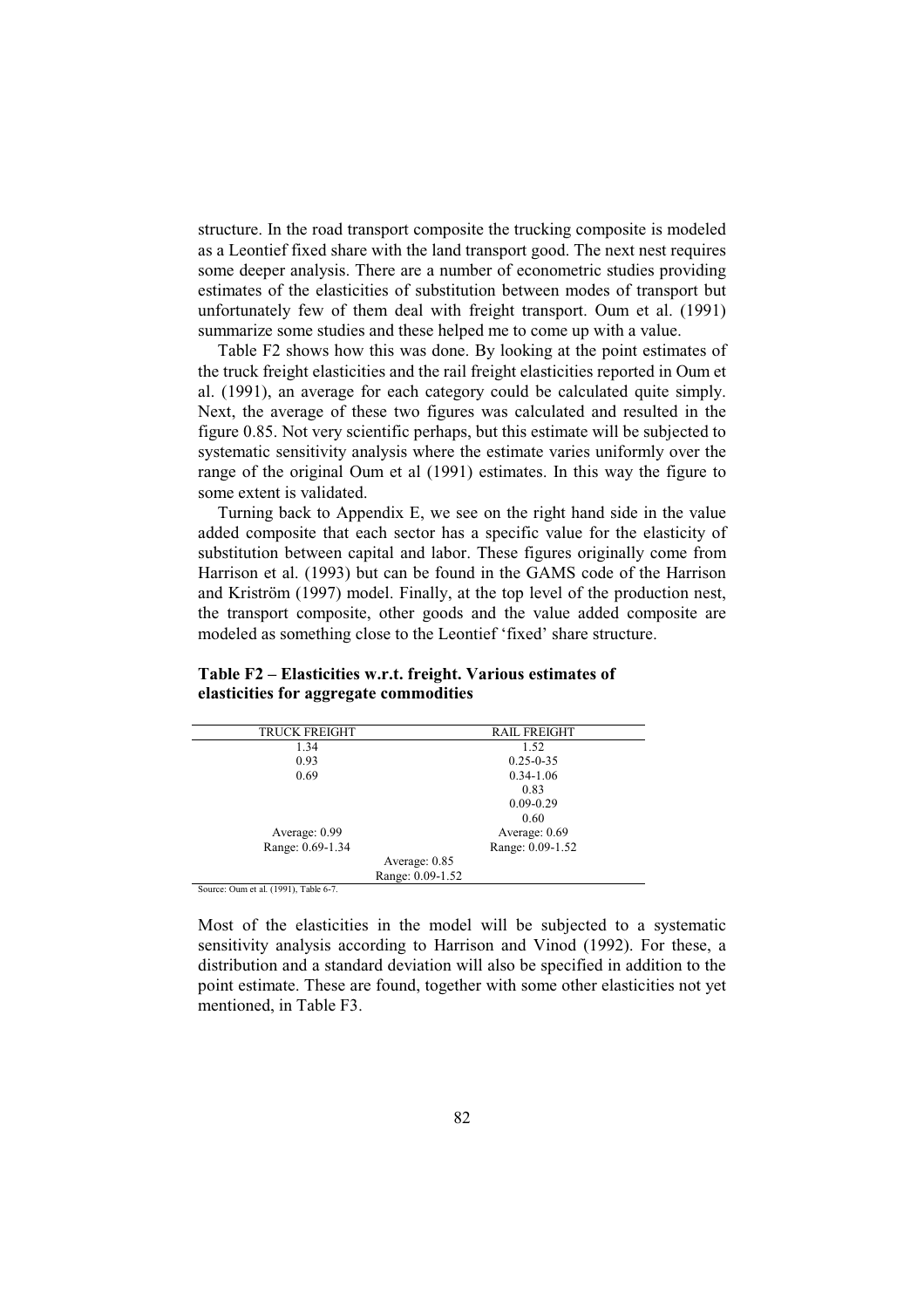structure. In the road transport composite the trucking composite is modeled as a Leontief fixed share with the land transport good. The next nest requires some deeper analysis. There are a number of econometric studies providing estimates of the elasticities of substitution between modes of transport but unfortunately few of them deal with freight transport. Oum et al. (1991) summarize some studies and these helped me to come up with a value.

Table F2 shows how this was done. By looking at the point estimates of the truck freight elasticities and the rail freight elasticities reported in Oum et al. (1991), an average for each category could be calculated quite simply. Next, the average of these two figures was calculated and resulted in the figure 0.85. Not very scientific perhaps, but this estimate will be subjected to systematic sensitivity analysis where the estimate varies uniformly over the range of the original Oum et al (1991) estimates. In this way the figure to some extent is validated.

Turning back to Appendix E, we see on the right hand side in the value added composite that each sector has a specific value for the elasticity of substitution between capital and labor. These figures originally come from Harrison et al. (1993) but can be found in the GAMS code of the Harrison and Kriström (1997) model. Finally, at the top level of the production nest, the transport composite, other goods and the value added composite are modeled as something close to the Leontief 'fixed' share structure.

**Table F2 – Elasticities w.r.t. freight. Various estimates of elasticities for aggregate commodities**

| TRUCK FREIGHT | RAIL FREIGHT |
|---|---|
| 1.34 | 1.52 |
| 0.93 | 0.25-0-35 |
| 0.69 | 0.34-1.06 |
| | 0.83 |
| | 0.09-0.29 |
| | 0.60 |
| Average: 0.99 | Average: 0.69 |
| Range: 0.69-1.34 | Range: 0.09-1.52 |
| Average: 0.85 | |
| Range: 0.09-1.52 | |

Source: Oum et al. (1991), Table 6-7.

Most of the elasticities in the model will be subjected to a systematic sensitivity analysis according to Harrison and Vinod (1992). For these, a distribution and a standard deviation will also be specified in addition to the point estimate. These are found, together with some other elasticities not yet mentioned, in Table F3.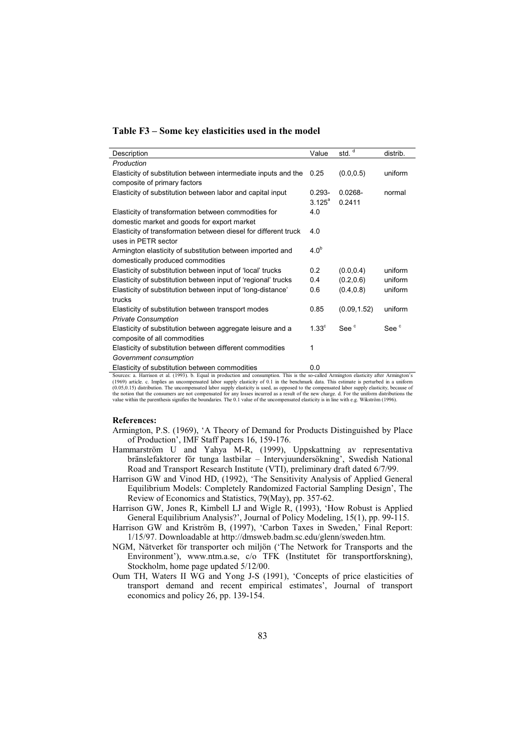**Table F3 – Some key elasticities used in the model**

| Description | Value | std. [d] | distrib. |
|---|---|---|---|
| *Production* | | | |
| Elasticity of substitution between intermediate inputs and the composite of primary factors | 0.25 | (0.0,0.5) | uniform |
| Elasticity of substitution between labor and capital input | 0.293-3.125[a] | 0.0268-0.2411 | normal |
| Elasticity of transformation between commodities for domestic market and goods for export market | 4.0 | | |
| Elasticity of transformation between diesel for different truck uses in PETR sector | 4.0 | | |
| Armington elasticity of substitution between imported and domestically produced commodities | 4.0[b] | | |
| Elasticity of substitution between input of 'local' trucks | 0.2 | (0.0,0.4) | uniform |
| Elasticity of substitution between input of 'regional' trucks | 0.4 | (0.2,0.6) | uniform |
| Elasticity of substitution between input of 'long-distance' trucks | 0.6 | (0.4,0.8) | uniform |
| Elasticity of substitution between transport modes | 0.85 | (0.09,1.52) | uniform |
| *Private Consumption* | | | |
| Elasticity of substitution between aggregate leisure and a composite of all commodities | 1.33[c] | See [c] | See [c] |
| Elasticity of substitution between different commodities | 1 | | |
| *Government consumption* | | | |
| Elasticity of substitution between commodities | 0.0 | | |

Sources: a. Harrison et al. (1993). b. Equal in production and consumption. This is the so-called Armington elasticity after Armington's (1969) article. c. Implies an uncompensated labor supply elasticity of 0.1 in the benchmark data. This estimate is perturbed in a uniform (0.05,0.15) distribution. The uncompensated labor supply elasticity is used, as opposed to the compensated labor supply elasticity, because of the notion that the consumers are not compensated for any losses incurred as a result of the new charge. d. For the uniform distributions the value within the parenthesis signifies the boundaries. The 0.1 value of the uncompensated elasticity is in line with e.g. Wikström (1996).

**References:**

Armington, P.S. (1969), 'A Theory of Demand for Products Distinguished by Place of Production', IMF Staff Papers 16, 159-176.

Hammarström U and Yahya M-R, (1999), Uppskattning av representativa bränslefaktorer för tunga lastbilar – Intervjuundersökning', Swedish National Road and Transport Research Institute (VTI), preliminary draft dated 6/7/99.

Harrison GW and Vinod HD, (1992), 'The Sensitivity Analysis of Applied General Equilibrium Models: Completely Randomized Factorial Sampling Design', The Review of Economics and Statistics, 79(May), pp. 357-62.

Harrison GW, Jones R, Kimbell LJ and Wigle R, (1993), 'How Robust is Applied General Equilibrium Analysis?', Journal of Policy Modeling, 15(1), pp. 99-115.

Harrison GW and Kriström B, (1997), 'Carbon Taxes in Sweden,' Final Report: 1/15/97. Downloadable at http://dmsweb.badm.sc.edu/glenn/sweden.htm.

NGM, Nätverket för transporter och miljön ('The Network for Transports and the Environment'), www.ntm.a.se, c/o TFK (Institutet för transportforskning), Stockholm, home page updated 5/12/00.

Oum TH, Waters II WG and Yong J-S (1991), 'Concepts of price elasticities of transport demand and recent empirical estimates', Journal of transport economics and policy 26, pp. 139-154.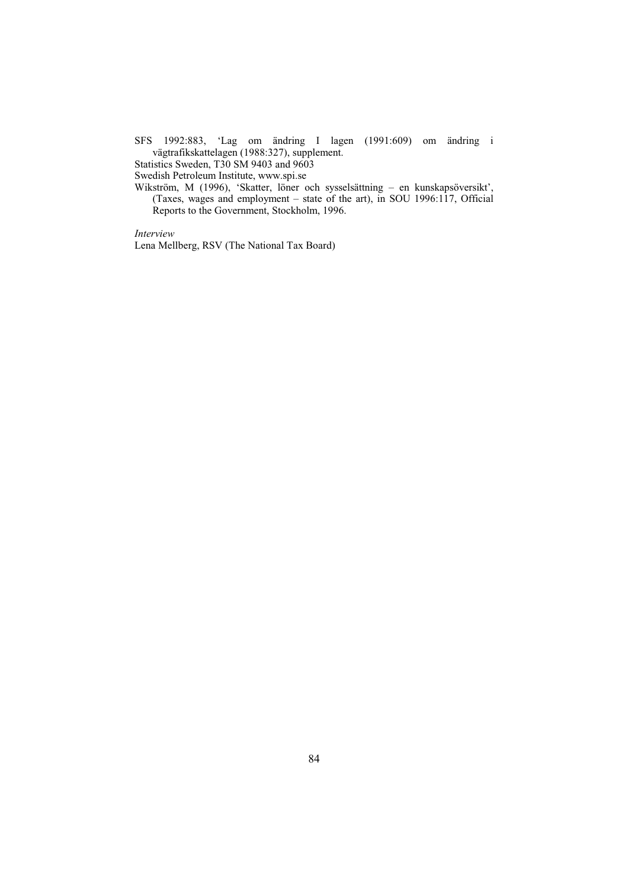SFS 1992:883, 'Lag om ändring I lagen (1991:609) om ändring i vägtrafikskattelagen (1988:327), supplement.

Statistics Sweden, T30 SM 9403 and 9603

Swedish Petroleum Institute, www.spi.se

Wikström, M (1996), 'Skatter, löner och sysselsättning – en kunskapsöversikt', (Taxes, wages and employment – state of the art), in SOU 1996:117, Official Reports to the Government, Stockholm, 1996.

*Interview*

Lena Mellberg, RSV (The National Tax Board)